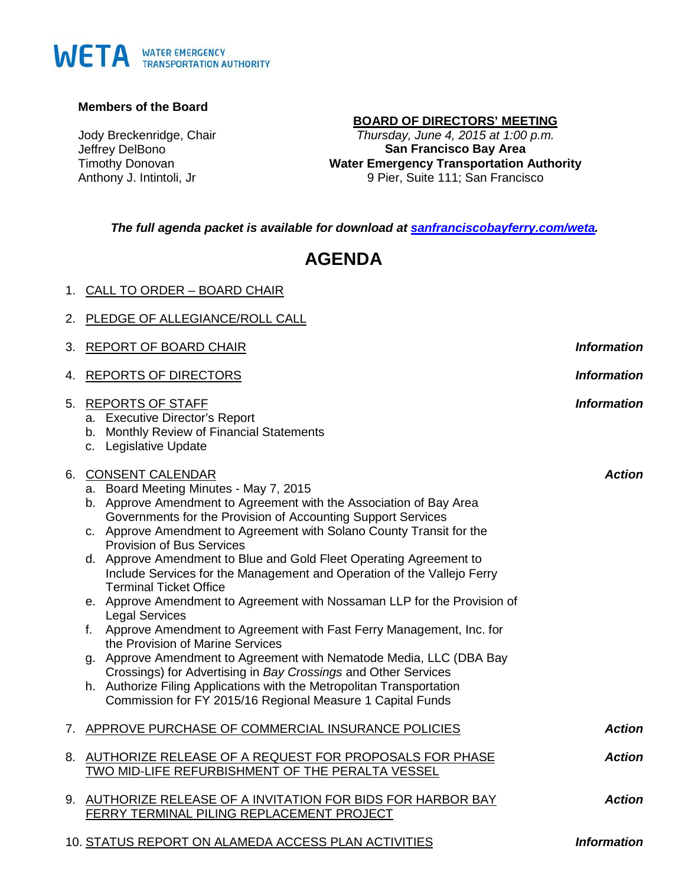WETA WATER EMERGENCY TRANSPORTATION AUTHORITY

**Members of the Board**

Jody Breckenridge, Chair
Jeffrey DelBono
Timothy Donovan
Anthony J. Intintoli, Jr

**BOARD OF DIRECTORS' MEETING**
*Thursday, June 4, 2015 at 1:00 p.m.*
**San Francisco Bay Area**
**Water Emergency Transportation Authority**
9 Pier, Suite 111; San Francisco

***The full agenda packet is available for download at [sanfranciscobayferry.com/weta](sanfranciscobayferry.com/weta).***

# AGENDA

1. CALL TO ORDER – BOARD CHAIR

2. PLEDGE OF ALLEGIANCE/ROLL CALL

3. REPORT OF BOARD CHAIR — ***Information***

4. REPORTS OF DIRECTORS — ***Information***

5. REPORTS OF STAFF — ***Information***
   a. Executive Director's Report
   b. Monthly Review of Financial Statements
   c. Legislative Update

6. CONSENT CALENDAR — ***Action***
   a. Board Meeting Minutes - May 7, 2015
   b. Approve Amendment to Agreement with the Association of Bay Area Governments for the Provision of Accounting Support Services
   c. Approve Amendment to Agreement with Solano County Transit for the Provision of Bus Services
   d. Approve Amendment to Blue and Gold Fleet Operating Agreement to Include Services for the Management and Operation of the Vallejo Ferry Terminal Ticket Office
   e. Approve Amendment to Agreement with Nossaman LLP for the Provision of Legal Services
   f. Approve Amendment to Agreement with Fast Ferry Management, Inc. for the Provision of Marine Services
   g. Approve Amendment to Agreement with Nematode Media, LLC (DBA Bay Crossings) for Advertising in *Bay Crossings* and Other Services
   h. Authorize Filing Applications with the Metropolitan Transportation Commission for FY 2015/16 Regional Measure 1 Capital Funds

7. APPROVE PURCHASE OF COMMERCIAL INSURANCE POLICIES — ***Action***

8. AUTHORIZE RELEASE OF A REQUEST FOR PROPOSALS FOR PHASE TWO MID-LIFE REFURBISHMENT OF THE PERALTA VESSEL — ***Action***

9. AUTHORIZE RELEASE OF A INVITATION FOR BIDS FOR HARBOR BAY FERRY TERMINAL PILING REPLACEMENT PROJECT — ***Action***

10. STATUS REPORT ON ALAMEDA ACCESS PLAN ACTIVITIES — ***Information***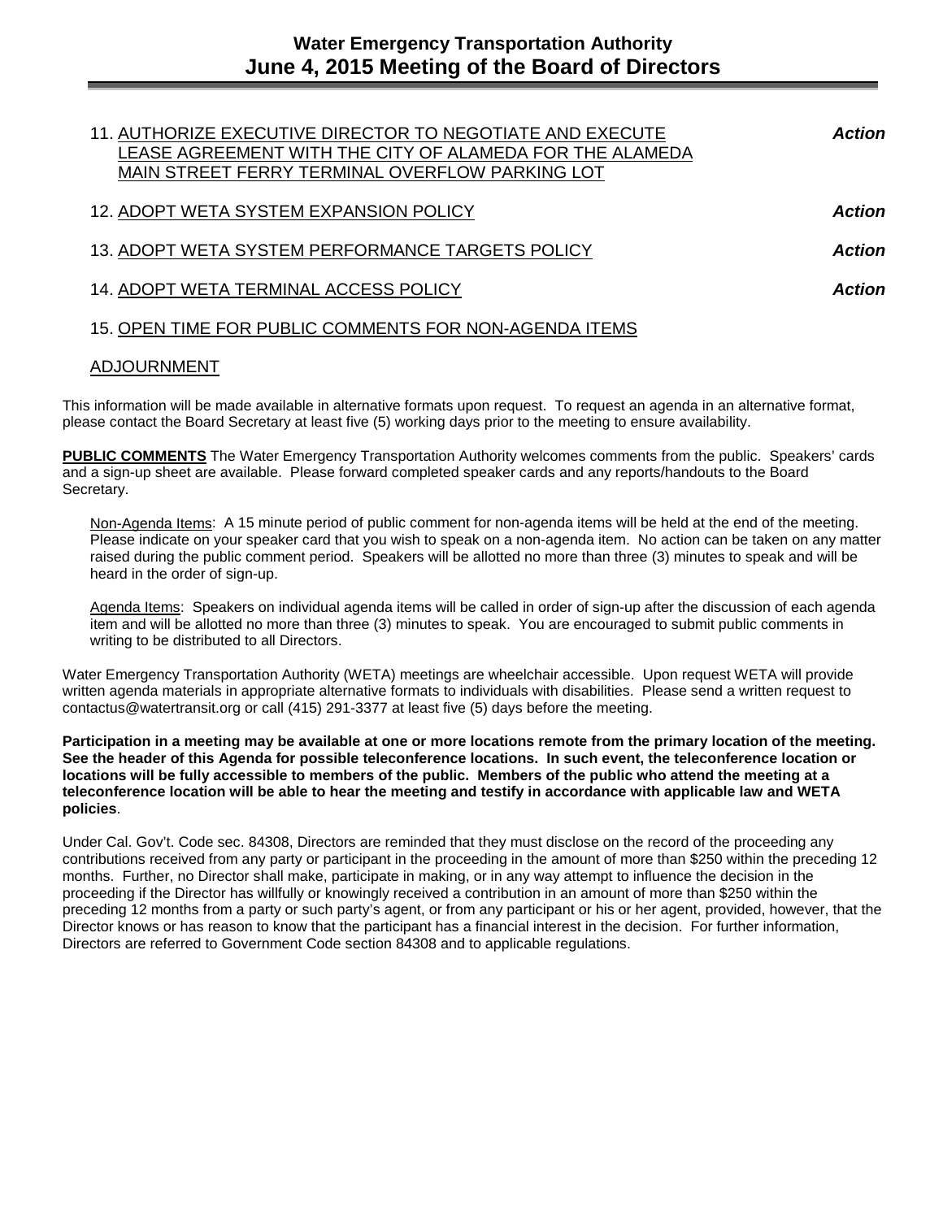11. AUTHORIZE EXECUTIVE DIRECTOR TO NEGOTIATE AND EXECUTE LEASE AGREEMENT WITH THE CITY OF ALAMEDA FOR THE ALAMEDA MAIN STREET FERRY TERMINAL OVERFLOW PARKING LOT *Action*

12. ADOPT WETA SYSTEM EXPANSION POLICY *Action*

13. ADOPT WETA SYSTEM PERFORMANCE TARGETS POLICY *Action*

14. ADOPT WETA TERMINAL ACCESS POLICY *Action*

15. OPEN TIME FOR PUBLIC COMMENTS FOR NON-AGENDA ITEMS

ADJOURNMENT

This information will be made available in alternative formats upon request. To request an agenda in an alternative format, please contact the Board Secretary at least five (5) working days prior to the meeting to ensure availability.

**PUBLIC COMMENTS** The Water Emergency Transportation Authority welcomes comments from the public. Speakers' cards and a sign-up sheet are available. Please forward completed speaker cards and any reports/handouts to the Board Secretary.

Non-Agenda Items: A 15 minute period of public comment for non-agenda items will be held at the end of the meeting. Please indicate on your speaker card that you wish to speak on a non-agenda item. No action can be taken on any matter raised during the public comment period. Speakers will be allotted no more than three (3) minutes to speak and will be heard in the order of sign-up.

Agenda Items: Speakers on individual agenda items will be called in order of sign-up after the discussion of each agenda item and will be allotted no more than three (3) minutes to speak. You are encouraged to submit public comments in writing to be distributed to all Directors.

Water Emergency Transportation Authority (WETA) meetings are wheelchair accessible. Upon request WETA will provide written agenda materials in appropriate alternative formats to individuals with disabilities. Please send a written request to contactus@watertransit.org or call (415) 291-3377 at least five (5) days before the meeting.

**Participation in a meeting may be available at one or more locations remote from the primary location of the meeting. See the header of this Agenda for possible teleconference locations. In such event, the teleconference location or locations will be fully accessible to members of the public. Members of the public who attend the meeting at a teleconference location will be able to hear the meeting and testify in accordance with applicable law and WETA policies**.

Under Cal. Gov't. Code sec. 84308, Directors are reminded that they must disclose on the record of the proceeding any contributions received from any party or participant in the proceeding in the amount of more than $250 within the preceding 12 months. Further, no Director shall make, participate in making, or in any way attempt to influence the decision in the proceeding if the Director has willfully or knowingly received a contribution in an amount of more than $250 within the preceding 12 months from a party or such party's agent, or from any participant or his or her agent, provided, however, that the Director knows or has reason to know that the participant has a financial interest in the decision. For further information, Directors are referred to Government Code section 84308 and to applicable regulations.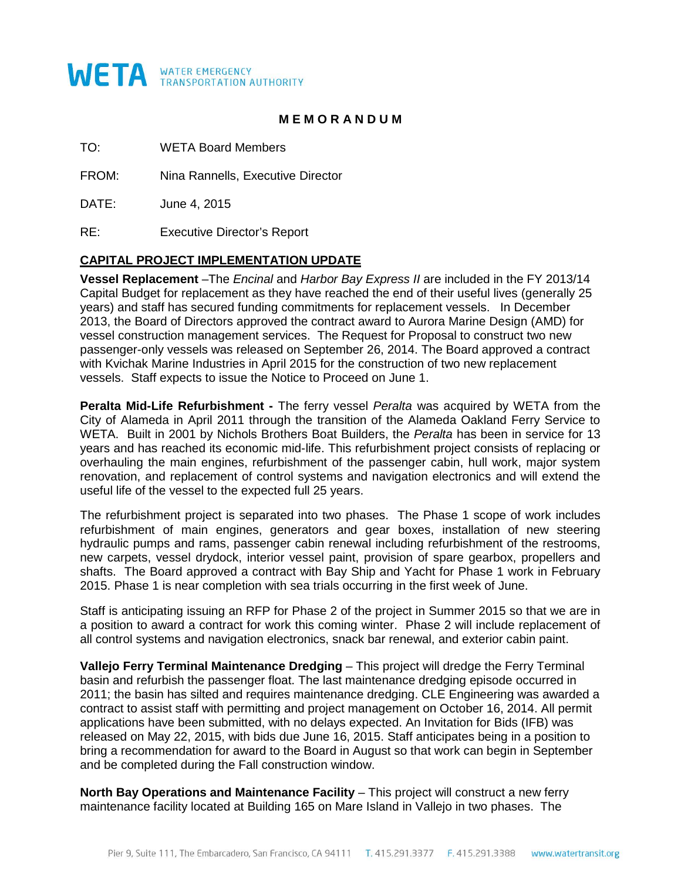**WETA** WATER EMERGENCY TRANSPORTATION AUTHORITY

**M E M O R A N D U M**

TO: WETA Board Members

FROM: Nina Rannells, Executive Director

DATE: June 4, 2015

RE: Executive Director's Report

## CAPITAL PROJECT IMPLEMENTATION UPDATE

**Vessel Replacement** –The *Encinal* and *Harbor Bay Express II* are included in the FY 2013/14 Capital Budget for replacement as they have reached the end of their useful lives (generally 25 years) and staff has secured funding commitments for replacement vessels. In December 2013, the Board of Directors approved the contract award to Aurora Marine Design (AMD) for vessel construction management services. The Request for Proposal to construct two new passenger-only vessels was released on September 26, 2014. The Board approved a contract with Kvichak Marine Industries in April 2015 for the construction of two new replacement vessels. Staff expects to issue the Notice to Proceed on June 1.

**Peralta Mid-Life Refurbishment -** The ferry vessel *Peralta* was acquired by WETA from the City of Alameda in April 2011 through the transition of the Alameda Oakland Ferry Service to WETA. Built in 2001 by Nichols Brothers Boat Builders, the *Peralta* has been in service for 13 years and has reached its economic mid-life. This refurbishment project consists of replacing or overhauling the main engines, refurbishment of the passenger cabin, hull work, major system renovation, and replacement of control systems and navigation electronics and will extend the useful life of the vessel to the expected full 25 years.

The refurbishment project is separated into two phases. The Phase 1 scope of work includes refurbishment of main engines, generators and gear boxes, installation of new steering hydraulic pumps and rams, passenger cabin renewal including refurbishment of the restrooms, new carpets, vessel drydock, interior vessel paint, provision of spare gearbox, propellers and shafts. The Board approved a contract with Bay Ship and Yacht for Phase 1 work in February 2015. Phase 1 is near completion with sea trials occurring in the first week of June.

Staff is anticipating issuing an RFP for Phase 2 of the project in Summer 2015 so that we are in a position to award a contract for work this coming winter. Phase 2 will include replacement of all control systems and navigation electronics, snack bar renewal, and exterior cabin paint.

**Vallejo Ferry Terminal Maintenance Dredging** – This project will dredge the Ferry Terminal basin and refurbish the passenger float. The last maintenance dredging episode occurred in 2011; the basin has silted and requires maintenance dredging. CLE Engineering was awarded a contract to assist staff with permitting and project management on October 16, 2014. All permit applications have been submitted, with no delays expected. An Invitation for Bids (IFB) was released on May 22, 2015, with bids due June 16, 2015. Staff anticipates being in a position to bring a recommendation for award to the Board in August so that work can begin in September and be completed during the Fall construction window.

**North Bay Operations and Maintenance Facility** – This project will construct a new ferry maintenance facility located at Building 165 on Mare Island in Vallejo in two phases. The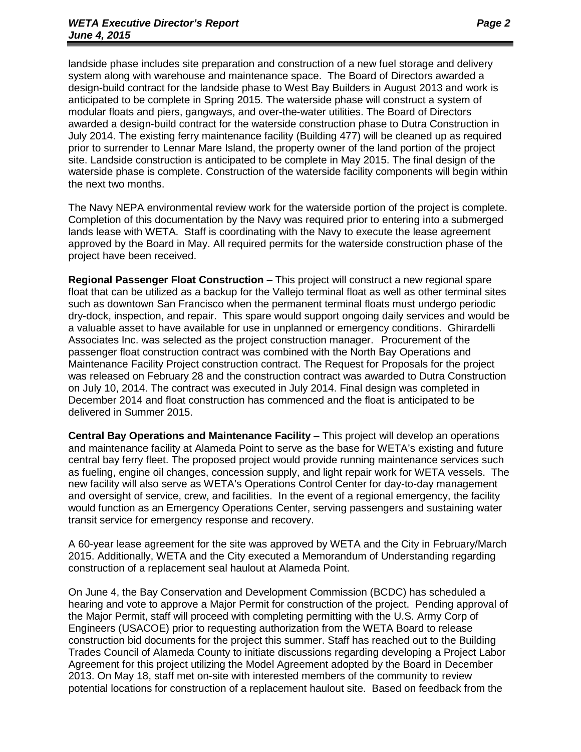landside phase includes site preparation and construction of a new fuel storage and delivery system along with warehouse and maintenance space. The Board of Directors awarded a design-build contract for the landside phase to West Bay Builders in August 2013 and work is anticipated to be complete in Spring 2015. The waterside phase will construct a system of modular floats and piers, gangways, and over-the-water utilities. The Board of Directors awarded a design-build contract for the waterside construction phase to Dutra Construction in July 2014. The existing ferry maintenance facility (Building 477) will be cleaned up as required prior to surrender to Lennar Mare Island, the property owner of the land portion of the project site. Landside construction is anticipated to be complete in May 2015. The final design of the waterside phase is complete. Construction of the waterside facility components will begin within the next two months.

The Navy NEPA environmental review work for the waterside portion of the project is complete. Completion of this documentation by the Navy was required prior to entering into a submerged lands lease with WETA. Staff is coordinating with the Navy to execute the lease agreement approved by the Board in May. All required permits for the waterside construction phase of the project have been received.

**Regional Passenger Float Construction** – This project will construct a new regional spare float that can be utilized as a backup for the Vallejo terminal float as well as other terminal sites such as downtown San Francisco when the permanent terminal floats must undergo periodic dry-dock, inspection, and repair. This spare would support ongoing daily services and would be a valuable asset to have available for use in unplanned or emergency conditions. Ghirardelli Associates Inc. was selected as the project construction manager. Procurement of the passenger float construction contract was combined with the North Bay Operations and Maintenance Facility Project construction contract. The Request for Proposals for the project was released on February 28 and the construction contract was awarded to Dutra Construction on July 10, 2014. The contract was executed in July 2014. Final design was completed in December 2014 and float construction has commenced and the float is anticipated to be delivered in Summer 2015.

**Central Bay Operations and Maintenance Facility** – This project will develop an operations and maintenance facility at Alameda Point to serve as the base for WETA's existing and future central bay ferry fleet. The proposed project would provide running maintenance services such as fueling, engine oil changes, concession supply, and light repair work for WETA vessels. The new facility will also serve as WETA's Operations Control Center for day-to-day management and oversight of service, crew, and facilities. In the event of a regional emergency, the facility would function as an Emergency Operations Center, serving passengers and sustaining water transit service for emergency response and recovery.

A 60-year lease agreement for the site was approved by WETA and the City in February/March 2015. Additionally, WETA and the City executed a Memorandum of Understanding regarding construction of a replacement seal haulout at Alameda Point.

On June 4, the Bay Conservation and Development Commission (BCDC) has scheduled a hearing and vote to approve a Major Permit for construction of the project. Pending approval of the Major Permit, staff will proceed with completing permitting with the U.S. Army Corp of Engineers (USACOE) prior to requesting authorization from the WETA Board to release construction bid documents for the project this summer. Staff has reached out to the Building Trades Council of Alameda County to initiate discussions regarding developing a Project Labor Agreement for this project utilizing the Model Agreement adopted by the Board in December 2013. On May 18, staff met on-site with interested members of the community to review potential locations for construction of a replacement haulout site. Based on feedback from the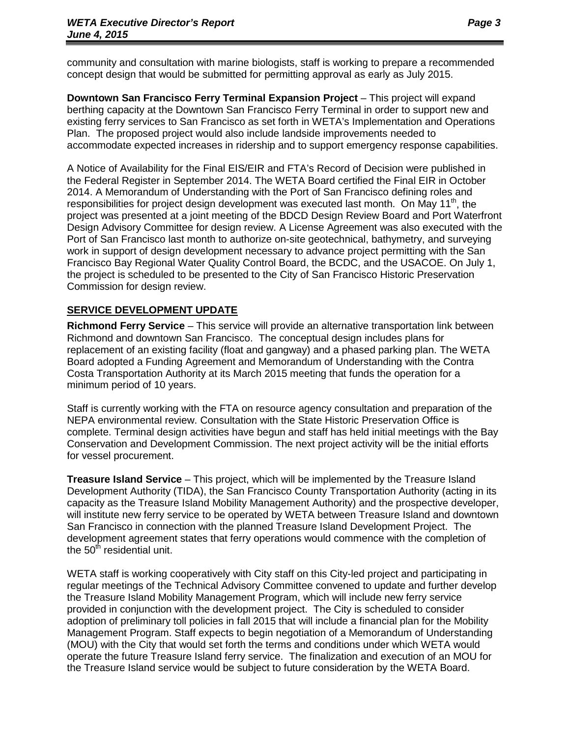community and consultation with marine biologists, staff is working to prepare a recommended concept design that would be submitted for permitting approval as early as July 2015.

**Downtown San Francisco Ferry Terminal Expansion Project** – This project will expand berthing capacity at the Downtown San Francisco Ferry Terminal in order to support new and existing ferry services to San Francisco as set forth in WETA's Implementation and Operations Plan. The proposed project would also include landside improvements needed to accommodate expected increases in ridership and to support emergency response capabilities.

A Notice of Availability for the Final EIS/EIR and FTA's Record of Decision were published in the Federal Register in September 2014. The WETA Board certified the Final EIR in October 2014. A Memorandum of Understanding with the Port of San Francisco defining roles and responsibilities for project design development was executed last month. On May 11th, the project was presented at a joint meeting of the BDCD Design Review Board and Port Waterfront Design Advisory Committee for design review. A License Agreement was also executed with the Port of San Francisco last month to authorize on-site geotechnical, bathymetry, and surveying work in support of design development necessary to advance project permitting with the San Francisco Bay Regional Water Quality Control Board, the BCDC, and the USACOE. On July 1, the project is scheduled to be presented to the City of San Francisco Historic Preservation Commission for design review.

## SERVICE DEVELOPMENT UPDATE

**Richmond Ferry Service** – This service will provide an alternative transportation link between Richmond and downtown San Francisco. The conceptual design includes plans for replacement of an existing facility (float and gangway) and a phased parking plan. The WETA Board adopted a Funding Agreement and Memorandum of Understanding with the Contra Costa Transportation Authority at its March 2015 meeting that funds the operation for a minimum period of 10 years.

Staff is currently working with the FTA on resource agency consultation and preparation of the NEPA environmental review. Consultation with the State Historic Preservation Office is complete. Terminal design activities have begun and staff has held initial meetings with the Bay Conservation and Development Commission. The next project activity will be the initial efforts for vessel procurement.

**Treasure Island Service** – This project, which will be implemented by the Treasure Island Development Authority (TIDA), the San Francisco County Transportation Authority (acting in its capacity as the Treasure Island Mobility Management Authority) and the prospective developer, will institute new ferry service to be operated by WETA between Treasure Island and downtown San Francisco in connection with the planned Treasure Island Development Project. The development agreement states that ferry operations would commence with the completion of the 50th residential unit.

WETA staff is working cooperatively with City staff on this City-led project and participating in regular meetings of the Technical Advisory Committee convened to update and further develop the Treasure Island Mobility Management Program, which will include new ferry service provided in conjunction with the development project. The City is scheduled to consider adoption of preliminary toll policies in fall 2015 that will include a financial plan for the Mobility Management Program. Staff expects to begin negotiation of a Memorandum of Understanding (MOU) with the City that would set forth the terms and conditions under which WETA would operate the future Treasure Island ferry service. The finalization and execution of an MOU for the Treasure Island service would be subject to future consideration by the WETA Board.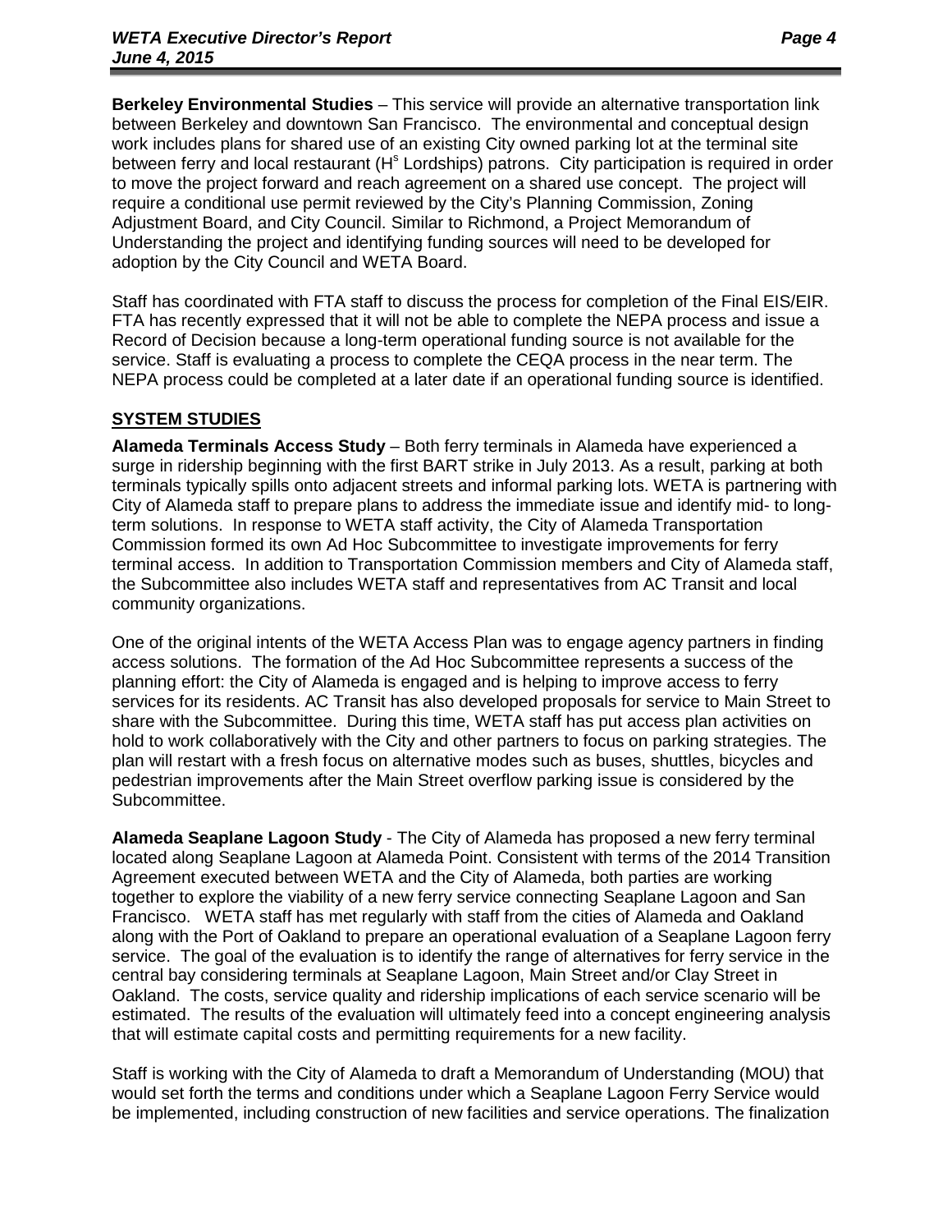**Berkeley Environmental Studies** – This service will provide an alternative transportation link between Berkeley and downtown San Francisco. The environmental and conceptual design work includes plans for shared use of an existing City owned parking lot at the terminal site between ferry and local restaurant (H^s Lordships) patrons. City participation is required in order to move the project forward and reach agreement on a shared use concept. The project will require a conditional use permit reviewed by the City's Planning Commission, Zoning Adjustment Board, and City Council. Similar to Richmond, a Project Memorandum of Understanding the project and identifying funding sources will need to be developed for adoption by the City Council and WETA Board.

Staff has coordinated with FTA staff to discuss the process for completion of the Final EIS/EIR. FTA has recently expressed that it will not be able to complete the NEPA process and issue a Record of Decision because a long-term operational funding source is not available for the service. Staff is evaluating a process to complete the CEQA process in the near term. The NEPA process could be completed at a later date if an operational funding source is identified.

## SYSTEM STUDIES

**Alameda Terminals Access Study** – Both ferry terminals in Alameda have experienced a surge in ridership beginning with the first BART strike in July 2013. As a result, parking at both terminals typically spills onto adjacent streets and informal parking lots. WETA is partnering with City of Alameda staff to prepare plans to address the immediate issue and identify mid- to long-term solutions. In response to WETA staff activity, the City of Alameda Transportation Commission formed its own Ad Hoc Subcommittee to investigate improvements for ferry terminal access. In addition to Transportation Commission members and City of Alameda staff, the Subcommittee also includes WETA staff and representatives from AC Transit and local community organizations.

One of the original intents of the WETA Access Plan was to engage agency partners in finding access solutions. The formation of the Ad Hoc Subcommittee represents a success of the planning effort: the City of Alameda is engaged and is helping to improve access to ferry services for its residents. AC Transit has also developed proposals for service to Main Street to share with the Subcommittee. During this time, WETA staff has put access plan activities on hold to work collaboratively with the City and other partners to focus on parking strategies. The plan will restart with a fresh focus on alternative modes such as buses, shuttles, bicycles and pedestrian improvements after the Main Street overflow parking issue is considered by the Subcommittee.

**Alameda Seaplane Lagoon Study** - The City of Alameda has proposed a new ferry terminal located along Seaplane Lagoon at Alameda Point. Consistent with terms of the 2014 Transition Agreement executed between WETA and the City of Alameda, both parties are working together to explore the viability of a new ferry service connecting Seaplane Lagoon and San Francisco. WETA staff has met regularly with staff from the cities of Alameda and Oakland along with the Port of Oakland to prepare an operational evaluation of a Seaplane Lagoon ferry service. The goal of the evaluation is to identify the range of alternatives for ferry service in the central bay considering terminals at Seaplane Lagoon, Main Street and/or Clay Street in Oakland. The costs, service quality and ridership implications of each service scenario will be estimated. The results of the evaluation will ultimately feed into a concept engineering analysis that will estimate capital costs and permitting requirements for a new facility.

Staff is working with the City of Alameda to draft a Memorandum of Understanding (MOU) that would set forth the terms and conditions under which a Seaplane Lagoon Ferry Service would be implemented, including construction of new facilities and service operations. The finalization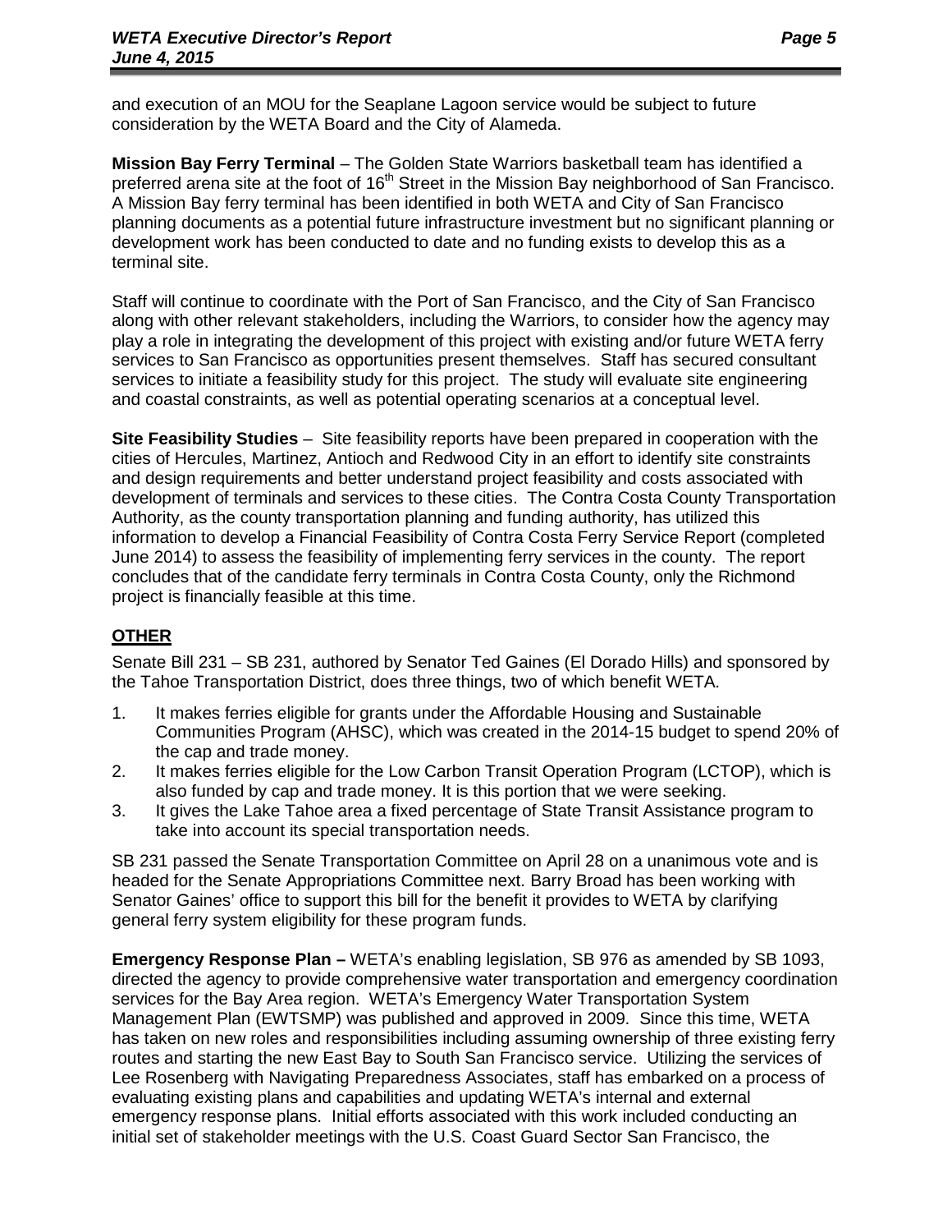and execution of an MOU for the Seaplane Lagoon service would be subject to future consideration by the WETA Board and the City of Alameda.

**Mission Bay Ferry Terminal** – The Golden State Warriors basketball team has identified a preferred arena site at the foot of 16th Street in the Mission Bay neighborhood of San Francisco. A Mission Bay ferry terminal has been identified in both WETA and City of San Francisco planning documents as a potential future infrastructure investment but no significant planning or development work has been conducted to date and no funding exists to develop this as a terminal site.

Staff will continue to coordinate with the Port of San Francisco, and the City of San Francisco along with other relevant stakeholders, including the Warriors, to consider how the agency may play a role in integrating the development of this project with existing and/or future WETA ferry services to San Francisco as opportunities present themselves. Staff has secured consultant services to initiate a feasibility study for this project. The study will evaluate site engineering and coastal constraints, as well as potential operating scenarios at a conceptual level.

**Site Feasibility Studies** – Site feasibility reports have been prepared in cooperation with the cities of Hercules, Martinez, Antioch and Redwood City in an effort to identify site constraints and design requirements and better understand project feasibility and costs associated with development of terminals and services to these cities. The Contra Costa County Transportation Authority, as the county transportation planning and funding authority, has utilized this information to develop a Financial Feasibility of Contra Costa Ferry Service Report (completed June 2014) to assess the feasibility of implementing ferry services in the county. The report concludes that of the candidate ferry terminals in Contra Costa County, only the Richmond project is financially feasible at this time.

## OTHER

Senate Bill 231 – SB 231, authored by Senator Ted Gaines (El Dorado Hills) and sponsored by the Tahoe Transportation District, does three things, two of which benefit WETA.

1. It makes ferries eligible for grants under the Affordable Housing and Sustainable Communities Program (AHSC), which was created in the 2014-15 budget to spend 20% of the cap and trade money.
2. It makes ferries eligible for the Low Carbon Transit Operation Program (LCTOP), which is also funded by cap and trade money. It is this portion that we were seeking.
3. It gives the Lake Tahoe area a fixed percentage of State Transit Assistance program to take into account its special transportation needs.

SB 231 passed the Senate Transportation Committee on April 28 on a unanimous vote and is headed for the Senate Appropriations Committee next. Barry Broad has been working with Senator Gaines' office to support this bill for the benefit it provides to WETA by clarifying general ferry system eligibility for these program funds.

**Emergency Response Plan –** WETA's enabling legislation, SB 976 as amended by SB 1093, directed the agency to provide comprehensive water transportation and emergency coordination services for the Bay Area region. WETA's Emergency Water Transportation System Management Plan (EWTSMP) was published and approved in 2009. Since this time, WETA has taken on new roles and responsibilities including assuming ownership of three existing ferry routes and starting the new East Bay to South San Francisco service. Utilizing the services of Lee Rosenberg with Navigating Preparedness Associates, staff has embarked on a process of evaluating existing plans and capabilities and updating WETA's internal and external emergency response plans. Initial efforts associated with this work included conducting an initial set of stakeholder meetings with the U.S. Coast Guard Sector San Francisco, the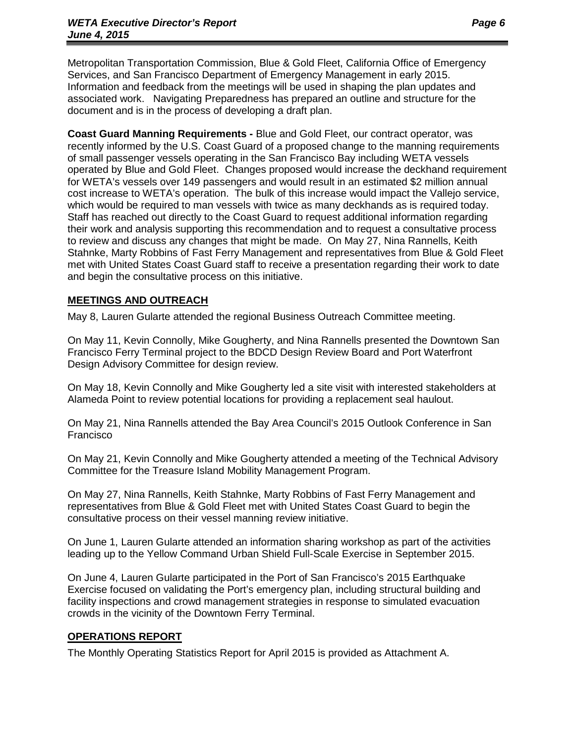Metropolitan Transportation Commission, Blue & Gold Fleet, California Office of Emergency Services, and San Francisco Department of Emergency Management in early 2015. Information and feedback from the meetings will be used in shaping the plan updates and associated work. Navigating Preparedness has prepared an outline and structure for the document and is in the process of developing a draft plan.

**Coast Guard Manning Requirements -** Blue and Gold Fleet, our contract operator, was recently informed by the U.S. Coast Guard of a proposed change to the manning requirements of small passenger vessels operating in the San Francisco Bay including WETA vessels operated by Blue and Gold Fleet. Changes proposed would increase the deckhand requirement for WETA's vessels over 149 passengers and would result in an estimated $2 million annual cost increase to WETA's operation. The bulk of this increase would impact the Vallejo service, which would be required to man vessels with twice as many deckhands as is required today. Staff has reached out directly to the Coast Guard to request additional information regarding their work and analysis supporting this recommendation and to request a consultative process to review and discuss any changes that might be made. On May 27, Nina Rannells, Keith Stahnke, Marty Robbins of Fast Ferry Management and representatives from Blue & Gold Fleet met with United States Coast Guard staff to receive a presentation regarding their work to date and begin the consultative process on this initiative.

## MEETINGS AND OUTREACH

May 8, Lauren Gularte attended the regional Business Outreach Committee meeting.

On May 11, Kevin Connolly, Mike Gougherty, and Nina Rannells presented the Downtown San Francisco Ferry Terminal project to the BDCD Design Review Board and Port Waterfront Design Advisory Committee for design review.

On May 18, Kevin Connolly and Mike Gougherty led a site visit with interested stakeholders at Alameda Point to review potential locations for providing a replacement seal haulout.

On May 21, Nina Rannells attended the Bay Area Council's 2015 Outlook Conference in San Francisco

On May 21, Kevin Connolly and Mike Gougherty attended a meeting of the Technical Advisory Committee for the Treasure Island Mobility Management Program.

On May 27, Nina Rannells, Keith Stahnke, Marty Robbins of Fast Ferry Management and representatives from Blue & Gold Fleet met with United States Coast Guard to begin the consultative process on their vessel manning review initiative.

On June 1, Lauren Gularte attended an information sharing workshop as part of the activities leading up to the Yellow Command Urban Shield Full-Scale Exercise in September 2015.

On June 4, Lauren Gularte participated in the Port of San Francisco's 2015 Earthquake Exercise focused on validating the Port's emergency plan, including structural building and facility inspections and crowd management strategies in response to simulated evacuation crowds in the vicinity of the Downtown Ferry Terminal.

## OPERATIONS REPORT

The Monthly Operating Statistics Report for April 2015 is provided as Attachment A.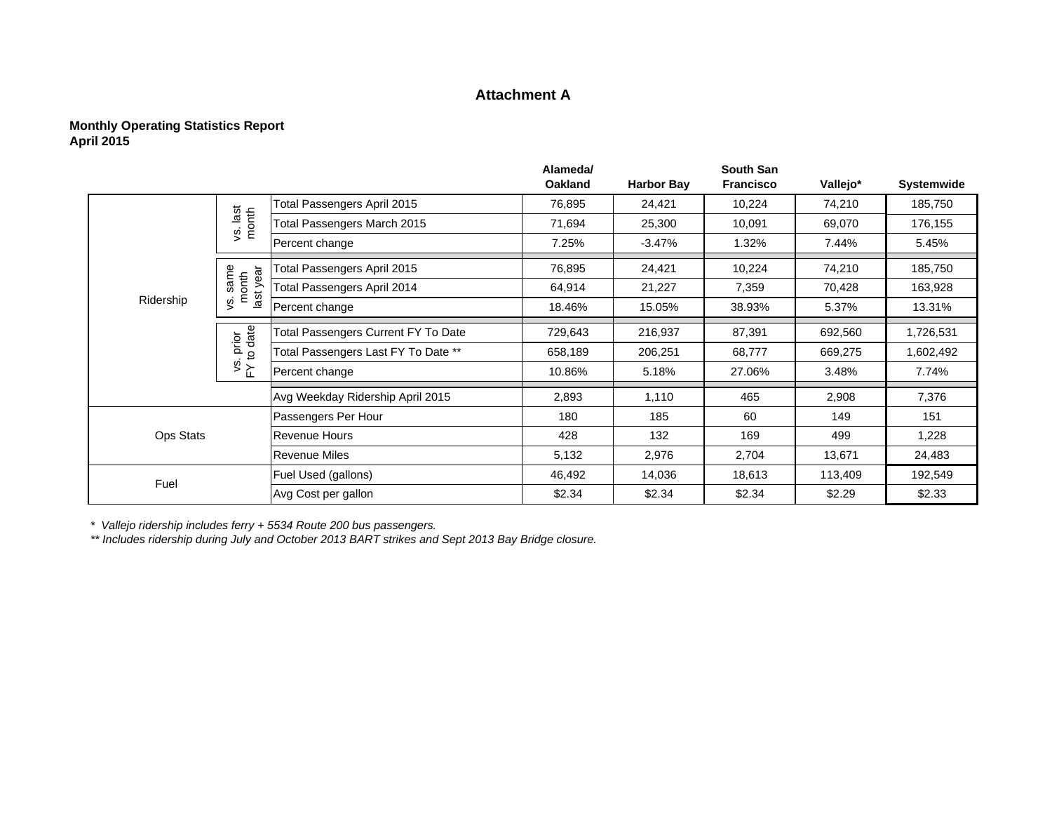## Attachment A

**Monthly Operating Statistics Report**
**April 2015**

| | | | Alameda/ Oakland | Harbor Bay | South San Francisco | Vallejo* | Systemwide |
|---|---|---|---|---|---|---|---|
| Ridership | vs. last month | Total Passengers April 2015 | 76,895 | 24,421 | 10,224 | 74,210 | 185,750 |
| | | Total Passengers March 2015 | 71,694 | 25,300 | 10,091 | 69,070 | 176,155 |
| | | Percent change | 7.25% | -3.47% | 1.32% | 7.44% | 5.45% |
| | vs. same month last year | Total Passengers April 2015 | 76,895 | 24,421 | 10,224 | 74,210 | 185,750 |
| | | Total Passengers April 2014 | 64,914 | 21,227 | 7,359 | 70,428 | 163,928 |
| | | Percent change | 18.46% | 15.05% | 38.93% | 5.37% | 13.31% |
| | vs. prior FY to date | Total Passengers Current FY To Date | 729,643 | 216,937 | 87,391 | 692,560 | 1,726,531 |
| | | Total Passengers Last FY To Date ** | 658,189 | 206,251 | 68,777 | 669,275 | 1,602,492 |
| | | Percent change | 10.86% | 5.18% | 27.06% | 3.48% | 7.74% |
| | | Avg Weekday Ridership April 2015 | 2,893 | 1,110 | 465 | 2,908 | 7,376 |
| Ops Stats | | Passengers Per Hour | 180 | 185 | 60 | 149 | 151 |
| | | Revenue Hours | 428 | 132 | 169 | 499 | 1,228 |
| | | Revenue Miles | 5,132 | 2,976 | 2,704 | 13,671 | 24,483 |
| Fuel | | Fuel Used (gallons) | 46,492 | 14,036 | 18,613 | 113,409 | 192,549 |
| | | Avg Cost per gallon | $2.34 | $2.34 | $2.34 | $2.29 | $2.33 |

*\* Vallejo ridership includes ferry + 5534 Route 200 bus passengers.*

*\*\* Includes ridership during July and October 2013 BART strikes and Sept 2013 Bay Bridge closure.*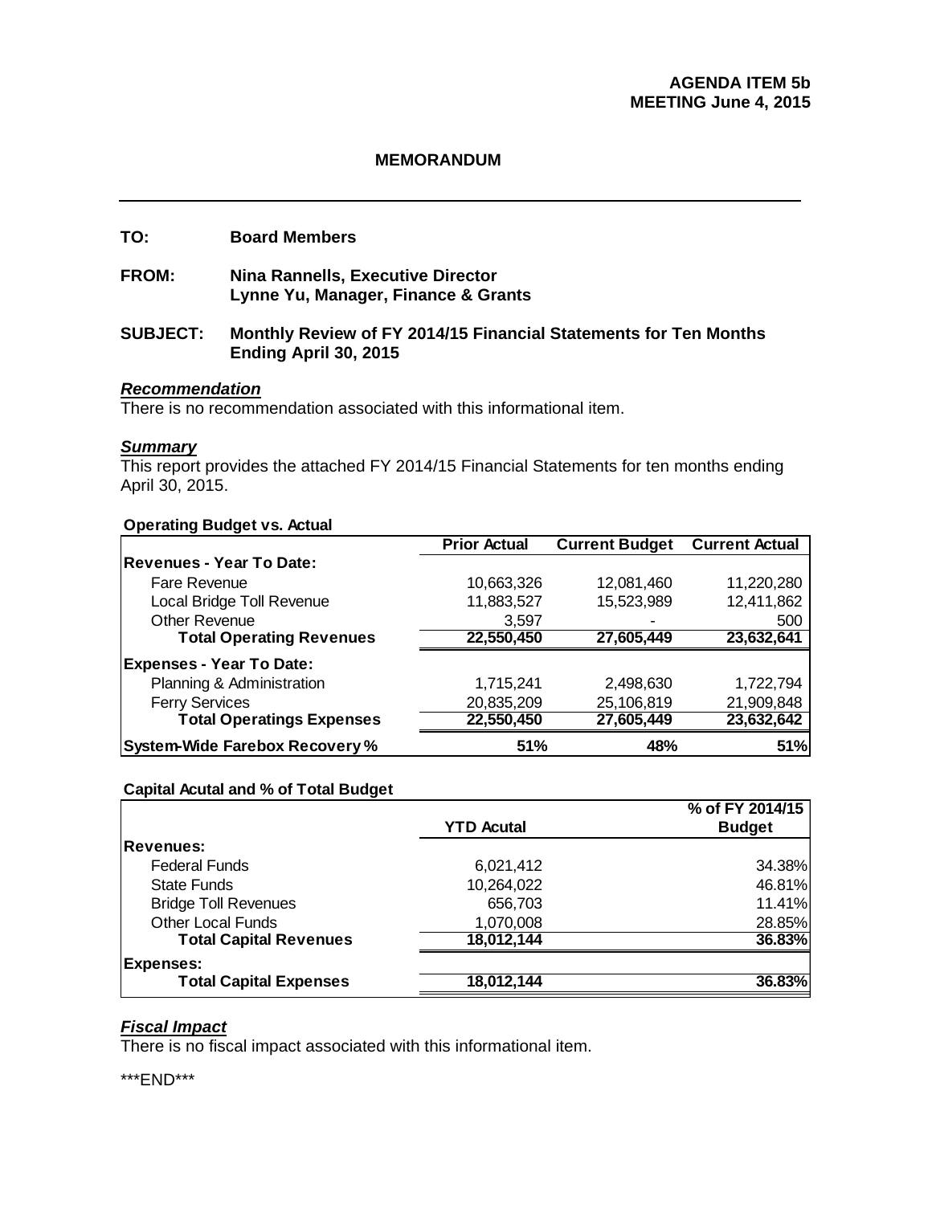**AGENDA ITEM 5b**
**MEETING June 4, 2015**

## MEMORANDUM

---

**TO:** Board Members

**FROM:** Nina Rannells, Executive Director
Lynne Yu, Manager, Finance & Grants

**SUBJECT:** Monthly Review of FY 2014/15 Financial Statements for Ten Months Ending April 30, 2015

### ***Recommendation***

There is no recommendation associated with this informational item.

### ***Summary***

This report provides the attached FY 2014/15 Financial Statements for ten months ending April 30, 2015.

**Operating Budget vs. Actual**

| | Prior Actual | Current Budget | Current Actual |
|---|---|---|---|
| **Revenues - Year To Date:** | | | |
| Fare Revenue | 10,663,326 | 12,081,460 | 11,220,280 |
| Local Bridge Toll Revenue | 11,883,527 | 15,523,989 | 12,411,862 |
| Other Revenue | 3,597 | - | 500 |
| **Total Operating Revenues** | **22,550,450** | **27,605,449** | **23,632,641** |
| **Expenses - Year To Date:** | | | |
| Planning & Administration | 1,715,241 | 2,498,630 | 1,722,794 |
| Ferry Services | 20,835,209 | 25,106,819 | 21,909,848 |
| **Total Operatings Expenses** | **22,550,450** | **27,605,449** | **23,632,642** |
| **System-Wide Farebox Recovery %** | **51%** | **48%** | **51%** |

**Capital Acutal and % of Total Budget**

| | YTD Acutal | % of FY 2014/15 Budget |
|---|---|---|
| **Revenues:** | | |
| Federal Funds | 6,021,412 | 34.38% |
| State Funds | 10,264,022 | 46.81% |
| Bridge Toll Revenues | 656,703 | 11.41% |
| Other Local Funds | 1,070,008 | 28.85% |
| **Total Capital Revenues** | **18,012,144** | **36.83%** |
| **Expenses:** | | |
| **Total Capital Expenses** | **18,012,144** | **36.83%** |

### ***Fiscal Impact***

There is no fiscal impact associated with this informational item.

***END***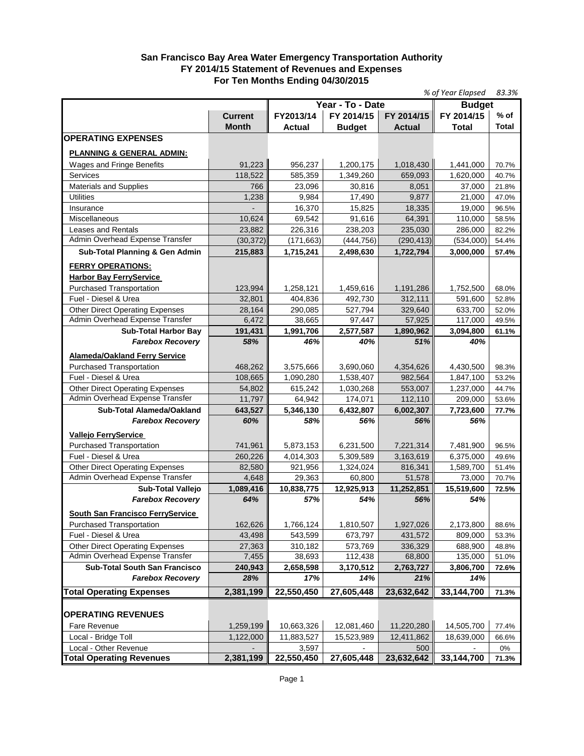# San Francisco Bay Area Water Emergency Transportation Authority
## FY 2014/15 Statement of Revenues and Expenses
### For Ten Months Ending 04/30/2015

*% of Year Elapsed 83.3%*

| | Current Month | Year - To - Date | | | Budget | |
|---|---|---|---|---|---|---|
| | | FY2013/14 Actual | FY 2014/15 Budget | FY 2014/15 Actual | FY 2014/15 Total | % of Total |
| **OPERATING EXPENSES** | | | | | | |
| **PLANNING & GENERAL ADMIN:** | | | | | | |
| Wages and Fringe Benefits | 91,223 | 956,237 | 1,200,175 | 1,018,430 | 1,441,000 | 70.7% |
| Services | 118,522 | 585,359 | 1,349,260 | 659,093 | 1,620,000 | 40.7% |
| Materials and Supplies | 766 | 23,096 | 30,816 | 8,051 | 37,000 | 21.8% |
| Utilities | 1,238 | 9,984 | 17,490 | 9,877 | 21,000 | 47.0% |
| Insurance | - | 16,370 | 15,825 | 18,335 | 19,000 | 96.5% |
| Miscellaneous | 10,624 | 69,542 | 91,616 | 64,391 | 110,000 | 58.5% |
| Leases and Rentals | 23,882 | 226,316 | 238,203 | 235,030 | 286,000 | 82.2% |
| Admin Overhead Expense Transfer | (30,372) | (171,663) | (444,756) | (290,413) | (534,000) | 54.4% |
| **Sub-Total Planning & Gen Admin** | **215,883** | **1,715,241** | **2,498,630** | **1,722,794** | **3,000,000** | **57.4%** |
| **FERRY OPERATIONS:** | | | | | | |
| **Harbor Bay FerryService** | | | | | | |
| Purchased Transportation | 123,994 | 1,258,121 | 1,459,616 | 1,191,286 | 1,752,500 | 68.0% |
| Fuel - Diesel & Urea | 32,801 | 404,836 | 492,730 | 312,111 | 591,600 | 52.8% |
| Other Direct Operating Expenses | 28,164 | 290,085 | 527,794 | 329,640 | 633,700 | 52.0% |
| Admin Overhead Expense Transfer | 6,472 | 38,665 | 97,447 | 57,925 | 117,000 | 49.5% |
| **Sub-Total Harbor Bay** | **191,431** | **1,991,706** | **2,577,587** | **1,890,962** | **3,094,800** | **61.1%** |
| ***Farebox Recovery*** | ***58%*** | ***46%*** | ***40%*** | ***51%*** | ***40%*** | |
| **Alameda/Oakland Ferry Service** | | | | | | |
| Purchased Transportation | 468,262 | 3,575,666 | 3,690,060 | 4,354,626 | 4,430,500 | 98.3% |
| Fuel - Diesel & Urea | 108,665 | 1,090,280 | 1,538,407 | 982,564 | 1,847,100 | 53.2% |
| Other Direct Operating Expenses | 54,802 | 615,242 | 1,030,268 | 553,007 | 1,237,000 | 44.7% |
| Admin Overhead Expense Transfer | 11,797 | 64,942 | 174,071 | 112,110 | 209,000 | 53.6% |
| **Sub-Total Alameda/Oakland** | **643,527** | **5,346,130** | **6,432,807** | **6,002,307** | **7,723,600** | **77.7%** |
| ***Farebox Recovery*** | ***60%*** | ***58%*** | ***56%*** | ***56%*** | ***56%*** | |
| **Vallejo FerryService** | | | | | | |
| Purchased Transportation | 741,961 | 5,873,153 | 6,231,500 | 7,221,314 | 7,481,900 | 96.5% |
| Fuel - Diesel & Urea | 260,226 | 4,014,303 | 5,309,589 | 3,163,619 | 6,375,000 | 49.6% |
| Other Direct Operating Expenses | 82,580 | 921,956 | 1,324,024 | 816,341 | 1,589,700 | 51.4% |
| Admin Overhead Expense Transfer | 4,648 | 29,363 | 60,800 | 51,578 | 73,000 | 70.7% |
| **Sub-Total Vallejo** | **1,089,416** | **10,838,775** | **12,925,913** | **11,252,851** | **15,519,600** | **72.5%** |
| ***Farebox Recovery*** | ***64%*** | ***57%*** | ***54%*** | ***56%*** | ***54%*** | |
| **South San Francisco FerryService** | | | | | | |
| Purchased Transportation | 162,626 | 1,766,124 | 1,810,507 | 1,927,026 | 2,173,800 | 88.6% |
| Fuel - Diesel & Urea | 43,498 | 543,599 | 673,797 | 431,572 | 809,000 | 53.3% |
| Other Direct Operating Expenses | 27,363 | 310,182 | 573,769 | 336,329 | 688,900 | 48.8% |
| Admin Overhead Expense Transfer | 7,455 | 38,693 | 112,438 | 68,800 | 135,000 | 51.0% |
| **Sub-Total South San Francisco** | **240,943** | **2,658,598** | **3,170,512** | **2,763,727** | **3,806,700** | **72.6%** |
| ***Farebox Recovery*** | ***28%*** | ***17%*** | ***14%*** | ***21%*** | ***14%*** | |
| **Total Operating Expenses** | **2,381,199** | **22,550,450** | **27,605,448** | **23,632,642** | **33,144,700** | **71.3%** |
| **OPERATING REVENUES** | | | | | | |
| Fare Revenue | 1,259,199 | 10,663,326 | 12,081,460 | 11,220,280 | 14,505,700 | 77.4% |
| Local - Bridge Toll | 1,122,000 | 11,883,527 | 15,523,989 | 12,411,862 | 18,639,000 | 66.6% |
| Local - Other Revenue | - | 3,597 | - | 500 | - | 0% |
| **Total Operating Revenues** | **2,381,199** | **22,550,450** | **27,605,448** | **23,632,642** | **33,144,700** | **71.3%** |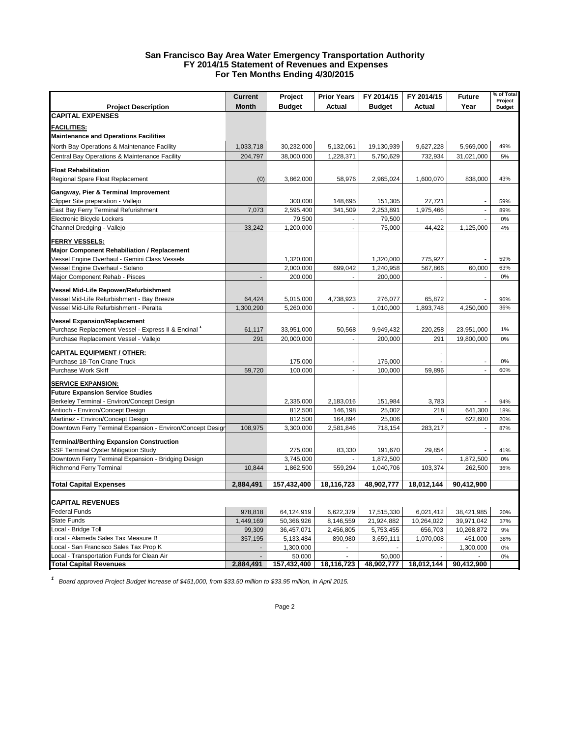# San Francisco Bay Area Water Emergency Transportation Authority
## FY 2014/15 Statement of Revenues and Expenses
## For Ten Months Ending 4/30/2015

| Project Description | Current Month | Project Budget | Prior Years Actual | FY 2014/15 Budget | FY 2014/15 Actual | Future Year | % of Total Project Budget |
|---|---|---|---|---|---|---|---|
| **CAPITAL EXPENSES** | | | | | | | |
| **FACILITIES:** | | | | | | | |
| **Maintenance and Operations Facilities** | | | | | | | |
| North Bay Operations & Maintenance Facility | 1,033,718 | 30,232,000 | 5,132,061 | 19,130,939 | 9,627,228 | 5,969,000 | 49% |
| Central Bay Operations & Maintenance Facility | 204,797 | 38,000,000 | 1,228,371 | 5,750,629 | 732,934 | 31,021,000 | 5% |
| **Float Rehabilitation** | | | | | | | |
| Regional Spare Float Replacement | (0) | 3,862,000 | 58,976 | 2,965,024 | 1,600,070 | 838,000 | 43% |
| **Gangway, Pier & Terminal Improvement** | | | | | | | |
| Clipper Site preparation - Vallejo | | 300,000 | 148,695 | 151,305 | 27,721 | - | 59% |
| East Bay Ferry Terminal Refurishment | 7,073 | 2,595,400 | 341,509 | 2,253,891 | 1,975,466 | - | 89% |
| Electronic Bicycle Lockers | | 79,500 | - | 79,500 | - | - | 0% |
| Channel Dredging - Vallejo | 33,242 | 1,200,000 | - | 75,000 | 44,422 | 1,125,000 | 4% |
| **FERRY VESSELS:** | | | | | | | |
| **Major Component Rehabiliation / Replacement** | | | | | | | |
| Vessel Engine Overhaul - Gemini Class Vessels | | 1,320,000 | | 1,320,000 | 775,927 | - | 59% |
| Vessel Engine Overhaul - Solano | | 2,000,000 | 699,042 | 1,240,958 | 567,866 | 60,000 | 63% |
| Major Component Rehab - Pisces | - | 200,000 | - | 200,000 | - | - | 0% |
| **Vessel Mid-Life Repower/Refurbishment** | | | | | | | |
| Vessel Mid-Life Refurbishment - Bay Breeze | 64,424 | 5,015,000 | 4,738,923 | 276,077 | 65,872 | - | 96% |
| Vessel Mid-Life Refurbishment - Peralta | 1,300,290 | 5,260,000 | - | 1,010,000 | 1,893,748 | 4,250,000 | 36% |
| **Vessel Expansion/Replacement** | | | | | | | |
| Purchase Replacement Vessel - Express II & Encinal [1] | 61,117 | 33,951,000 | 50,568 | 9,949,432 | 220,258 | 23,951,000 | 1% |
| Purchase Replacement Vessel - Vallejo | 291 | 20,000,000 | - | 200,000 | 291 | 19,800,000 | 0% |
| **CAPITAL EQUIPMENT / OTHER:** | | | | | - | | |
| Purchase 18-Ton Crane Truck | | 175,000 | - | 175,000 | - | - | 0% |
| Purchase Work Skiff | 59,720 | 100,000 | - | 100,000 | 59,896 | - | 60% |
| **SERVICE EXPANSION:** | | | | | | | |
| **Future Expansion Service Studies** | | | | | | | |
| Berkeley Terminal - Environ/Concept Design | | 2,335,000 | 2,183,016 | 151,984 | 3,783 | - | 94% |
| Antioch - Environ/Concept Design | | 812,500 | 146,198 | 25,002 | 218 | 641,300 | 18% |
| Martinez - Environ/Concept Design | | 812,500 | 164,894 | 25,006 | - | 622,600 | 20% |
| Downtown Ferry Terminal Expansion - Environ/Concept Design | 108,975 | 3,300,000 | 2,581,846 | 718,154 | 283,217 | - | 87% |
| **Terminal/Berthing Expansion Construction** | | | | | | | |
| SSF Terminal Oyster Mitigation Study | | 275,000 | 83,330 | 191,670 | 29,854 | - | 41% |
| Downtown Ferry Terminal Expansion - Bridging Design | | 3,745,000 | - | 1,872,500 | - | 1,872,500 | 0% |
| Richmond Ferry Terminal | 10,844 | 1,862,500 | 559,294 | 1,040,706 | 103,374 | 262,500 | 36% |
| **Total Capital Expenses** | **2,884,491** | **157,432,400** | **18,116,723** | **48,902,777** | **18,012,144** | **90,412,900** | |
| **CAPITAL REVENUES** | | | | | | | |
| Federal Funds | 978,818 | 64,124,919 | 6,622,379 | 17,515,330 | 6,021,412 | 38,421,985 | 20% |
| State Funds | 1,449,169 | 50,366,926 | 8,146,559 | 21,924,882 | 10,264,022 | 39,971,042 | 37% |
| Local - Bridge Toll | 99,309 | 36,457,071 | 2,456,805 | 5,753,455 | 656,703 | 10,268,872 | 9% |
| Local - Alameda Sales Tax Measure B | 357,195 | 5,133,484 | 890,980 | 3,659,111 | 1,070,008 | 451,000 | 38% |
| Local - San Francisco Sales Tax Prop K | - | 1,300,000 | - | - | - | 1,300,000 | 0% |
| Local - Transportation Funds for Clean Air | - | 50,000 | - | 50,000 | - | - | 0% |
| **Total Capital Revenues** | **2,884,491** | **157,432,400** | **18,116,723** | **48,902,777** | **18,012,144** | **90,412,900** | |

[1] *Board approved Project Budget increase of $451,000, from $33.50 million to $33.95 million, in April 2015.*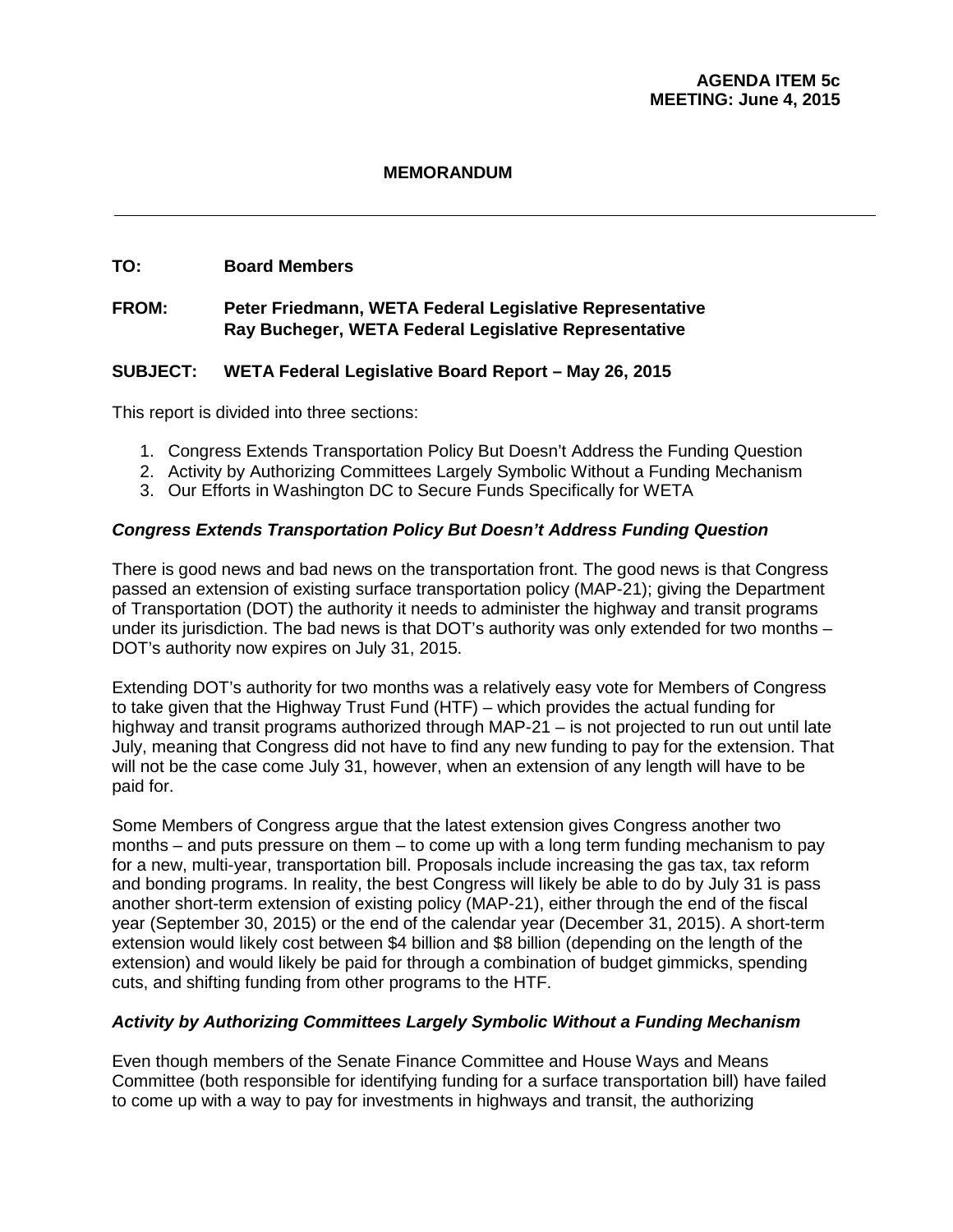**AGENDA ITEM 5c**
**MEETING: June 4, 2015**

**MEMORANDUM**

---

**TO:** Board Members

**FROM:** Peter Friedmann, WETA Federal Legislative Representative
Ray Bucheger, WETA Federal Legislative Representative

**SUBJECT:** WETA Federal Legislative Board Report – May 26, 2015

This report is divided into three sections:

1. Congress Extends Transportation Policy But Doesn't Address the Funding Question
2. Activity by Authorizing Committees Largely Symbolic Without a Funding Mechanism
3. Our Efforts in Washington DC to Secure Funds Specifically for WETA

***Congress Extends Transportation Policy But Doesn't Address Funding Question***

There is good news and bad news on the transportation front. The good news is that Congress passed an extension of existing surface transportation policy (MAP-21); giving the Department of Transportation (DOT) the authority it needs to administer the highway and transit programs under its jurisdiction. The bad news is that DOT's authority was only extended for two months – DOT's authority now expires on July 31, 2015.

Extending DOT's authority for two months was a relatively easy vote for Members of Congress to take given that the Highway Trust Fund (HTF) – which provides the actual funding for highway and transit programs authorized through MAP-21 – is not projected to run out until late July, meaning that Congress did not have to find any new funding to pay for the extension. That will not be the case come July 31, however, when an extension of any length will have to be paid for.

Some Members of Congress argue that the latest extension gives Congress another two months – and puts pressure on them – to come up with a long term funding mechanism to pay for a new, multi-year, transportation bill. Proposals include increasing the gas tax, tax reform and bonding programs. In reality, the best Congress will likely be able to do by July 31 is pass another short-term extension of existing policy (MAP-21), either through the end of the fiscal year (September 30, 2015) or the end of the calendar year (December 31, 2015). A short-term extension would likely cost between $4 billion and $8 billion (depending on the length of the extension) and would likely be paid for through a combination of budget gimmicks, spending cuts, and shifting funding from other programs to the HTF.

***Activity by Authorizing Committees Largely Symbolic Without a Funding Mechanism***

Even though members of the Senate Finance Committee and House Ways and Means Committee (both responsible for identifying funding for a surface transportation bill) have failed to come up with a way to pay for investments in highways and transit, the authorizing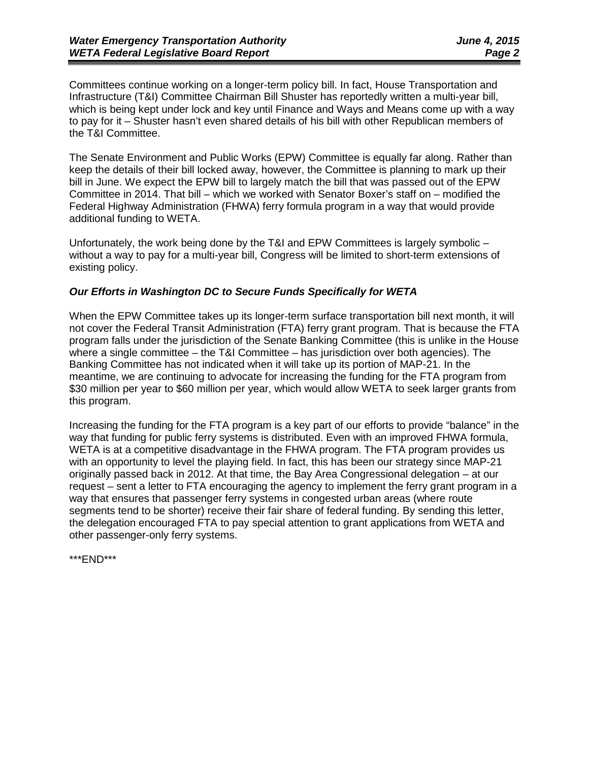Committees continue working on a longer-term policy bill. In fact, House Transportation and Infrastructure (T&I) Committee Chairman Bill Shuster has reportedly written a multi-year bill, which is being kept under lock and key until Finance and Ways and Means come up with a way to pay for it – Shuster hasn't even shared details of his bill with other Republican members of the T&I Committee.

The Senate Environment and Public Works (EPW) Committee is equally far along. Rather than keep the details of their bill locked away, however, the Committee is planning to mark up their bill in June. We expect the EPW bill to largely match the bill that was passed out of the EPW Committee in 2014. That bill – which we worked with Senator Boxer's staff on – modified the Federal Highway Administration (FHWA) ferry formula program in a way that would provide additional funding to WETA.

Unfortunately, the work being done by the T&I and EPW Committees is largely symbolic – without a way to pay for a multi-year bill, Congress will be limited to short-term extensions of existing policy.

### *Our Efforts in Washington DC to Secure Funds Specifically for WETA*

When the EPW Committee takes up its longer-term surface transportation bill next month, it will not cover the Federal Transit Administration (FTA) ferry grant program. That is because the FTA program falls under the jurisdiction of the Senate Banking Committee (this is unlike in the House where a single committee – the T&I Committee – has jurisdiction over both agencies). The Banking Committee has not indicated when it will take up its portion of MAP-21. In the meantime, we are continuing to advocate for increasing the funding for the FTA program from $30 million per year to $60 million per year, which would allow WETA to seek larger grants from this program.

Increasing the funding for the FTA program is a key part of our efforts to provide "balance" in the way that funding for public ferry systems is distributed. Even with an improved FHWA formula, WETA is at a competitive disadvantage in the FHWA program. The FTA program provides us with an opportunity to level the playing field. In fact, this has been our strategy since MAP-21 originally passed back in 2012. At that time, the Bay Area Congressional delegation – at our request – sent a letter to FTA encouraging the agency to implement the ferry grant program in a way that ensures that passenger ferry systems in congested urban areas (where route segments tend to be shorter) receive their fair share of federal funding. By sending this letter, the delegation encouraged FTA to pay special attention to grant applications from WETA and other passenger-only ferry systems.

\*\*\*END\*\*\*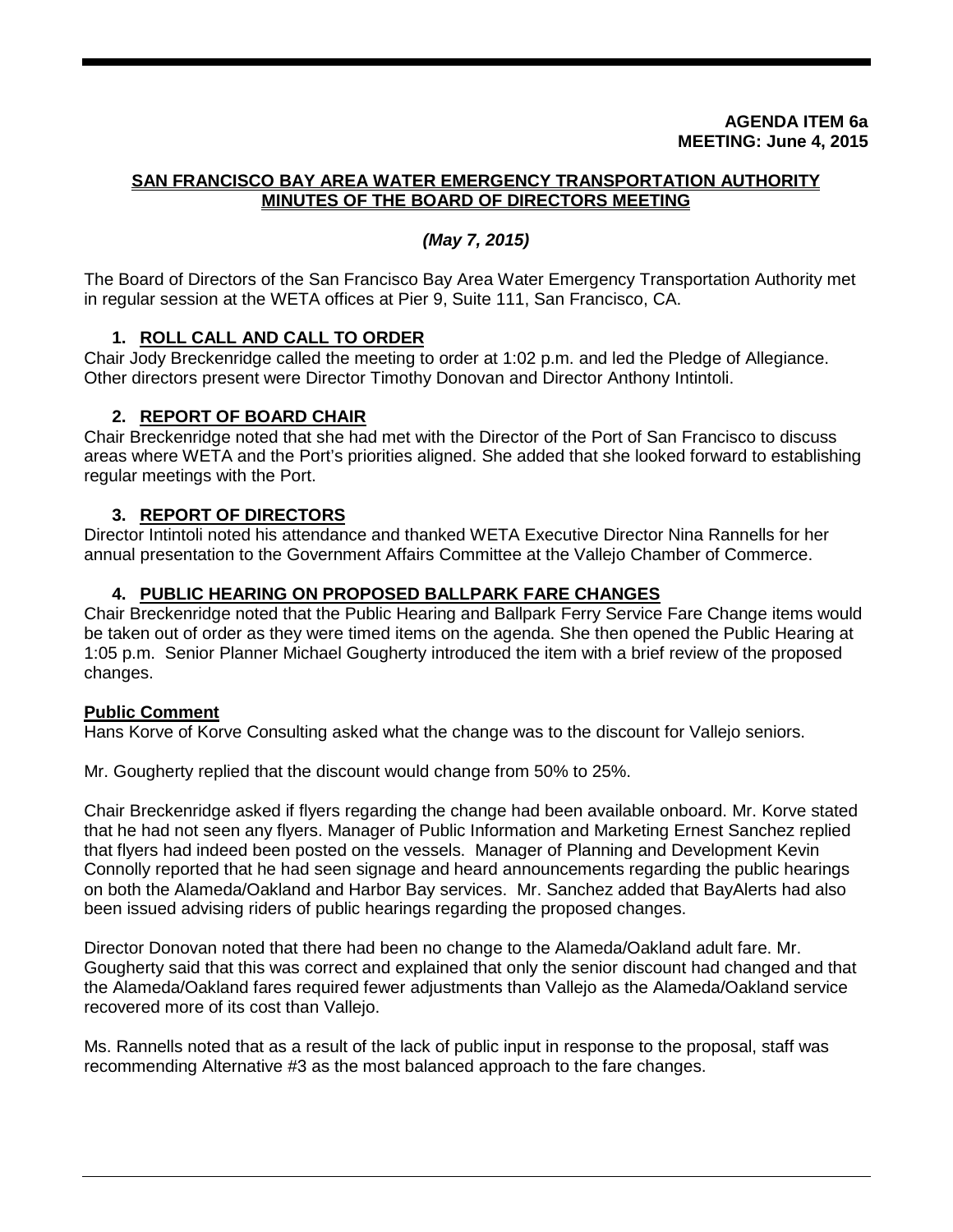**AGENDA ITEM 6a**
**MEETING: June 4, 2015**

**SAN FRANCISCO BAY AREA WATER EMERGENCY TRANSPORTATION AUTHORITY**
**MINUTES OF THE BOARD OF DIRECTORS MEETING**

***(May 7, 2015)***

The Board of Directors of the San Francisco Bay Area Water Emergency Transportation Authority met in regular session at the WETA offices at Pier 9, Suite 111, San Francisco, CA.

## 1. ROLL CALL AND CALL TO ORDER

Chair Jody Breckenridge called the meeting to order at 1:02 p.m. and led the Pledge of Allegiance. Other directors present were Director Timothy Donovan and Director Anthony Intintoli.

## 2. REPORT OF BOARD CHAIR

Chair Breckenridge noted that she had met with the Director of the Port of San Francisco to discuss areas where WETA and the Port's priorities aligned. She added that she looked forward to establishing regular meetings with the Port.

## 3. REPORT OF DIRECTORS

Director Intintoli noted his attendance and thanked WETA Executive Director Nina Rannells for her annual presentation to the Government Affairs Committee at the Vallejo Chamber of Commerce.

## 4. PUBLIC HEARING ON PROPOSED BALLPARK FARE CHANGES

Chair Breckenridge noted that the Public Hearing and Ballpark Ferry Service Fare Change items would be taken out of order as they were timed items on the agenda. She then opened the Public Hearing at 1:05 p.m. Senior Planner Michael Gougherty introduced the item with a brief review of the proposed changes.

**Public Comment**

Hans Korve of Korve Consulting asked what the change was to the discount for Vallejo seniors.

Mr. Gougherty replied that the discount would change from 50% to 25%.

Chair Breckenridge asked if flyers regarding the change had been available onboard. Mr. Korve stated that he had not seen any flyers. Manager of Public Information and Marketing Ernest Sanchez replied that flyers had indeed been posted on the vessels. Manager of Planning and Development Kevin Connolly reported that he had seen signage and heard announcements regarding the public hearings on both the Alameda/Oakland and Harbor Bay services. Mr. Sanchez added that BayAlerts had also been issued advising riders of public hearings regarding the proposed changes.

Director Donovan noted that there had been no change to the Alameda/Oakland adult fare. Mr. Gougherty said that this was correct and explained that only the senior discount had changed and that the Alameda/Oakland fares required fewer adjustments than Vallejo as the Alameda/Oakland service recovered more of its cost than Vallejo.

Ms. Rannells noted that as a result of the lack of public input in response to the proposal, staff was recommending Alternative #3 as the most balanced approach to the fare changes.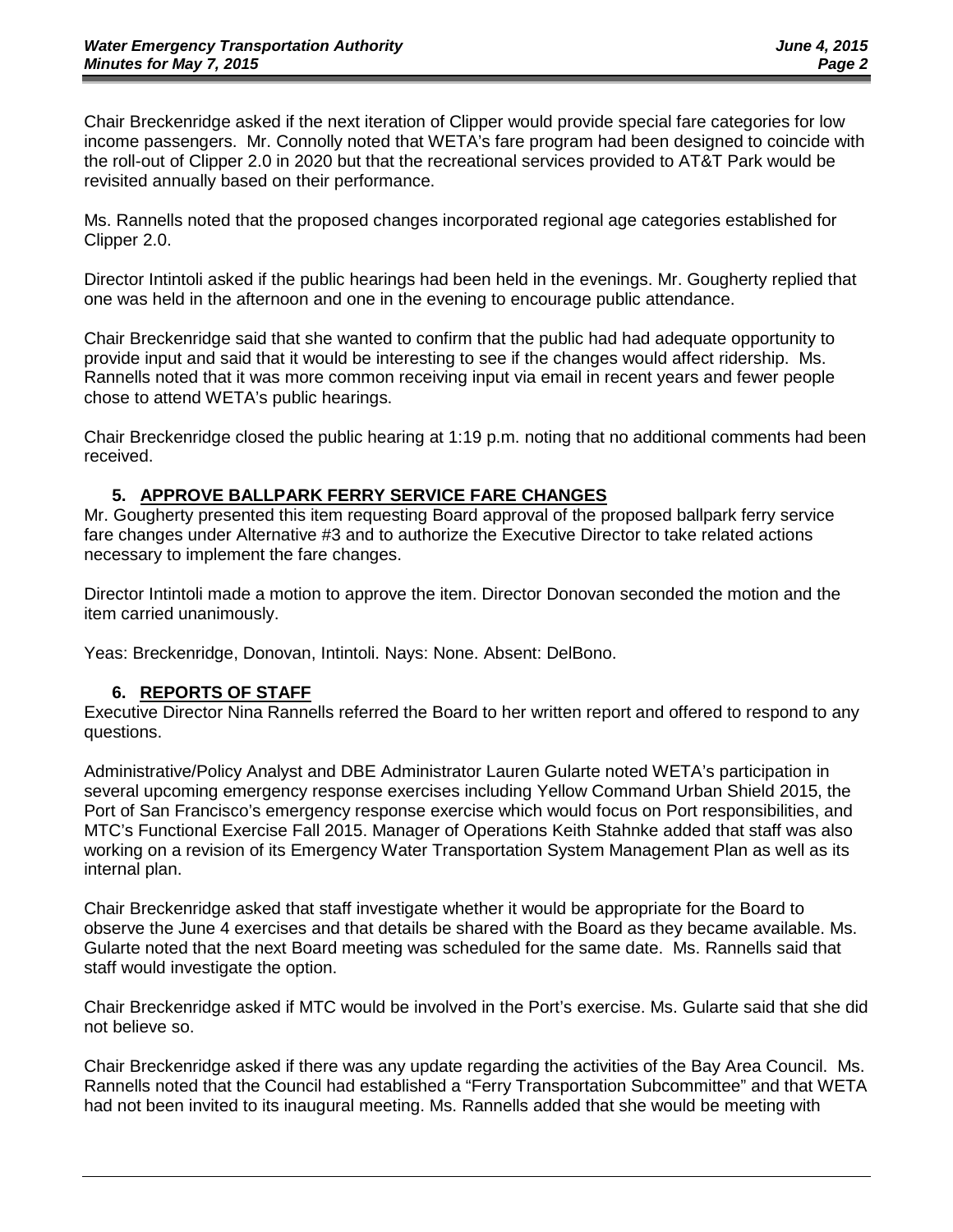Chair Breckenridge asked if the next iteration of Clipper would provide special fare categories for low income passengers. Mr. Connolly noted that WETA's fare program had been designed to coincide with the roll-out of Clipper 2.0 in 2020 but that the recreational services provided to AT&T Park would be revisited annually based on their performance.

Ms. Rannells noted that the proposed changes incorporated regional age categories established for Clipper 2.0.

Director Intintoli asked if the public hearings had been held in the evenings. Mr. Gougherty replied that one was held in the afternoon and one in the evening to encourage public attendance.

Chair Breckenridge said that she wanted to confirm that the public had had adequate opportunity to provide input and said that it would be interesting to see if the changes would affect ridership. Ms. Rannells noted that it was more common receiving input via email in recent years and fewer people chose to attend WETA's public hearings.

Chair Breckenridge closed the public hearing at 1:19 p.m. noting that no additional comments had been received.

## 5. APPROVE BALLPARK FERRY SERVICE FARE CHANGES

Mr. Gougherty presented this item requesting Board approval of the proposed ballpark ferry service fare changes under Alternative #3 and to authorize the Executive Director to take related actions necessary to implement the fare changes.

Director Intintoli made a motion to approve the item. Director Donovan seconded the motion and the item carried unanimously.

Yeas: Breckenridge, Donovan, Intintoli. Nays: None. Absent: DelBono.

## 6. REPORTS OF STAFF

Executive Director Nina Rannells referred the Board to her written report and offered to respond to any questions.

Administrative/Policy Analyst and DBE Administrator Lauren Gularte noted WETA's participation in several upcoming emergency response exercises including Yellow Command Urban Shield 2015, the Port of San Francisco's emergency response exercise which would focus on Port responsibilities, and MTC's Functional Exercise Fall 2015. Manager of Operations Keith Stahnke added that staff was also working on a revision of its Emergency Water Transportation System Management Plan as well as its internal plan.

Chair Breckenridge asked that staff investigate whether it would be appropriate for the Board to observe the June 4 exercises and that details be shared with the Board as they became available. Ms. Gularte noted that the next Board meeting was scheduled for the same date. Ms. Rannells said that staff would investigate the option.

Chair Breckenridge asked if MTC would be involved in the Port's exercise. Ms. Gularte said that she did not believe so.

Chair Breckenridge asked if there was any update regarding the activities of the Bay Area Council. Ms. Rannells noted that the Council had established a "Ferry Transportation Subcommittee" and that WETA had not been invited to its inaugural meeting. Ms. Rannells added that she would be meeting with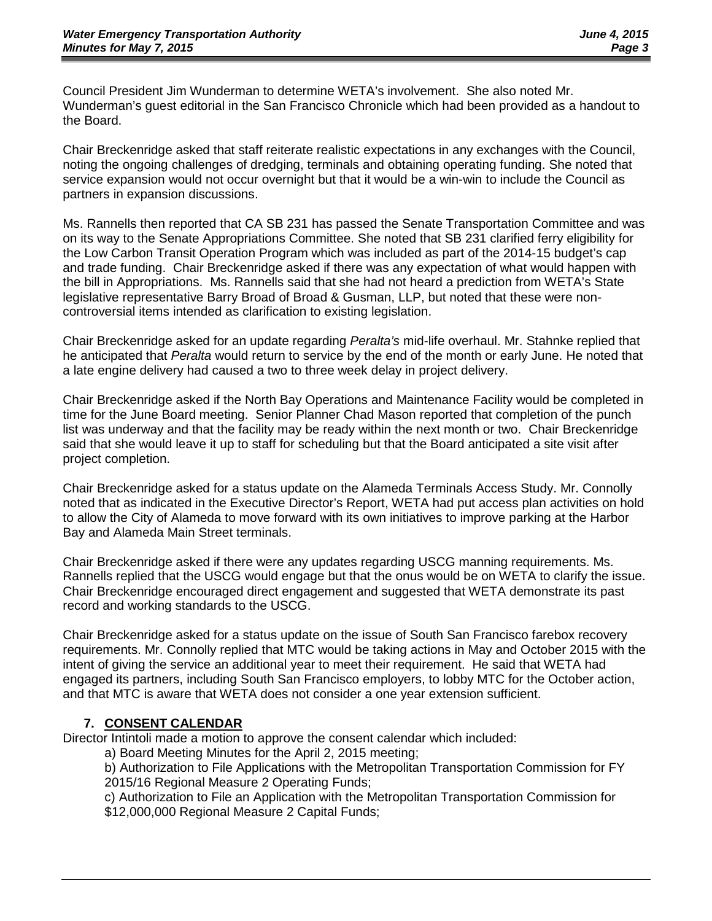Council President Jim Wunderman to determine WETA's involvement. She also noted Mr. Wunderman's guest editorial in the San Francisco Chronicle which had been provided as a handout to the Board.

Chair Breckenridge asked that staff reiterate realistic expectations in any exchanges with the Council, noting the ongoing challenges of dredging, terminals and obtaining operating funding. She noted that service expansion would not occur overnight but that it would be a win-win to include the Council as partners in expansion discussions.

Ms. Rannells then reported that CA SB 231 has passed the Senate Transportation Committee and was on its way to the Senate Appropriations Committee. She noted that SB 231 clarified ferry eligibility for the Low Carbon Transit Operation Program which was included as part of the 2014-15 budget's cap and trade funding. Chair Breckenridge asked if there was any expectation of what would happen with the bill in Appropriations. Ms. Rannells said that she had not heard a prediction from WETA's State legislative representative Barry Broad of Broad & Gusman, LLP, but noted that these were non-controversial items intended as clarification to existing legislation.

Chair Breckenridge asked for an update regarding *Peralta's* mid-life overhaul. Mr. Stahnke replied that he anticipated that *Peralta* would return to service by the end of the month or early June. He noted that a late engine delivery had caused a two to three week delay in project delivery.

Chair Breckenridge asked if the North Bay Operations and Maintenance Facility would be completed in time for the June Board meeting. Senior Planner Chad Mason reported that completion of the punch list was underway and that the facility may be ready within the next month or two. Chair Breckenridge said that she would leave it up to staff for scheduling but that the Board anticipated a site visit after project completion.

Chair Breckenridge asked for a status update on the Alameda Terminals Access Study. Mr. Connolly noted that as indicated in the Executive Director's Report, WETA had put access plan activities on hold to allow the City of Alameda to move forward with its own initiatives to improve parking at the Harbor Bay and Alameda Main Street terminals.

Chair Breckenridge asked if there were any updates regarding USCG manning requirements. Ms. Rannells replied that the USCG would engage but that the onus would be on WETA to clarify the issue. Chair Breckenridge encouraged direct engagement and suggested that WETA demonstrate its past record and working standards to the USCG.

Chair Breckenridge asked for a status update on the issue of South San Francisco farebox recovery requirements. Mr. Connolly replied that MTC would be taking actions in May and October 2015 with the intent of giving the service an additional year to meet their requirement. He said that WETA had engaged its partners, including South San Francisco employers, to lobby MTC for the October action, and that MTC is aware that WETA does not consider a one year extension sufficient.

## 7. CONSENT CALENDAR

Director Intintoli made a motion to approve the consent calendar which included:

a) Board Meeting Minutes for the April 2, 2015 meeting;

b) Authorization to File Applications with the Metropolitan Transportation Commission for FY 2015/16 Regional Measure 2 Operating Funds;

c) Authorization to File an Application with the Metropolitan Transportation Commission for $12,000,000 Regional Measure 2 Capital Funds;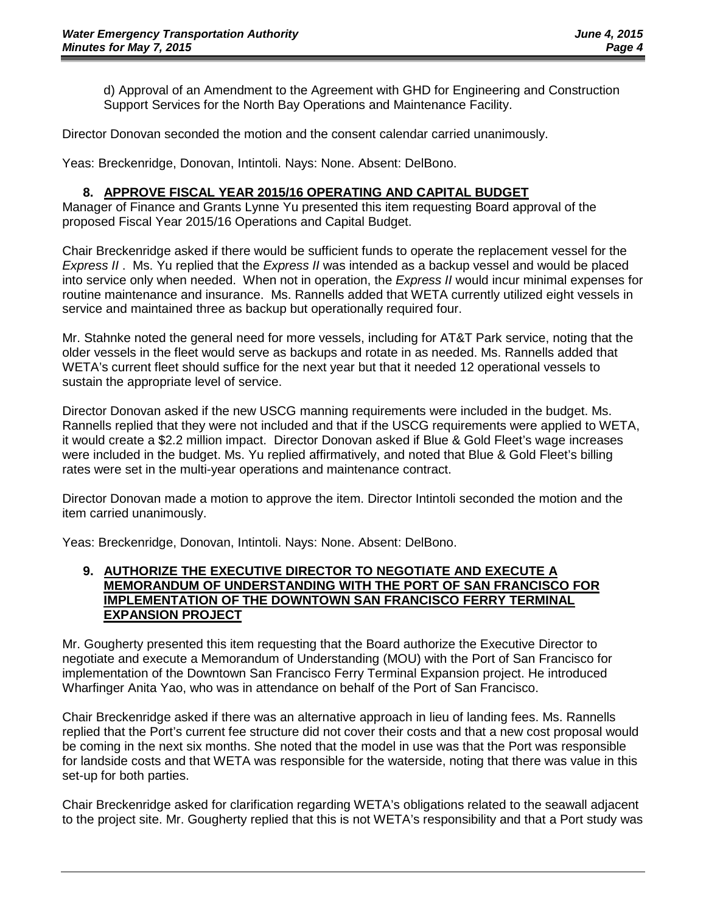d) Approval of an Amendment to the Agreement with GHD for Engineering and Construction Support Services for the North Bay Operations and Maintenance Facility.

Director Donovan seconded the motion and the consent calendar carried unanimously.

Yeas: Breckenridge, Donovan, Intintoli. Nays: None. Absent: DelBono.

## 8. APPROVE FISCAL YEAR 2015/16 OPERATING AND CAPITAL BUDGET

Manager of Finance and Grants Lynne Yu presented this item requesting Board approval of the proposed Fiscal Year 2015/16 Operations and Capital Budget.

Chair Breckenridge asked if there would be sufficient funds to operate the replacement vessel for the *Express II* . Ms. Yu replied that the *Express II* was intended as a backup vessel and would be placed into service only when needed. When not in operation, the *Express II* would incur minimal expenses for routine maintenance and insurance. Ms. Rannells added that WETA currently utilized eight vessels in service and maintained three as backup but operationally required four.

Mr. Stahnke noted the general need for more vessels, including for AT&T Park service, noting that the older vessels in the fleet would serve as backups and rotate in as needed. Ms. Rannells added that WETA's current fleet should suffice for the next year but that it needed 12 operational vessels to sustain the appropriate level of service.

Director Donovan asked if the new USCG manning requirements were included in the budget. Ms. Rannells replied that they were not included and that if the USCG requirements were applied to WETA, it would create a $2.2 million impact. Director Donovan asked if Blue & Gold Fleet's wage increases were included in the budget. Ms. Yu replied affirmatively, and noted that Blue & Gold Fleet's billing rates were set in the multi-year operations and maintenance contract.

Director Donovan made a motion to approve the item. Director Intintoli seconded the motion and the item carried unanimously.

Yeas: Breckenridge, Donovan, Intintoli. Nays: None. Absent: DelBono.

## 9. AUTHORIZE THE EXECUTIVE DIRECTOR TO NEGOTIATE AND EXECUTE A MEMORANDUM OF UNDERSTANDING WITH THE PORT OF SAN FRANCISCO FOR IMPLEMENTATION OF THE DOWNTOWN SAN FRANCISCO FERRY TERMINAL EXPANSION PROJECT

Mr. Gougherty presented this item requesting that the Board authorize the Executive Director to negotiate and execute a Memorandum of Understanding (MOU) with the Port of San Francisco for implementation of the Downtown San Francisco Ferry Terminal Expansion project. He introduced Wharfinger Anita Yao, who was in attendance on behalf of the Port of San Francisco.

Chair Breckenridge asked if there was an alternative approach in lieu of landing fees. Ms. Rannells replied that the Port's current fee structure did not cover their costs and that a new cost proposal would be coming in the next six months. She noted that the model in use was that the Port was responsible for landside costs and that WETA was responsible for the waterside, noting that there was value in this set-up for both parties.

Chair Breckenridge asked for clarification regarding WETA's obligations related to the seawall adjacent to the project site. Mr. Gougherty replied that this is not WETA's responsibility and that a Port study was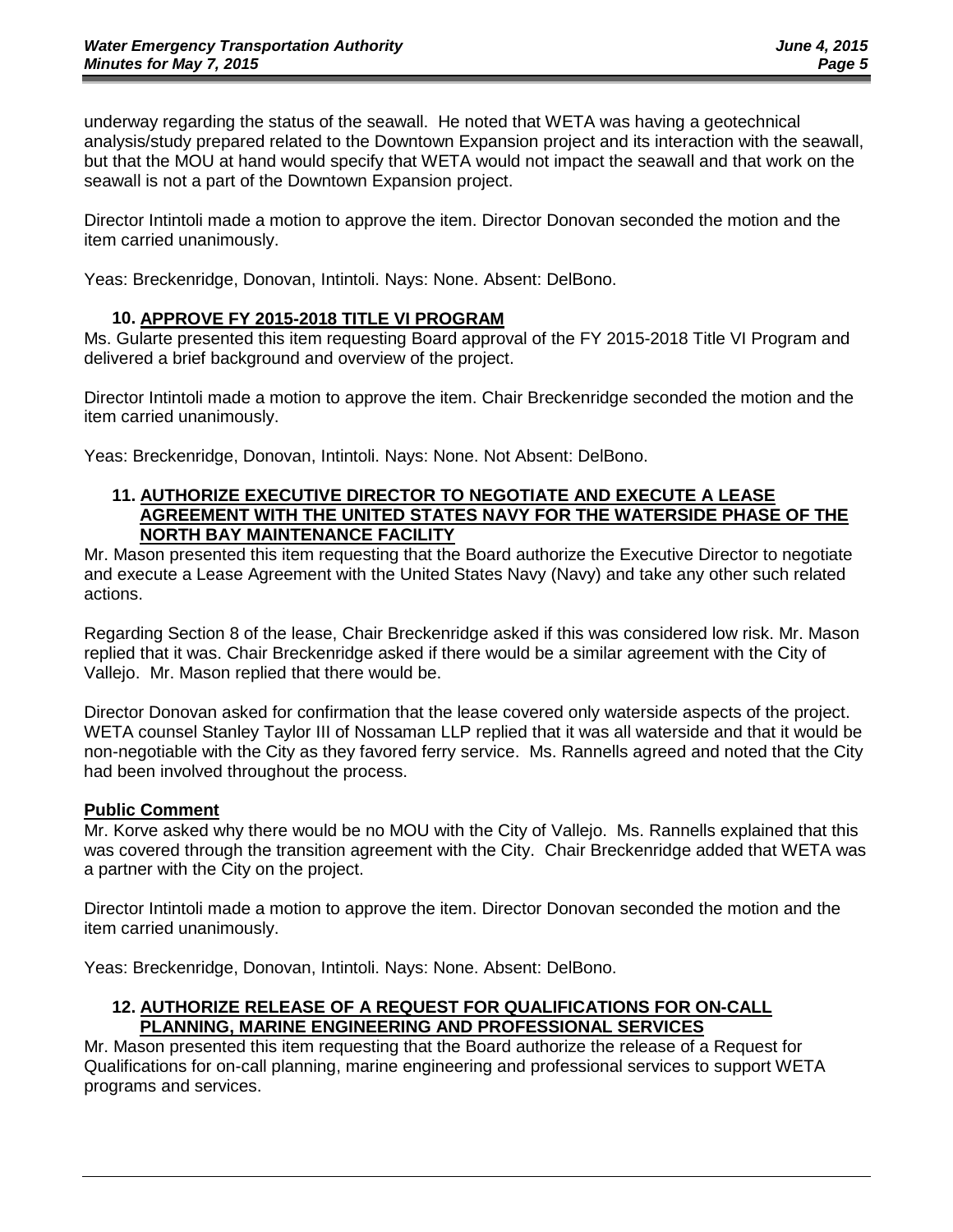underway regarding the status of the seawall. He noted that WETA was having a geotechnical analysis/study prepared related to the Downtown Expansion project and its interaction with the seawall, but that the MOU at hand would specify that WETA would not impact the seawall and that work on the seawall is not a part of the Downtown Expansion project.

Director Intintoli made a motion to approve the item. Director Donovan seconded the motion and the item carried unanimously.

Yeas: Breckenridge, Donovan, Intintoli. Nays: None. Absent: DelBono.

### 10. APPROVE FY 2015-2018 TITLE VI PROGRAM

Ms. Gularte presented this item requesting Board approval of the FY 2015-2018 Title VI Program and delivered a brief background and overview of the project.

Director Intintoli made a motion to approve the item. Chair Breckenridge seconded the motion and the item carried unanimously.

Yeas: Breckenridge, Donovan, Intintoli. Nays: None. Not Absent: DelBono.

### 11. AUTHORIZE EXECUTIVE DIRECTOR TO NEGOTIATE AND EXECUTE A LEASE AGREEMENT WITH THE UNITED STATES NAVY FOR THE WATERSIDE PHASE OF THE NORTH BAY MAINTENANCE FACILITY

Mr. Mason presented this item requesting that the Board authorize the Executive Director to negotiate and execute a Lease Agreement with the United States Navy (Navy) and take any other such related actions.

Regarding Section 8 of the lease, Chair Breckenridge asked if this was considered low risk. Mr. Mason replied that it was. Chair Breckenridge asked if there would be a similar agreement with the City of Vallejo. Mr. Mason replied that there would be.

Director Donovan asked for confirmation that the lease covered only waterside aspects of the project. WETA counsel Stanley Taylor III of Nossaman LLP replied that it was all waterside and that it would be non-negotiable with the City as they favored ferry service. Ms. Rannells agreed and noted that the City had been involved throughout the process.

**Public Comment**

Mr. Korve asked why there would be no MOU with the City of Vallejo. Ms. Rannells explained that this was covered through the transition agreement with the City. Chair Breckenridge added that WETA was a partner with the City on the project.

Director Intintoli made a motion to approve the item. Director Donovan seconded the motion and the item carried unanimously.

Yeas: Breckenridge, Donovan, Intintoli. Nays: None. Absent: DelBono.

### 12. AUTHORIZE RELEASE OF A REQUEST FOR QUALIFICATIONS FOR ON-CALL PLANNING, MARINE ENGINEERING AND PROFESSIONAL SERVICES

Mr. Mason presented this item requesting that the Board authorize the release of a Request for Qualifications for on-call planning, marine engineering and professional services to support WETA programs and services.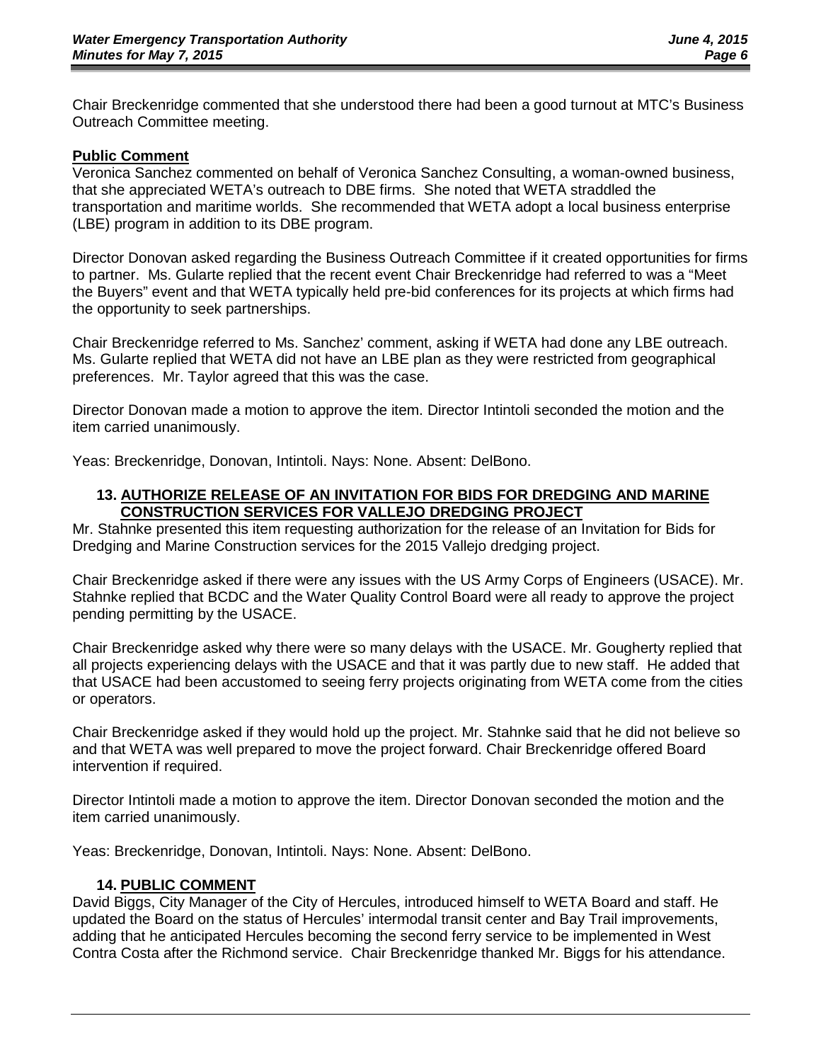Chair Breckenridge commented that she understood there had been a good turnout at MTC's Business Outreach Committee meeting.

**Public Comment**

Veronica Sanchez commented on behalf of Veronica Sanchez Consulting, a woman-owned business, that she appreciated WETA's outreach to DBE firms. She noted that WETA straddled the transportation and maritime worlds. She recommended that WETA adopt a local business enterprise (LBE) program in addition to its DBE program.

Director Donovan asked regarding the Business Outreach Committee if it created opportunities for firms to partner. Ms. Gularte replied that the recent event Chair Breckenridge had referred to was a "Meet the Buyers" event and that WETA typically held pre-bid conferences for its projects at which firms had the opportunity to seek partnerships.

Chair Breckenridge referred to Ms. Sanchez' comment, asking if WETA had done any LBE outreach. Ms. Gularte replied that WETA did not have an LBE plan as they were restricted from geographical preferences. Mr. Taylor agreed that this was the case.

Director Donovan made a motion to approve the item. Director Intintoli seconded the motion and the item carried unanimously.

Yeas: Breckenridge, Donovan, Intintoli. Nays: None. Absent: DelBono.

## 13. AUTHORIZE RELEASE OF AN INVITATION FOR BIDS FOR DREDGING AND MARINE CONSTRUCTION SERVICES FOR VALLEJO DREDGING PROJECT

Mr. Stahnke presented this item requesting authorization for the release of an Invitation for Bids for Dredging and Marine Construction services for the 2015 Vallejo dredging project.

Chair Breckenridge asked if there were any issues with the US Army Corps of Engineers (USACE). Mr. Stahnke replied that BCDC and the Water Quality Control Board were all ready to approve the project pending permitting by the USACE.

Chair Breckenridge asked why there were so many delays with the USACE. Mr. Gougherty replied that all projects experiencing delays with the USACE and that it was partly due to new staff. He added that that USACE had been accustomed to seeing ferry projects originating from WETA come from the cities or operators.

Chair Breckenridge asked if they would hold up the project. Mr. Stahnke said that he did not believe so and that WETA was well prepared to move the project forward. Chair Breckenridge offered Board intervention if required.

Director Intintoli made a motion to approve the item. Director Donovan seconded the motion and the item carried unanimously.

Yeas: Breckenridge, Donovan, Intintoli. Nays: None. Absent: DelBono.

## 14. PUBLIC COMMENT

David Biggs, City Manager of the City of Hercules, introduced himself to WETA Board and staff. He updated the Board on the status of Hercules' intermodal transit center and Bay Trail improvements, adding that he anticipated Hercules becoming the second ferry service to be implemented in West Contra Costa after the Richmond service. Chair Breckenridge thanked Mr. Biggs for his attendance.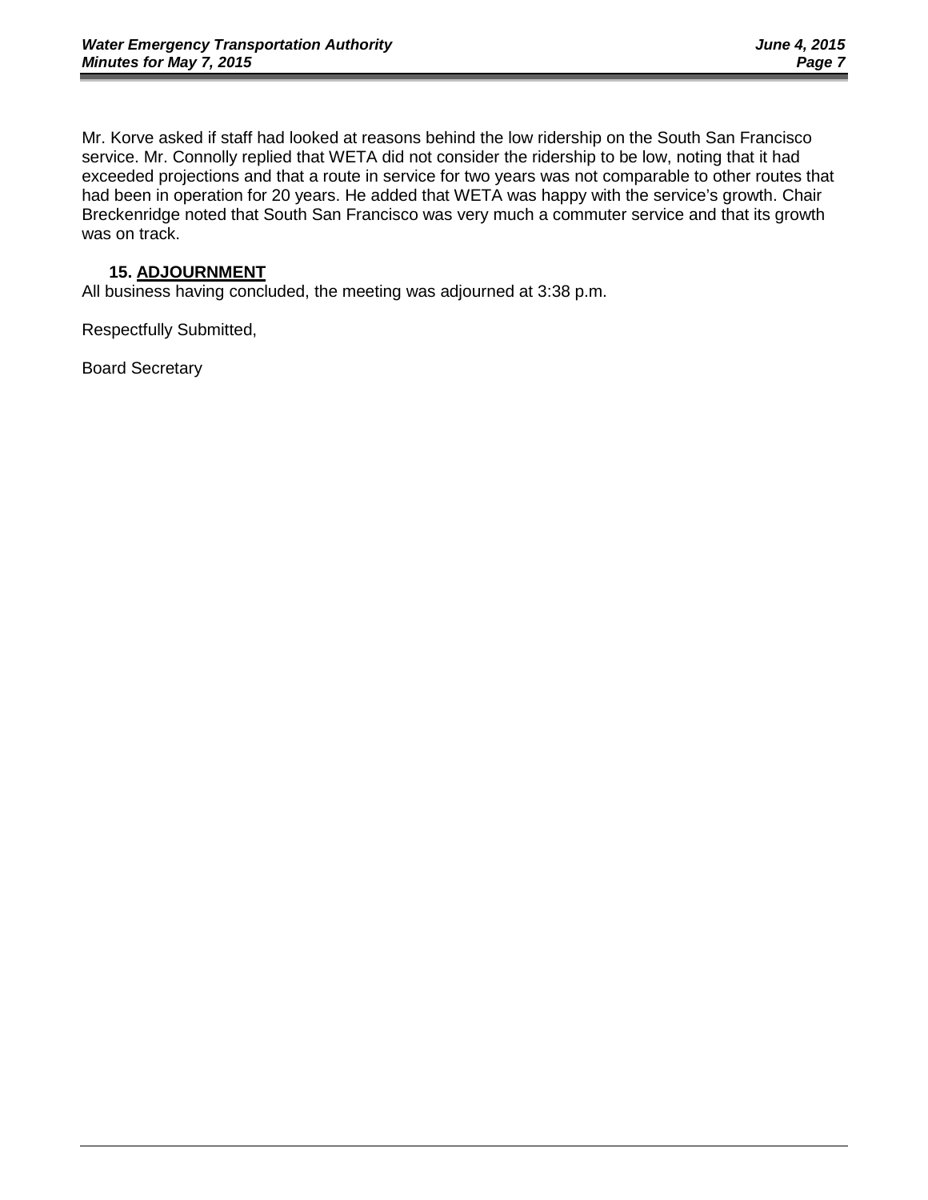Mr. Korve asked if staff had looked at reasons behind the low ridership on the South San Francisco service. Mr. Connolly replied that WETA did not consider the ridership to be low, noting that it had exceeded projections and that a route in service for two years was not comparable to other routes that had been in operation for 20 years. He added that WETA was happy with the service's growth. Chair Breckenridge noted that South San Francisco was very much a commuter service and that its growth was on track.

**15. ADJOURNMENT**

All business having concluded, the meeting was adjourned at 3:38 p.m.

Respectfully Submitted,

Board Secretary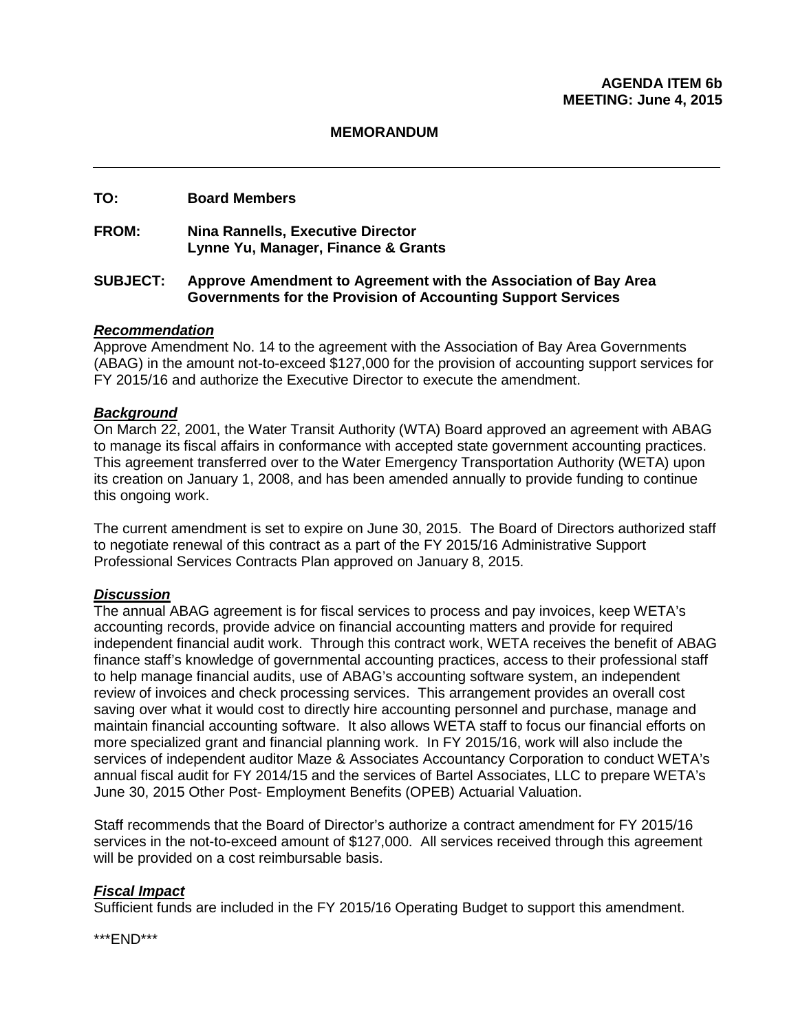**AGENDA ITEM 6b**
**MEETING: June 4, 2015**

**MEMORANDUM**

---

**TO:** Board Members

**FROM:** Nina Rannells, Executive Director
Lynne Yu, Manager, Finance & Grants

**SUBJECT:** Approve Amendment to Agreement with the Association of Bay Area Governments for the Provision of Accounting Support Services

***Recommendation***

Approve Amendment No. 14 to the agreement with the Association of Bay Area Governments (ABAG) in the amount not-to-exceed $127,000 for the provision of accounting support services for FY 2015/16 and authorize the Executive Director to execute the amendment.

***Background***

On March 22, 2001, the Water Transit Authority (WTA) Board approved an agreement with ABAG to manage its fiscal affairs in conformance with accepted state government accounting practices. This agreement transferred over to the Water Emergency Transportation Authority (WETA) upon its creation on January 1, 2008, and has been amended annually to provide funding to continue this ongoing work.

The current amendment is set to expire on June 30, 2015. The Board of Directors authorized staff to negotiate renewal of this contract as a part of the FY 2015/16 Administrative Support Professional Services Contracts Plan approved on January 8, 2015.

***Discussion***

The annual ABAG agreement is for fiscal services to process and pay invoices, keep WETA's accounting records, provide advice on financial accounting matters and provide for required independent financial audit work. Through this contract work, WETA receives the benefit of ABAG finance staff's knowledge of governmental accounting practices, access to their professional staff to help manage financial audits, use of ABAG's accounting software system, an independent review of invoices and check processing services. This arrangement provides an overall cost saving over what it would cost to directly hire accounting personnel and purchase, manage and maintain financial accounting software. It also allows WETA staff to focus our financial efforts on more specialized grant and financial planning work. In FY 2015/16, work will also include the services of independent auditor Maze & Associates Accountancy Corporation to conduct WETA's annual fiscal audit for FY 2014/15 and the services of Bartel Associates, LLC to prepare WETA's June 30, 2015 Other Post- Employment Benefits (OPEB) Actuarial Valuation.

Staff recommends that the Board of Director's authorize a contract amendment for FY 2015/16 services in the not-to-exceed amount of $127,000. All services received through this agreement will be provided on a cost reimbursable basis.

***Fiscal Impact***

Sufficient funds are included in the FY 2015/16 Operating Budget to support this amendment.

\*\*\*END\*\*\*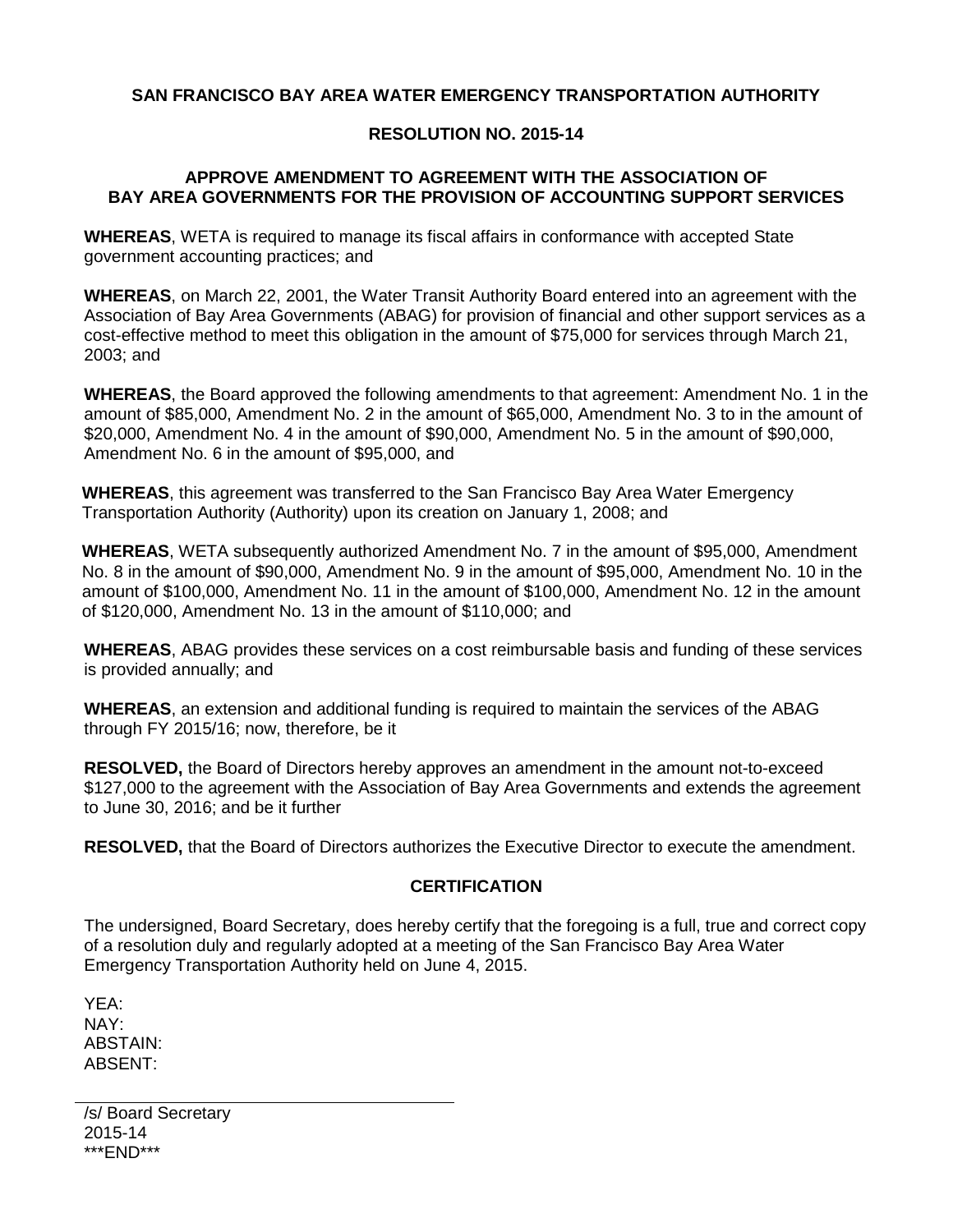**SAN FRANCISCO BAY AREA WATER EMERGENCY TRANSPORTATION AUTHORITY**

**RESOLUTION NO. 2015-14**

**APPROVE AMENDMENT TO AGREEMENT WITH THE ASSOCIATION OF BAY AREA GOVERNMENTS FOR THE PROVISION OF ACCOUNTING SUPPORT SERVICES**

**WHEREAS**, WETA is required to manage its fiscal affairs in conformance with accepted State government accounting practices; and

**WHEREAS**, on March 22, 2001, the Water Transit Authority Board entered into an agreement with the Association of Bay Area Governments (ABAG) for provision of financial and other support services as a cost-effective method to meet this obligation in the amount of $75,000 for services through March 21, 2003; and

**WHEREAS**, the Board approved the following amendments to that agreement: Amendment No. 1 in the amount of $85,000, Amendment No. 2 in the amount of $65,000, Amendment No. 3 to in the amount of $20,000, Amendment No. 4 in the amount of $90,000, Amendment No. 5 in the amount of $90,000, Amendment No. 6 in the amount of $95,000, and

**WHEREAS**, this agreement was transferred to the San Francisco Bay Area Water Emergency Transportation Authority (Authority) upon its creation on January 1, 2008; and

**WHEREAS**, WETA subsequently authorized Amendment No. 7 in the amount of $95,000, Amendment No. 8 in the amount of $90,000, Amendment No. 9 in the amount of $95,000, Amendment No. 10 in the amount of $100,000, Amendment No. 11 in the amount of $100,000, Amendment No. 12 in the amount of $120,000, Amendment No. 13 in the amount of $110,000; and

**WHEREAS**, ABAG provides these services on a cost reimbursable basis and funding of these services is provided annually; and

**WHEREAS**, an extension and additional funding is required to maintain the services of the ABAG through FY 2015/16; now, therefore, be it

**RESOLVED,** the Board of Directors hereby approves an amendment in the amount not-to-exceed $127,000 to the agreement with the Association of Bay Area Governments and extends the agreement to June 30, 2016; and be it further

**RESOLVED,** that the Board of Directors authorizes the Executive Director to execute the amendment.

**CERTIFICATION**

The undersigned, Board Secretary, does hereby certify that the foregoing is a full, true and correct copy of a resolution duly and regularly adopted at a meeting of the San Francisco Bay Area Water Emergency Transportation Authority held on June 4, 2015.

YEA:
NAY:
ABSTAIN:
ABSENT:

/s/ Board Secretary
2015-14
***END***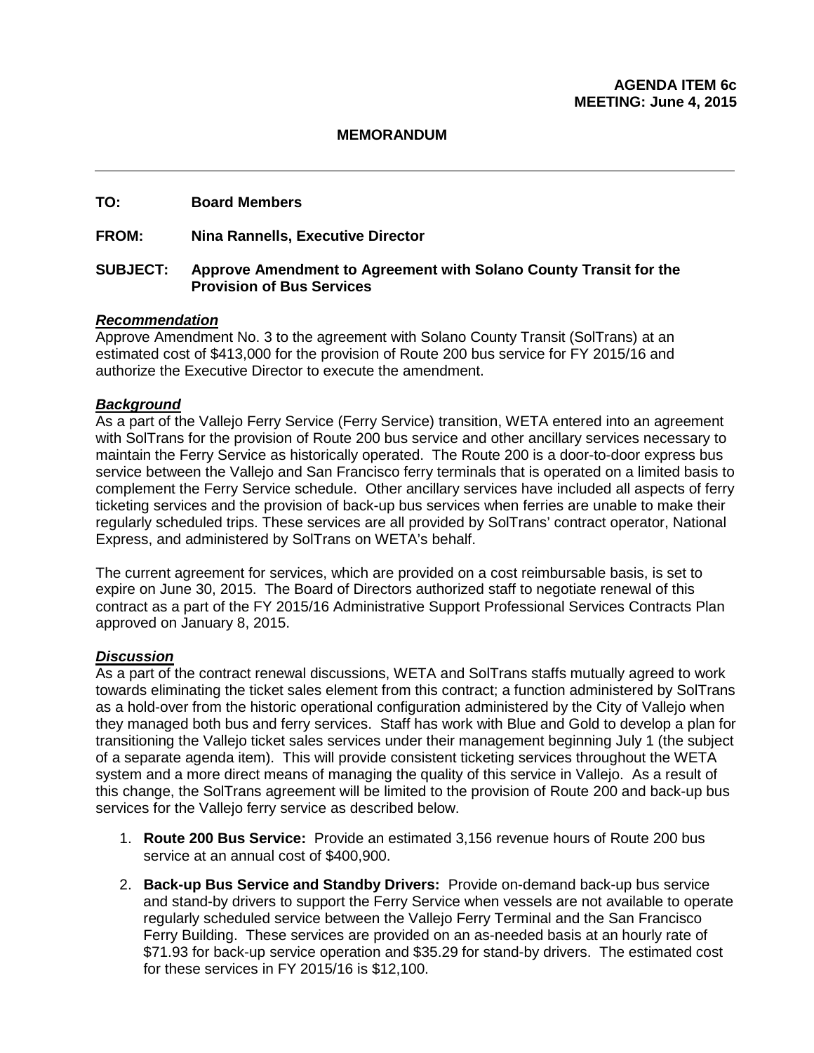**AGENDA ITEM 6c**
**MEETING: June 4, 2015**

**MEMORANDUM**

---

**TO:** Board Members

**FROM:** Nina Rannells, Executive Director

**SUBJECT:** Approve Amendment to Agreement with Solano County Transit for the Provision of Bus Services

***Recommendation***

Approve Amendment No. 3 to the agreement with Solano County Transit (SolTrans) at an estimated cost of $413,000 for the provision of Route 200 bus service for FY 2015/16 and authorize the Executive Director to execute the amendment.

***Background***

As a part of the Vallejo Ferry Service (Ferry Service) transition, WETA entered into an agreement with SolTrans for the provision of Route 200 bus service and other ancillary services necessary to maintain the Ferry Service as historically operated. The Route 200 is a door-to-door express bus service between the Vallejo and San Francisco ferry terminals that is operated on a limited basis to complement the Ferry Service schedule. Other ancillary services have included all aspects of ferry ticketing services and the provision of back-up bus services when ferries are unable to make their regularly scheduled trips. These services are all provided by SolTrans' contract operator, National Express, and administered by SolTrans on WETA's behalf.

The current agreement for services, which are provided on a cost reimbursable basis, is set to expire on June 30, 2015. The Board of Directors authorized staff to negotiate renewal of this contract as a part of the FY 2015/16 Administrative Support Professional Services Contracts Plan approved on January 8, 2015.

***Discussion***

As a part of the contract renewal discussions, WETA and SolTrans staffs mutually agreed to work towards eliminating the ticket sales element from this contract; a function administered by SolTrans as a hold-over from the historic operational configuration administered by the City of Vallejo when they managed both bus and ferry services. Staff has work with Blue and Gold to develop a plan for transitioning the Vallejo ticket sales services under their management beginning July 1 (the subject of a separate agenda item). This will provide consistent ticketing services throughout the WETA system and a more direct means of managing the quality of this service in Vallejo. As a result of this change, the SolTrans agreement will be limited to the provision of Route 200 and back-up bus services for the Vallejo ferry service as described below.

1. **Route 200 Bus Service:** Provide an estimated 3,156 revenue hours of Route 200 bus service at an annual cost of $400,900.
2. **Back-up Bus Service and Standby Drivers:** Provide on-demand back-up bus service and stand-by drivers to support the Ferry Service when vessels are not available to operate regularly scheduled service between the Vallejo Ferry Terminal and the San Francisco Ferry Building. These services are provided on an as-needed basis at an hourly rate of $71.93 for back-up service operation and $35.29 for stand-by drivers. The estimated cost for these services in FY 2015/16 is $12,100.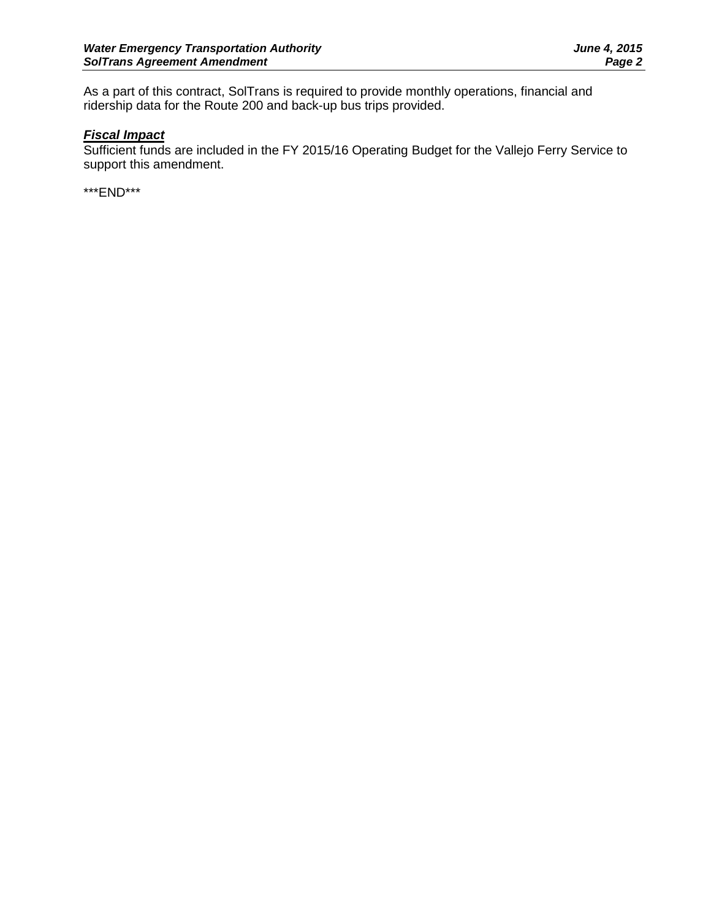As a part of this contract, SolTrans is required to provide monthly operations, financial and ridership data for the Route 200 and back-up bus trips provided.

***Fiscal Impact***

Sufficient funds are included in the FY 2015/16 Operating Budget for the Vallejo Ferry Service to support this amendment.

***END***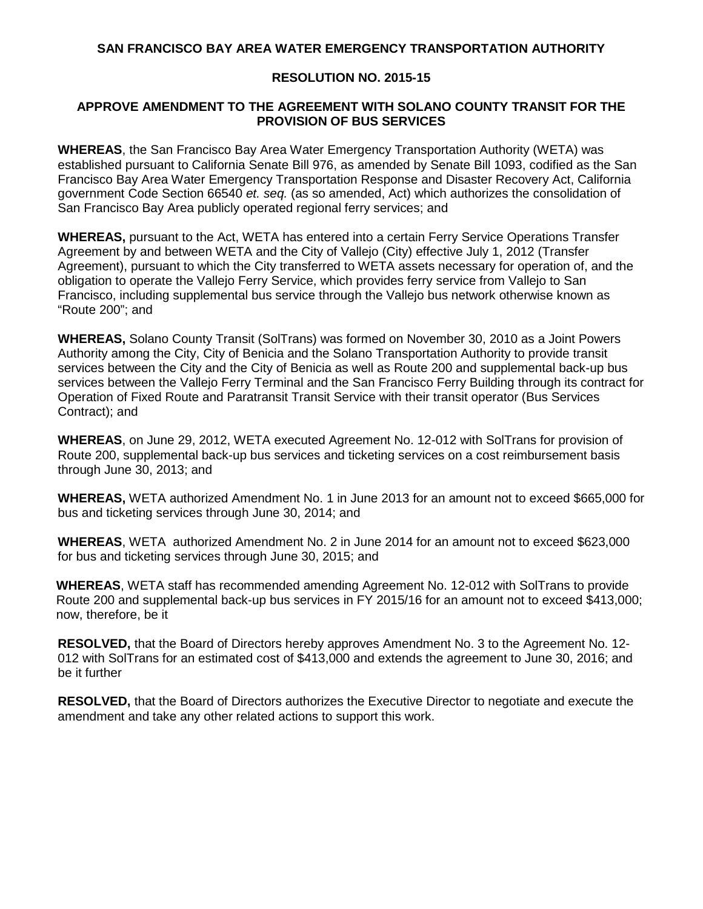**SAN FRANCISCO BAY AREA WATER EMERGENCY TRANSPORTATION AUTHORITY**

**RESOLUTION NO. 2015-15**

**APPROVE AMENDMENT TO THE AGREEMENT WITH SOLANO COUNTY TRANSIT FOR THE PROVISION OF BUS SERVICES**

**WHEREAS**, the San Francisco Bay Area Water Emergency Transportation Authority (WETA) was established pursuant to California Senate Bill 976, as amended by Senate Bill 1093, codified as the San Francisco Bay Area Water Emergency Transportation Response and Disaster Recovery Act, California government Code Section 66540 *et. seq.* (as so amended, Act) which authorizes the consolidation of San Francisco Bay Area publicly operated regional ferry services; and

**WHEREAS,** pursuant to the Act, WETA has entered into a certain Ferry Service Operations Transfer Agreement by and between WETA and the City of Vallejo (City) effective July 1, 2012 (Transfer Agreement), pursuant to which the City transferred to WETA assets necessary for operation of, and the obligation to operate the Vallejo Ferry Service, which provides ferry service from Vallejo to San Francisco, including supplemental bus service through the Vallejo bus network otherwise known as "Route 200"; and

**WHEREAS,** Solano County Transit (SolTrans) was formed on November 30, 2010 as a Joint Powers Authority among the City, City of Benicia and the Solano Transportation Authority to provide transit services between the City and the City of Benicia as well as Route 200 and supplemental back-up bus services between the Vallejo Ferry Terminal and the San Francisco Ferry Building through its contract for Operation of Fixed Route and Paratransit Transit Service with their transit operator (Bus Services Contract); and

**WHEREAS**, on June 29, 2012, WETA executed Agreement No. 12-012 with SolTrans for provision of Route 200, supplemental back-up bus services and ticketing services on a cost reimbursement basis through June 30, 2013; and

**WHEREAS,** WETA authorized Amendment No. 1 in June 2013 for an amount not to exceed $665,000 for bus and ticketing services through June 30, 2014; and

**WHEREAS**, WETA authorized Amendment No. 2 in June 2014 for an amount not to exceed $623,000 for bus and ticketing services through June 30, 2015; and

**WHEREAS**, WETA staff has recommended amending Agreement No. 12-012 with SolTrans to provide Route 200 and supplemental back-up bus services in FY 2015/16 for an amount not to exceed $413,000; now, therefore, be it

**RESOLVED,** that the Board of Directors hereby approves Amendment No. 3 to the Agreement No. 12-012 with SolTrans for an estimated cost of $413,000 and extends the agreement to June 30, 2016; and be it further

**RESOLVED,** that the Board of Directors authorizes the Executive Director to negotiate and execute the amendment and take any other related actions to support this work.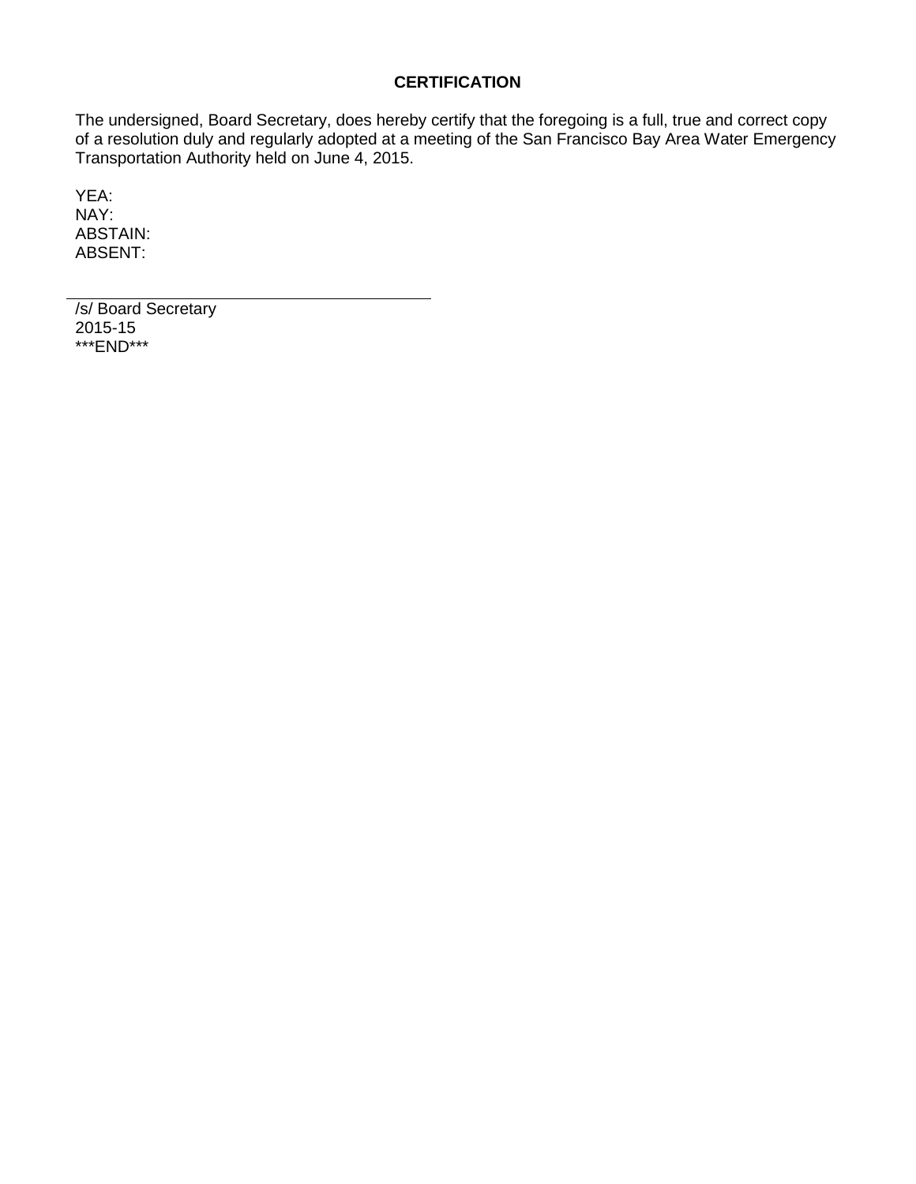**CERTIFICATION**

The undersigned, Board Secretary, does hereby certify that the foregoing is a full, true and correct copy of a resolution duly and regularly adopted at a meeting of the San Francisco Bay Area Water Emergency Transportation Authority held on June 4, 2015.

YEA:
NAY:
ABSTAIN:
ABSENT:

_______________________________________

/s/ Board Secretary
2015-15
***END***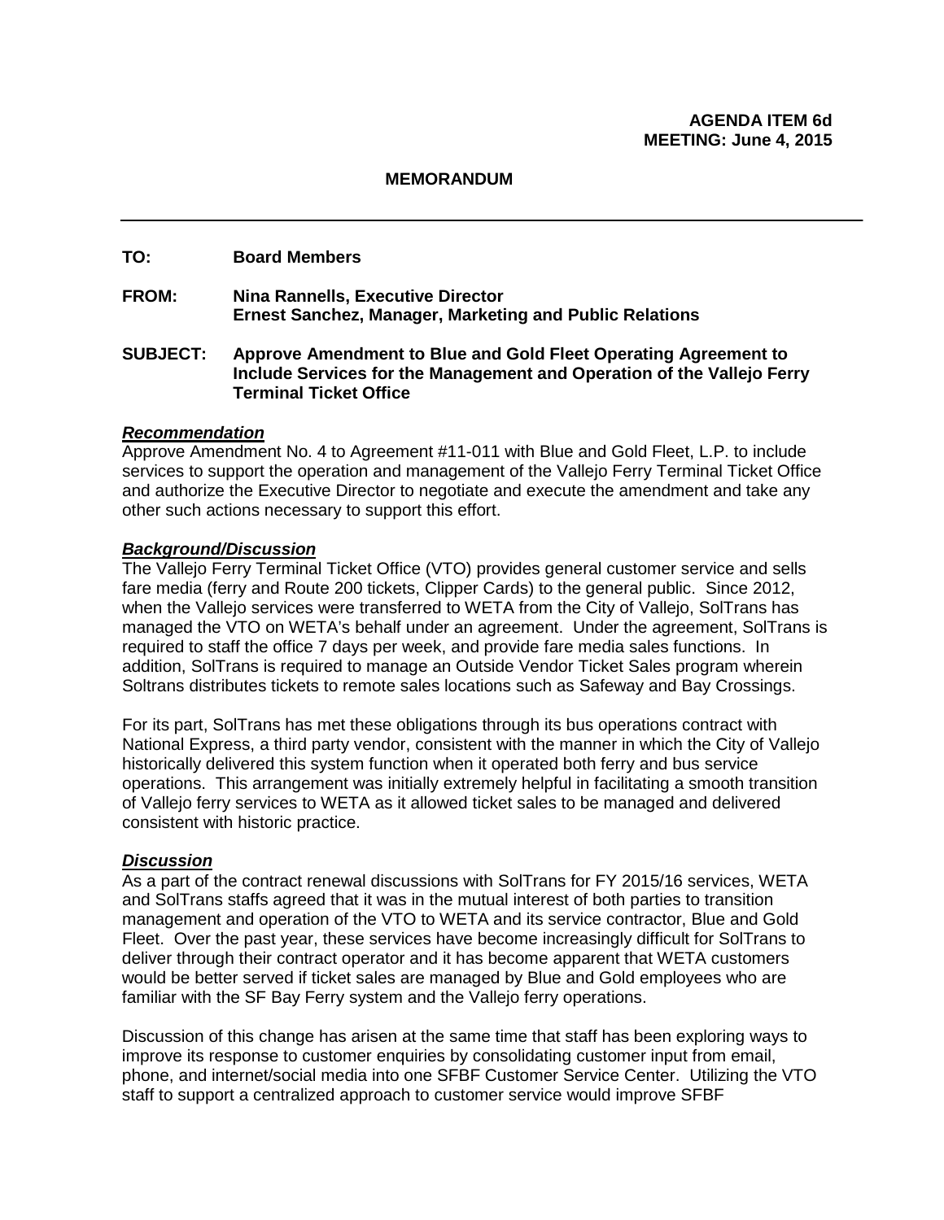**AGENDA ITEM 6d**
**MEETING: June 4, 2015**

**MEMORANDUM**

---

**TO:** Board Members

**FROM:** Nina Rannells, Executive Director
Ernest Sanchez, Manager, Marketing and Public Relations

**SUBJECT:** Approve Amendment to Blue and Gold Fleet Operating Agreement to Include Services for the Management and Operation of the Vallejo Ferry Terminal Ticket Office

***Recommendation***

Approve Amendment No. 4 to Agreement #11-011 with Blue and Gold Fleet, L.P. to include services to support the operation and management of the Vallejo Ferry Terminal Ticket Office and authorize the Executive Director to negotiate and execute the amendment and take any other such actions necessary to support this effort.

***Background/Discussion***

The Vallejo Ferry Terminal Ticket Office (VTO) provides general customer service and sells fare media (ferry and Route 200 tickets, Clipper Cards) to the general public. Since 2012, when the Vallejo services were transferred to WETA from the City of Vallejo, SolTrans has managed the VTO on WETA's behalf under an agreement. Under the agreement, SolTrans is required to staff the office 7 days per week, and provide fare media sales functions. In addition, SolTrans is required to manage an Outside Vendor Ticket Sales program wherein Soltrans distributes tickets to remote sales locations such as Safeway and Bay Crossings.

For its part, SolTrans has met these obligations through its bus operations contract with National Express, a third party vendor, consistent with the manner in which the City of Vallejo historically delivered this system function when it operated both ferry and bus service operations. This arrangement was initially extremely helpful in facilitating a smooth transition of Vallejo ferry services to WETA as it allowed ticket sales to be managed and delivered consistent with historic practice.

***Discussion***

As a part of the contract renewal discussions with SolTrans for FY 2015/16 services, WETA and SolTrans staffs agreed that it was in the mutual interest of both parties to transition management and operation of the VTO to WETA and its service contractor, Blue and Gold Fleet. Over the past year, these services have become increasingly difficult for SolTrans to deliver through their contract operator and it has become apparent that WETA customers would be better served if ticket sales are managed by Blue and Gold employees who are familiar with the SF Bay Ferry system and the Vallejo ferry operations.

Discussion of this change has arisen at the same time that staff has been exploring ways to improve its response to customer enquiries by consolidating customer input from email, phone, and internet/social media into one SFBF Customer Service Center. Utilizing the VTO staff to support a centralized approach to customer service would improve SFBF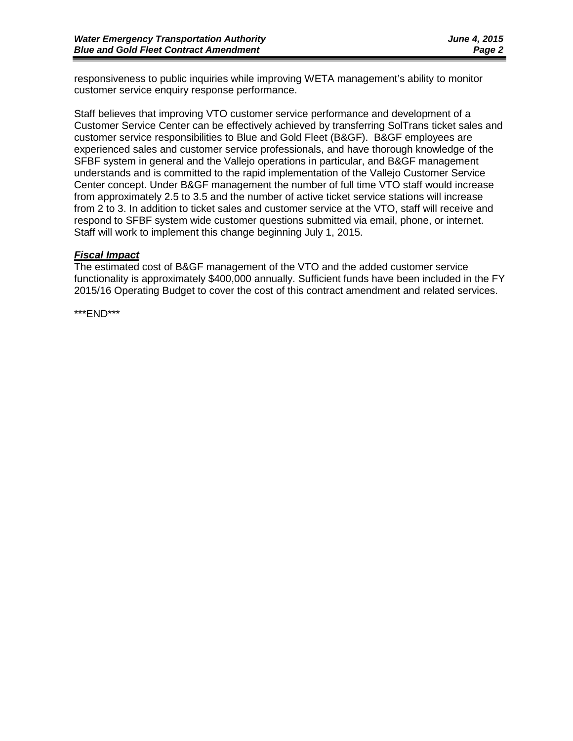responsiveness to public inquiries while improving WETA management's ability to monitor customer service enquiry response performance.

Staff believes that improving VTO customer service performance and development of a Customer Service Center can be effectively achieved by transferring SolTrans ticket sales and customer service responsibilities to Blue and Gold Fleet (B&GF). B&GF employees are experienced sales and customer service professionals, and have thorough knowledge of the SFBF system in general and the Vallejo operations in particular, and B&GF management understands and is committed to the rapid implementation of the Vallejo Customer Service Center concept. Under B&GF management the number of full time VTO staff would increase from approximately 2.5 to 3.5 and the number of active ticket service stations will increase from 2 to 3. In addition to ticket sales and customer service at the VTO, staff will receive and respond to SFBF system wide customer questions submitted via email, phone, or internet. Staff will work to implement this change beginning July 1, 2015.

***<u>Fiscal Impact</u>***

The estimated cost of B&GF management of the VTO and the added customer service functionality is approximately $400,000 annually. Sufficient funds have been included in the FY 2015/16 Operating Budget to cover the cost of this contract amendment and related services.

***END***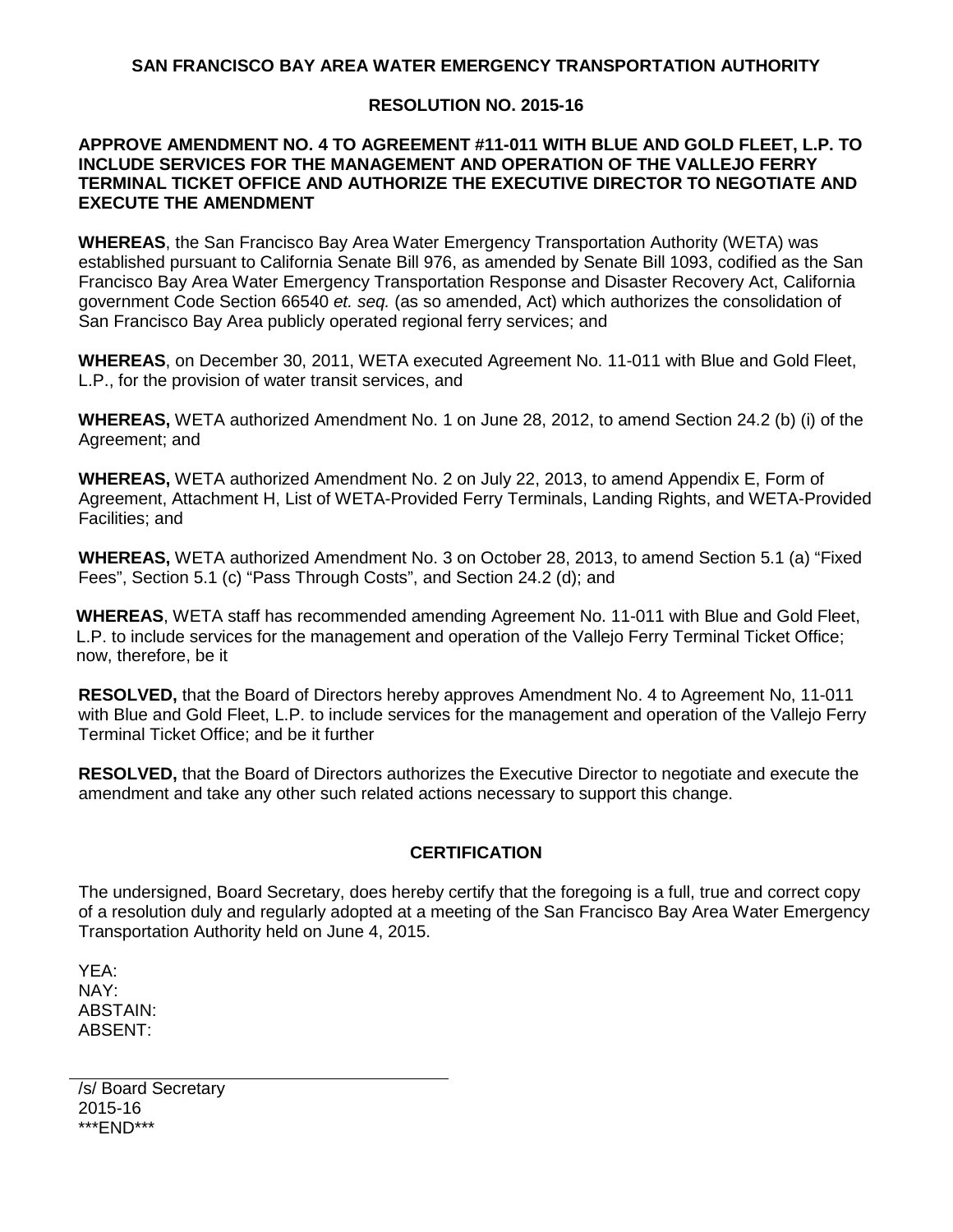**SAN FRANCISCO BAY AREA WATER EMERGENCY TRANSPORTATION AUTHORITY**

**RESOLUTION NO. 2015-16**

**APPROVE AMENDMENT NO. 4 TO AGREEMENT #11-011 WITH BLUE AND GOLD FLEET, L.P. TO INCLUDE SERVICES FOR THE MANAGEMENT AND OPERATION OF THE VALLEJO FERRY TERMINAL TICKET OFFICE AND AUTHORIZE THE EXECUTIVE DIRECTOR TO NEGOTIATE AND EXECUTE THE AMENDMENT**

**WHEREAS**, the San Francisco Bay Area Water Emergency Transportation Authority (WETA) was established pursuant to California Senate Bill 976, as amended by Senate Bill 1093, codified as the San Francisco Bay Area Water Emergency Transportation Response and Disaster Recovery Act, California government Code Section 66540 *et. seq.* (as so amended, Act) which authorizes the consolidation of San Francisco Bay Area publicly operated regional ferry services; and

**WHEREAS**, on December 30, 2011, WETA executed Agreement No. 11-011 with Blue and Gold Fleet, L.P., for the provision of water transit services, and

**WHEREAS,** WETA authorized Amendment No. 1 on June 28, 2012, to amend Section 24.2 (b) (i) of the Agreement; and

**WHEREAS,** WETA authorized Amendment No. 2 on July 22, 2013, to amend Appendix E, Form of Agreement, Attachment H, List of WETA-Provided Ferry Terminals, Landing Rights, and WETA-Provided Facilities; and

**WHEREAS,** WETA authorized Amendment No. 3 on October 28, 2013, to amend Section 5.1 (a) "Fixed Fees", Section 5.1 (c) "Pass Through Costs", and Section 24.2 (d); and

**WHEREAS**, WETA staff has recommended amending Agreement No. 11-011 with Blue and Gold Fleet, L.P. to include services for the management and operation of the Vallejo Ferry Terminal Ticket Office; now, therefore, be it

**RESOLVED,** that the Board of Directors hereby approves Amendment No. 4 to Agreement No, 11-011 with Blue and Gold Fleet, L.P. to include services for the management and operation of the Vallejo Ferry Terminal Ticket Office; and be it further

**RESOLVED,** that the Board of Directors authorizes the Executive Director to negotiate and execute the amendment and take any other such related actions necessary to support this change.

**CERTIFICATION**

The undersigned, Board Secretary, does hereby certify that the foregoing is a full, true and correct copy of a resolution duly and regularly adopted at a meeting of the San Francisco Bay Area Water Emergency Transportation Authority held on June 4, 2015.

YEA:
NAY:
ABSTAIN:
ABSENT:

/s/ Board Secretary
2015-16
\*\*\*END\*\*\*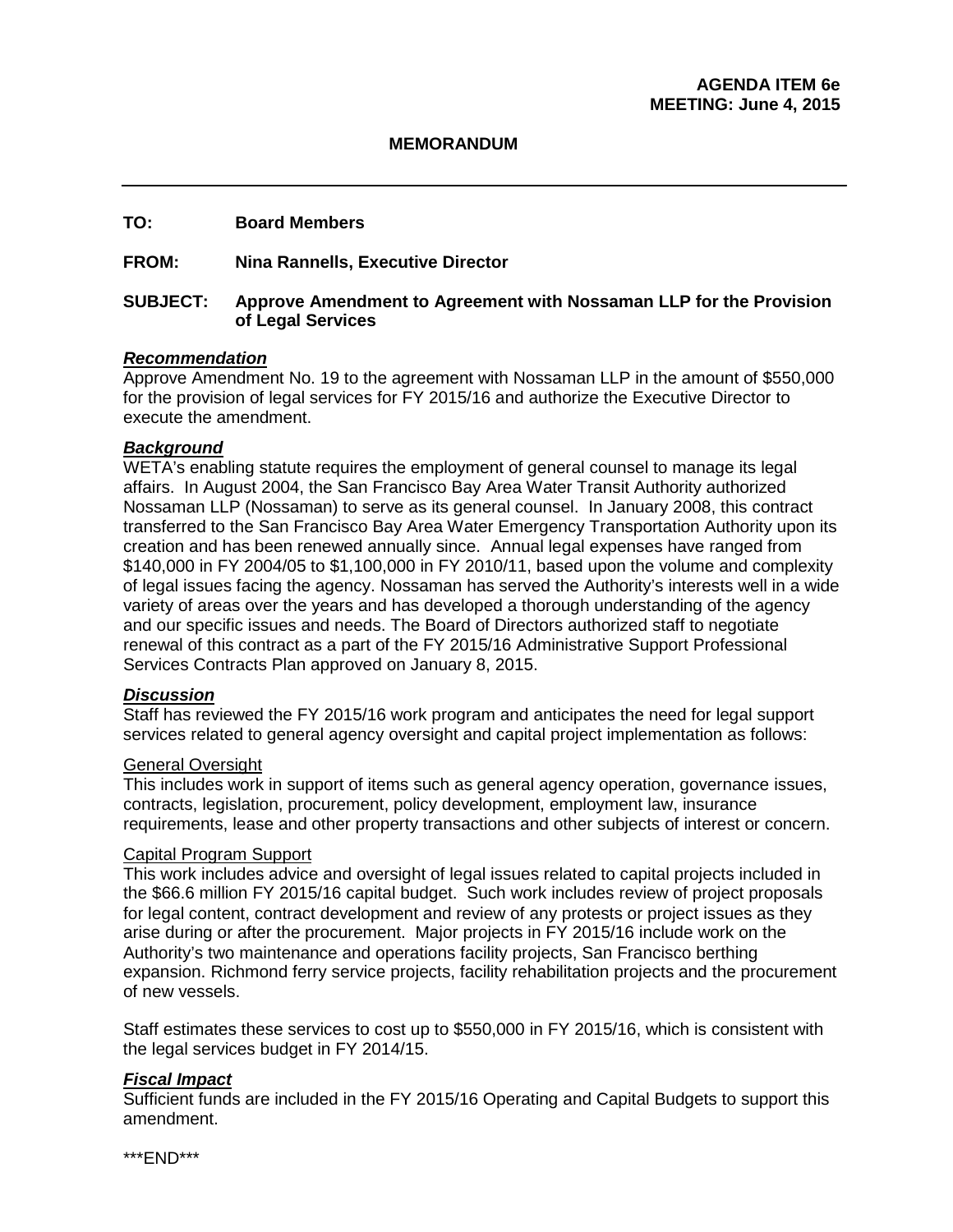**AGENDA ITEM 6e**
**MEETING: June 4, 2015**

**MEMORANDUM**

---

**TO:** Board Members

**FROM:** Nina Rannells, Executive Director

**SUBJECT:** Approve Amendment to Agreement with Nossaman LLP for the Provision of Legal Services

***Recommendation***

Approve Amendment No. 19 to the agreement with Nossaman LLP in the amount of $550,000 for the provision of legal services for FY 2015/16 and authorize the Executive Director to execute the amendment.

***Background***

WETA's enabling statute requires the employment of general counsel to manage its legal affairs. In August 2004, the San Francisco Bay Area Water Transit Authority authorized Nossaman LLP (Nossaman) to serve as its general counsel. In January 2008, this contract transferred to the San Francisco Bay Area Water Emergency Transportation Authority upon its creation and has been renewed annually since. Annual legal expenses have ranged from $140,000 in FY 2004/05 to $1,100,000 in FY 2010/11, based upon the volume and complexity of legal issues facing the agency. Nossaman has served the Authority's interests well in a wide variety of areas over the years and has developed a thorough understanding of the agency and our specific issues and needs. The Board of Directors authorized staff to negotiate renewal of this contract as a part of the FY 2015/16 Administrative Support Professional Services Contracts Plan approved on January 8, 2015.

***Discussion***

Staff has reviewed the FY 2015/16 work program and anticipates the need for legal support services related to general agency oversight and capital project implementation as follows:

General Oversight

This includes work in support of items such as general agency operation, governance issues, contracts, legislation, procurement, policy development, employment law, insurance requirements, lease and other property transactions and other subjects of interest or concern.

Capital Program Support

This work includes advice and oversight of legal issues related to capital projects included in the $66.6 million FY 2015/16 capital budget. Such work includes review of project proposals for legal content, contract development and review of any protests or project issues as they arise during or after the procurement. Major projects in FY 2015/16 include work on the Authority's two maintenance and operations facility projects, San Francisco berthing expansion. Richmond ferry service projects, facility rehabilitation projects and the procurement of new vessels.

Staff estimates these services to cost up to $550,000 in FY 2015/16, which is consistent with the legal services budget in FY 2014/15.

***Fiscal Impact***

Sufficient funds are included in the FY 2015/16 Operating and Capital Budgets to support this amendment.

\*\*\*END\*\*\*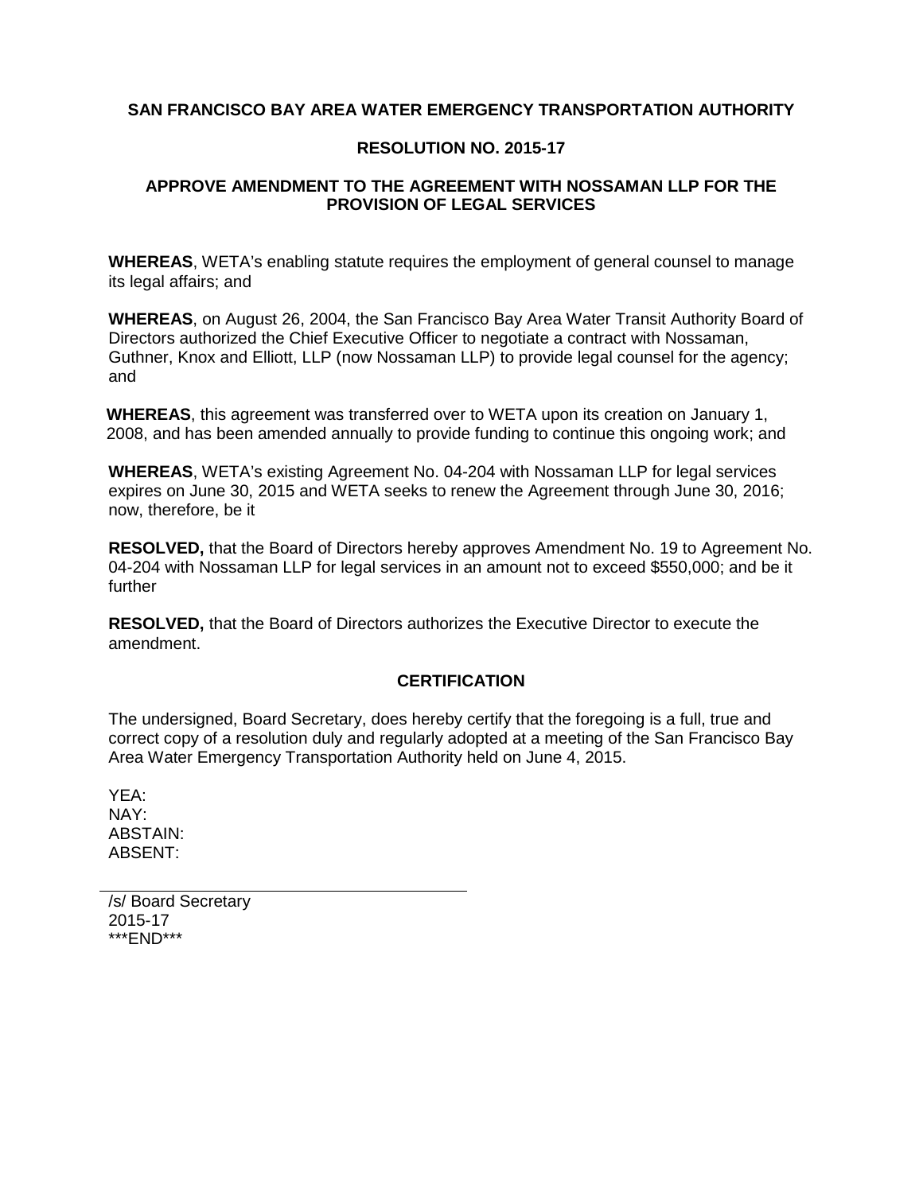**SAN FRANCISCO BAY AREA WATER EMERGENCY TRANSPORTATION AUTHORITY**

**RESOLUTION NO. 2015-17**

**APPROVE AMENDMENT TO THE AGREEMENT WITH NOSSAMAN LLP FOR THE PROVISION OF LEGAL SERVICES**

**WHEREAS**, WETA's enabling statute requires the employment of general counsel to manage its legal affairs; and

**WHEREAS**, on August 26, 2004, the San Francisco Bay Area Water Transit Authority Board of Directors authorized the Chief Executive Officer to negotiate a contract with Nossaman, Guthner, Knox and Elliott, LLP (now Nossaman LLP) to provide legal counsel for the agency; and

**WHEREAS**, this agreement was transferred over to WETA upon its creation on January 1, 2008, and has been amended annually to provide funding to continue this ongoing work; and

**WHEREAS**, WETA's existing Agreement No. 04-204 with Nossaman LLP for legal services expires on June 30, 2015 and WETA seeks to renew the Agreement through June 30, 2016; now, therefore, be it

**RESOLVED,** that the Board of Directors hereby approves Amendment No. 19 to Agreement No. 04-204 with Nossaman LLP for legal services in an amount not to exceed $550,000; and be it further

**RESOLVED,** that the Board of Directors authorizes the Executive Director to execute the amendment.

**CERTIFICATION**

The undersigned, Board Secretary, does hereby certify that the foregoing is a full, true and correct copy of a resolution duly and regularly adopted at a meeting of the San Francisco Bay Area Water Emergency Transportation Authority held on June 4, 2015.

YEA:
NAY:
ABSTAIN:
ABSENT:

/s/ Board Secretary
2015-17
***END***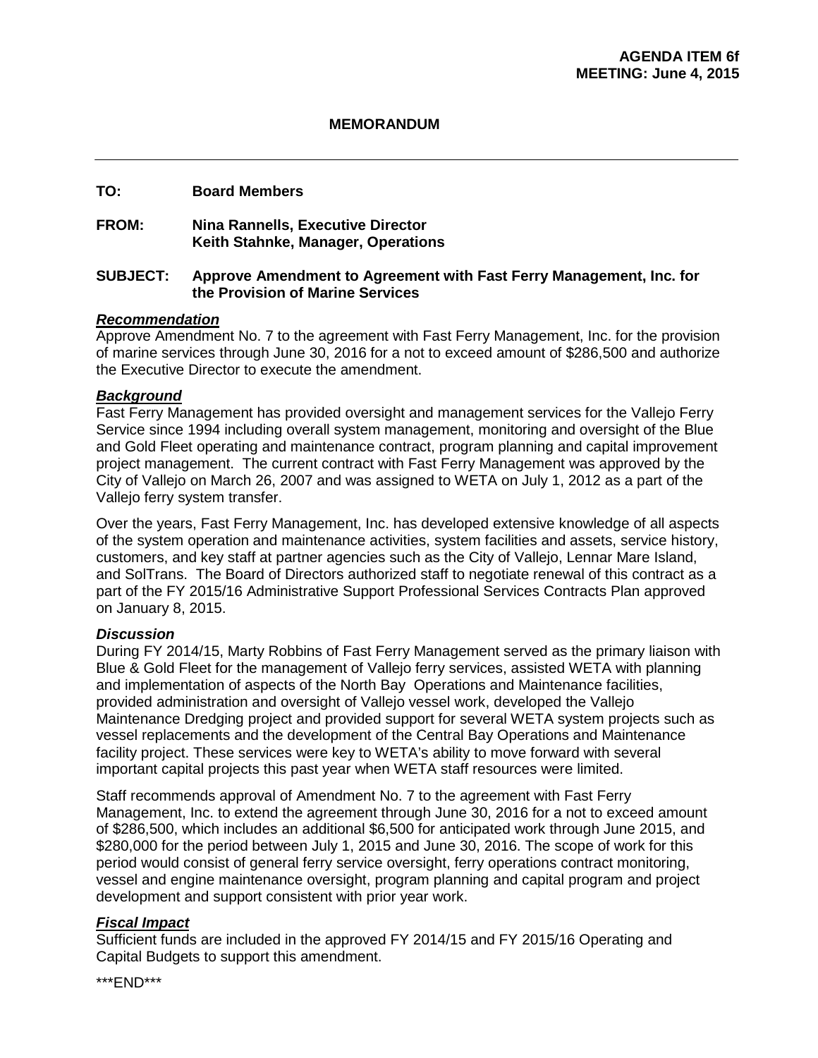**AGENDA ITEM 6f**
**MEETING: June 4, 2015**

## MEMORANDUM

**TO:** Board Members

**FROM:** Nina Rannells, Executive Director
Keith Stahnke, Manager, Operations

**SUBJECT:** Approve Amendment to Agreement with Fast Ferry Management, Inc. for the Provision of Marine Services

### *Recommendation*

Approve Amendment No. 7 to the agreement with Fast Ferry Management, Inc. for the provision of marine services through June 30, 2016 for a not to exceed amount of $286,500 and authorize the Executive Director to execute the amendment.

### *Background*

Fast Ferry Management has provided oversight and management services for the Vallejo Ferry Service since 1994 including overall system management, monitoring and oversight of the Blue and Gold Fleet operating and maintenance contract, program planning and capital improvement project management. The current contract with Fast Ferry Management was approved by the City of Vallejo on March 26, 2007 and was assigned to WETA on July 1, 2012 as a part of the Vallejo ferry system transfer.

Over the years, Fast Ferry Management, Inc. has developed extensive knowledge of all aspects of the system operation and maintenance activities, system facilities and assets, service history, customers, and key staff at partner agencies such as the City of Vallejo, Lennar Mare Island, and SolTrans. The Board of Directors authorized staff to negotiate renewal of this contract as a part of the FY 2015/16 Administrative Support Professional Services Contracts Plan approved on January 8, 2015.

### *Discussion*

During FY 2014/15, Marty Robbins of Fast Ferry Management served as the primary liaison with Blue & Gold Fleet for the management of Vallejo ferry services, assisted WETA with planning and implementation of aspects of the North Bay Operations and Maintenance facilities, provided administration and oversight of Vallejo vessel work, developed the Vallejo Maintenance Dredging project and provided support for several WETA system projects such as vessel replacements and the development of the Central Bay Operations and Maintenance facility project. These services were key to WETA's ability to move forward with several important capital projects this past year when WETA staff resources were limited.

Staff recommends approval of Amendment No. 7 to the agreement with Fast Ferry Management, Inc. to extend the agreement through June 30, 2016 for a not to exceed amount of $286,500, which includes an additional $6,500 for anticipated work through June 2015, and $280,000 for the period between July 1, 2015 and June 30, 2016. The scope of work for this period would consist of general ferry service oversight, ferry operations contract monitoring, vessel and engine maintenance oversight, program planning and capital program and project development and support consistent with prior year work.

### *Fiscal Impact*

Sufficient funds are included in the approved FY 2014/15 and FY 2015/16 Operating and Capital Budgets to support this amendment.

\*\*\*END\*\*\*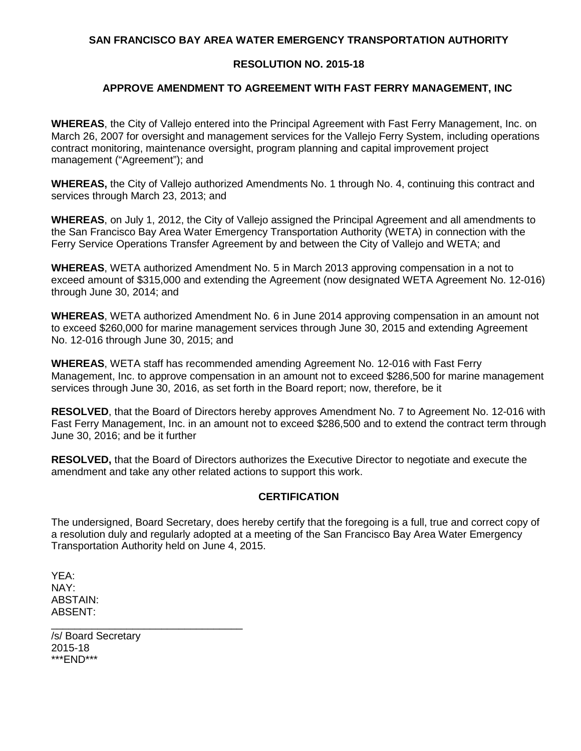**SAN FRANCISCO BAY AREA WATER EMERGENCY TRANSPORTATION AUTHORITY**

**RESOLUTION NO. 2015-18**

**APPROVE AMENDMENT TO AGREEMENT WITH FAST FERRY MANAGEMENT, INC**

**WHEREAS**, the City of Vallejo entered into the Principal Agreement with Fast Ferry Management, Inc. on March 26, 2007 for oversight and management services for the Vallejo Ferry System, including operations contract monitoring, maintenance oversight, program planning and capital improvement project management ("Agreement"); and

**WHEREAS,** the City of Vallejo authorized Amendments No. 1 through No. 4, continuing this contract and services through March 23, 2013; and

**WHEREAS**, on July 1, 2012, the City of Vallejo assigned the Principal Agreement and all amendments to the San Francisco Bay Area Water Emergency Transportation Authority (WETA) in connection with the Ferry Service Operations Transfer Agreement by and between the City of Vallejo and WETA; and

**WHEREAS**, WETA authorized Amendment No. 5 in March 2013 approving compensation in a not to exceed amount of $315,000 and extending the Agreement (now designated WETA Agreement No. 12-016) through June 30, 2014; and

**WHEREAS**, WETA authorized Amendment No. 6 in June 2014 approving compensation in an amount not to exceed $260,000 for marine management services through June 30, 2015 and extending Agreement No. 12-016 through June 30, 2015; and

**WHEREAS**, WETA staff has recommended amending Agreement No. 12-016 with Fast Ferry Management, Inc. to approve compensation in an amount not to exceed $286,500 for marine management services through June 30, 2016, as set forth in the Board report; now, therefore, be it

**RESOLVED**, that the Board of Directors hereby approves Amendment No. 7 to Agreement No. 12-016 with Fast Ferry Management, Inc. in an amount not to exceed $286,500 and to extend the contract term through June 30, 2016; and be it further

**RESOLVED,** that the Board of Directors authorizes the Executive Director to negotiate and execute the amendment and take any other related actions to support this work.

**CERTIFICATION**

The undersigned, Board Secretary, does hereby certify that the foregoing is a full, true and correct copy of a resolution duly and regularly adopted at a meeting of the San Francisco Bay Area Water Emergency Transportation Authority held on June 4, 2015.

YEA:
NAY:
ABSTAIN:
ABSENT:

_________________________________
/s/ Board Secretary
2015-18
***END***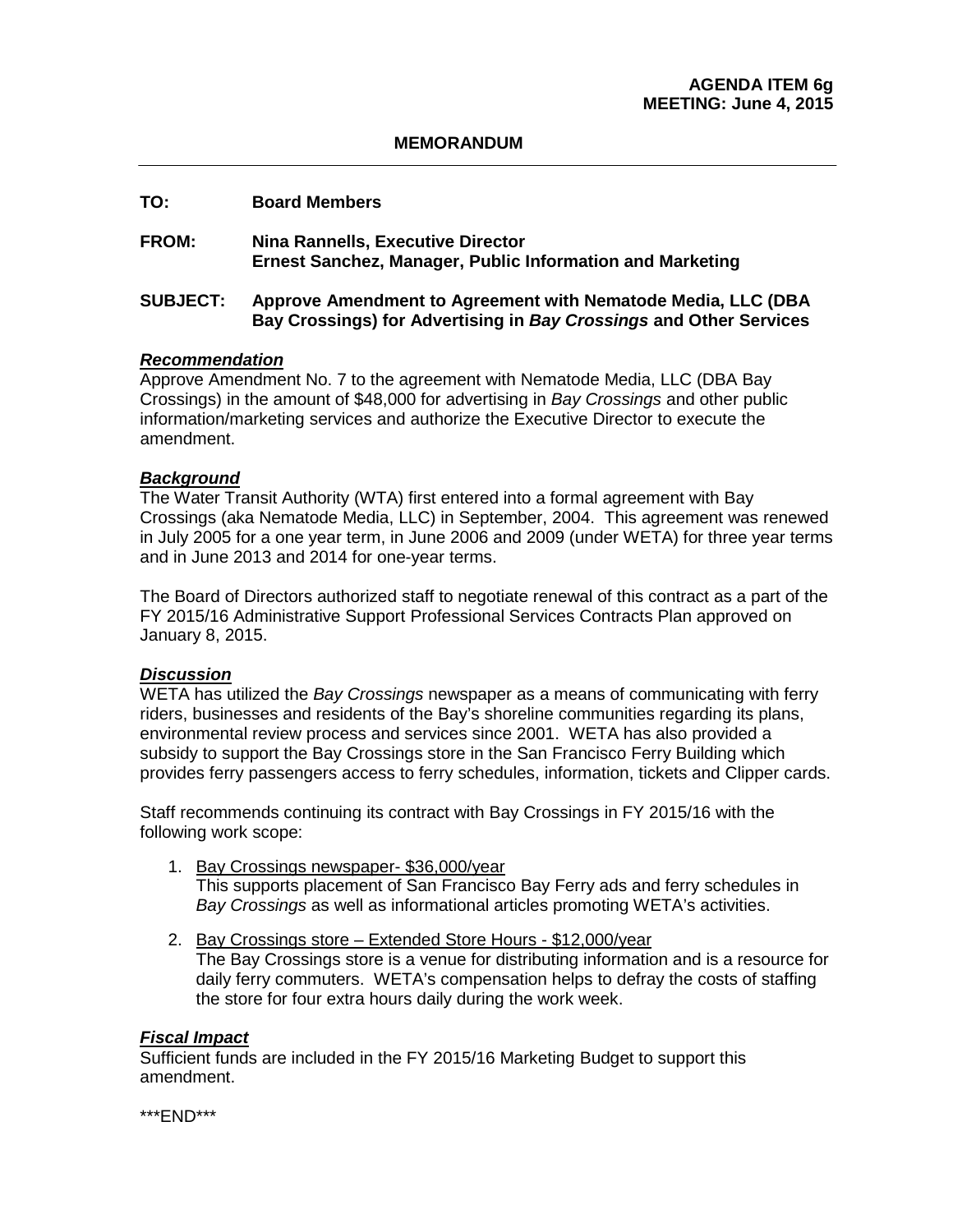**AGENDA ITEM 6g**
**MEETING: June 4, 2015**

## MEMORANDUM

**TO:** **Board Members**

**FROM:** **Nina Rannells, Executive Director**
**Ernest Sanchez, Manager, Public Information and Marketing**

**SUBJECT:** **Approve Amendment to Agreement with Nematode Media, LLC (DBA Bay Crossings) for Advertising in *Bay Crossings* and Other Services**

***Recommendation***

Approve Amendment No. 7 to the agreement with Nematode Media, LLC (DBA Bay Crossings) in the amount of $48,000 for advertising in *Bay Crossings* and other public information/marketing services and authorize the Executive Director to execute the amendment.

***Background***

The Water Transit Authority (WTA) first entered into a formal agreement with Bay Crossings (aka Nematode Media, LLC) in September, 2004. This agreement was renewed in July 2005 for a one year term, in June 2006 and 2009 (under WETA) for three year terms and in June 2013 and 2014 for one-year terms.

The Board of Directors authorized staff to negotiate renewal of this contract as a part of the FY 2015/16 Administrative Support Professional Services Contracts Plan approved on January 8, 2015.

***Discussion***

WETA has utilized the *Bay Crossings* newspaper as a means of communicating with ferry riders, businesses and residents of the Bay's shoreline communities regarding its plans, environmental review process and services since 2001. WETA has also provided a subsidy to support the Bay Crossings store in the San Francisco Ferry Building which provides ferry passengers access to ferry schedules, information, tickets and Clipper cards.

Staff recommends continuing its contract with Bay Crossings in FY 2015/16 with the following work scope:

1. <u>Bay Crossings newspaper- $36,000/year</u>
   This supports placement of San Francisco Bay Ferry ads and ferry schedules in *Bay Crossings* as well as informational articles promoting WETA's activities.

2. <u>Bay Crossings store – Extended Store Hours - $12,000/year</u>
   The Bay Crossings store is a venue for distributing information and is a resource for daily ferry commuters. WETA's compensation helps to defray the costs of staffing the store for four extra hours daily during the work week.

***Fiscal Impact***

Sufficient funds are included in the FY 2015/16 Marketing Budget to support this amendment.

\*\*\*END\*\*\*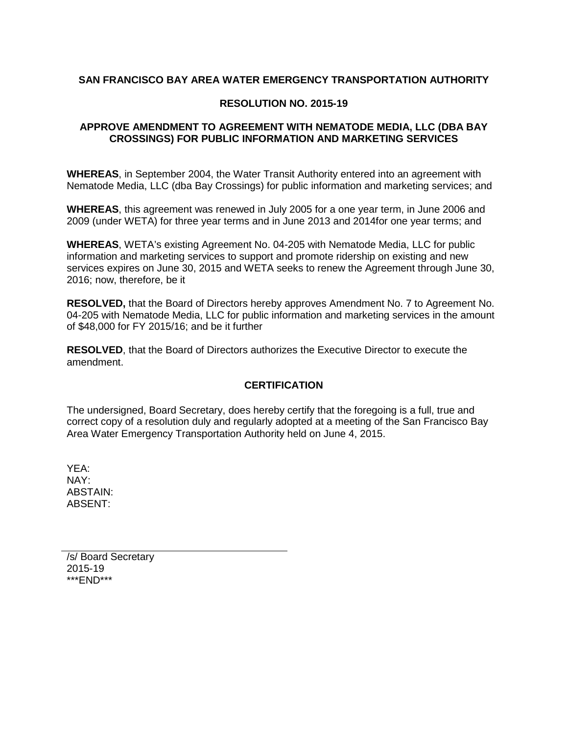**SAN FRANCISCO BAY AREA WATER EMERGENCY TRANSPORTATION AUTHORITY**

**RESOLUTION NO. 2015-19**

**APPROVE AMENDMENT TO AGREEMENT WITH NEMATODE MEDIA, LLC (DBA BAY CROSSINGS) FOR PUBLIC INFORMATION AND MARKETING SERVICES**

**WHEREAS**, in September 2004, the Water Transit Authority entered into an agreement with Nematode Media, LLC (dba Bay Crossings) for public information and marketing services; and

**WHEREAS**, this agreement was renewed in July 2005 for a one year term, in June 2006 and 2009 (under WETA) for three year terms and in June 2013 and 2014for one year terms; and

**WHEREAS**, WETA's existing Agreement No. 04-205 with Nematode Media, LLC for public information and marketing services to support and promote ridership on existing and new services expires on June 30, 2015 and WETA seeks to renew the Agreement through June 30, 2016; now, therefore, be it

**RESOLVED,** that the Board of Directors hereby approves Amendment No. 7 to Agreement No. 04-205 with Nematode Media, LLC for public information and marketing services in the amount of $48,000 for FY 2015/16; and be it further

**RESOLVED**, that the Board of Directors authorizes the Executive Director to execute the amendment.

**CERTIFICATION**

The undersigned, Board Secretary, does hereby certify that the foregoing is a full, true and correct copy of a resolution duly and regularly adopted at a meeting of the San Francisco Bay Area Water Emergency Transportation Authority held on June 4, 2015.

YEA:
NAY:
ABSTAIN:
ABSENT:

/s/ Board Secretary
2015-19
***END***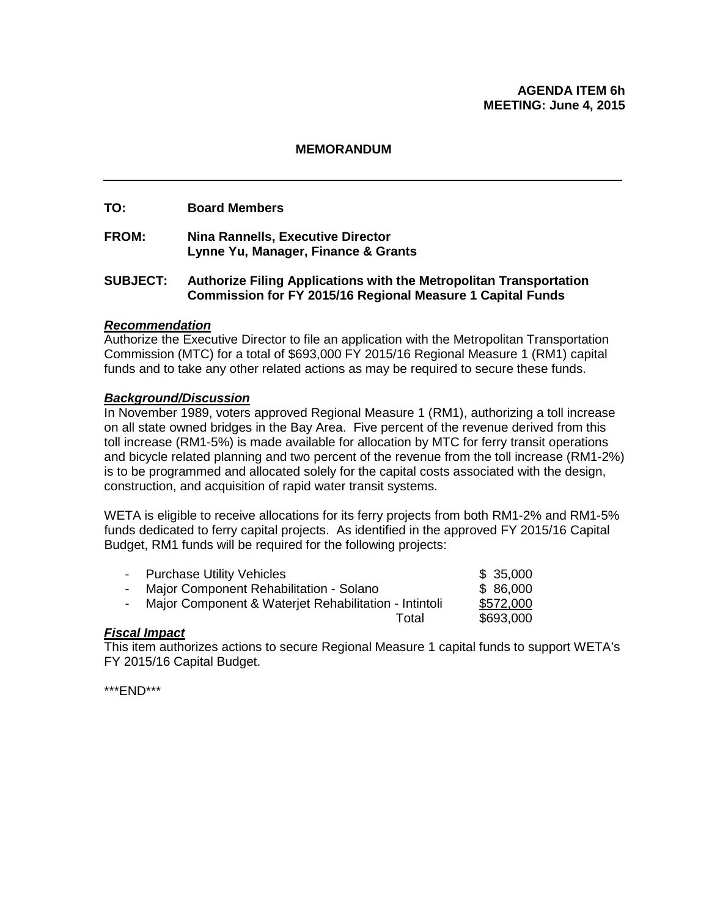**AGENDA ITEM 6h**
**MEETING: June 4, 2015**

# MEMORANDUM

---

**TO:** Board Members

**FROM:** Nina Rannells, Executive Director
Lynne Yu, Manager, Finance & Grants

**SUBJECT:** Authorize Filing Applications with the Metropolitan Transportation Commission for FY 2015/16 Regional Measure 1 Capital Funds

***Recommendation***

Authorize the Executive Director to file an application with the Metropolitan Transportation Commission (MTC) for a total of $693,000 FY 2015/16 Regional Measure 1 (RM1) capital funds and to take any other related actions as may be required to secure these funds.

***Background/Discussion***

In November 1989, voters approved Regional Measure 1 (RM1), authorizing a toll increase on all state owned bridges in the Bay Area. Five percent of the revenue derived from this toll increase (RM1-5%) is made available for allocation by MTC for ferry transit operations and bicycle related planning and two percent of the revenue from the toll increase (RM1-2%) is to be programmed and allocated solely for the capital costs associated with the design, construction, and acquisition of rapid water transit systems.

WETA is eligible to receive allocations for its ferry projects from both RM1-2% and RM1-5% funds dedicated to ferry capital projects. As identified in the approved FY 2015/16 Capital Budget, RM1 funds will be required for the following projects:

| Project | Amount |
|---|---|
| - Purchase Utility Vehicles | $ 35,000 |
| - Major Component Rehabilitation - Solano | $ 86,000 |
| - Major Component & Waterjet Rehabilitation - Intintoli | $572,000 |
| Total | $693,000 |

***Fiscal Impact***

This item authorizes actions to secure Regional Measure 1 capital funds to support WETA's FY 2015/16 Capital Budget.

\*\*\*END\*\*\*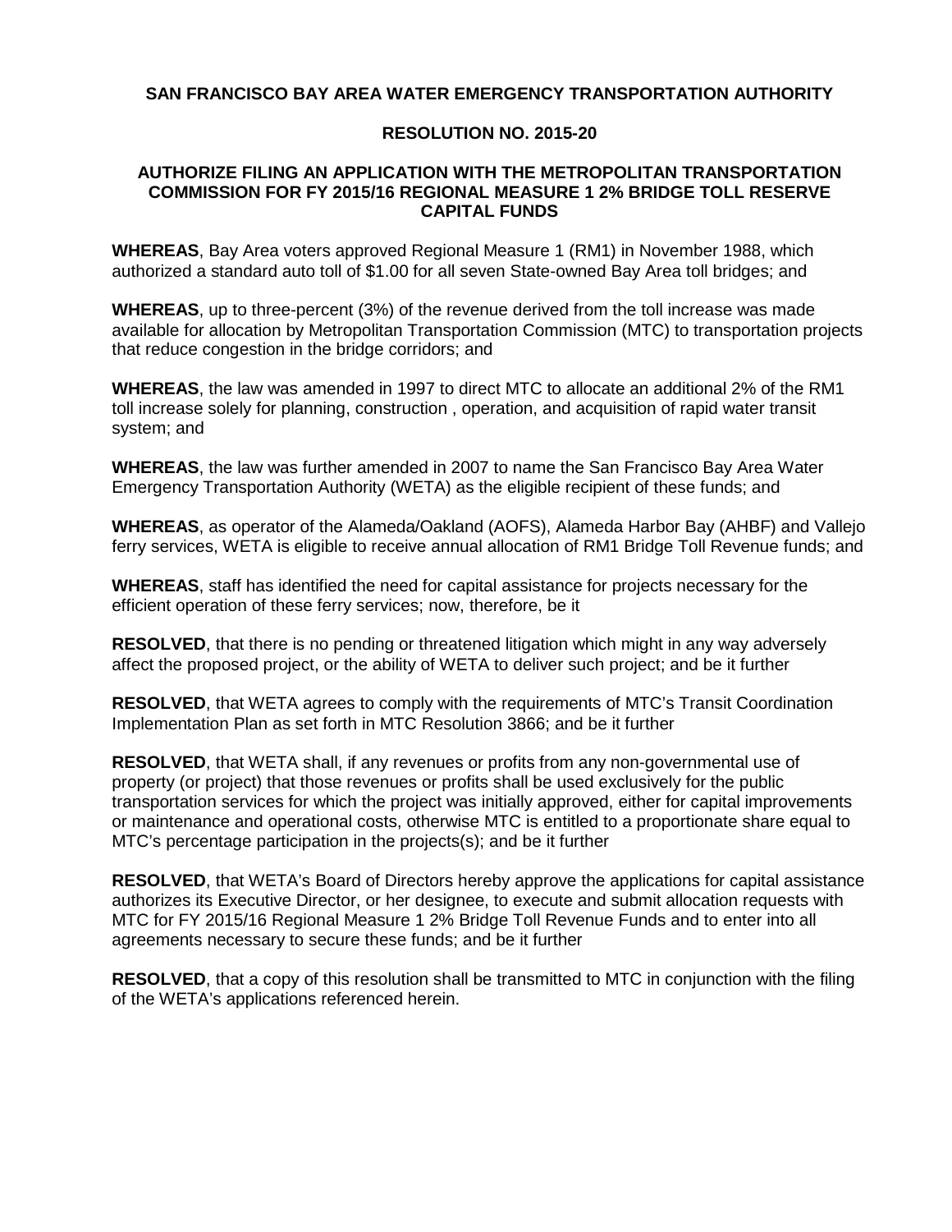**SAN FRANCISCO BAY AREA WATER EMERGENCY TRANSPORTATION AUTHORITY**

**RESOLUTION NO. 2015-20**

**AUTHORIZE FILING AN APPLICATION WITH THE METROPOLITAN TRANSPORTATION COMMISSION FOR FY 2015/16 REGIONAL MEASURE 1 2% BRIDGE TOLL RESERVE CAPITAL FUNDS**

**WHEREAS**, Bay Area voters approved Regional Measure 1 (RM1) in November 1988, which authorized a standard auto toll of $1.00 for all seven State-owned Bay Area toll bridges; and

**WHEREAS**, up to three-percent (3%) of the revenue derived from the toll increase was made available for allocation by Metropolitan Transportation Commission (MTC) to transportation projects that reduce congestion in the bridge corridors; and

**WHEREAS**, the law was amended in 1997 to direct MTC to allocate an additional 2% of the RM1 toll increase solely for planning, construction , operation, and acquisition of rapid water transit system; and

**WHEREAS**, the law was further amended in 2007 to name the San Francisco Bay Area Water Emergency Transportation Authority (WETA) as the eligible recipient of these funds; and

**WHEREAS**, as operator of the Alameda/Oakland (AOFS), Alameda Harbor Bay (AHBF) and Vallejo ferry services, WETA is eligible to receive annual allocation of RM1 Bridge Toll Revenue funds; and

**WHEREAS**, staff has identified the need for capital assistance for projects necessary for the efficient operation of these ferry services; now, therefore, be it

**RESOLVED**, that there is no pending or threatened litigation which might in any way adversely affect the proposed project, or the ability of WETA to deliver such project; and be it further

**RESOLVED**, that WETA agrees to comply with the requirements of MTC's Transit Coordination Implementation Plan as set forth in MTC Resolution 3866; and be it further

**RESOLVED**, that WETA shall, if any revenues or profits from any non-governmental use of property (or project) that those revenues or profits shall be used exclusively for the public transportation services for which the project was initially approved, either for capital improvements or maintenance and operational costs, otherwise MTC is entitled to a proportionate share equal to MTC's percentage participation in the projects(s); and be it further

**RESOLVED**, that WETA's Board of Directors hereby approve the applications for capital assistance authorizes its Executive Director, or her designee, to execute and submit allocation requests with MTC for FY 2015/16 Regional Measure 1 2% Bridge Toll Revenue Funds and to enter into all agreements necessary to secure these funds; and be it further

**RESOLVED**, that a copy of this resolution shall be transmitted to MTC in conjunction with the filing of the WETA's applications referenced herein.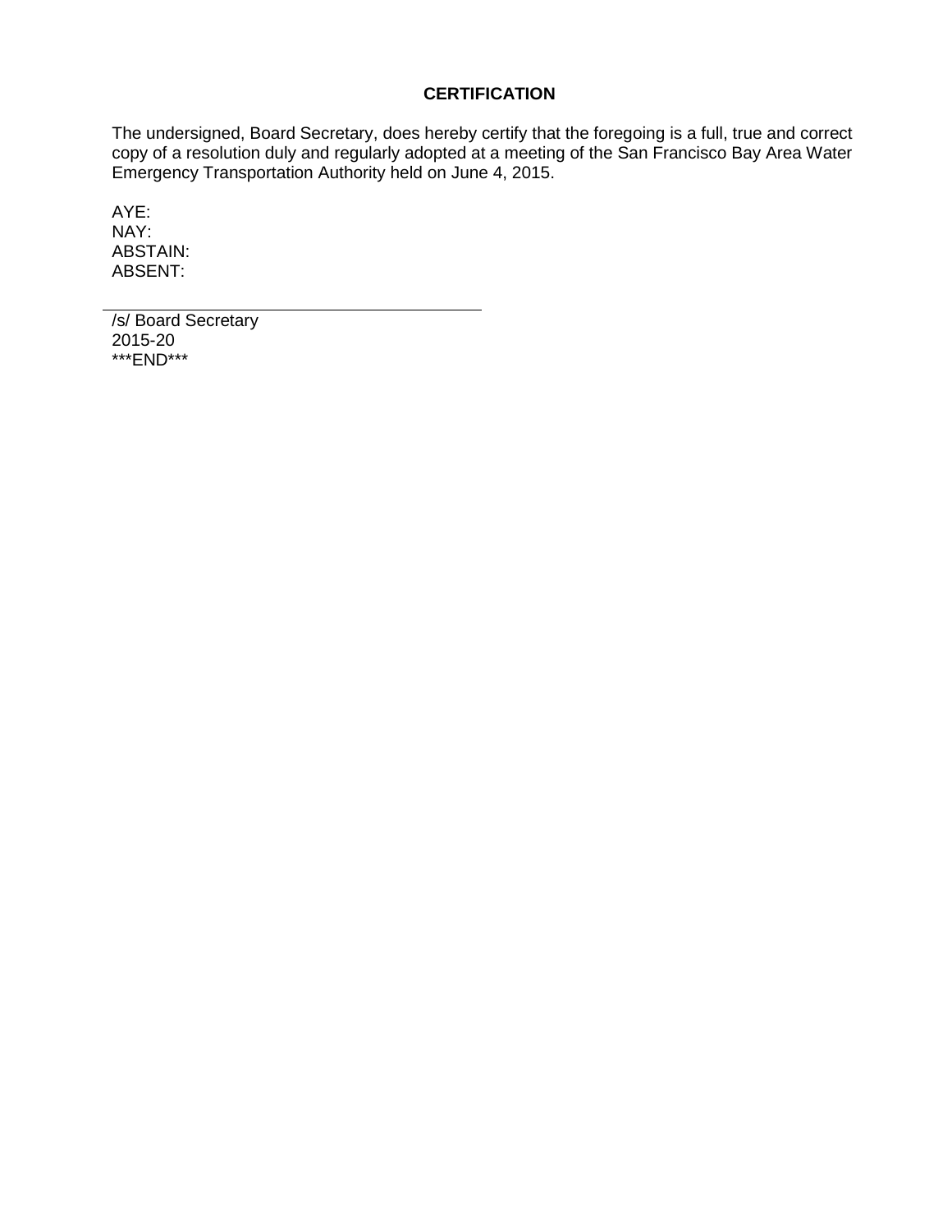**CERTIFICATION**

The undersigned, Board Secretary, does hereby certify that the foregoing is a full, true and correct copy of a resolution duly and regularly adopted at a meeting of the San Francisco Bay Area Water Emergency Transportation Authority held on June 4, 2015.

AYE:
NAY:
ABSTAIN:
ABSENT:

\_\_\_\_\_\_\_\_\_\_\_\_\_\_\_\_\_\_\_\_\_\_\_\_\_\_\_\_\_\_\_\_\_\_\_\_\_\_\_\_

/s/ Board Secretary
2015-20
***END***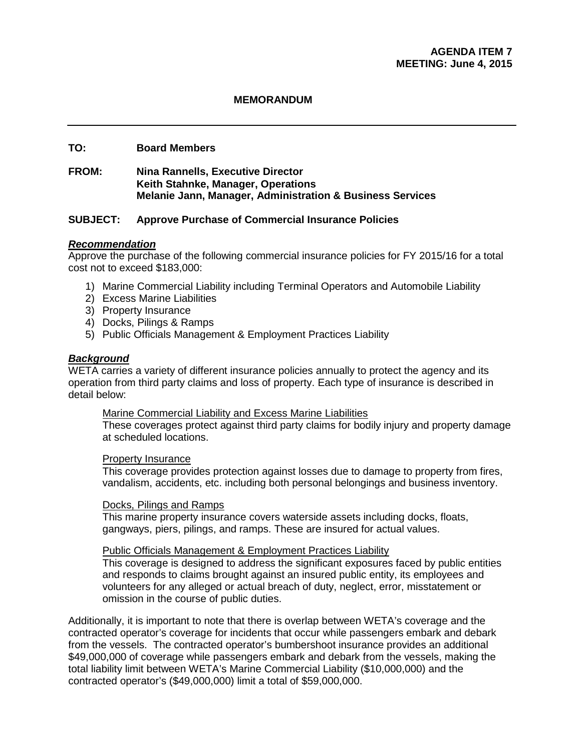**AGENDA ITEM 7**
**MEETING: June 4, 2015**

# MEMORANDUM

---

**TO:** Board Members

**FROM:** Nina Rannells, Executive Director
Keith Stahnke, Manager, Operations
Melanie Jann, Manager, Administration & Business Services

**SUBJECT: Approve Purchase of Commercial Insurance Policies**

***Recommendation***

Approve the purchase of the following commercial insurance policies for FY 2015/16 for a total cost not to exceed $183,000:

1) Marine Commercial Liability including Terminal Operators and Automobile Liability
2) Excess Marine Liabilities
3) Property Insurance
4) Docks, Pilings & Ramps
5) Public Officials Management & Employment Practices Liability

***Background***

WETA carries a variety of different insurance policies annually to protect the agency and its operation from third party claims and loss of property. Each type of insurance is described in detail below:

Marine Commercial Liability and Excess Marine Liabilities
These coverages protect against third party claims for bodily injury and property damage at scheduled locations.

Property Insurance
This coverage provides protection against losses due to damage to property from fires, vandalism, accidents, etc. including both personal belongings and business inventory.

Docks, Pilings and Ramps
This marine property insurance covers waterside assets including docks, floats, gangways, piers, pilings, and ramps. These are insured for actual values.

Public Officials Management & Employment Practices Liability
This coverage is designed to address the significant exposures faced by public entities and responds to claims brought against an insured public entity, its employees and volunteers for any alleged or actual breach of duty, neglect, error, misstatement or omission in the course of public duties.

Additionally, it is important to note that there is overlap between WETA's coverage and the contracted operator's coverage for incidents that occur while passengers embark and debark from the vessels. The contracted operator's bumbershoot insurance provides an additional $49,000,000 of coverage while passengers embark and debark from the vessels, making the total liability limit between WETA's Marine Commercial Liability ($10,000,000) and the contracted operator's ($49,000,000) limit a total of $59,000,000.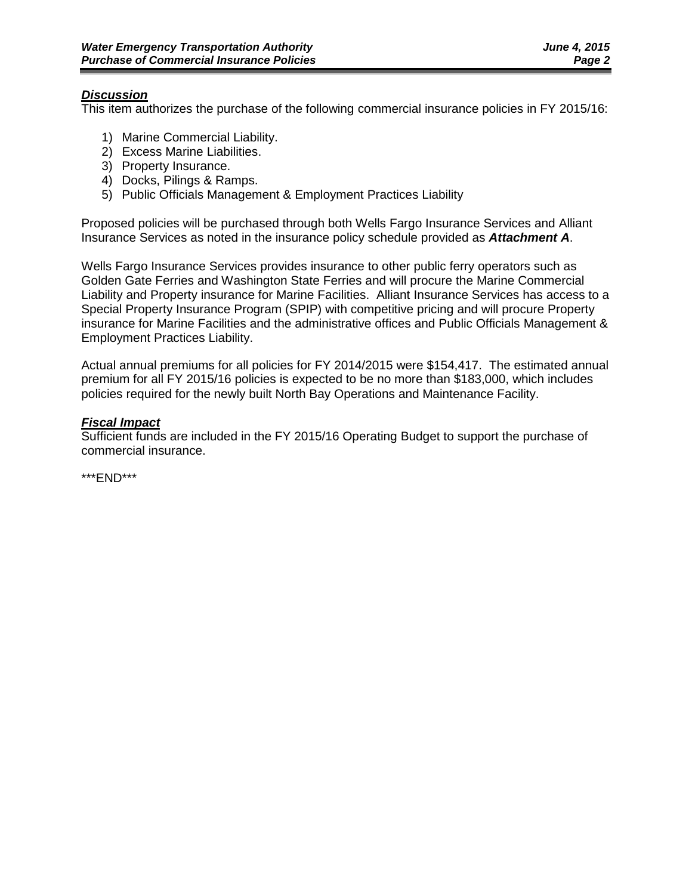### ***Discussion***

This item authorizes the purchase of the following commercial insurance policies in FY 2015/16:

1) Marine Commercial Liability.
2) Excess Marine Liabilities.
3) Property Insurance.
4) Docks, Pilings & Ramps.
5) Public Officials Management & Employment Practices Liability

Proposed policies will be purchased through both Wells Fargo Insurance Services and Alliant Insurance Services as noted in the insurance policy schedule provided as ***Attachment A***.

Wells Fargo Insurance Services provides insurance to other public ferry operators such as Golden Gate Ferries and Washington State Ferries and will procure the Marine Commercial Liability and Property insurance for Marine Facilities. Alliant Insurance Services has access to a Special Property Insurance Program (SPIP) with competitive pricing and will procure Property insurance for Marine Facilities and the administrative offices and Public Officials Management & Employment Practices Liability.

Actual annual premiums for all policies for FY 2014/2015 were $154,417. The estimated annual premium for all FY 2015/16 policies is expected to be no more than $183,000, which includes policies required for the newly built North Bay Operations and Maintenance Facility.

### ***Fiscal Impact***

Sufficient funds are included in the FY 2015/16 Operating Budget to support the purchase of commercial insurance.

***END***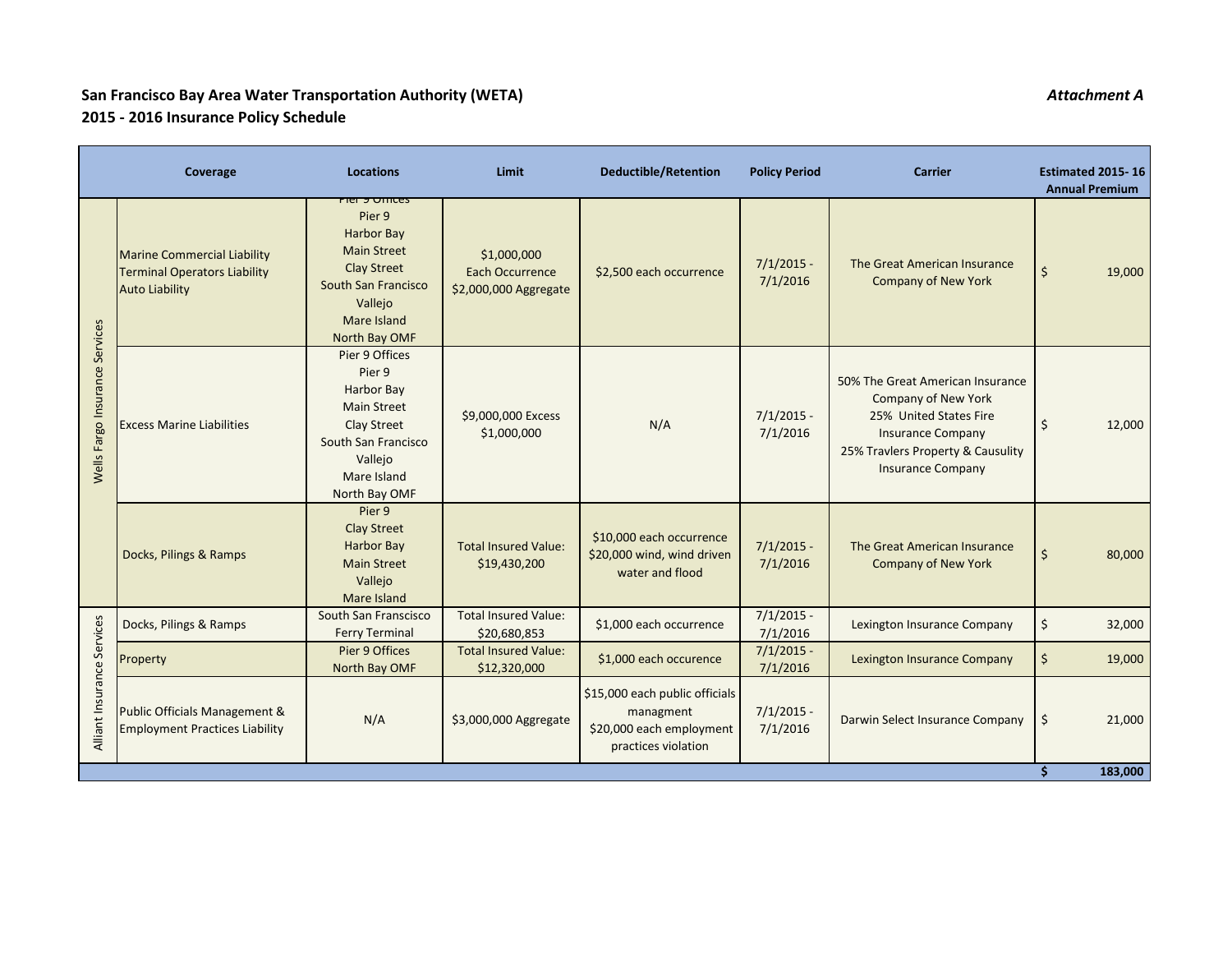**San Francisco Bay Area Water Transportation Authority (WETA)**
**2015 - 2016 Insurance Policy Schedule**

*Attachment A*

| | Coverage | Locations | Limit | Deductible/Retention | Policy Period | Carrier | Estimated 2015- 16 Annual Premium |
|---|---|---|---|---|---|---|---|
| Wells Fargo Insurance Services | Marine Commercial Liability<br>Terminal Operators Liability<br>Auto Liability | Pier 9 Offices<br>Pier 9<br>Harbor Bay<br>Main Street<br>Clay Street<br>South San Francisco<br>Vallejo<br>Mare Island<br>North Bay OMF | $1,000,000<br>Each Occurrence<br>$2,000,000 Aggregate | $2,500 each occurrence | 7/1/2015 - 7/1/2016 | The Great American Insurance Company of New York | $ 19,000 |
| | Excess Marine Liabilities | Pier 9 Offices<br>Pier 9<br>Harbor Bay<br>Main Street<br>Clay Street<br>South San Francisco<br>Vallejo<br>Mare Island<br>North Bay OMF | $9,000,000 Excess $1,000,000 | N/A | 7/1/2015 - 7/1/2016 | 50% The Great American Insurance Company of New York<br>25% United States Fire Insurance Company<br>25% Travlers Property & Causulity Insurance Company | $ 12,000 |
| | Docks, Pilings & Ramps | Pier 9<br>Clay Street<br>Harbor Bay<br>Main Street<br>Vallejo<br>Mare Island | Total Insured Value: $19,430,200 | $10,000 each occurrence<br>$20,000 wind, wind driven water and flood | 7/1/2015 - 7/1/2016 | The Great American Insurance Company of New York | $ 80,000 |
| Alliant Insurance Services | Docks, Pilings & Ramps | South San Franscisco Ferry Terminal | Total Insured Value: $20,680,853 | $1,000 each occurrence | 7/1/2015 - 7/1/2016 | Lexington Insurance Company | $ 32,000 |
| | Property | Pier 9 Offices<br>North Bay OMF | Total Insured Value: $12,320,000 | $1,000 each occurence | 7/1/2015 - 7/1/2016 | Lexington Insurance Company | $ 19,000 |
| | Public Officials Management & Employment Practices Liability | N/A | $3,000,000 Aggregate | $15,000 each public officials managment<br>$20,000 each employment practices violation | 7/1/2015 - 7/1/2016 | Darwin Select Insurance Company | $ 21,000 |
| | | | | | | | **$ 183,000** |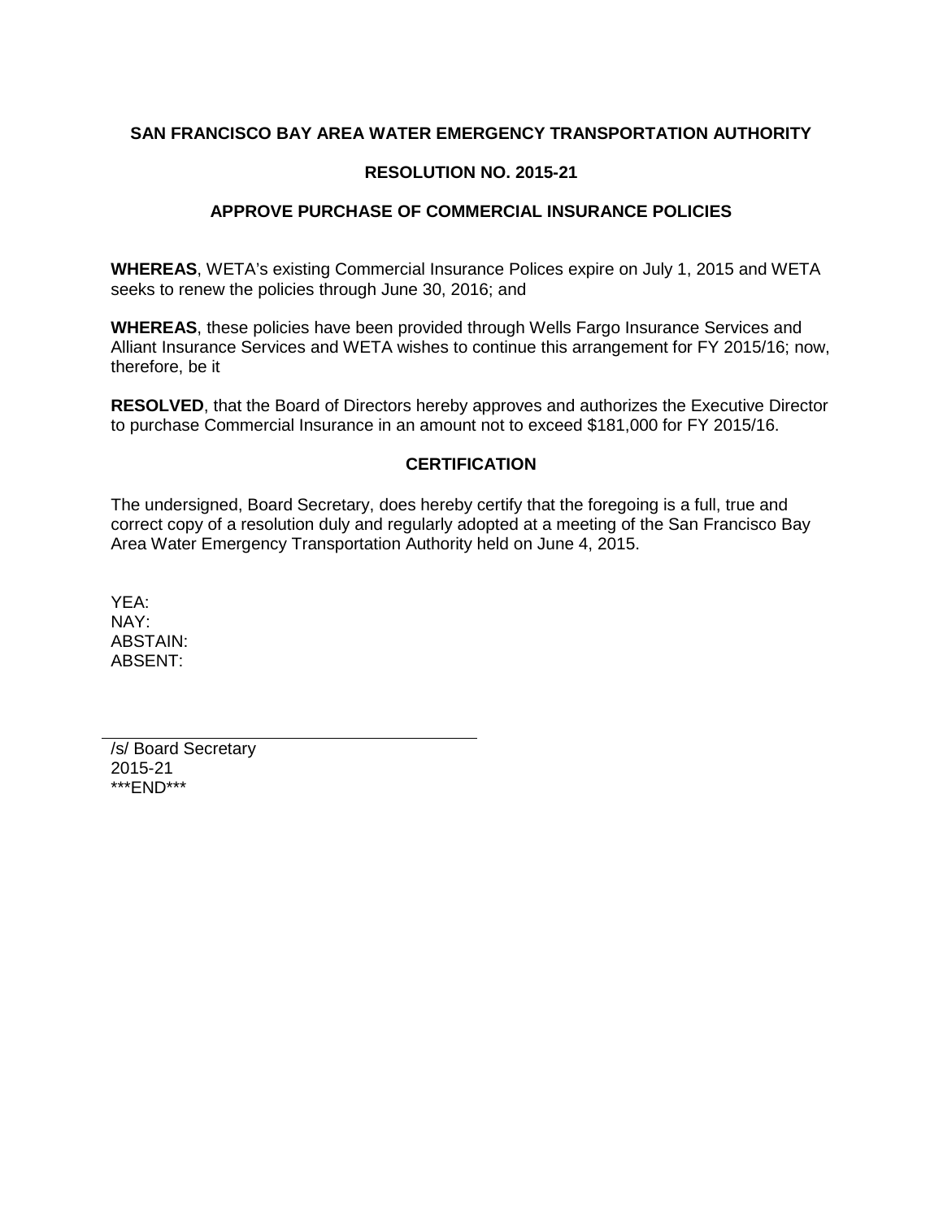**SAN FRANCISCO BAY AREA WATER EMERGENCY TRANSPORTATION AUTHORITY**

**RESOLUTION NO. 2015-21**

**APPROVE PURCHASE OF COMMERCIAL INSURANCE POLICIES**

**WHEREAS**, WETA's existing Commercial Insurance Polices expire on July 1, 2015 and WETA seeks to renew the policies through June 30, 2016; and

**WHEREAS**, these policies have been provided through Wells Fargo Insurance Services and Alliant Insurance Services and WETA wishes to continue this arrangement for FY 2015/16; now, therefore, be it

**RESOLVED**, that the Board of Directors hereby approves and authorizes the Executive Director to purchase Commercial Insurance in an amount not to exceed $181,000 for FY 2015/16.

**CERTIFICATION**

The undersigned, Board Secretary, does hereby certify that the foregoing is a full, true and correct copy of a resolution duly and regularly adopted at a meeting of the San Francisco Bay Area Water Emergency Transportation Authority held on June 4, 2015.

YEA:
NAY:
ABSTAIN:
ABSENT:

/s/ Board Secretary
2015-21
***END***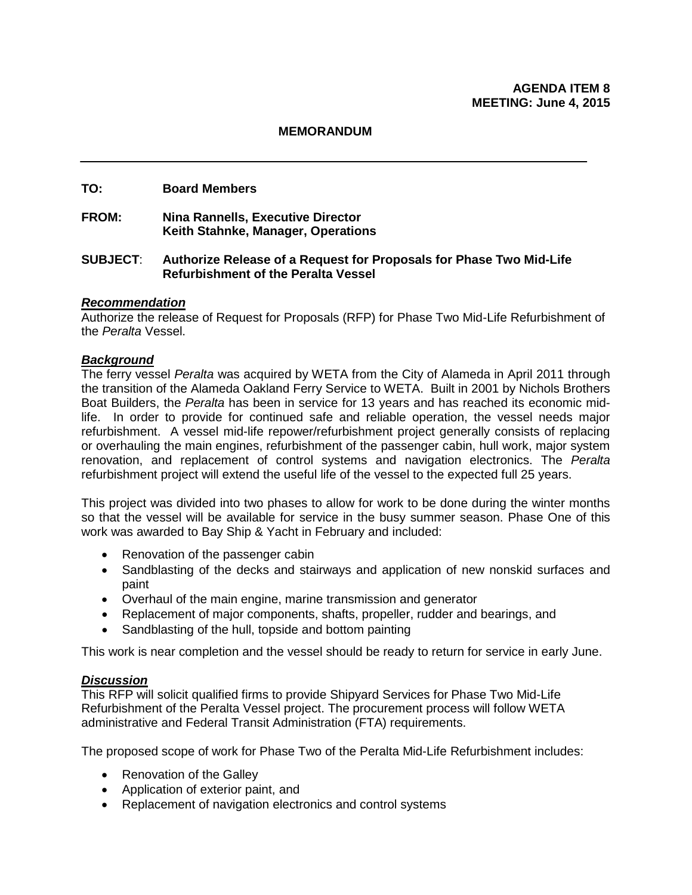**AGENDA ITEM 8**
**MEETING: June 4, 2015**

**MEMORANDUM**

---

**TO:** Board Members

**FROM:** Nina Rannells, Executive Director
Keith Stahnke, Manager, Operations

**SUBJECT**: **Authorize Release of a Request for Proposals for Phase Two Mid-Life Refurbishment of the Peralta Vessel**

***Recommendation***

Authorize the release of Request for Proposals (RFP) for Phase Two Mid-Life Refurbishment of the *Peralta* Vessel.

***Background***

The ferry vessel *Peralta* was acquired by WETA from the City of Alameda in April 2011 through the transition of the Alameda Oakland Ferry Service to WETA. Built in 2001 by Nichols Brothers Boat Builders, the *Peralta* has been in service for 13 years and has reached its economic mid-life. In order to provide for continued safe and reliable operation, the vessel needs major refurbishment. A vessel mid-life repower/refurbishment project generally consists of replacing or overhauling the main engines, refurbishment of the passenger cabin, hull work, major system renovation, and replacement of control systems and navigation electronics. The *Peralta* refurbishment project will extend the useful life of the vessel to the expected full 25 years.

This project was divided into two phases to allow for work to be done during the winter months so that the vessel will be available for service in the busy summer season. Phase One of this work was awarded to Bay Ship & Yacht in February and included:

- Renovation of the passenger cabin
- Sandblasting of the decks and stairways and application of new nonskid surfaces and paint
- Overhaul of the main engine, marine transmission and generator
- Replacement of major components, shafts, propeller, rudder and bearings, and
- Sandblasting of the hull, topside and bottom painting

This work is near completion and the vessel should be ready to return for service in early June.

***Discussion***

This RFP will solicit qualified firms to provide Shipyard Services for Phase Two Mid-Life Refurbishment of the Peralta Vessel project. The procurement process will follow WETA administrative and Federal Transit Administration (FTA) requirements.

The proposed scope of work for Phase Two of the Peralta Mid-Life Refurbishment includes:

- Renovation of the Galley
- Application of exterior paint, and
- Replacement of navigation electronics and control systems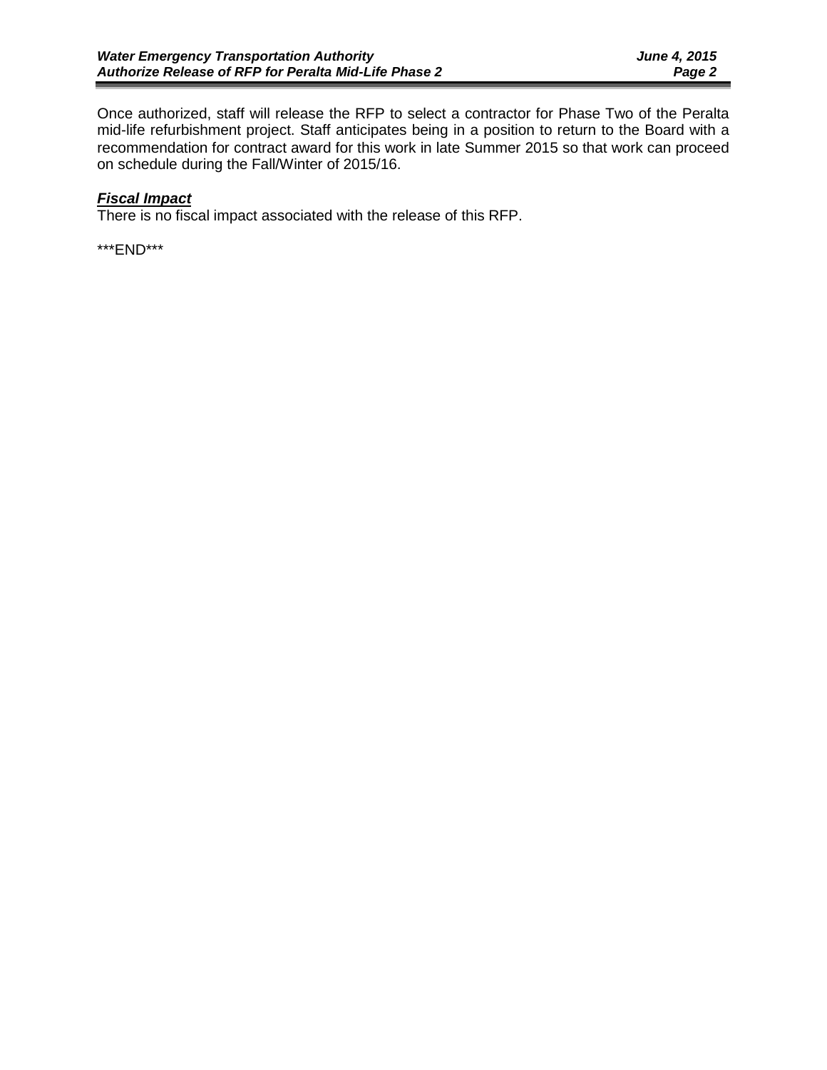Once authorized, staff will release the RFP to select a contractor for Phase Two of the Peralta mid-life refurbishment project. Staff anticipates being in a position to return to the Board with a recommendation for contract award for this work in late Summer 2015 so that work can proceed on schedule during the Fall/Winter of 2015/16.

***Fiscal Impact***

There is no fiscal impact associated with the release of this RFP.

***END***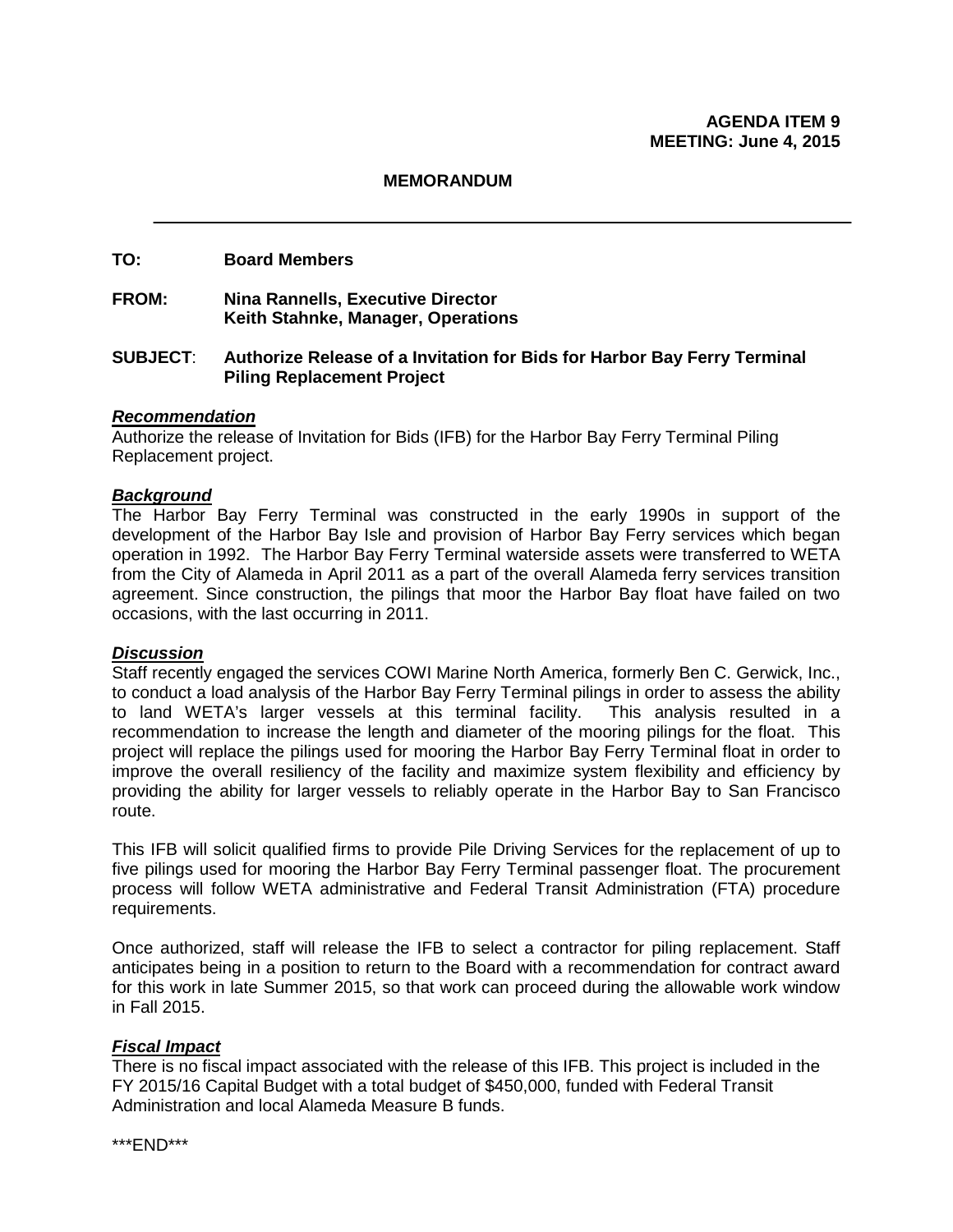**AGENDA ITEM 9**
**MEETING: June 4, 2015**

**MEMORANDUM**

---

**TO:** Board Members

**FROM:** Nina Rannells, Executive Director
Keith Stahnke, Manager, Operations

**SUBJECT**: **Authorize Release of a Invitation for Bids for Harbor Bay Ferry Terminal Piling Replacement Project**

***Recommendation***
Authorize the release of Invitation for Bids (IFB) for the Harbor Bay Ferry Terminal Piling Replacement project.

***Background***
The Harbor Bay Ferry Terminal was constructed in the early 1990s in support of the development of the Harbor Bay Isle and provision of Harbor Bay Ferry services which began operation in 1992. The Harbor Bay Ferry Terminal waterside assets were transferred to WETA from the City of Alameda in April 2011 as a part of the overall Alameda ferry services transition agreement. Since construction, the pilings that moor the Harbor Bay float have failed on two occasions, with the last occurring in 2011.

***Discussion***
Staff recently engaged the services COWI Marine North America, formerly Ben C. Gerwick, Inc., to conduct a load analysis of the Harbor Bay Ferry Terminal pilings in order to assess the ability to land WETA's larger vessels at this terminal facility. This analysis resulted in a recommendation to increase the length and diameter of the mooring pilings for the float. This project will replace the pilings used for mooring the Harbor Bay Ferry Terminal float in order to improve the overall resiliency of the facility and maximize system flexibility and efficiency by providing the ability for larger vessels to reliably operate in the Harbor Bay to San Francisco route.

This IFB will solicit qualified firms to provide Pile Driving Services for the replacement of up to five pilings used for mooring the Harbor Bay Ferry Terminal passenger float. The procurement process will follow WETA administrative and Federal Transit Administration (FTA) procedure requirements.

Once authorized, staff will release the IFB to select a contractor for piling replacement. Staff anticipates being in a position to return to the Board with a recommendation for contract award for this work in late Summer 2015, so that work can proceed during the allowable work window in Fall 2015.

***Fiscal Impact***
There is no fiscal impact associated with the release of this IFB. This project is included in the FY 2015/16 Capital Budget with a total budget of $450,000, funded with Federal Transit Administration and local Alameda Measure B funds.

\*\*\*END\*\*\*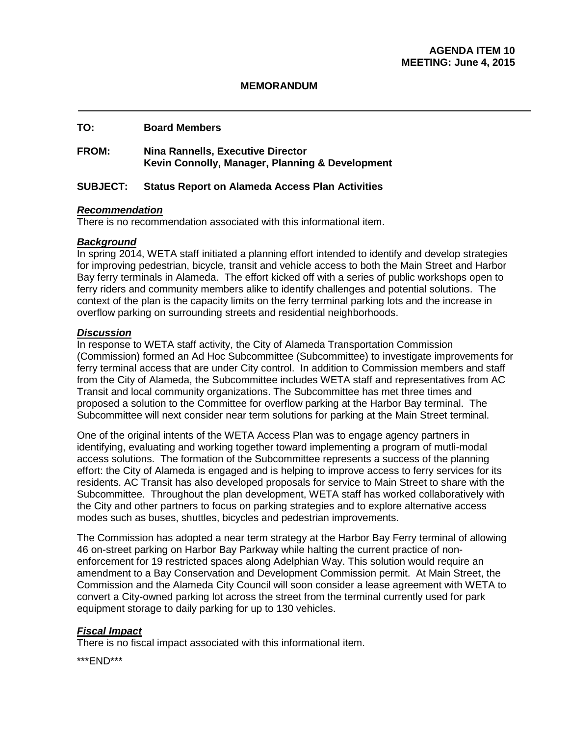**AGENDA ITEM 10**
**MEETING: June 4, 2015**

**MEMORANDUM**

---

**TO:** Board Members

**FROM:** Nina Rannells, Executive Director
Kevin Connolly, Manager, Planning & Development

**SUBJECT:** Status Report on Alameda Access Plan Activities

***Recommendation***
There is no recommendation associated with this informational item.

***Background***
In spring 2014, WETA staff initiated a planning effort intended to identify and develop strategies for improving pedestrian, bicycle, transit and vehicle access to both the Main Street and Harbor Bay ferry terminals in Alameda. The effort kicked off with a series of public workshops open to ferry riders and community members alike to identify challenges and potential solutions. The context of the plan is the capacity limits on the ferry terminal parking lots and the increase in overflow parking on surrounding streets and residential neighborhoods.

***Discussion***
In response to WETA staff activity, the City of Alameda Transportation Commission (Commission) formed an Ad Hoc Subcommittee (Subcommittee) to investigate improvements for ferry terminal access that are under City control. In addition to Commission members and staff from the City of Alameda, the Subcommittee includes WETA staff and representatives from AC Transit and local community organizations. The Subcommittee has met three times and proposed a solution to the Committee for overflow parking at the Harbor Bay terminal. The Subcommittee will next consider near term solutions for parking at the Main Street terminal.

One of the original intents of the WETA Access Plan was to engage agency partners in identifying, evaluating and working together toward implementing a program of mutli-modal access solutions. The formation of the Subcommittee represents a success of the planning effort: the City of Alameda is engaged and is helping to improve access to ferry services for its residents. AC Transit has also developed proposals for service to Main Street to share with the Subcommittee. Throughout the plan development, WETA staff has worked collaboratively with the City and other partners to focus on parking strategies and to explore alternative access modes such as buses, shuttles, bicycles and pedestrian improvements.

The Commission has adopted a near term strategy at the Harbor Bay Ferry terminal of allowing 46 on-street parking on Harbor Bay Parkway while halting the current practice of non-enforcement for 19 restricted spaces along Adelphian Way. This solution would require an amendment to a Bay Conservation and Development Commission permit. At Main Street, the Commission and the Alameda City Council will soon consider a lease agreement with WETA to convert a City-owned parking lot across the street from the terminal currently used for park equipment storage to daily parking for up to 130 vehicles.

***Fiscal Impact***
There is no fiscal impact associated with this informational item.

\*\*\*END\*\*\*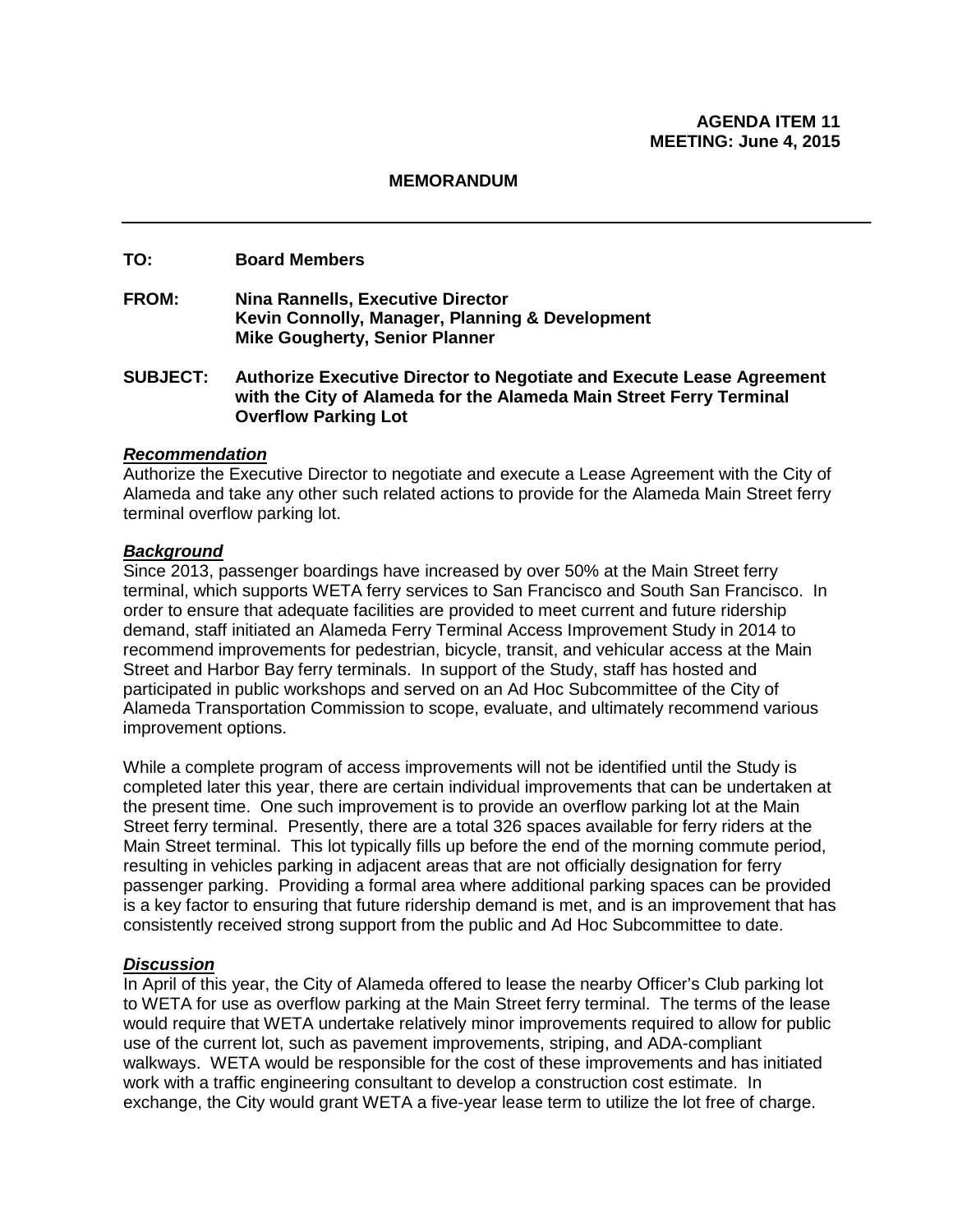**AGENDA ITEM 11**
**MEETING: June 4, 2015**

**MEMORANDUM**

---

**TO:** Board Members

**FROM:** Nina Rannells, Executive Director
Kevin Connolly, Manager, Planning & Development
Mike Gougherty, Senior Planner

**SUBJECT:** Authorize Executive Director to Negotiate and Execute Lease Agreement with the City of Alameda for the Alameda Main Street Ferry Terminal Overflow Parking Lot

***Recommendation***

Authorize the Executive Director to negotiate and execute a Lease Agreement with the City of Alameda and take any other such related actions to provide for the Alameda Main Street ferry terminal overflow parking lot.

***Background***

Since 2013, passenger boardings have increased by over 50% at the Main Street ferry terminal, which supports WETA ferry services to San Francisco and South San Francisco. In order to ensure that adequate facilities are provided to meet current and future ridership demand, staff initiated an Alameda Ferry Terminal Access Improvement Study in 2014 to recommend improvements for pedestrian, bicycle, transit, and vehicular access at the Main Street and Harbor Bay ferry terminals. In support of the Study, staff has hosted and participated in public workshops and served on an Ad Hoc Subcommittee of the City of Alameda Transportation Commission to scope, evaluate, and ultimately recommend various improvement options.

While a complete program of access improvements will not be identified until the Study is completed later this year, there are certain individual improvements that can be undertaken at the present time. One such improvement is to provide an overflow parking lot at the Main Street ferry terminal. Presently, there are a total 326 spaces available for ferry riders at the Main Street terminal. This lot typically fills up before the end of the morning commute period, resulting in vehicles parking in adjacent areas that are not officially designation for ferry passenger parking. Providing a formal area where additional parking spaces can be provided is a key factor to ensuring that future ridership demand is met, and is an improvement that has consistently received strong support from the public and Ad Hoc Subcommittee to date.

***Discussion***

In April of this year, the City of Alameda offered to lease the nearby Officer's Club parking lot to WETA for use as overflow parking at the Main Street ferry terminal. The terms of the lease would require that WETA undertake relatively minor improvements required to allow for public use of the current lot, such as pavement improvements, striping, and ADA-compliant walkways. WETA would be responsible for the cost of these improvements and has initiated work with a traffic engineering consultant to develop a construction cost estimate. In exchange, the City would grant WETA a five-year lease term to utilize the lot free of charge.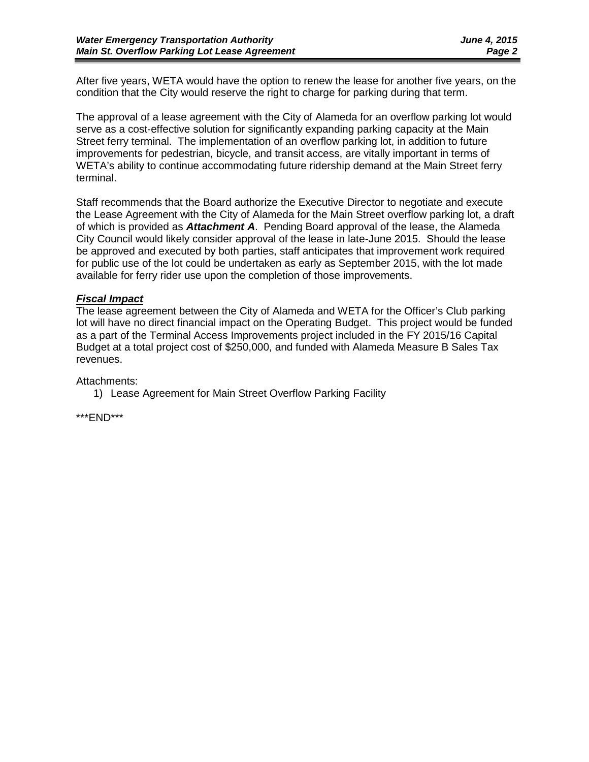After five years, WETA would have the option to renew the lease for another five years, on the condition that the City would reserve the right to charge for parking during that term.

The approval of a lease agreement with the City of Alameda for an overflow parking lot would serve as a cost-effective solution for significantly expanding parking capacity at the Main Street ferry terminal. The implementation of an overflow parking lot, in addition to future improvements for pedestrian, bicycle, and transit access, are vitally important in terms of WETA's ability to continue accommodating future ridership demand at the Main Street ferry terminal.

Staff recommends that the Board authorize the Executive Director to negotiate and execute the Lease Agreement with the City of Alameda for the Main Street overflow parking lot, a draft of which is provided as ***Attachment A***. Pending Board approval of the lease, the Alameda City Council would likely consider approval of the lease in late-June 2015. Should the lease be approved and executed by both parties, staff anticipates that improvement work required for public use of the lot could be undertaken as early as September 2015, with the lot made available for ferry rider use upon the completion of those improvements.

***Fiscal Impact***

The lease agreement between the City of Alameda and WETA for the Officer's Club parking lot will have no direct financial impact on the Operating Budget. This project would be funded as a part of the Terminal Access Improvements project included in the FY 2015/16 Capital Budget at a total project cost of $250,000, and funded with Alameda Measure B Sales Tax revenues.

Attachments:

1) Lease Agreement for Main Street Overflow Parking Facility

***END***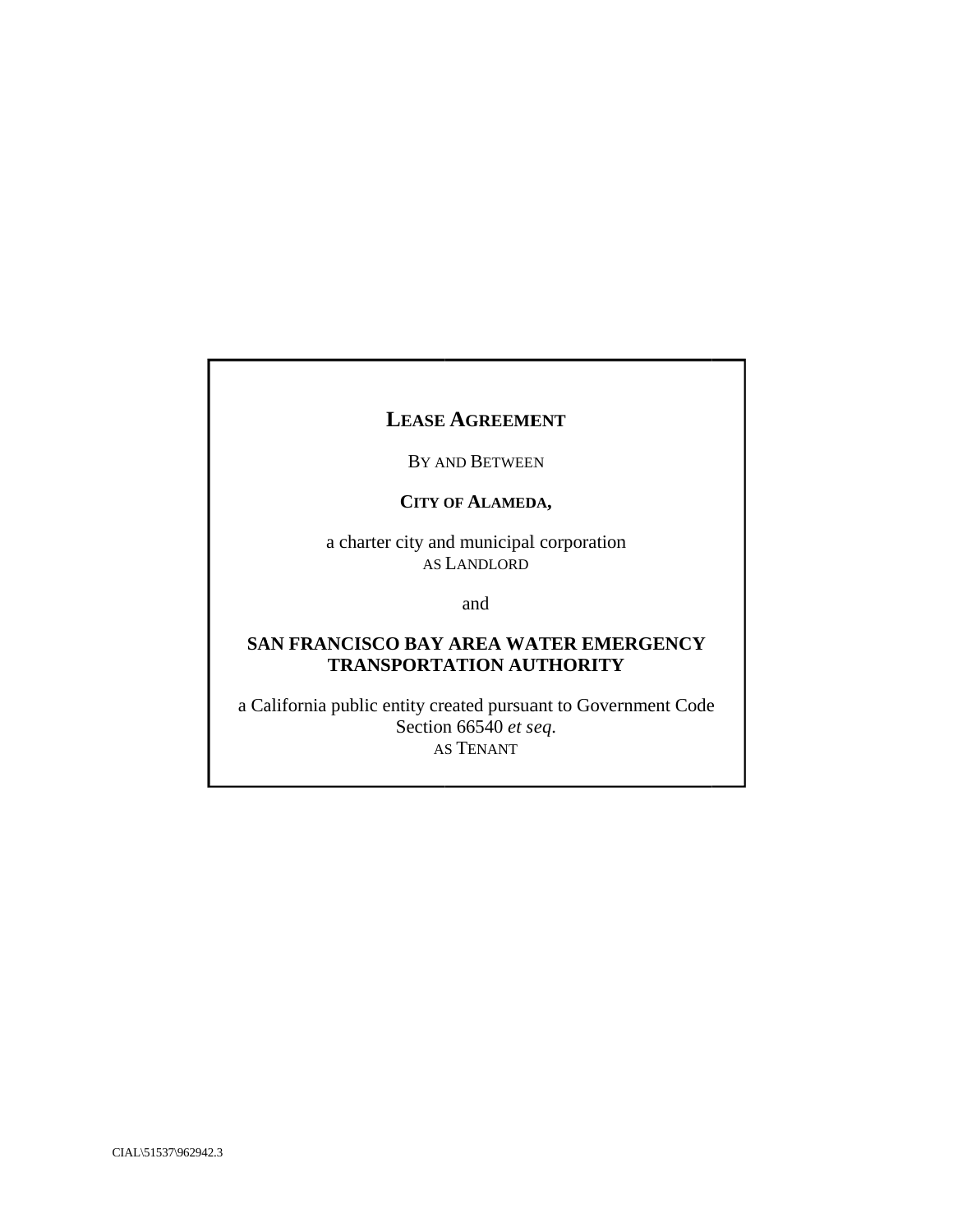# LEASE AGREEMENT

BY AND BETWEEN

**CITY OF ALAMEDA,**

a charter city and municipal corporation
AS LANDLORD

and

**SAN FRANCISCO BAY AREA WATER EMERGENCY TRANSPORTATION AUTHORITY**

a California public entity created pursuant to Government Code Section 66540 *et seq.*
AS TENANT

CIAL\51537\962942.3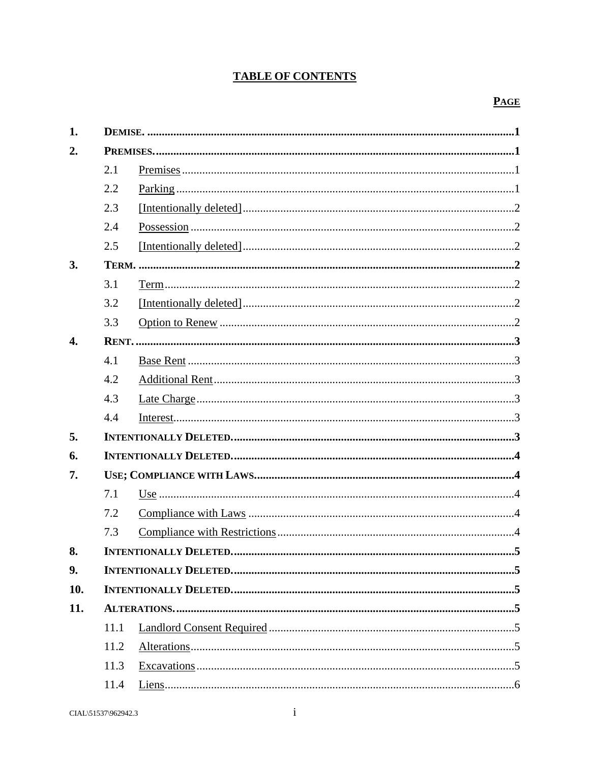# TABLE OF CONTENTS

| | | | PAGE |
|---|---|---|---|
| **1.** | **DEMISE.** | | **1** |
| **2.** | **PREMISES.** | | **1** |
| | 2.1 | Premises | 1 |
| | 2.2 | Parking | 1 |
| | 2.3 | [Intentionally deleted] | 2 |
| | 2.4 | Possession | 2 |
| | 2.5 | [Intentionally deleted] | 2 |
| **3.** | **TERM.** | | **2** |
| | 3.1 | Term | 2 |
| | 3.2 | [Intentionally deleted] | 2 |
| | 3.3 | Option to Renew | 2 |
| **4.** | **RENT.** | | **3** |
| | 4.1 | Base Rent | 3 |
| | 4.2 | Additional Rent | 3 |
| | 4.3 | Late Charge | 3 |
| | 4.4 | Interest | 3 |
| **5.** | **INTENTIONALLY DELETED.** | | **3** |
| **6.** | **INTENTIONALLY DELETED.** | | **4** |
| **7.** | **USE; COMPLIANCE WITH LAWS.** | | **4** |
| | 7.1 | Use | 4 |
| | 7.2 | Compliance with Laws | 4 |
| | 7.3 | Compliance with Restrictions | 4 |
| **8.** | **INTENTIONALLY DELETED.** | | **5** |
| **9.** | **INTENTIONALLY DELETED.** | | **5** |
| **10.** | **INTENTIONALLY DELETED.** | | **5** |
| **11.** | **ALTERATIONS.** | | **5** |
| | 11.1 | Landlord Consent Required | 5 |
| | 11.2 | Alterations | 5 |
| | 11.3 | Excavations | 5 |
| | 11.4 | Liens | 6 |

CIAL\51537\962942.3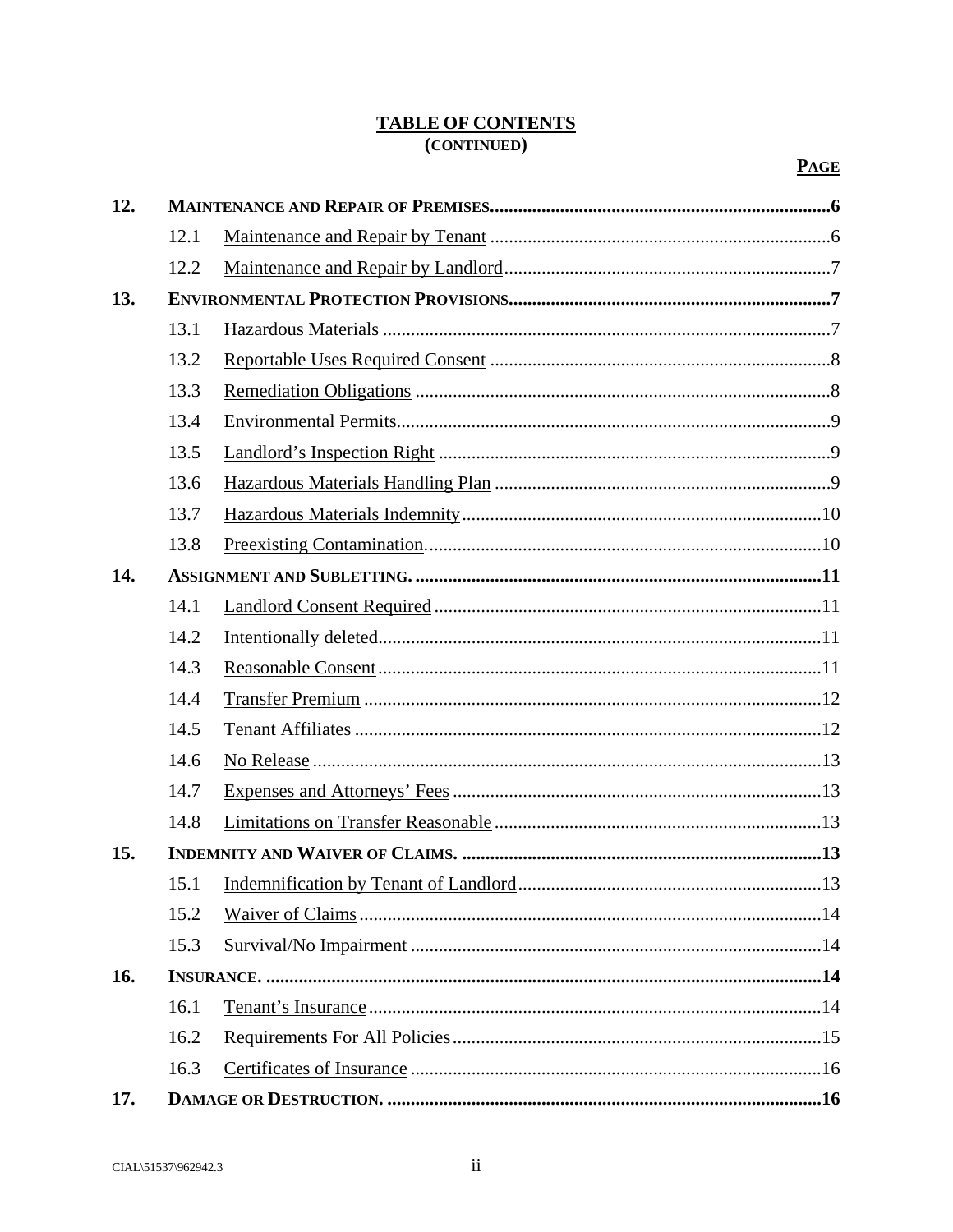**TABLE OF CONTENTS**
**(CONTINUED)**

| | | | **PAGE** |
|---|---|---|---|
| **12.** | **MAINTENANCE AND REPAIR OF PREMISES** | | **6** |
| | 12.1 | Maintenance and Repair by Tenant | 6 |
| | 12.2 | Maintenance and Repair by Landlord | 7 |
| **13.** | **ENVIRONMENTAL PROTECTION PROVISIONS** | | **7** |
| | 13.1 | Hazardous Materials | 7 |
| | 13.2 | Reportable Uses Required Consent | 8 |
| | 13.3 | Remediation Obligations | 8 |
| | 13.4 | Environmental Permits | 9 |
| | 13.5 | Landlord's Inspection Right | 9 |
| | 13.6 | Hazardous Materials Handling Plan | 9 |
| | 13.7 | Hazardous Materials Indemnity | 10 |
| | 13.8 | Preexisting Contamination. | 10 |
| **14.** | **ASSIGNMENT AND SUBLETTING.** | | **11** |
| | 14.1 | Landlord Consent Required | 11 |
| | 14.2 | Intentionally deleted | 11 |
| | 14.3 | Reasonable Consent | 11 |
| | 14.4 | Transfer Premium | 12 |
| | 14.5 | Tenant Affiliates | 12 |
| | 14.6 | No Release | 13 |
| | 14.7 | Expenses and Attorneys' Fees | 13 |
| | 14.8 | Limitations on Transfer Reasonable | 13 |
| **15.** | **INDEMNITY AND WAIVER OF CLAIMS.** | | **13** |
| | 15.1 | Indemnification by Tenant of Landlord | 13 |
| | 15.2 | Waiver of Claims | 14 |
| | 15.3 | Survival/No Impairment | 14 |
| **16.** | **INSURANCE.** | | **14** |
| | 16.1 | Tenant's Insurance | 14 |
| | 16.2 | Requirements For All Policies | 15 |
| | 16.3 | Certificates of Insurance | 16 |
| **17.** | **DAMAGE OR DESTRUCTION.** | | **16** |

CIAL\51537\962942.3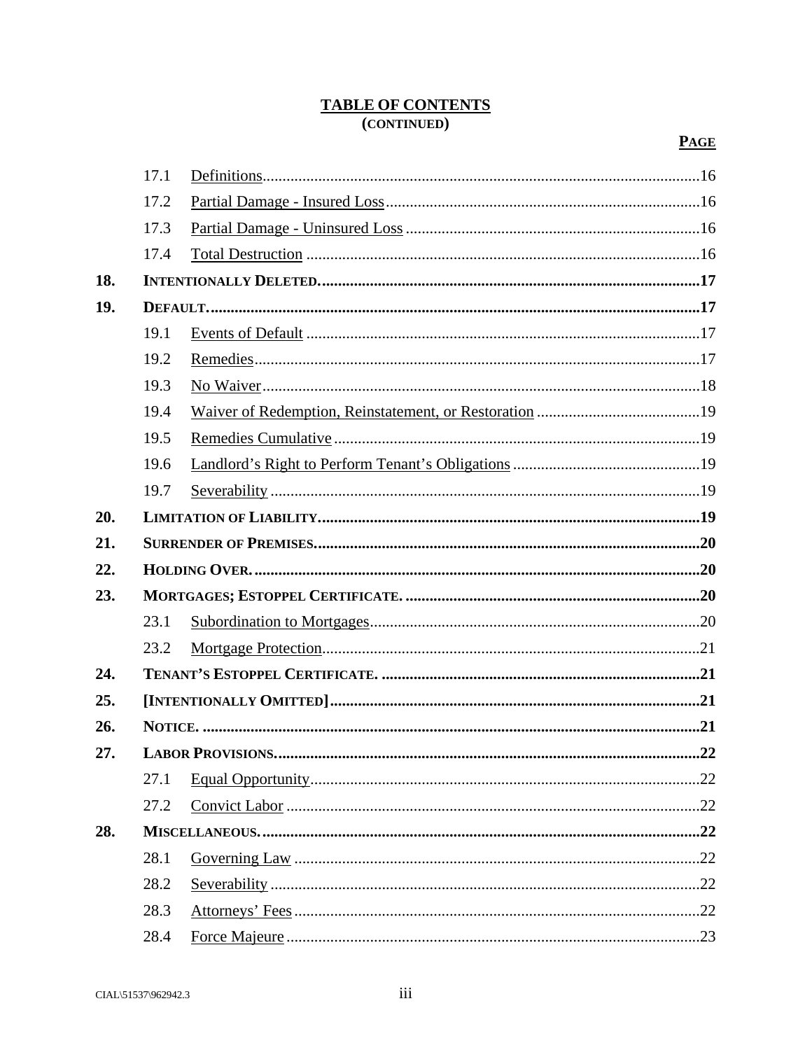**TABLE OF CONTENTS**
**(CONTINUED)**

| | | | **PAGE** |
|---|---|---|---|
| | 17.1 | Definitions | 16 |
| | 17.2 | Partial Damage - Insured Loss | 16 |
| | 17.3 | Partial Damage - Uninsured Loss | 16 |
| | 17.4 | Total Destruction | 16 |
| **18.** | **INTENTIONALLY DELETED.** | | **17** |
| **19.** | **DEFAULT.** | | **17** |
| | 19.1 | Events of Default | 17 |
| | 19.2 | Remedies | 17 |
| | 19.3 | No Waiver | 18 |
| | 19.4 | Waiver of Redemption, Reinstatement, or Restoration | 19 |
| | 19.5 | Remedies Cumulative | 19 |
| | 19.6 | Landlord's Right to Perform Tenant's Obligations | 19 |
| | 19.7 | Severability | 19 |
| **20.** | **LIMITATION OF LIABILITY.** | | **19** |
| **21.** | **SURRENDER OF PREMISES.** | | **20** |
| **22.** | **HOLDING OVER.** | | **20** |
| **23.** | **MORTGAGES; ESTOPPEL CERTIFICATE.** | | **20** |
| | 23.1 | Subordination to Mortgages | 20 |
| | 23.2 | Mortgage Protection | 21 |
| **24.** | **TENANT'S ESTOPPEL CERTIFICATE.** | | **21** |
| **25.** | **[INTENTIONALLY OMITTED]** | | **21** |
| **26.** | **NOTICE.** | | **21** |
| **27.** | **LABOR PROVISIONS.** | | **22** |
| | 27.1 | Equal Opportunity | 22 |
| | 27.2 | Convict Labor | 22 |
| **28.** | **MISCELLANEOUS.** | | **22** |
| | 28.1 | Governing Law | 22 |
| | 28.2 | Severability | 22 |
| | 28.3 | Attorneys' Fees | 22 |
| | 28.4 | Force Majeure | 23 |

CIAL\51537\962942.3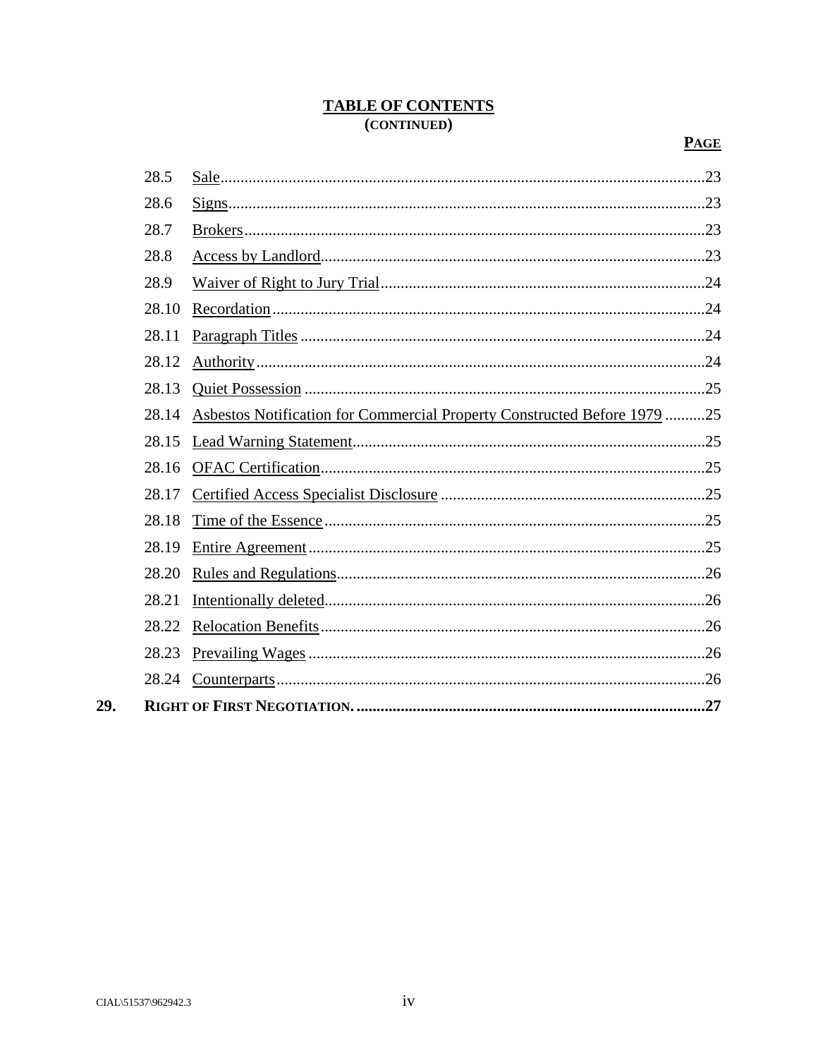**TABLE OF CONTENTS**
**(CONTINUED)**

| | | **PAGE** |
|---|---|---|
| 28.5 | Sale | 23 |
| 28.6 | Signs | 23 |
| 28.7 | Brokers | 23 |
| 28.8 | Access by Landlord | 23 |
| 28.9 | Waiver of Right to Jury Trial | 24 |
| 28.10 | Recordation | 24 |
| 28.11 | Paragraph Titles | 24 |
| 28.12 | Authority | 24 |
| 28.13 | Quiet Possession | 25 |
| 28.14 | Asbestos Notification for Commercial Property Constructed Before 1979 | 25 |
| 28.15 | Lead Warning Statement | 25 |
| 28.16 | OFAC Certification | 25 |
| 28.17 | Certified Access Specialist Disclosure | 25 |
| 28.18 | Time of the Essence | 25 |
| 28.19 | Entire Agreement | 25 |
| 28.20 | Rules and Regulations | 26 |
| 28.21 | Intentionally deleted | 26 |
| 28.22 | Relocation Benefits | 26 |
| 28.23 | Prevailing Wages | 26 |
| 28.24 | Counterparts | 26 |
| **29.** | **RIGHT OF FIRST NEGOTIATION.** | **27** |

CIAL\51537\962942.3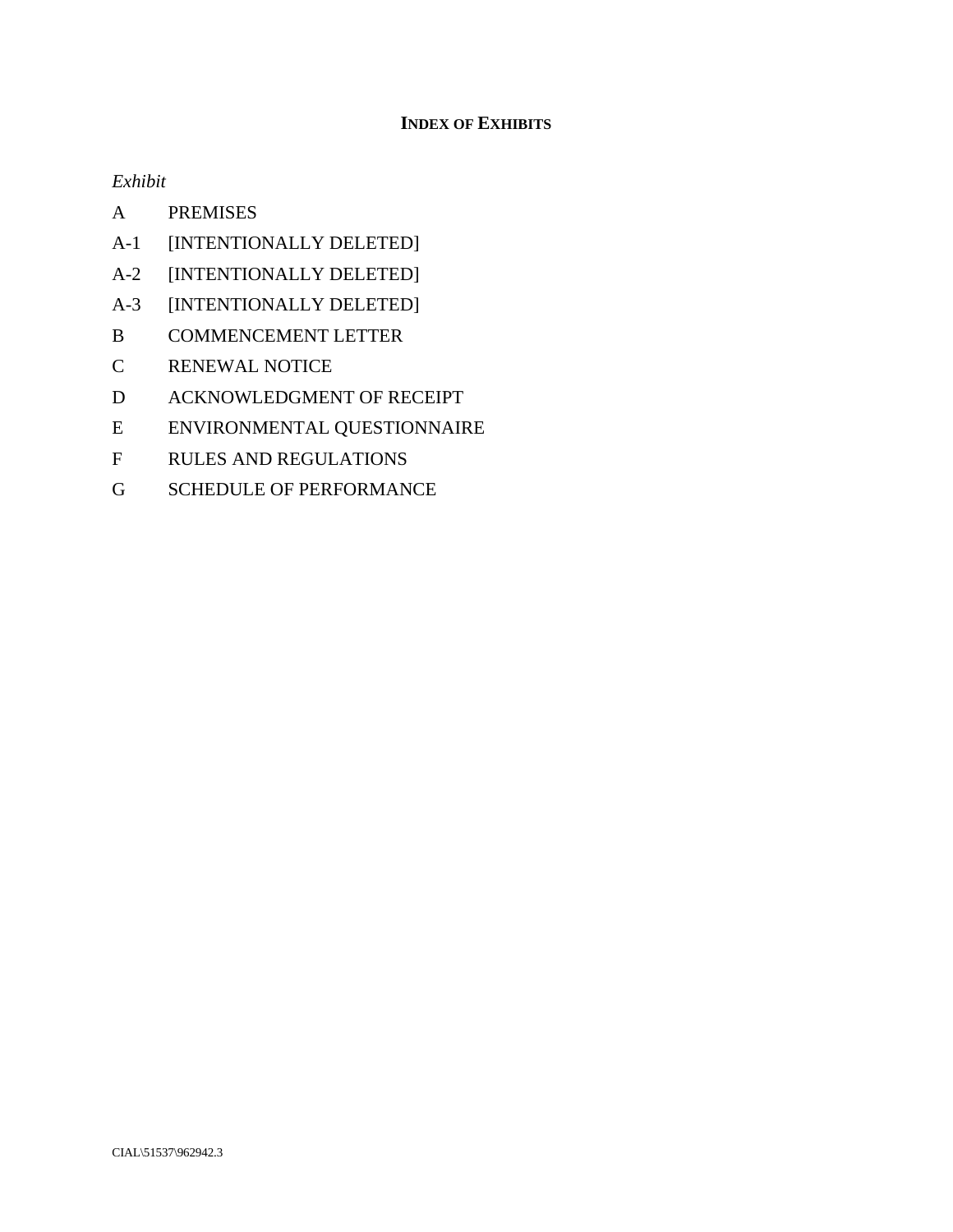## INDEX OF EXHIBITS

| *Exhibit* | |
|---|---|
| A | PREMISES |
| A-1 | [INTENTIONALLY DELETED] |
| A-2 | [INTENTIONALLY DELETED] |
| A-3 | [INTENTIONALLY DELETED] |
| B | COMMENCEMENT LETTER |
| C | RENEWAL NOTICE |
| D | ACKNOWLEDGMENT OF RECEIPT |
| E | ENVIRONMENTAL QUESTIONNAIRE |
| F | RULES AND REGULATIONS |
| G | SCHEDULE OF PERFORMANCE |

CIAL\51537\962942.3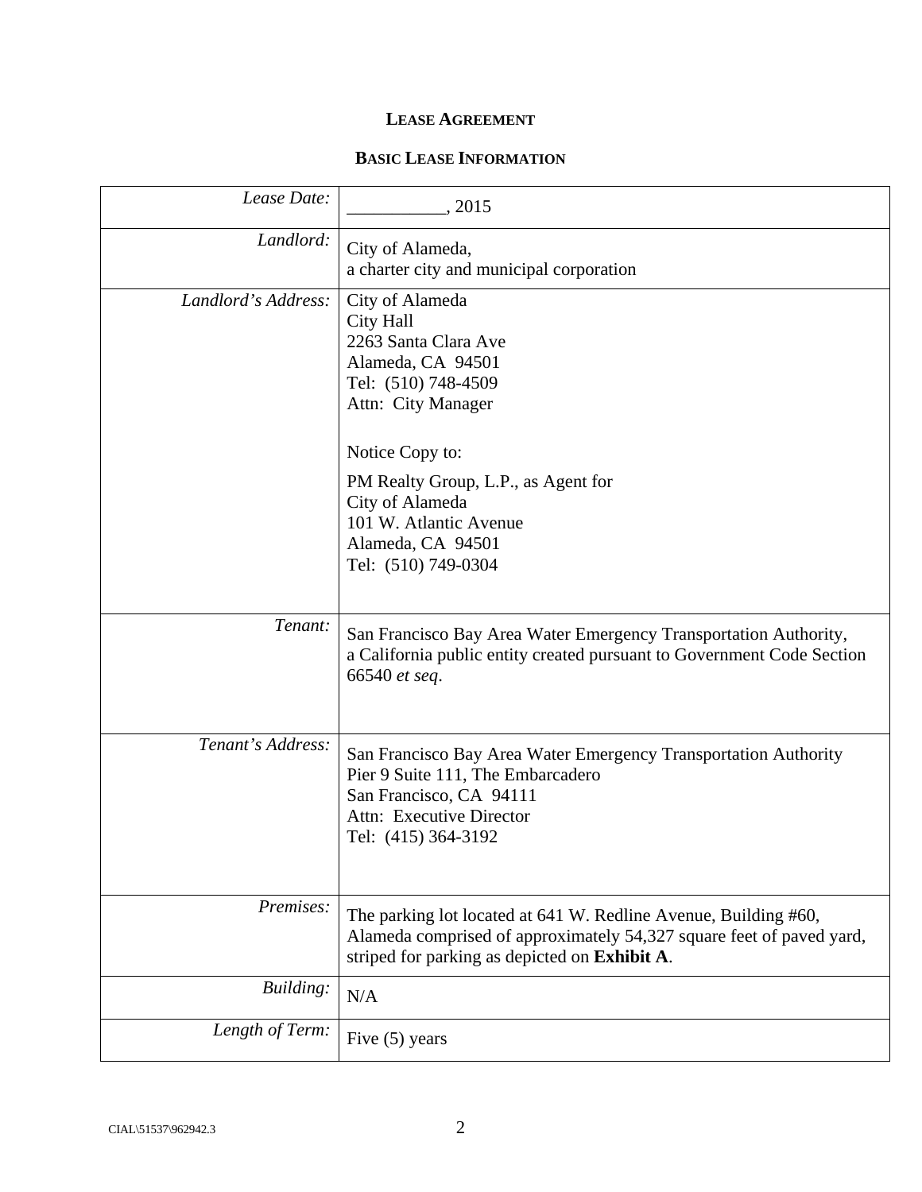# LEASE AGREEMENT

## BASIC LEASE INFORMATION

| | |
|---|---|
| *Lease Date:* | ___________, 2015 |
| *Landlord:* | City of Alameda,<br>a charter city and municipal corporation |
| *Landlord's Address:* | City of Alameda<br>City Hall<br>2263 Santa Clara Ave<br>Alameda, CA 94501<br>Tel: (510) 748-4509<br>Attn: City Manager<br><br>Notice Copy to:<br>PM Realty Group, L.P., as Agent for<br>City of Alameda<br>101 W. Atlantic Avenue<br>Alameda, CA 94501<br>Tel: (510) 749-0304 |
| *Tenant:* | San Francisco Bay Area Water Emergency Transportation Authority,<br>a California public entity created pursuant to Government Code Section 66540 *et seq*. |
| *Tenant's Address:* | San Francisco Bay Area Water Emergency Transportation Authority<br>Pier 9 Suite 111, The Embarcadero<br>San Francisco, CA 94111<br>Attn: Executive Director<br>Tel: (415) 364-3192 |
| *Premises:* | The parking lot located at 641 W. Redline Avenue, Building #60, Alameda comprised of approximately 54,327 square feet of paved yard, striped for parking as depicted on **Exhibit A**. |
| *Building:* | N/A |
| *Length of Term:* | Five (5) years |

CIAL\51537\962942.3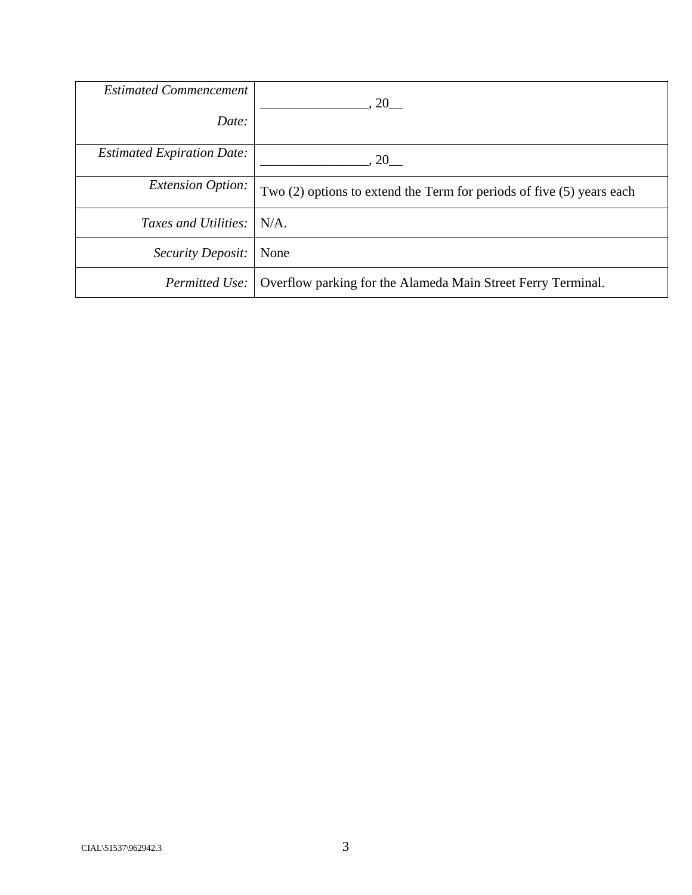| | |
|---|---|
| *Estimated Commencement Date:* | ________________, 20__ |
| *Estimated Expiration Date:* | ________________, 20__ |
| *Extension Option:* | Two (2) options to extend the Term for periods of five (5) years each |
| *Taxes and Utilities:* | N/A. |
| *Security Deposit:* | None |
| *Permitted Use:* | Overflow parking for the Alameda Main Street Ferry Terminal. |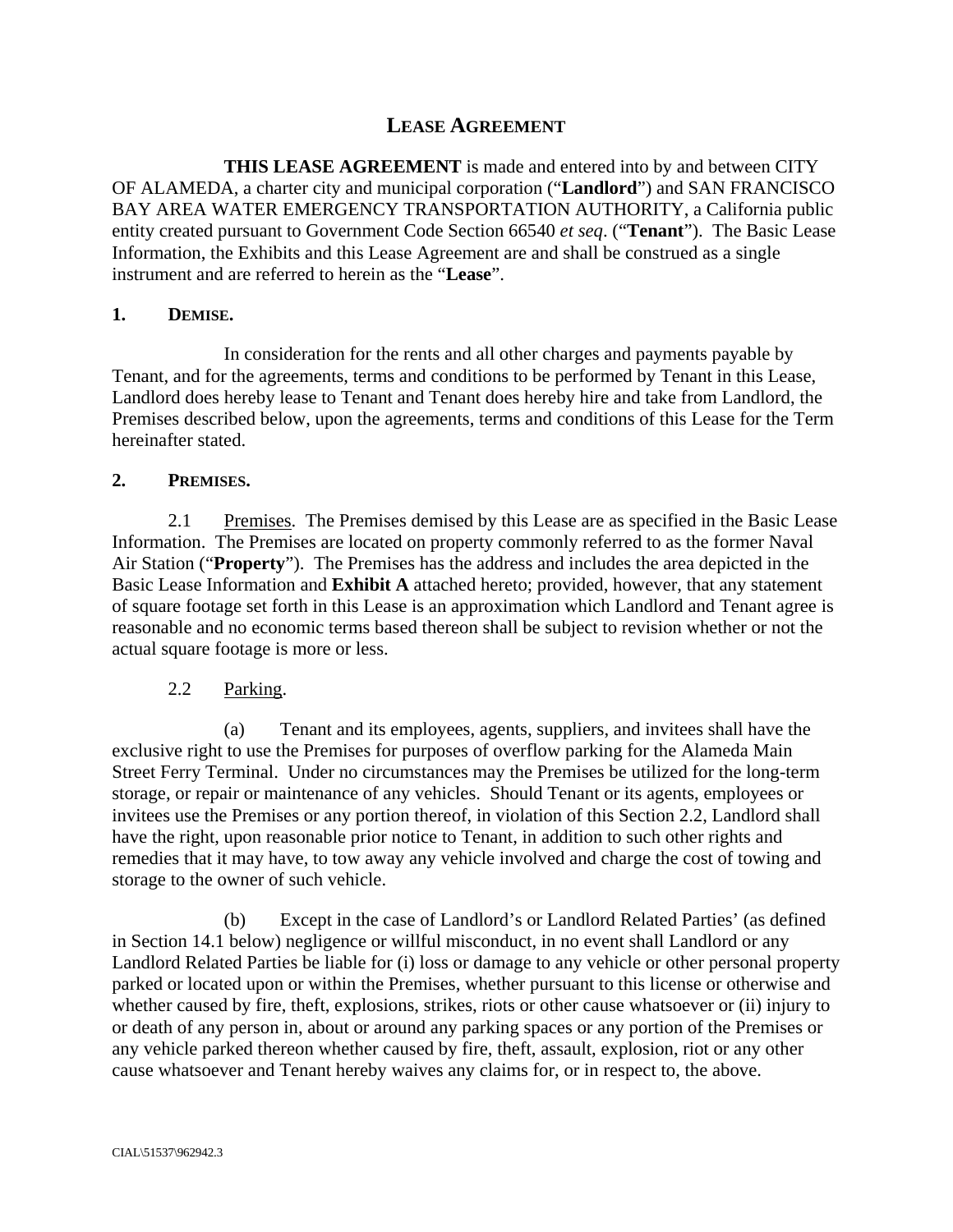# Lease Agreement

**THIS LEASE AGREEMENT** is made and entered into by and between CITY OF ALAMEDA, a charter city and municipal corporation ("**Landlord**") and SAN FRANCISCO BAY AREA WATER EMERGENCY TRANSPORTATION AUTHORITY, a California public entity created pursuant to Government Code Section 66540 *et seq*. ("**Tenant**"). The Basic Lease Information, the Exhibits and this Lease Agreement are and shall be construed as a single instrument and are referred to herein as the "**Lease**".

## 1. Demise.

In consideration for the rents and all other charges and payments payable by Tenant, and for the agreements, terms and conditions to be performed by Tenant in this Lease, Landlord does hereby lease to Tenant and Tenant does hereby hire and take from Landlord, the Premises described below, upon the agreements, terms and conditions of this Lease for the Term hereinafter stated.

## 2. Premises.

2.1 Premises. The Premises demised by this Lease are as specified in the Basic Lease Information. The Premises are located on property commonly referred to as the former Naval Air Station ("**Property**"). The Premises has the address and includes the area depicted in the Basic Lease Information and **Exhibit A** attached hereto; provided, however, that any statement of square footage set forth in this Lease is an approximation which Landlord and Tenant agree is reasonable and no economic terms based thereon shall be subject to revision whether or not the actual square footage is more or less.

2.2 Parking.

(a) Tenant and its employees, agents, suppliers, and invitees shall have the exclusive right to use the Premises for purposes of overflow parking for the Alameda Main Street Ferry Terminal. Under no circumstances may the Premises be utilized for the long-term storage, or repair or maintenance of any vehicles. Should Tenant or its agents, employees or invitees use the Premises or any portion thereof, in violation of this Section 2.2, Landlord shall have the right, upon reasonable prior notice to Tenant, in addition to such other rights and remedies that it may have, to tow away any vehicle involved and charge the cost of towing and storage to the owner of such vehicle.

(b) Except in the case of Landlord's or Landlord Related Parties' (as defined in Section 14.1 below) negligence or willful misconduct, in no event shall Landlord or any Landlord Related Parties be liable for (i) loss or damage to any vehicle or other personal property parked or located upon or within the Premises, whether pursuant to this license or otherwise and whether caused by fire, theft, explosions, strikes, riots or other cause whatsoever or (ii) injury to or death of any person in, about or around any parking spaces or any portion of the Premises or any vehicle parked thereon whether caused by fire, theft, assault, explosion, riot or any other cause whatsoever and Tenant hereby waives any claims for, or in respect to, the above.

CIAL\51537\962942.3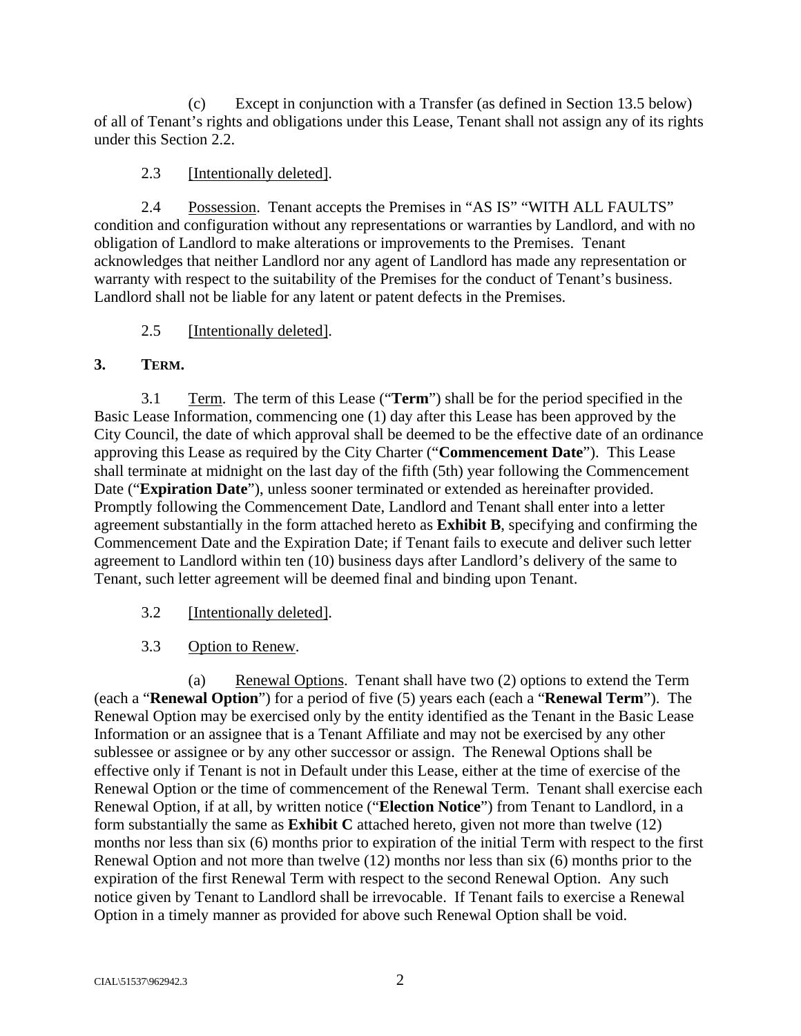(c) Except in conjunction with a Transfer (as defined in Section 13.5 below) of all of Tenant's rights and obligations under this Lease, Tenant shall not assign any of its rights under this Section 2.2.

2.3 [Intentionally deleted].

2.4 Possession. Tenant accepts the Premises in "AS IS" "WITH ALL FAULTS" condition and configuration without any representations or warranties by Landlord, and with no obligation of Landlord to make alterations or improvements to the Premises. Tenant acknowledges that neither Landlord nor any agent of Landlord has made any representation or warranty with respect to the suitability of the Premises for the conduct of Tenant's business. Landlord shall not be liable for any latent or patent defects in the Premises.

2.5 [Intentionally deleted].

## 3. TERM.

3.1 Term. The term of this Lease ("**Term**") shall be for the period specified in the Basic Lease Information, commencing one (1) day after this Lease has been approved by the City Council, the date of which approval shall be deemed to be the effective date of an ordinance approving this Lease as required by the City Charter ("**Commencement Date**"). This Lease shall terminate at midnight on the last day of the fifth (5th) year following the Commencement Date ("**Expiration Date**"), unless sooner terminated or extended as hereinafter provided. Promptly following the Commencement Date, Landlord and Tenant shall enter into a letter agreement substantially in the form attached hereto as **Exhibit B**, specifying and confirming the Commencement Date and the Expiration Date; if Tenant fails to execute and deliver such letter agreement to Landlord within ten (10) business days after Landlord's delivery of the same to Tenant, such letter agreement will be deemed final and binding upon Tenant.

3.2 [Intentionally deleted].

3.3 Option to Renew.

(a) Renewal Options. Tenant shall have two (2) options to extend the Term (each a "**Renewal Option**") for a period of five (5) years each (each a "**Renewal Term**"). The Renewal Option may be exercised only by the entity identified as the Tenant in the Basic Lease Information or an assignee that is a Tenant Affiliate and may not be exercised by any other sublessee or assignee or by any other successor or assign. The Renewal Options shall be effective only if Tenant is not in Default under this Lease, either at the time of exercise of the Renewal Option or the time of commencement of the Renewal Term. Tenant shall exercise each Renewal Option, if at all, by written notice ("**Election Notice**") from Tenant to Landlord, in a form substantially the same as **Exhibit C** attached hereto, given not more than twelve (12) months nor less than six (6) months prior to expiration of the initial Term with respect to the first Renewal Option and not more than twelve (12) months nor less than six (6) months prior to the expiration of the first Renewal Term with respect to the second Renewal Option. Any such notice given by Tenant to Landlord shall be irrevocable. If Tenant fails to exercise a Renewal Option in a timely manner as provided for above such Renewal Option shall be void.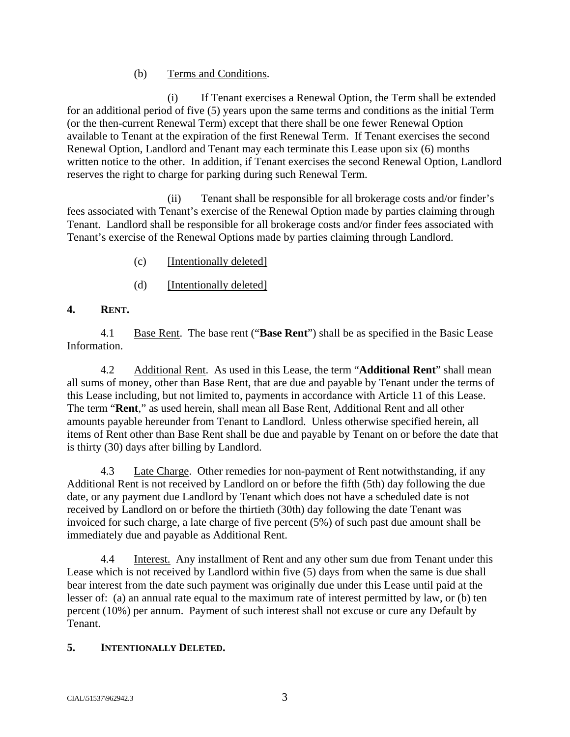(b) Terms and Conditions.

(i) If Tenant exercises a Renewal Option, the Term shall be extended for an additional period of five (5) years upon the same terms and conditions as the initial Term (or the then-current Renewal Term) except that there shall be one fewer Renewal Option available to Tenant at the expiration of the first Renewal Term. If Tenant exercises the second Renewal Option, Landlord and Tenant may each terminate this Lease upon six (6) months written notice to the other. In addition, if Tenant exercises the second Renewal Option, Landlord reserves the right to charge for parking during such Renewal Term.

(ii) Tenant shall be responsible for all brokerage costs and/or finder's fees associated with Tenant's exercise of the Renewal Option made by parties claiming through Tenant. Landlord shall be responsible for all brokerage costs and/or finder fees associated with Tenant's exercise of the Renewal Options made by parties claiming through Landlord.

(c) [Intentionally deleted]

(d) [Intentionally deleted]

## 4. RENT.

4.1 Base Rent. The base rent ("**Base Rent**") shall be as specified in the Basic Lease Information.

4.2 Additional Rent. As used in this Lease, the term "**Additional Rent**" shall mean all sums of money, other than Base Rent, that are due and payable by Tenant under the terms of this Lease including, but not limited to, payments in accordance with Article 11 of this Lease. The term "**Rent**," as used herein, shall mean all Base Rent, Additional Rent and all other amounts payable hereunder from Tenant to Landlord. Unless otherwise specified herein, all items of Rent other than Base Rent shall be due and payable by Tenant on or before the date that is thirty (30) days after billing by Landlord.

4.3 Late Charge. Other remedies for non-payment of Rent notwithstanding, if any Additional Rent is not received by Landlord on or before the fifth (5th) day following the due date, or any payment due Landlord by Tenant which does not have a scheduled date is not received by Landlord on or before the thirtieth (30th) day following the date Tenant was invoiced for such charge, a late charge of five percent (5%) of such past due amount shall be immediately due and payable as Additional Rent.

4.4 Interest. Any installment of Rent and any other sum due from Tenant under this Lease which is not received by Landlord within five (5) days from when the same is due shall bear interest from the date such payment was originally due under this Lease until paid at the lesser of: (a) an annual rate equal to the maximum rate of interest permitted by law, or (b) ten percent (10%) per annum. Payment of such interest shall not excuse or cure any Default by Tenant.

## 5. INTENTIONALLY DELETED.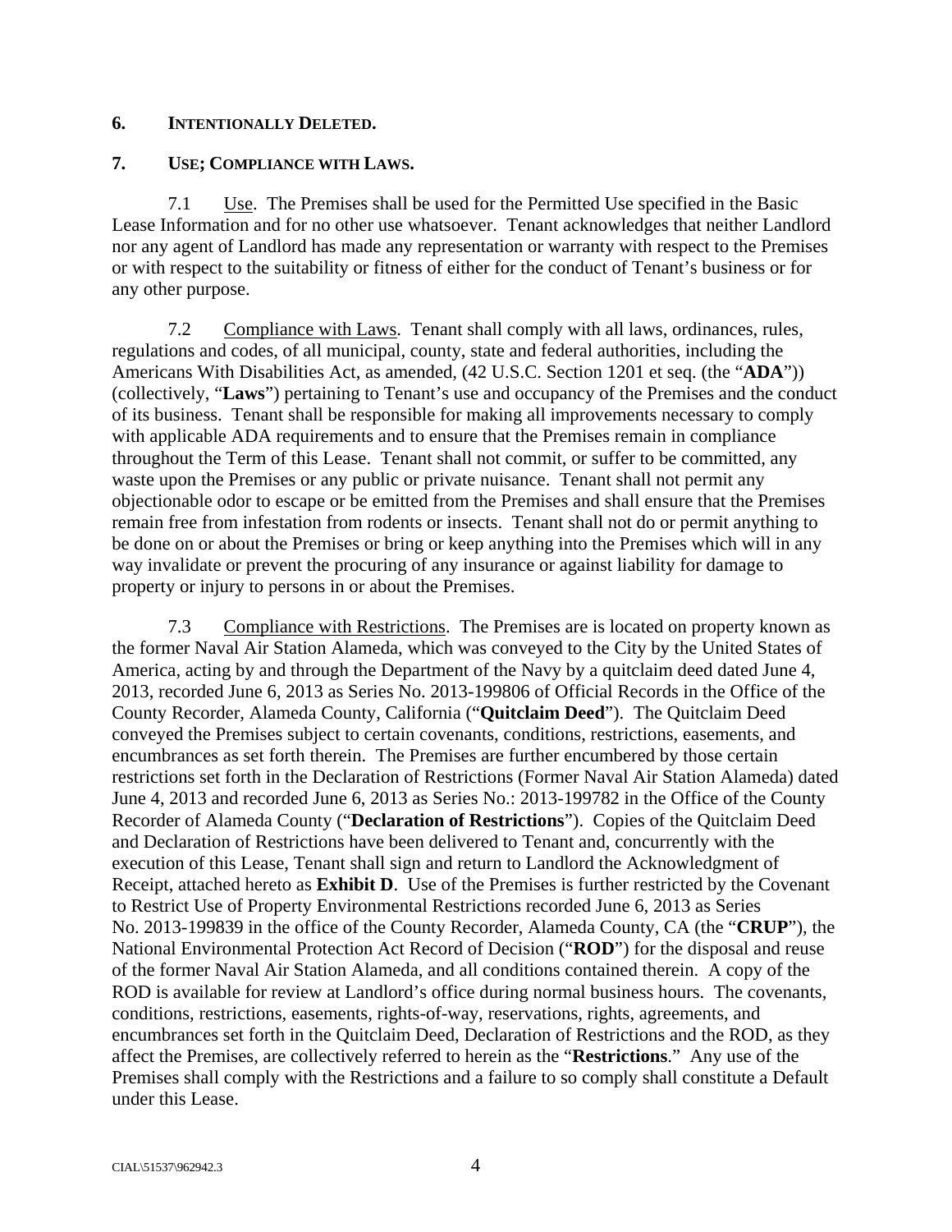**6. INTENTIONALLY DELETED.**

**7. USE; COMPLIANCE WITH LAWS.**

7.1 Use. The Premises shall be used for the Permitted Use specified in the Basic Lease Information and for no other use whatsoever. Tenant acknowledges that neither Landlord nor any agent of Landlord has made any representation or warranty with respect to the Premises or with respect to the suitability or fitness of either for the conduct of Tenant's business or for any other purpose.

7.2 Compliance with Laws. Tenant shall comply with all laws, ordinances, rules, regulations and codes, of all municipal, county, state and federal authorities, including the Americans With Disabilities Act, as amended, (42 U.S.C. Section 1201 et seq. (the "**ADA**")) (collectively, "**Laws**") pertaining to Tenant's use and occupancy of the Premises and the conduct of its business. Tenant shall be responsible for making all improvements necessary to comply with applicable ADA requirements and to ensure that the Premises remain in compliance throughout the Term of this Lease. Tenant shall not commit, or suffer to be committed, any waste upon the Premises or any public or private nuisance. Tenant shall not permit any objectionable odor to escape or be emitted from the Premises and shall ensure that the Premises remain free from infestation from rodents or insects. Tenant shall not do or permit anything to be done on or about the Premises or bring or keep anything into the Premises which will in any way invalidate or prevent the procuring of any insurance or against liability for damage to property or injury to persons in or about the Premises.

7.3 Compliance with Restrictions. The Premises are is located on property known as the former Naval Air Station Alameda, which was conveyed to the City by the United States of America, acting by and through the Department of the Navy by a quitclaim deed dated June 4, 2013, recorded June 6, 2013 as Series No. 2013-199806 of Official Records in the Office of the County Recorder, Alameda County, California ("**Quitclaim Deed**"). The Quitclaim Deed conveyed the Premises subject to certain covenants, conditions, restrictions, easements, and encumbrances as set forth therein. The Premises are further encumbered by those certain restrictions set forth in the Declaration of Restrictions (Former Naval Air Station Alameda) dated June 4, 2013 and recorded June 6, 2013 as Series No.: 2013-199782 in the Office of the County Recorder of Alameda County ("**Declaration of Restrictions**"). Copies of the Quitclaim Deed and Declaration of Restrictions have been delivered to Tenant and, concurrently with the execution of this Lease, Tenant shall sign and return to Landlord the Acknowledgment of Receipt, attached hereto as **Exhibit D**. Use of the Premises is further restricted by the Covenant to Restrict Use of Property Environmental Restrictions recorded June 6, 2013 as Series No. 2013-199839 in the office of the County Recorder, Alameda County, CA (the "**CRUP**"), the National Environmental Protection Act Record of Decision ("**ROD**") for the disposal and reuse of the former Naval Air Station Alameda, and all conditions contained therein. A copy of the ROD is available for review at Landlord's office during normal business hours. The covenants, conditions, restrictions, easements, rights-of-way, reservations, rights, agreements, and encumbrances set forth in the Quitclaim Deed, Declaration of Restrictions and the ROD, as they affect the Premises, are collectively referred to herein as the "**Restrictions**." Any use of the Premises shall comply with the Restrictions and a failure to so comply shall constitute a Default under this Lease.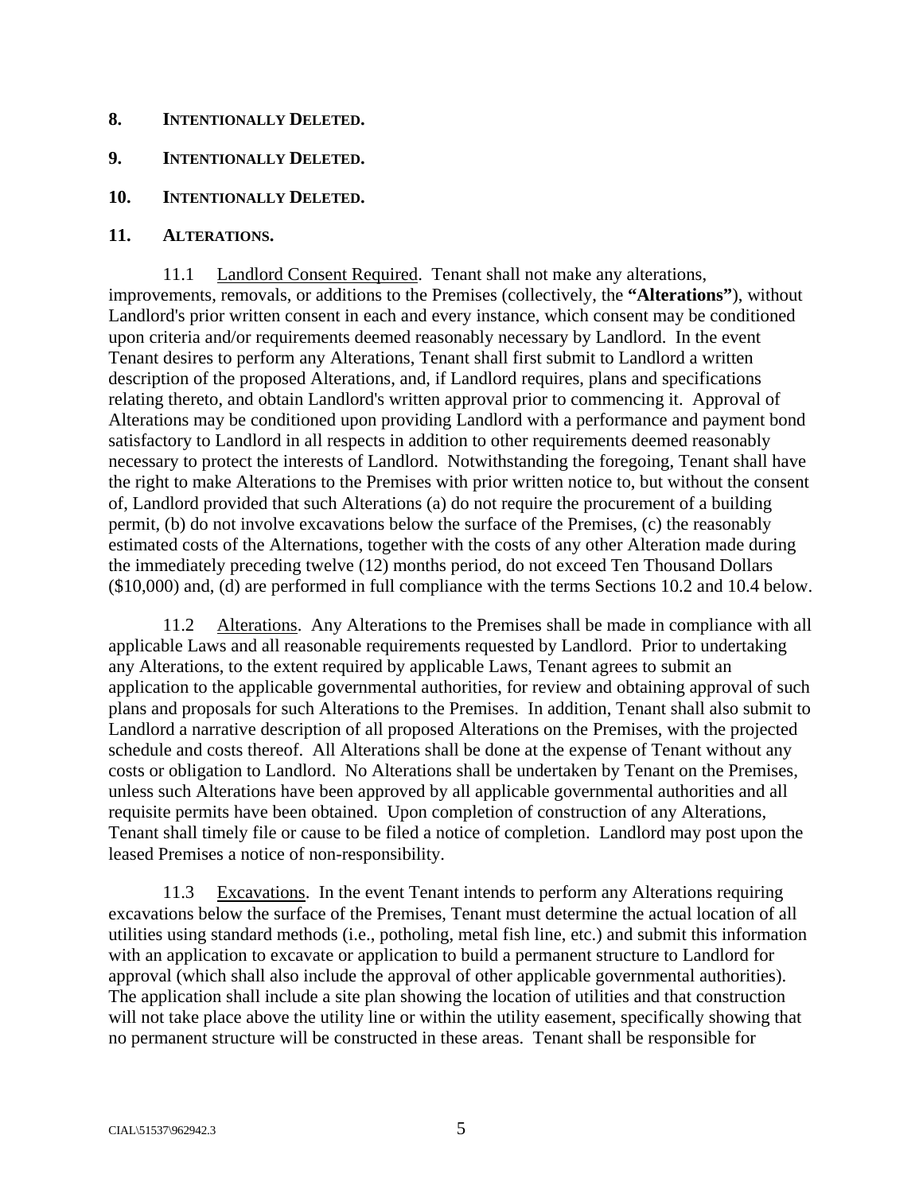**8. INTENTIONALLY DELETED.**

**9. INTENTIONALLY DELETED.**

**10. INTENTIONALLY DELETED.**

**11. ALTERATIONS.**

11.1 Landlord Consent Required. Tenant shall not make any alterations, improvements, removals, or additions to the Premises (collectively, the **"Alterations"**), without Landlord's prior written consent in each and every instance, which consent may be conditioned upon criteria and/or requirements deemed reasonably necessary by Landlord. In the event Tenant desires to perform any Alterations, Tenant shall first submit to Landlord a written description of the proposed Alterations, and, if Landlord requires, plans and specifications relating thereto, and obtain Landlord's written approval prior to commencing it. Approval of Alterations may be conditioned upon providing Landlord with a performance and payment bond satisfactory to Landlord in all respects in addition to other requirements deemed reasonably necessary to protect the interests of Landlord. Notwithstanding the foregoing, Tenant shall have the right to make Alterations to the Premises with prior written notice to, but without the consent of, Landlord provided that such Alterations (a) do not require the procurement of a building permit, (b) do not involve excavations below the surface of the Premises, (c) the reasonably estimated costs of the Alternations, together with the costs of any other Alteration made during the immediately preceding twelve (12) months period, do not exceed Ten Thousand Dollars ($10,000) and, (d) are performed in full compliance with the terms Sections 10.2 and 10.4 below.

11.2 Alterations. Any Alterations to the Premises shall be made in compliance with all applicable Laws and all reasonable requirements requested by Landlord. Prior to undertaking any Alterations, to the extent required by applicable Laws, Tenant agrees to submit an application to the applicable governmental authorities, for review and obtaining approval of such plans and proposals for such Alterations to the Premises. In addition, Tenant shall also submit to Landlord a narrative description of all proposed Alterations on the Premises, with the projected schedule and costs thereof. All Alterations shall be done at the expense of Tenant without any costs or obligation to Landlord. No Alterations shall be undertaken by Tenant on the Premises, unless such Alterations have been approved by all applicable governmental authorities and all requisite permits have been obtained. Upon completion of construction of any Alterations, Tenant shall timely file or cause to be filed a notice of completion. Landlord may post upon the leased Premises a notice of non-responsibility.

11.3 Excavations. In the event Tenant intends to perform any Alterations requiring excavations below the surface of the Premises, Tenant must determine the actual location of all utilities using standard methods (i.e., potholing, metal fish line, etc.) and submit this information with an application to excavate or application to build a permanent structure to Landlord for approval (which shall also include the approval of other applicable governmental authorities). The application shall include a site plan showing the location of utilities and that construction will not take place above the utility line or within the utility easement, specifically showing that no permanent structure will be constructed in these areas. Tenant shall be responsible for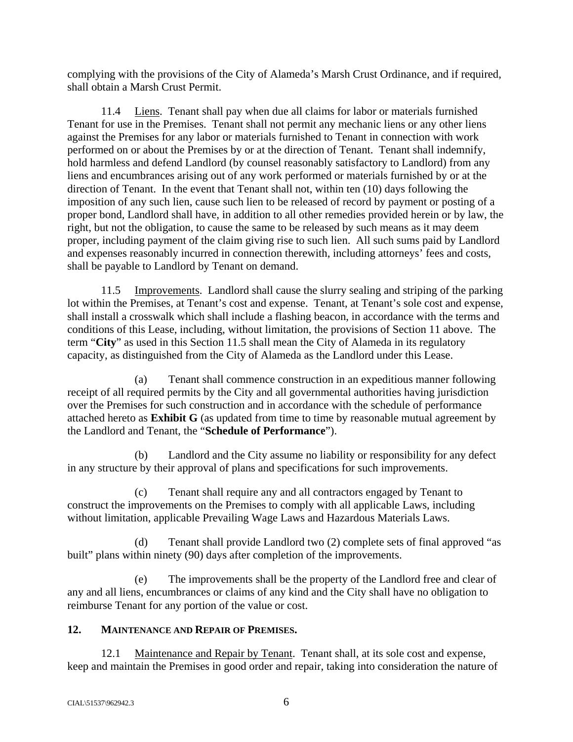complying with the provisions of the City of Alameda's Marsh Crust Ordinance, and if required, shall obtain a Marsh Crust Permit.

11.4 Liens. Tenant shall pay when due all claims for labor or materials furnished Tenant for use in the Premises. Tenant shall not permit any mechanic liens or any other liens against the Premises for any labor or materials furnished to Tenant in connection with work performed on or about the Premises by or at the direction of Tenant. Tenant shall indemnify, hold harmless and defend Landlord (by counsel reasonably satisfactory to Landlord) from any liens and encumbrances arising out of any work performed or materials furnished by or at the direction of Tenant. In the event that Tenant shall not, within ten (10) days following the imposition of any such lien, cause such lien to be released of record by payment or posting of a proper bond, Landlord shall have, in addition to all other remedies provided herein or by law, the right, but not the obligation, to cause the same to be released by such means as it may deem proper, including payment of the claim giving rise to such lien. All such sums paid by Landlord and expenses reasonably incurred in connection therewith, including attorneys' fees and costs, shall be payable to Landlord by Tenant on demand.

11.5 Improvements. Landlord shall cause the slurry sealing and striping of the parking lot within the Premises, at Tenant's cost and expense. Tenant, at Tenant's sole cost and expense, shall install a crosswalk which shall include a flashing beacon, in accordance with the terms and conditions of this Lease, including, without limitation, the provisions of Section 11 above. The term "**City**" as used in this Section 11.5 shall mean the City of Alameda in its regulatory capacity, as distinguished from the City of Alameda as the Landlord under this Lease.

(a) Tenant shall commence construction in an expeditious manner following receipt of all required permits by the City and all governmental authorities having jurisdiction over the Premises for such construction and in accordance with the schedule of performance attached hereto as **Exhibit G** (as updated from time to time by reasonable mutual agreement by the Landlord and Tenant, the "**Schedule of Performance**").

(b) Landlord and the City assume no liability or responsibility for any defect in any structure by their approval of plans and specifications for such improvements.

(c) Tenant shall require any and all contractors engaged by Tenant to construct the improvements on the Premises to comply with all applicable Laws, including without limitation, applicable Prevailing Wage Laws and Hazardous Materials Laws.

(d) Tenant shall provide Landlord two (2) complete sets of final approved "as built" plans within ninety (90) days after completion of the improvements.

(e) The improvements shall be the property of the Landlord free and clear of any and all liens, encumbrances or claims of any kind and the City shall have no obligation to reimburse Tenant for any portion of the value or cost.

## 12. MAINTENANCE AND REPAIR OF PREMISES.

12.1 Maintenance and Repair by Tenant. Tenant shall, at its sole cost and expense, keep and maintain the Premises in good order and repair, taking into consideration the nature of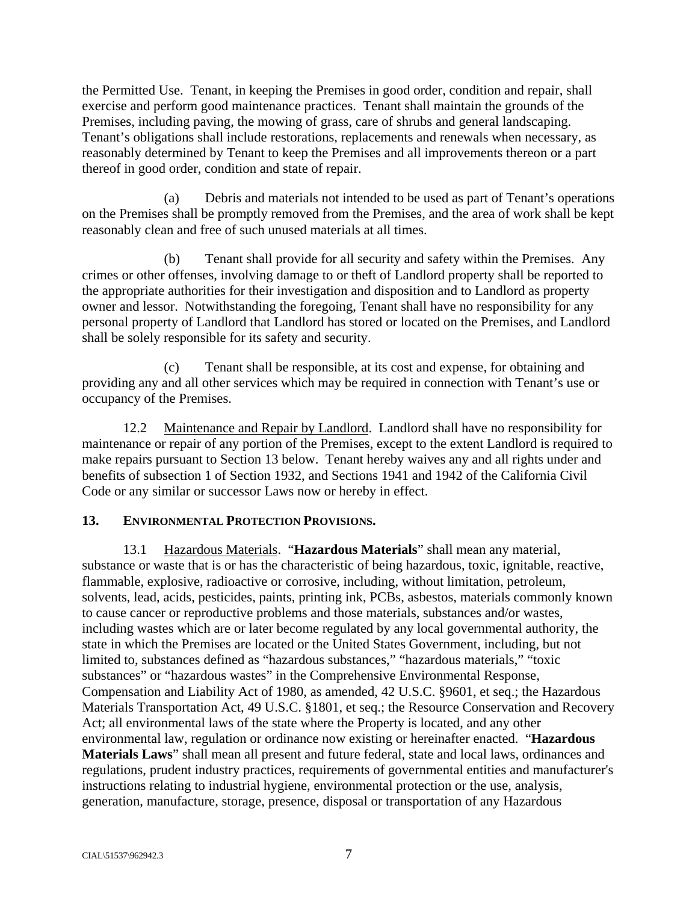the Permitted Use. Tenant, in keeping the Premises in good order, condition and repair, shall exercise and perform good maintenance practices. Tenant shall maintain the grounds of the Premises, including paving, the mowing of grass, care of shrubs and general landscaping. Tenant's obligations shall include restorations, replacements and renewals when necessary, as reasonably determined by Tenant to keep the Premises and all improvements thereon or a part thereof in good order, condition and state of repair.

(a) Debris and materials not intended to be used as part of Tenant's operations on the Premises shall be promptly removed from the Premises, and the area of work shall be kept reasonably clean and free of such unused materials at all times.

(b) Tenant shall provide for all security and safety within the Premises. Any crimes or other offenses, involving damage to or theft of Landlord property shall be reported to the appropriate authorities for their investigation and disposition and to Landlord as property owner and lessor. Notwithstanding the foregoing, Tenant shall have no responsibility for any personal property of Landlord that Landlord has stored or located on the Premises, and Landlord shall be solely responsible for its safety and security.

(c) Tenant shall be responsible, at its cost and expense, for obtaining and providing any and all other services which may be required in connection with Tenant's use or occupancy of the Premises.

12.2 Maintenance and Repair by Landlord. Landlord shall have no responsibility for maintenance or repair of any portion of the Premises, except to the extent Landlord is required to make repairs pursuant to Section 13 below. Tenant hereby waives any and all rights under and benefits of subsection 1 of Section 1932, and Sections 1941 and 1942 of the California Civil Code or any similar or successor Laws now or hereby in effect.

## 13. ENVIRONMENTAL PROTECTION PROVISIONS.

13.1 Hazardous Materials. "**Hazardous Materials**" shall mean any material, substance or waste that is or has the characteristic of being hazardous, toxic, ignitable, reactive, flammable, explosive, radioactive or corrosive, including, without limitation, petroleum, solvents, lead, acids, pesticides, paints, printing ink, PCBs, asbestos, materials commonly known to cause cancer or reproductive problems and those materials, substances and/or wastes, including wastes which are or later become regulated by any local governmental authority, the state in which the Premises are located or the United States Government, including, but not limited to, substances defined as "hazardous substances," "hazardous materials," "toxic substances" or "hazardous wastes" in the Comprehensive Environmental Response, Compensation and Liability Act of 1980, as amended, 42 U.S.C. §9601, et seq.; the Hazardous Materials Transportation Act, 49 U.S.C. §1801, et seq.; the Resource Conservation and Recovery Act; all environmental laws of the state where the Property is located, and any other environmental law, regulation or ordinance now existing or hereinafter enacted. "**Hazardous Materials Laws**" shall mean all present and future federal, state and local laws, ordinances and regulations, prudent industry practices, requirements of governmental entities and manufacturer's instructions relating to industrial hygiene, environmental protection or the use, analysis, generation, manufacture, storage, presence, disposal or transportation of any Hazardous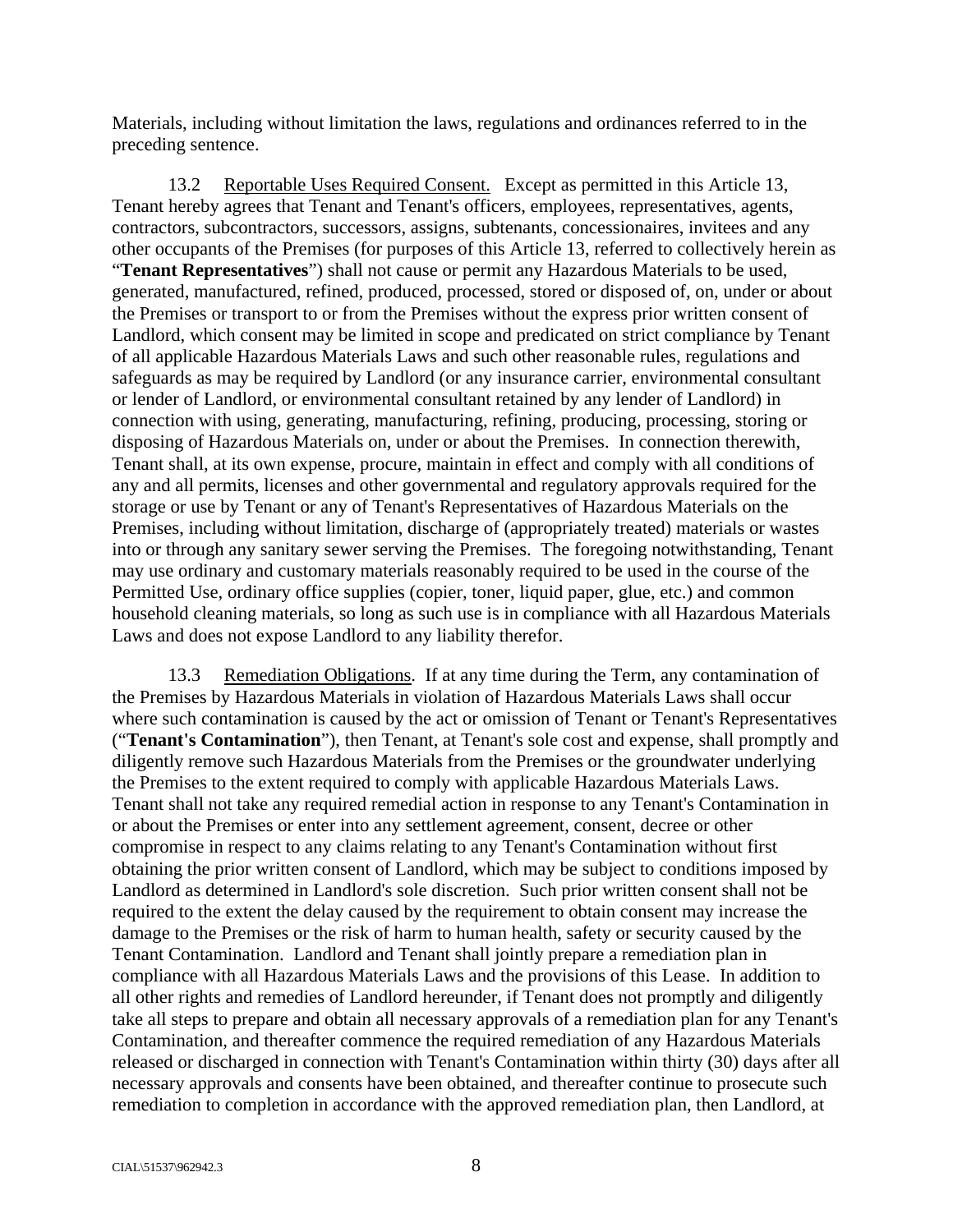Materials, including without limitation the laws, regulations and ordinances referred to in the preceding sentence.

13.2 Reportable Uses Required Consent. Except as permitted in this Article 13, Tenant hereby agrees that Tenant and Tenant's officers, employees, representatives, agents, contractors, subcontractors, successors, assigns, subtenants, concessionaires, invitees and any other occupants of the Premises (for purposes of this Article 13, referred to collectively herein as "**Tenant Representatives**") shall not cause or permit any Hazardous Materials to be used, generated, manufactured, refined, produced, processed, stored or disposed of, on, under or about the Premises or transport to or from the Premises without the express prior written consent of Landlord, which consent may be limited in scope and predicated on strict compliance by Tenant of all applicable Hazardous Materials Laws and such other reasonable rules, regulations and safeguards as may be required by Landlord (or any insurance carrier, environmental consultant or lender of Landlord, or environmental consultant retained by any lender of Landlord) in connection with using, generating, manufacturing, refining, producing, processing, storing or disposing of Hazardous Materials on, under or about the Premises. In connection therewith, Tenant shall, at its own expense, procure, maintain in effect and comply with all conditions of any and all permits, licenses and other governmental and regulatory approvals required for the storage or use by Tenant or any of Tenant's Representatives of Hazardous Materials on the Premises, including without limitation, discharge of (appropriately treated) materials or wastes into or through any sanitary sewer serving the Premises. The foregoing notwithstanding, Tenant may use ordinary and customary materials reasonably required to be used in the course of the Permitted Use, ordinary office supplies (copier, toner, liquid paper, glue, etc.) and common household cleaning materials, so long as such use is in compliance with all Hazardous Materials Laws and does not expose Landlord to any liability therefor.

13.3 Remediation Obligations. If at any time during the Term, any contamination of the Premises by Hazardous Materials in violation of Hazardous Materials Laws shall occur where such contamination is caused by the act or omission of Tenant or Tenant's Representatives ("**Tenant's Contamination**"), then Tenant, at Tenant's sole cost and expense, shall promptly and diligently remove such Hazardous Materials from the Premises or the groundwater underlying the Premises to the extent required to comply with applicable Hazardous Materials Laws. Tenant shall not take any required remedial action in response to any Tenant's Contamination in or about the Premises or enter into any settlement agreement, consent, decree or other compromise in respect to any claims relating to any Tenant's Contamination without first obtaining the prior written consent of Landlord, which may be subject to conditions imposed by Landlord as determined in Landlord's sole discretion. Such prior written consent shall not be required to the extent the delay caused by the requirement to obtain consent may increase the damage to the Premises or the risk of harm to human health, safety or security caused by the Tenant Contamination. Landlord and Tenant shall jointly prepare a remediation plan in compliance with all Hazardous Materials Laws and the provisions of this Lease. In addition to all other rights and remedies of Landlord hereunder, if Tenant does not promptly and diligently take all steps to prepare and obtain all necessary approvals of a remediation plan for any Tenant's Contamination, and thereafter commence the required remediation of any Hazardous Materials released or discharged in connection with Tenant's Contamination within thirty (30) days after all necessary approvals and consents have been obtained, and thereafter continue to prosecute such remediation to completion in accordance with the approved remediation plan, then Landlord, at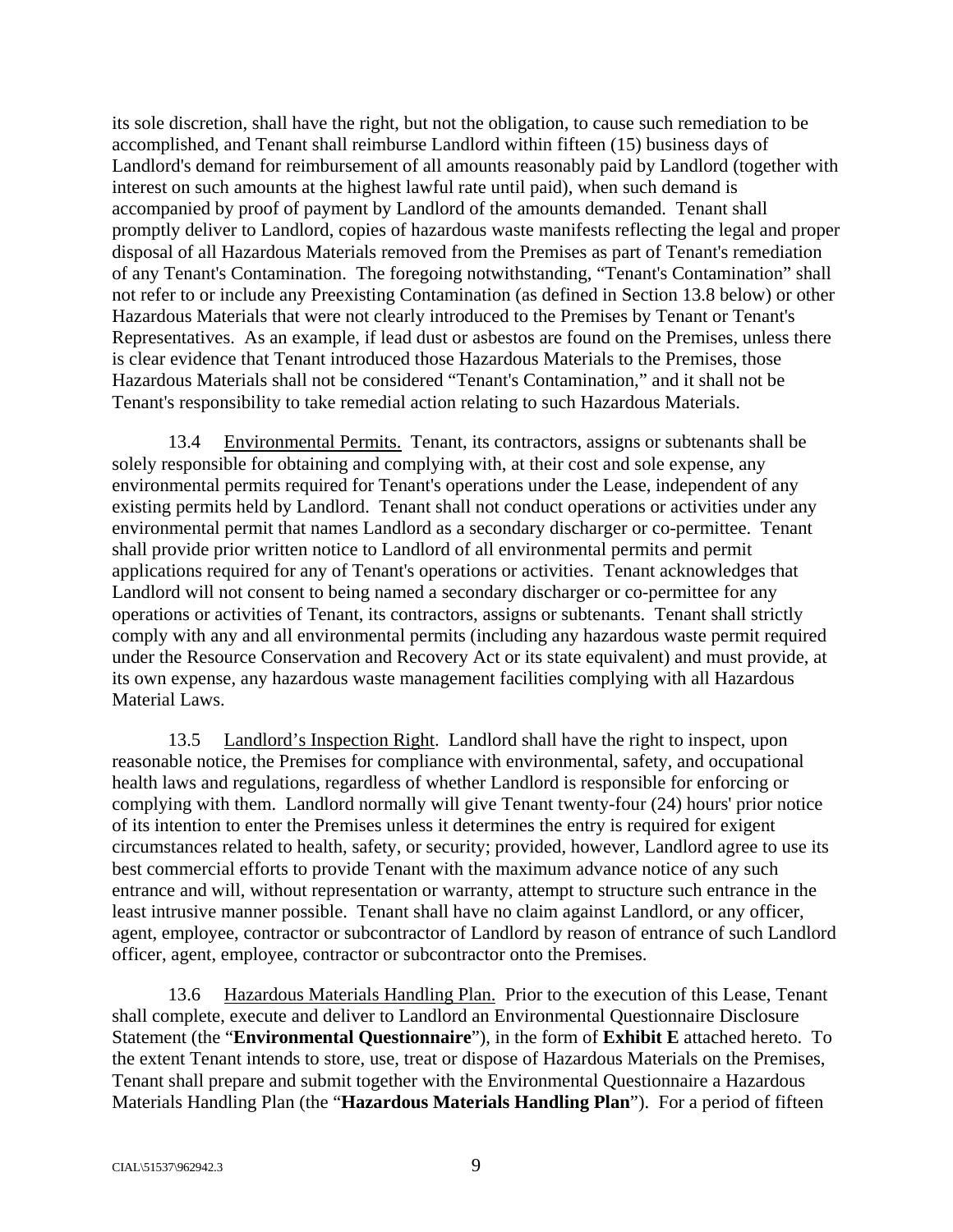its sole discretion, shall have the right, but not the obligation, to cause such remediation to be accomplished, and Tenant shall reimburse Landlord within fifteen (15) business days of Landlord's demand for reimbursement of all amounts reasonably paid by Landlord (together with interest on such amounts at the highest lawful rate until paid), when such demand is accompanied by proof of payment by Landlord of the amounts demanded. Tenant shall promptly deliver to Landlord, copies of hazardous waste manifests reflecting the legal and proper disposal of all Hazardous Materials removed from the Premises as part of Tenant's remediation of any Tenant's Contamination. The foregoing notwithstanding, "Tenant's Contamination" shall not refer to or include any Preexisting Contamination (as defined in Section 13.8 below) or other Hazardous Materials that were not clearly introduced to the Premises by Tenant or Tenant's Representatives. As an example, if lead dust or asbestos are found on the Premises, unless there is clear evidence that Tenant introduced those Hazardous Materials to the Premises, those Hazardous Materials shall not be considered "Tenant's Contamination," and it shall not be Tenant's responsibility to take remedial action relating to such Hazardous Materials.

13.4 Environmental Permits. Tenant, its contractors, assigns or subtenants shall be solely responsible for obtaining and complying with, at their cost and sole expense, any environmental permits required for Tenant's operations under the Lease, independent of any existing permits held by Landlord. Tenant shall not conduct operations or activities under any environmental permit that names Landlord as a secondary discharger or co-permittee. Tenant shall provide prior written notice to Landlord of all environmental permits and permit applications required for any of Tenant's operations or activities. Tenant acknowledges that Landlord will not consent to being named a secondary discharger or co-permittee for any operations or activities of Tenant, its contractors, assigns or subtenants. Tenant shall strictly comply with any and all environmental permits (including any hazardous waste permit required under the Resource Conservation and Recovery Act or its state equivalent) and must provide, at its own expense, any hazardous waste management facilities complying with all Hazardous Material Laws.

13.5 Landlord's Inspection Right. Landlord shall have the right to inspect, upon reasonable notice, the Premises for compliance with environmental, safety, and occupational health laws and regulations, regardless of whether Landlord is responsible for enforcing or complying with them. Landlord normally will give Tenant twenty-four (24) hours' prior notice of its intention to enter the Premises unless it determines the entry is required for exigent circumstances related to health, safety, or security; provided, however, Landlord agree to use its best commercial efforts to provide Tenant with the maximum advance notice of any such entrance and will, without representation or warranty, attempt to structure such entrance in the least intrusive manner possible. Tenant shall have no claim against Landlord, or any officer, agent, employee, contractor or subcontractor of Landlord by reason of entrance of such Landlord officer, agent, employee, contractor or subcontractor onto the Premises.

13.6 Hazardous Materials Handling Plan. Prior to the execution of this Lease, Tenant shall complete, execute and deliver to Landlord an Environmental Questionnaire Disclosure Statement (the "**Environmental Questionnaire**"), in the form of **Exhibit E** attached hereto. To the extent Tenant intends to store, use, treat or dispose of Hazardous Materials on the Premises, Tenant shall prepare and submit together with the Environmental Questionnaire a Hazardous Materials Handling Plan (the "**Hazardous Materials Handling Plan**"). For a period of fifteen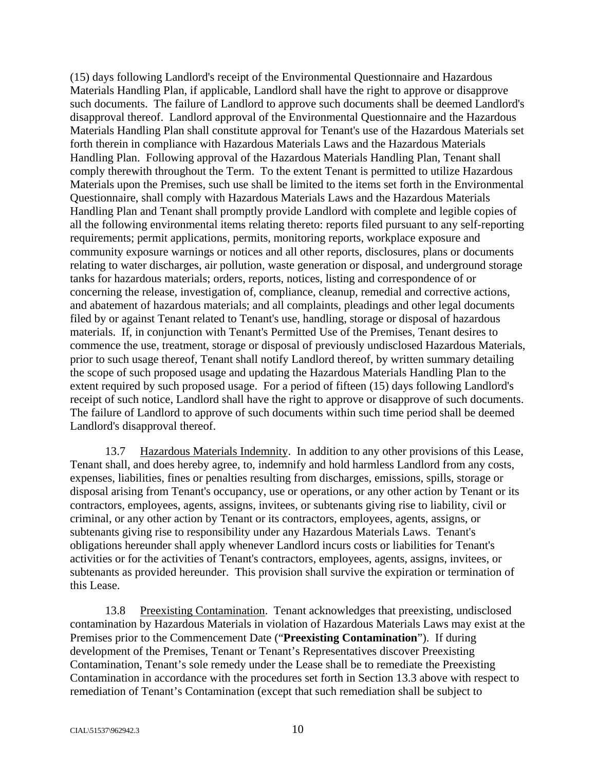(15) days following Landlord's receipt of the Environmental Questionnaire and Hazardous Materials Handling Plan, if applicable, Landlord shall have the right to approve or disapprove such documents. The failure of Landlord to approve such documents shall be deemed Landlord's disapproval thereof. Landlord approval of the Environmental Questionnaire and the Hazardous Materials Handling Plan shall constitute approval for Tenant's use of the Hazardous Materials set forth therein in compliance with Hazardous Materials Laws and the Hazardous Materials Handling Plan. Following approval of the Hazardous Materials Handling Plan, Tenant shall comply therewith throughout the Term. To the extent Tenant is permitted to utilize Hazardous Materials upon the Premises, such use shall be limited to the items set forth in the Environmental Questionnaire, shall comply with Hazardous Materials Laws and the Hazardous Materials Handling Plan and Tenant shall promptly provide Landlord with complete and legible copies of all the following environmental items relating thereto: reports filed pursuant to any self-reporting requirements; permit applications, permits, monitoring reports, workplace exposure and community exposure warnings or notices and all other reports, disclosures, plans or documents relating to water discharges, air pollution, waste generation or disposal, and underground storage tanks for hazardous materials; orders, reports, notices, listing and correspondence of or concerning the release, investigation of, compliance, cleanup, remedial and corrective actions, and abatement of hazardous materials; and all complaints, pleadings and other legal documents filed by or against Tenant related to Tenant's use, handling, storage or disposal of hazardous materials. If, in conjunction with Tenant's Permitted Use of the Premises, Tenant desires to commence the use, treatment, storage or disposal of previously undisclosed Hazardous Materials, prior to such usage thereof, Tenant shall notify Landlord thereof, by written summary detailing the scope of such proposed usage and updating the Hazardous Materials Handling Plan to the extent required by such proposed usage. For a period of fifteen (15) days following Landlord's receipt of such notice, Landlord shall have the right to approve or disapprove of such documents. The failure of Landlord to approve of such documents within such time period shall be deemed Landlord's disapproval thereof.

13.7 Hazardous Materials Indemnity. In addition to any other provisions of this Lease, Tenant shall, and does hereby agree, to, indemnify and hold harmless Landlord from any costs, expenses, liabilities, fines or penalties resulting from discharges, emissions, spills, storage or disposal arising from Tenant's occupancy, use or operations, or any other action by Tenant or its contractors, employees, agents, assigns, invitees, or subtenants giving rise to liability, civil or criminal, or any other action by Tenant or its contractors, employees, agents, assigns, or subtenants giving rise to responsibility under any Hazardous Materials Laws. Tenant's obligations hereunder shall apply whenever Landlord incurs costs or liabilities for Tenant's activities or for the activities of Tenant's contractors, employees, agents, assigns, invitees, or subtenants as provided hereunder. This provision shall survive the expiration or termination of this Lease.

13.8 Preexisting Contamination. Tenant acknowledges that preexisting, undisclosed contamination by Hazardous Materials in violation of Hazardous Materials Laws may exist at the Premises prior to the Commencement Date ("**Preexisting Contamination**"). If during development of the Premises, Tenant or Tenant's Representatives discover Preexisting Contamination, Tenant's sole remedy under the Lease shall be to remediate the Preexisting Contamination in accordance with the procedures set forth in Section 13.3 above with respect to remediation of Tenant's Contamination (except that such remediation shall be subject to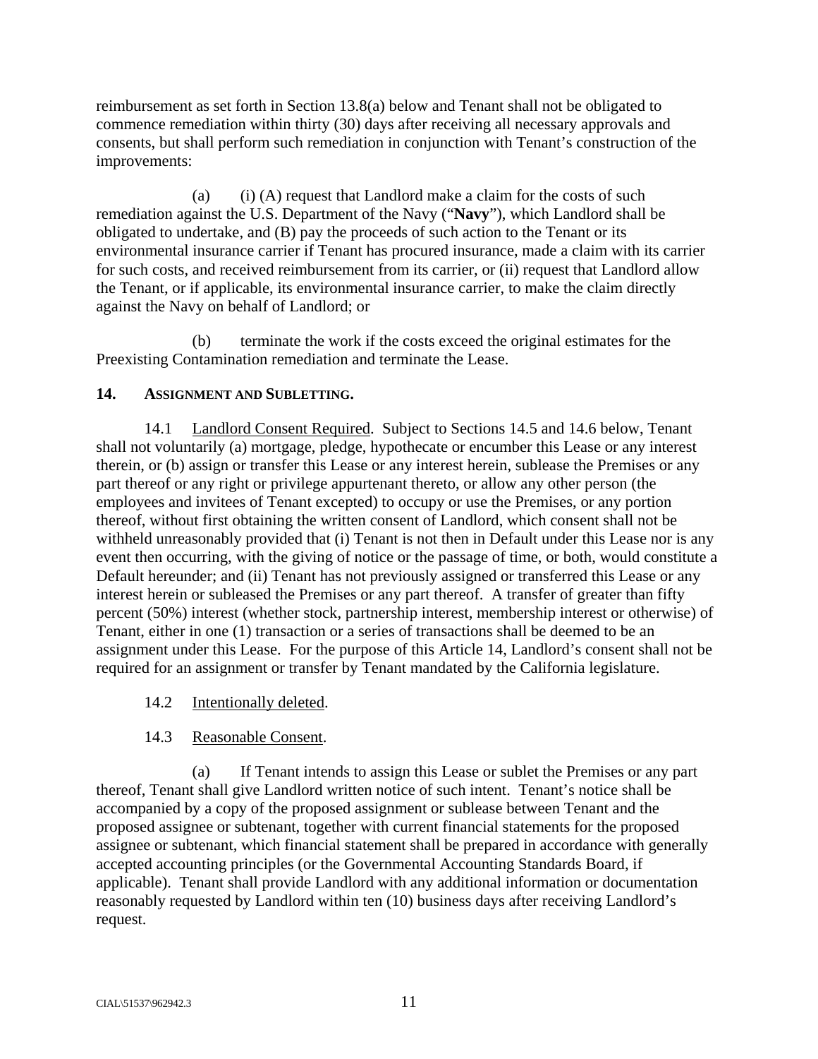reimbursement as set forth in Section 13.8(a) below and Tenant shall not be obligated to commence remediation within thirty (30) days after receiving all necessary approvals and consents, but shall perform such remediation in conjunction with Tenant's construction of the improvements:

(a) (i) (A) request that Landlord make a claim for the costs of such remediation against the U.S. Department of the Navy ("**Navy**"), which Landlord shall be obligated to undertake, and (B) pay the proceeds of such action to the Tenant or its environmental insurance carrier if Tenant has procured insurance, made a claim with its carrier for such costs, and received reimbursement from its carrier, or (ii) request that Landlord allow the Tenant, or if applicable, its environmental insurance carrier, to make the claim directly against the Navy on behalf of Landlord; or

(b) terminate the work if the costs exceed the original estimates for the Preexisting Contamination remediation and terminate the Lease.

## 14. ASSIGNMENT AND SUBLETTING.

14.1 Landlord Consent Required. Subject to Sections 14.5 and 14.6 below, Tenant shall not voluntarily (a) mortgage, pledge, hypothecate or encumber this Lease or any interest therein, or (b) assign or transfer this Lease or any interest herein, sublease the Premises or any part thereof or any right or privilege appurtenant thereto, or allow any other person (the employees and invitees of Tenant excepted) to occupy or use the Premises, or any portion thereof, without first obtaining the written consent of Landlord, which consent shall not be withheld unreasonably provided that (i) Tenant is not then in Default under this Lease nor is any event then occurring, with the giving of notice or the passage of time, or both, would constitute a Default hereunder; and (ii) Tenant has not previously assigned or transferred this Lease or any interest herein or subleased the Premises or any part thereof. A transfer of greater than fifty percent (50%) interest (whether stock, partnership interest, membership interest or otherwise) of Tenant, either in one (1) transaction or a series of transactions shall be deemed to be an assignment under this Lease. For the purpose of this Article 14, Landlord's consent shall not be required for an assignment or transfer by Tenant mandated by the California legislature.

14.2 Intentionally deleted.

14.3 Reasonable Consent.

(a) If Tenant intends to assign this Lease or sublet the Premises or any part thereof, Tenant shall give Landlord written notice of such intent. Tenant's notice shall be accompanied by a copy of the proposed assignment or sublease between Tenant and the proposed assignee or subtenant, together with current financial statements for the proposed assignee or subtenant, which financial statement shall be prepared in accordance with generally accepted accounting principles (or the Governmental Accounting Standards Board, if applicable). Tenant shall provide Landlord with any additional information or documentation reasonably requested by Landlord within ten (10) business days after receiving Landlord's request.

CIAL\51537\962942.3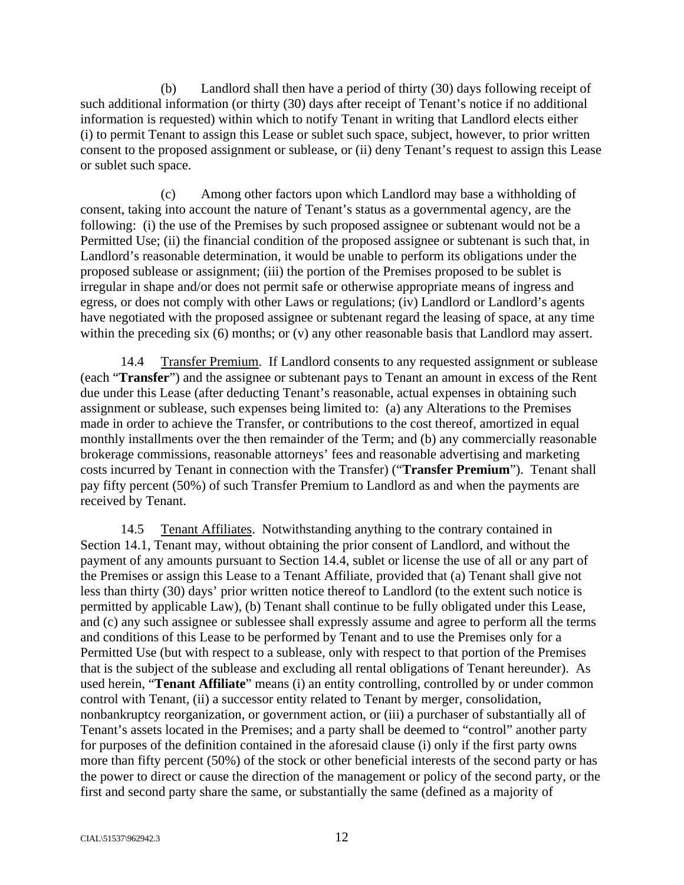(b) Landlord shall then have a period of thirty (30) days following receipt of such additional information (or thirty (30) days after receipt of Tenant's notice if no additional information is requested) within which to notify Tenant in writing that Landlord elects either (i) to permit Tenant to assign this Lease or sublet such space, subject, however, to prior written consent to the proposed assignment or sublease, or (ii) deny Tenant's request to assign this Lease or sublet such space.

(c) Among other factors upon which Landlord may base a withholding of consent, taking into account the nature of Tenant's status as a governmental agency, are the following: (i) the use of the Premises by such proposed assignee or subtenant would not be a Permitted Use; (ii) the financial condition of the proposed assignee or subtenant is such that, in Landlord's reasonable determination, it would be unable to perform its obligations under the proposed sublease or assignment; (iii) the portion of the Premises proposed to be sublet is irregular in shape and/or does not permit safe or otherwise appropriate means of ingress and egress, or does not comply with other Laws or regulations; (iv) Landlord or Landlord's agents have negotiated with the proposed assignee or subtenant regard the leasing of space, at any time within the preceding six (6) months; or (v) any other reasonable basis that Landlord may assert.

14.4 Transfer Premium. If Landlord consents to any requested assignment or sublease (each "**Transfer**") and the assignee or subtenant pays to Tenant an amount in excess of the Rent due under this Lease (after deducting Tenant's reasonable, actual expenses in obtaining such assignment or sublease, such expenses being limited to: (a) any Alterations to the Premises made in order to achieve the Transfer, or contributions to the cost thereof, amortized in equal monthly installments over the then remainder of the Term; and (b) any commercially reasonable brokerage commissions, reasonable attorneys' fees and reasonable advertising and marketing costs incurred by Tenant in connection with the Transfer) ("**Transfer Premium**"). Tenant shall pay fifty percent (50%) of such Transfer Premium to Landlord as and when the payments are received by Tenant.

14.5 Tenant Affiliates. Notwithstanding anything to the contrary contained in Section 14.1, Tenant may, without obtaining the prior consent of Landlord, and without the payment of any amounts pursuant to Section 14.4, sublet or license the use of all or any part of the Premises or assign this Lease to a Tenant Affiliate, provided that (a) Tenant shall give not less than thirty (30) days' prior written notice thereof to Landlord (to the extent such notice is permitted by applicable Law), (b) Tenant shall continue to be fully obligated under this Lease, and (c) any such assignee or sublessee shall expressly assume and agree to perform all the terms and conditions of this Lease to be performed by Tenant and to use the Premises only for a Permitted Use (but with respect to a sublease, only with respect to that portion of the Premises that is the subject of the sublease and excluding all rental obligations of Tenant hereunder). As used herein, "**Tenant Affiliate**" means (i) an entity controlling, controlled by or under common control with Tenant, (ii) a successor entity related to Tenant by merger, consolidation, nonbankruptcy reorganization, or government action, or (iii) a purchaser of substantially all of Tenant's assets located in the Premises; and a party shall be deemed to "control" another party for purposes of the definition contained in the aforesaid clause (i) only if the first party owns more than fifty percent (50%) of the stock or other beneficial interests of the second party or has the power to direct or cause the direction of the management or policy of the second party, or the first and second party share the same, or substantially the same (defined as a majority of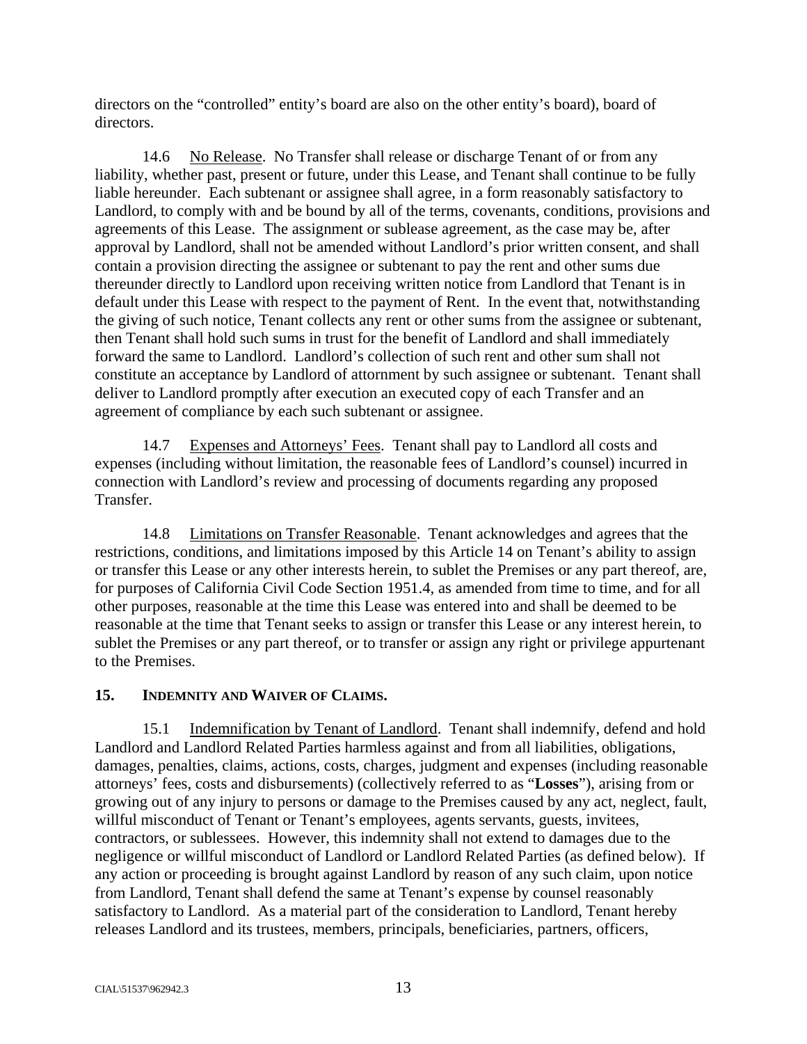directors on the "controlled" entity's board are also on the other entity's board), board of directors.

14.6 No Release. No Transfer shall release or discharge Tenant of or from any liability, whether past, present or future, under this Lease, and Tenant shall continue to be fully liable hereunder. Each subtenant or assignee shall agree, in a form reasonably satisfactory to Landlord, to comply with and be bound by all of the terms, covenants, conditions, provisions and agreements of this Lease. The assignment or sublease agreement, as the case may be, after approval by Landlord, shall not be amended without Landlord's prior written consent, and shall contain a provision directing the assignee or subtenant to pay the rent and other sums due thereunder directly to Landlord upon receiving written notice from Landlord that Tenant is in default under this Lease with respect to the payment of Rent. In the event that, notwithstanding the giving of such notice, Tenant collects any rent or other sums from the assignee or subtenant, then Tenant shall hold such sums in trust for the benefit of Landlord and shall immediately forward the same to Landlord. Landlord's collection of such rent and other sum shall not constitute an acceptance by Landlord of attornment by such assignee or subtenant. Tenant shall deliver to Landlord promptly after execution an executed copy of each Transfer and an agreement of compliance by each such subtenant or assignee.

14.7 Expenses and Attorneys' Fees. Tenant shall pay to Landlord all costs and expenses (including without limitation, the reasonable fees of Landlord's counsel) incurred in connection with Landlord's review and processing of documents regarding any proposed Transfer.

14.8 Limitations on Transfer Reasonable. Tenant acknowledges and agrees that the restrictions, conditions, and limitations imposed by this Article 14 on Tenant's ability to assign or transfer this Lease or any other interests herein, to sublet the Premises or any part thereof, are, for purposes of California Civil Code Section 1951.4, as amended from time to time, and for all other purposes, reasonable at the time this Lease was entered into and shall be deemed to be reasonable at the time that Tenant seeks to assign or transfer this Lease or any interest herein, to sublet the Premises or any part thereof, or to transfer or assign any right or privilege appurtenant to the Premises.

## 15. INDEMNITY AND WAIVER OF CLAIMS.

15.1 Indemnification by Tenant of Landlord. Tenant shall indemnify, defend and hold Landlord and Landlord Related Parties harmless against and from all liabilities, obligations, damages, penalties, claims, actions, costs, charges, judgment and expenses (including reasonable attorneys' fees, costs and disbursements) (collectively referred to as "**Losses**"), arising from or growing out of any injury to persons or damage to the Premises caused by any act, neglect, fault, willful misconduct of Tenant or Tenant's employees, agents servants, guests, invitees, contractors, or sublessees. However, this indemnity shall not extend to damages due to the negligence or willful misconduct of Landlord or Landlord Related Parties (as defined below). If any action or proceeding is brought against Landlord by reason of any such claim, upon notice from Landlord, Tenant shall defend the same at Tenant's expense by counsel reasonably satisfactory to Landlord. As a material part of the consideration to Landlord, Tenant hereby releases Landlord and its trustees, members, principals, beneficiaries, partners, officers,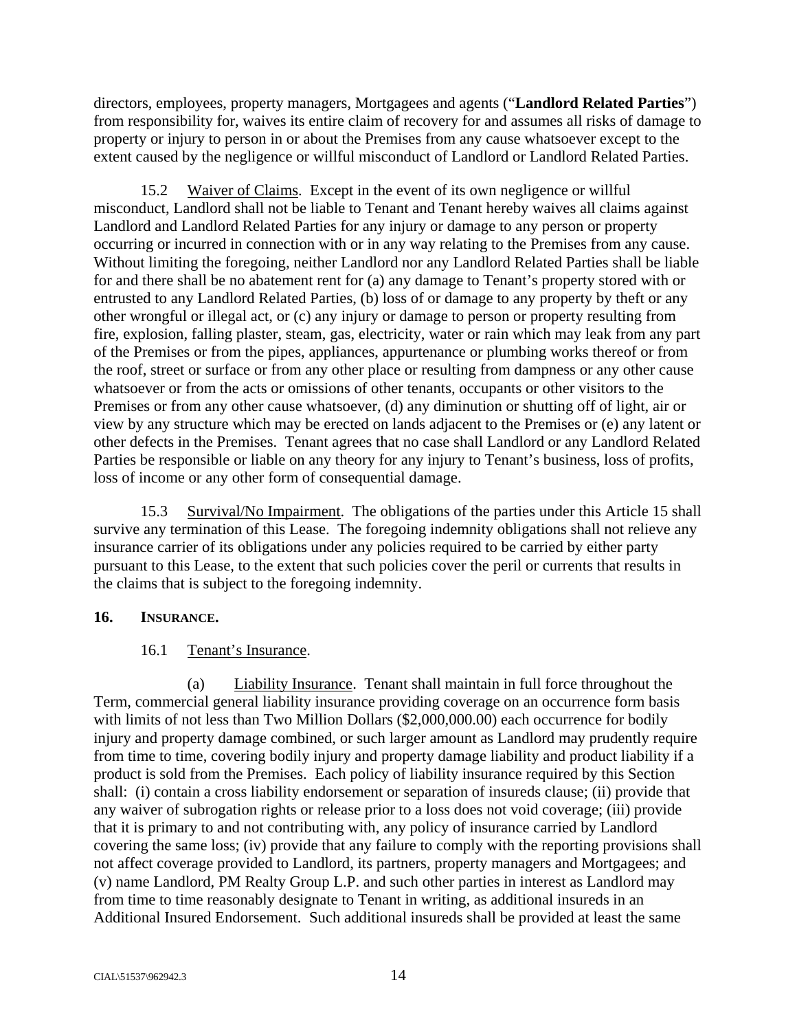directors, employees, property managers, Mortgagees and agents ("**Landlord Related Parties**") from responsibility for, waives its entire claim of recovery for and assumes all risks of damage to property or injury to person in or about the Premises from any cause whatsoever except to the extent caused by the negligence or willful misconduct of Landlord or Landlord Related Parties.

15.2 Waiver of Claims. Except in the event of its own negligence or willful misconduct, Landlord shall not be liable to Tenant and Tenant hereby waives all claims against Landlord and Landlord Related Parties for any injury or damage to any person or property occurring or incurred in connection with or in any way relating to the Premises from any cause. Without limiting the foregoing, neither Landlord nor any Landlord Related Parties shall be liable for and there shall be no abatement rent for (a) any damage to Tenant's property stored with or entrusted to any Landlord Related Parties, (b) loss of or damage to any property by theft or any other wrongful or illegal act, or (c) any injury or damage to person or property resulting from fire, explosion, falling plaster, steam, gas, electricity, water or rain which may leak from any part of the Premises or from the pipes, appliances, appurtenance or plumbing works thereof or from the roof, street or surface or from any other place or resulting from dampness or any other cause whatsoever or from the acts or omissions of other tenants, occupants or other visitors to the Premises or from any other cause whatsoever, (d) any diminution or shutting off of light, air or view by any structure which may be erected on lands adjacent to the Premises or (e) any latent or other defects in the Premises. Tenant agrees that no case shall Landlord or any Landlord Related Parties be responsible or liable on any theory for any injury to Tenant's business, loss of profits, loss of income or any other form of consequential damage.

15.3 Survival/No Impairment. The obligations of the parties under this Article 15 shall survive any termination of this Lease. The foregoing indemnity obligations shall not relieve any insurance carrier of its obligations under any policies required to be carried by either party pursuant to this Lease, to the extent that such policies cover the peril or currents that results in the claims that is subject to the foregoing indemnity.

## 16. INSURANCE.

16.1 Tenant's Insurance.

(a) Liability Insurance. Tenant shall maintain in full force throughout the Term, commercial general liability insurance providing coverage on an occurrence form basis with limits of not less than Two Million Dollars ($2,000,000.00) each occurrence for bodily injury and property damage combined, or such larger amount as Landlord may prudently require from time to time, covering bodily injury and property damage liability and product liability if a product is sold from the Premises. Each policy of liability insurance required by this Section shall: (i) contain a cross liability endorsement or separation of insureds clause; (ii) provide that any waiver of subrogation rights or release prior to a loss does not void coverage; (iii) provide that it is primary to and not contributing with, any policy of insurance carried by Landlord covering the same loss; (iv) provide that any failure to comply with the reporting provisions shall not affect coverage provided to Landlord, its partners, property managers and Mortgagees; and (v) name Landlord, PM Realty Group L.P. and such other parties in interest as Landlord may from time to time reasonably designate to Tenant in writing, as additional insureds in an Additional Insured Endorsement. Such additional insureds shall be provided at least the same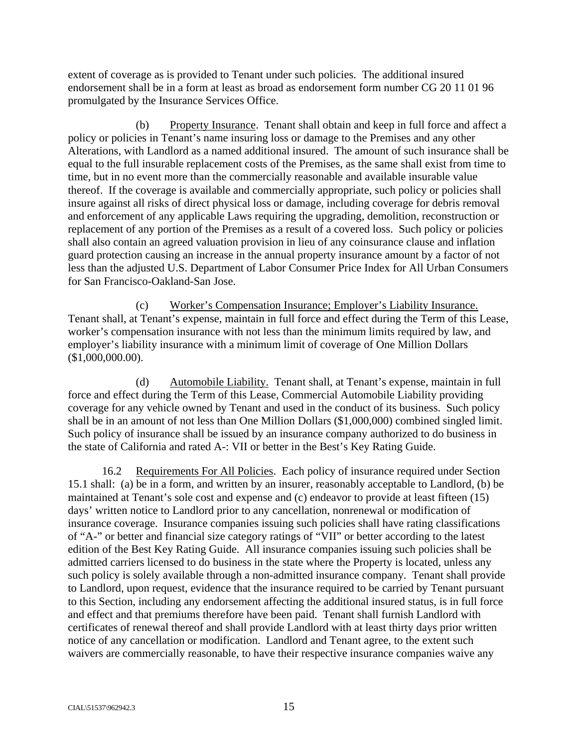extent of coverage as is provided to Tenant under such policies. The additional insured endorsement shall be in a form at least as broad as endorsement form number CG 20 11 01 96 promulgated by the Insurance Services Office.

(b) Property Insurance. Tenant shall obtain and keep in full force and affect a policy or policies in Tenant's name insuring loss or damage to the Premises and any other Alterations, with Landlord as a named additional insured. The amount of such insurance shall be equal to the full insurable replacement costs of the Premises, as the same shall exist from time to time, but in no event more than the commercially reasonable and available insurable value thereof. If the coverage is available and commercially appropriate, such policy or policies shall insure against all risks of direct physical loss or damage, including coverage for debris removal and enforcement of any applicable Laws requiring the upgrading, demolition, reconstruction or replacement of any portion of the Premises as a result of a covered loss. Such policy or policies shall also contain an agreed valuation provision in lieu of any coinsurance clause and inflation guard protection causing an increase in the annual property insurance amount by a factor of not less than the adjusted U.S. Department of Labor Consumer Price Index for All Urban Consumers for San Francisco-Oakland-San Jose.

(c) Worker's Compensation Insurance; Employer's Liability Insurance. Tenant shall, at Tenant's expense, maintain in full force and effect during the Term of this Lease, worker's compensation insurance with not less than the minimum limits required by law, and employer's liability insurance with a minimum limit of coverage of One Million Dollars ($1,000,000.00).

(d) Automobile Liability. Tenant shall, at Tenant's expense, maintain in full force and effect during the Term of this Lease, Commercial Automobile Liability providing coverage for any vehicle owned by Tenant and used in the conduct of its business. Such policy shall be in an amount of not less than One Million Dollars ($1,000,000) combined singled limit. Such policy of insurance shall be issued by an insurance company authorized to do business in the state of California and rated A-: VII or better in the Best's Key Rating Guide.

16.2 Requirements For All Policies. Each policy of insurance required under Section 15.1 shall: (a) be in a form, and written by an insurer, reasonably acceptable to Landlord, (b) be maintained at Tenant's sole cost and expense and (c) endeavor to provide at least fifteen (15) days' written notice to Landlord prior to any cancellation, nonrenewal or modification of insurance coverage. Insurance companies issuing such policies shall have rating classifications of "A-" or better and financial size category ratings of "VII" or better according to the latest edition of the Best Key Rating Guide. All insurance companies issuing such policies shall be admitted carriers licensed to do business in the state where the Property is located, unless any such policy is solely available through a non-admitted insurance company. Tenant shall provide to Landlord, upon request, evidence that the insurance required to be carried by Tenant pursuant to this Section, including any endorsement affecting the additional insured status, is in full force and effect and that premiums therefore have been paid. Tenant shall furnish Landlord with certificates of renewal thereof and shall provide Landlord with at least thirty days prior written notice of any cancellation or modification. Landlord and Tenant agree, to the extent such waivers are commercially reasonable, to have their respective insurance companies waive any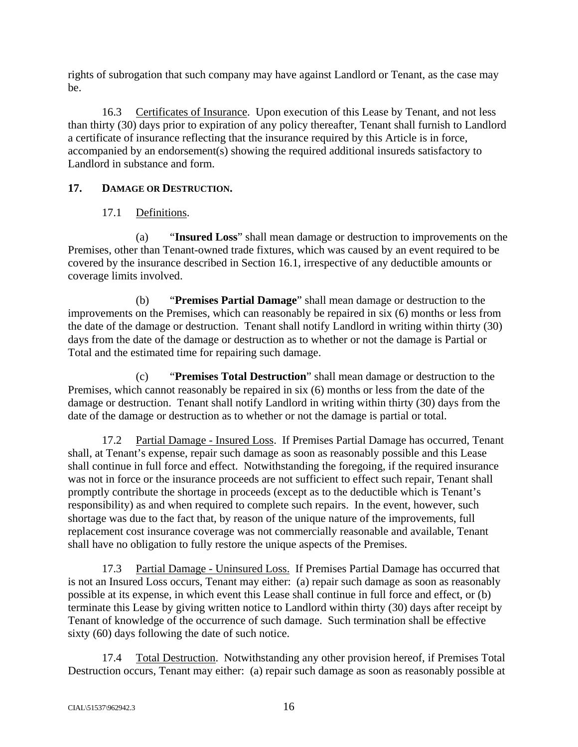rights of subrogation that such company may have against Landlord or Tenant, as the case may be.

16.3 Certificates of Insurance. Upon execution of this Lease by Tenant, and not less than thirty (30) days prior to expiration of any policy thereafter, Tenant shall furnish to Landlord a certificate of insurance reflecting that the insurance required by this Article is in force, accompanied by an endorsement(s) showing the required additional insureds satisfactory to Landlord in substance and form.

## 17. DAMAGE OR DESTRUCTION.

17.1 Definitions.

(a) "**Insured Loss**" shall mean damage or destruction to improvements on the Premises, other than Tenant-owned trade fixtures, which was caused by an event required to be covered by the insurance described in Section 16.1, irrespective of any deductible amounts or coverage limits involved.

(b) "**Premises Partial Damage**" shall mean damage or destruction to the improvements on the Premises, which can reasonably be repaired in six (6) months or less from the date of the damage or destruction. Tenant shall notify Landlord in writing within thirty (30) days from the date of the damage or destruction as to whether or not the damage is Partial or Total and the estimated time for repairing such damage.

(c) "**Premises Total Destruction**" shall mean damage or destruction to the Premises, which cannot reasonably be repaired in six (6) months or less from the date of the damage or destruction. Tenant shall notify Landlord in writing within thirty (30) days from the date of the damage or destruction as to whether or not the damage is partial or total.

17.2 Partial Damage - Insured Loss. If Premises Partial Damage has occurred, Tenant shall, at Tenant's expense, repair such damage as soon as reasonably possible and this Lease shall continue in full force and effect. Notwithstanding the foregoing, if the required insurance was not in force or the insurance proceeds are not sufficient to effect such repair, Tenant shall promptly contribute the shortage in proceeds (except as to the deductible which is Tenant's responsibility) as and when required to complete such repairs. In the event, however, such shortage was due to the fact that, by reason of the unique nature of the improvements, full replacement cost insurance coverage was not commercially reasonable and available, Tenant shall have no obligation to fully restore the unique aspects of the Premises.

17.3 Partial Damage - Uninsured Loss. If Premises Partial Damage has occurred that is not an Insured Loss occurs, Tenant may either: (a) repair such damage as soon as reasonably possible at its expense, in which event this Lease shall continue in full force and effect, or (b) terminate this Lease by giving written notice to Landlord within thirty (30) days after receipt by Tenant of knowledge of the occurrence of such damage. Such termination shall be effective sixty (60) days following the date of such notice.

17.4 Total Destruction. Notwithstanding any other provision hereof, if Premises Total Destruction occurs, Tenant may either: (a) repair such damage as soon as reasonably possible at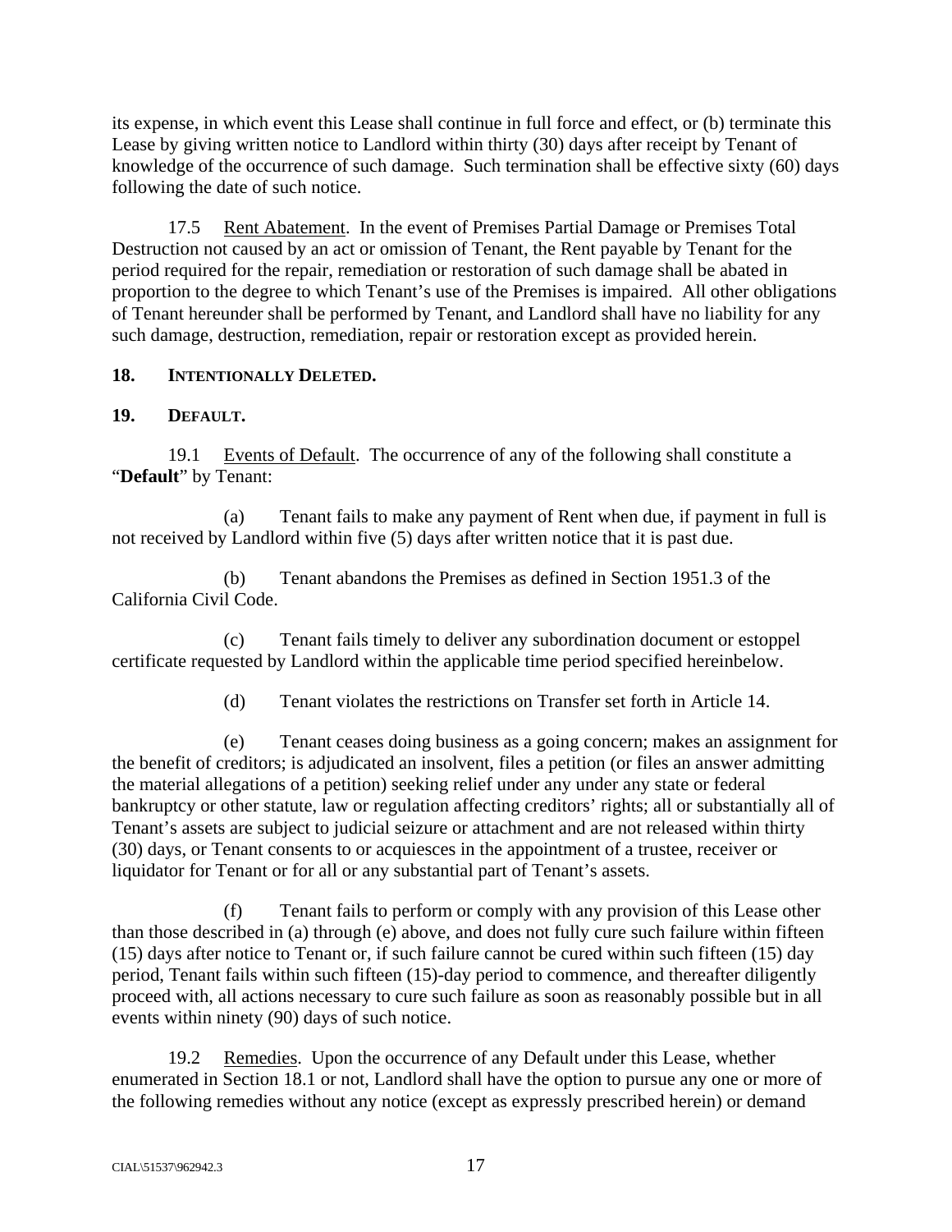its expense, in which event this Lease shall continue in full force and effect, or (b) terminate this Lease by giving written notice to Landlord within thirty (30) days after receipt by Tenant of knowledge of the occurrence of such damage. Such termination shall be effective sixty (60) days following the date of such notice.

17.5 Rent Abatement. In the event of Premises Partial Damage or Premises Total Destruction not caused by an act or omission of Tenant, the Rent payable by Tenant for the period required for the repair, remediation or restoration of such damage shall be abated in proportion to the degree to which Tenant's use of the Premises is impaired. All other obligations of Tenant hereunder shall be performed by Tenant, and Landlord shall have no liability for any such damage, destruction, remediation, repair or restoration except as provided herein.

**18. INTENTIONALLY DELETED.**

**19. DEFAULT.**

19.1 Events of Default. The occurrence of any of the following shall constitute a "**Default**" by Tenant:

(a) Tenant fails to make any payment of Rent when due, if payment in full is not received by Landlord within five (5) days after written notice that it is past due.

(b) Tenant abandons the Premises as defined in Section 1951.3 of the California Civil Code.

(c) Tenant fails timely to deliver any subordination document or estoppel certificate requested by Landlord within the applicable time period specified hereinbelow.

(d) Tenant violates the restrictions on Transfer set forth in Article 14.

(e) Tenant ceases doing business as a going concern; makes an assignment for the benefit of creditors; is adjudicated an insolvent, files a petition (or files an answer admitting the material allegations of a petition) seeking relief under any under any state or federal bankruptcy or other statute, law or regulation affecting creditors' rights; all or substantially all of Tenant's assets are subject to judicial seizure or attachment and are not released within thirty (30) days, or Tenant consents to or acquiesces in the appointment of a trustee, receiver or liquidator for Tenant or for all or any substantial part of Tenant's assets.

(f) Tenant fails to perform or comply with any provision of this Lease other than those described in (a) through (e) above, and does not fully cure such failure within fifteen (15) days after notice to Tenant or, if such failure cannot be cured within such fifteen (15) day period, Tenant fails within such fifteen (15)-day period to commence, and thereafter diligently proceed with, all actions necessary to cure such failure as soon as reasonably possible but in all events within ninety (90) days of such notice.

19.2 Remedies. Upon the occurrence of any Default under this Lease, whether enumerated in Section 18.1 or not, Landlord shall have the option to pursue any one or more of the following remedies without any notice (except as expressly prescribed herein) or demand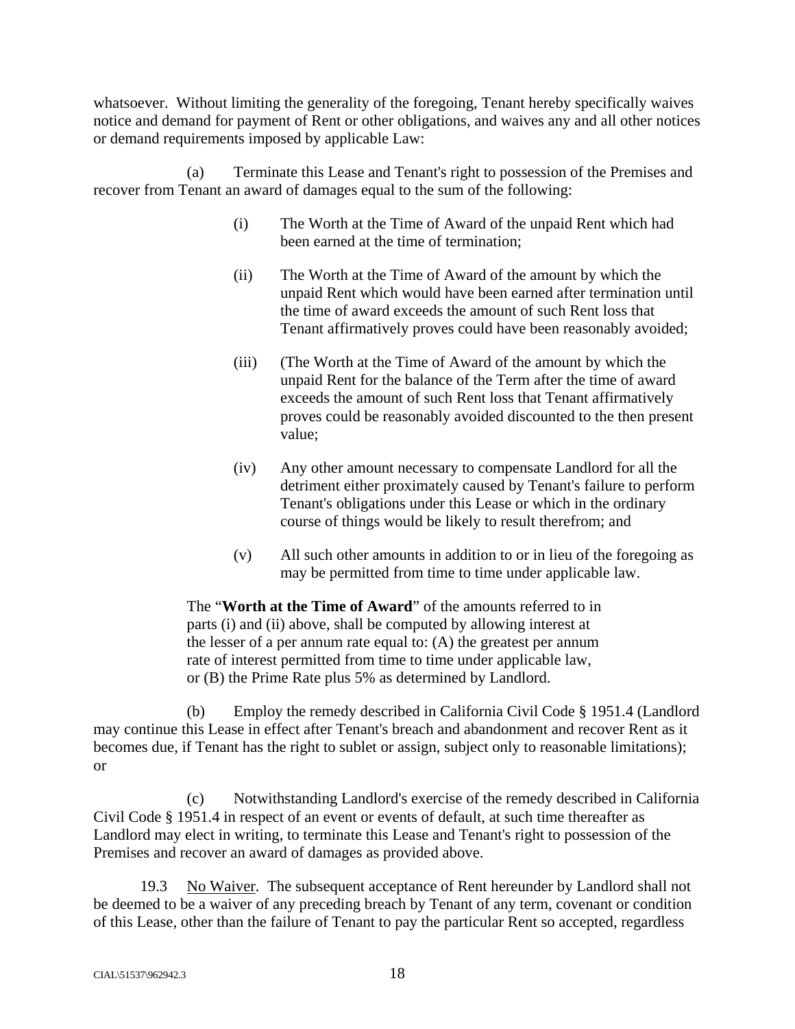whatsoever. Without limiting the generality of the foregoing, Tenant hereby specifically waives notice and demand for payment of Rent or other obligations, and waives any and all other notices or demand requirements imposed by applicable Law:

(a) Terminate this Lease and Tenant's right to possession of the Premises and recover from Tenant an award of damages equal to the sum of the following:

(i) The Worth at the Time of Award of the unpaid Rent which had been earned at the time of termination;

(ii) The Worth at the Time of Award of the amount by which the unpaid Rent which would have been earned after termination until the time of award exceeds the amount of such Rent loss that Tenant affirmatively proves could have been reasonably avoided;

(iii) (The Worth at the Time of Award of the amount by which the unpaid Rent for the balance of the Term after the time of award exceeds the amount of such Rent loss that Tenant affirmatively proves could be reasonably avoided discounted to the then present value;

(iv) Any other amount necessary to compensate Landlord for all the detriment either proximately caused by Tenant's failure to perform Tenant's obligations under this Lease or which in the ordinary course of things would be likely to result therefrom; and

(v) All such other amounts in addition to or in lieu of the foregoing as may be permitted from time to time under applicable law.

The "**Worth at the Time of Award**" of the amounts referred to in parts (i) and (ii) above, shall be computed by allowing interest at the lesser of a per annum rate equal to: (A) the greatest per annum rate of interest permitted from time to time under applicable law, or (B) the Prime Rate plus 5% as determined by Landlord.

(b) Employ the remedy described in California Civil Code § 1951.4 (Landlord may continue this Lease in effect after Tenant's breach and abandonment and recover Rent as it becomes due, if Tenant has the right to sublet or assign, subject only to reasonable limitations); or

(c) Notwithstanding Landlord's exercise of the remedy described in California Civil Code § 1951.4 in respect of an event or events of default, at such time thereafter as Landlord may elect in writing, to terminate this Lease and Tenant's right to possession of the Premises and recover an award of damages as provided above.

19.3 No Waiver. The subsequent acceptance of Rent hereunder by Landlord shall not be deemed to be a waiver of any preceding breach by Tenant of any term, covenant or condition of this Lease, other than the failure of Tenant to pay the particular Rent so accepted, regardless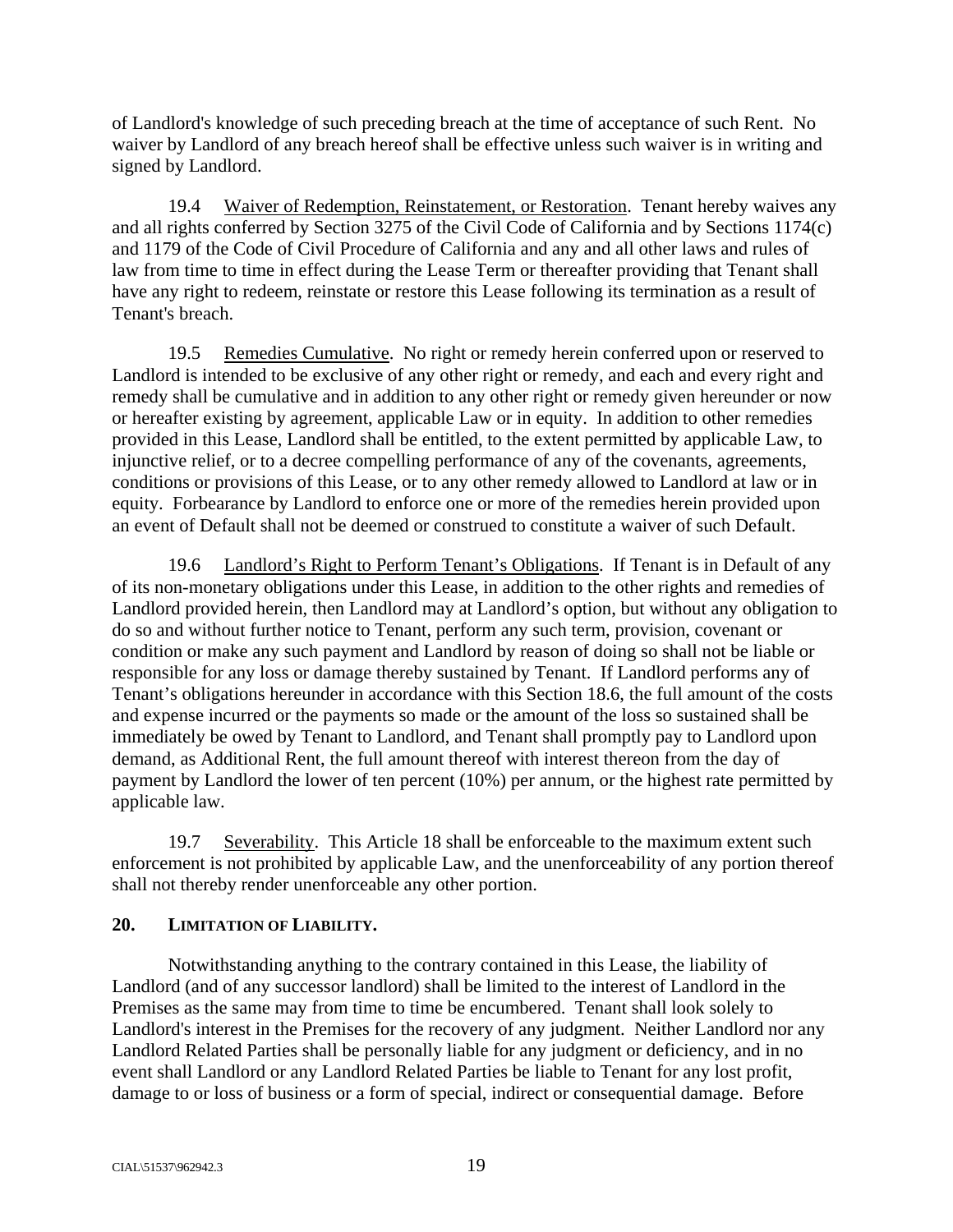of Landlord's knowledge of such preceding breach at the time of acceptance of such Rent. No waiver by Landlord of any breach hereof shall be effective unless such waiver is in writing and signed by Landlord.

19.4 Waiver of Redemption, Reinstatement, or Restoration. Tenant hereby waives any and all rights conferred by Section 3275 of the Civil Code of California and by Sections 1174(c) and 1179 of the Code of Civil Procedure of California and any and all other laws and rules of law from time to time in effect during the Lease Term or thereafter providing that Tenant shall have any right to redeem, reinstate or restore this Lease following its termination as a result of Tenant's breach.

19.5 Remedies Cumulative. No right or remedy herein conferred upon or reserved to Landlord is intended to be exclusive of any other right or remedy, and each and every right and remedy shall be cumulative and in addition to any other right or remedy given hereunder or now or hereafter existing by agreement, applicable Law or in equity. In addition to other remedies provided in this Lease, Landlord shall be entitled, to the extent permitted by applicable Law, to injunctive relief, or to a decree compelling performance of any of the covenants, agreements, conditions or provisions of this Lease, or to any other remedy allowed to Landlord at law or in equity. Forbearance by Landlord to enforce one or more of the remedies herein provided upon an event of Default shall not be deemed or construed to constitute a waiver of such Default.

19.6 Landlord's Right to Perform Tenant's Obligations. If Tenant is in Default of any of its non-monetary obligations under this Lease, in addition to the other rights and remedies of Landlord provided herein, then Landlord may at Landlord's option, but without any obligation to do so and without further notice to Tenant, perform any such term, provision, covenant or condition or make any such payment and Landlord by reason of doing so shall not be liable or responsible for any loss or damage thereby sustained by Tenant. If Landlord performs any of Tenant's obligations hereunder in accordance with this Section 18.6, the full amount of the costs and expense incurred or the payments so made or the amount of the loss so sustained shall be immediately be owed by Tenant to Landlord, and Tenant shall promptly pay to Landlord upon demand, as Additional Rent, the full amount thereof with interest thereon from the day of payment by Landlord the lower of ten percent (10%) per annum, or the highest rate permitted by applicable law.

19.7 Severability. This Article 18 shall be enforceable to the maximum extent such enforcement is not prohibited by applicable Law, and the unenforceability of any portion thereof shall not thereby render unenforceable any other portion.

## 20. LIMITATION OF LIABILITY.

Notwithstanding anything to the contrary contained in this Lease, the liability of Landlord (and of any successor landlord) shall be limited to the interest of Landlord in the Premises as the same may from time to time be encumbered. Tenant shall look solely to Landlord's interest in the Premises for the recovery of any judgment. Neither Landlord nor any Landlord Related Parties shall be personally liable for any judgment or deficiency, and in no event shall Landlord or any Landlord Related Parties be liable to Tenant for any lost profit, damage to or loss of business or a form of special, indirect or consequential damage. Before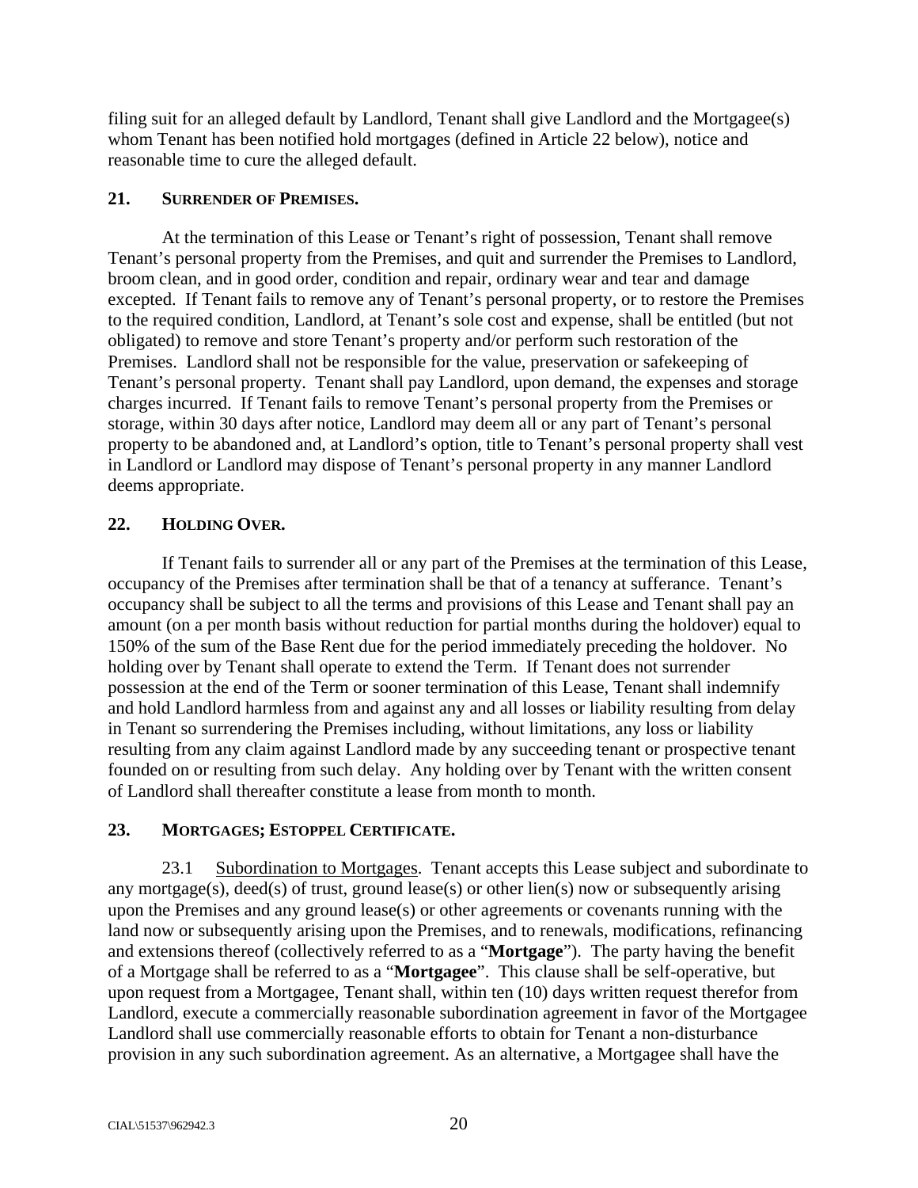filing suit for an alleged default by Landlord, Tenant shall give Landlord and the Mortgagee(s) whom Tenant has been notified hold mortgages (defined in Article 22 below), notice and reasonable time to cure the alleged default.

## 21. SURRENDER OF PREMISES.

At the termination of this Lease or Tenant's right of possession, Tenant shall remove Tenant's personal property from the Premises, and quit and surrender the Premises to Landlord, broom clean, and in good order, condition and repair, ordinary wear and tear and damage excepted. If Tenant fails to remove any of Tenant's personal property, or to restore the Premises to the required condition, Landlord, at Tenant's sole cost and expense, shall be entitled (but not obligated) to remove and store Tenant's property and/or perform such restoration of the Premises. Landlord shall not be responsible for the value, preservation or safekeeping of Tenant's personal property. Tenant shall pay Landlord, upon demand, the expenses and storage charges incurred. If Tenant fails to remove Tenant's personal property from the Premises or storage, within 30 days after notice, Landlord may deem all or any part of Tenant's personal property to be abandoned and, at Landlord's option, title to Tenant's personal property shall vest in Landlord or Landlord may dispose of Tenant's personal property in any manner Landlord deems appropriate.

## 22. HOLDING OVER.

If Tenant fails to surrender all or any part of the Premises at the termination of this Lease, occupancy of the Premises after termination shall be that of a tenancy at sufferance. Tenant's occupancy shall be subject to all the terms and provisions of this Lease and Tenant shall pay an amount (on a per month basis without reduction for partial months during the holdover) equal to 150% of the sum of the Base Rent due for the period immediately preceding the holdover. No holding over by Tenant shall operate to extend the Term. If Tenant does not surrender possession at the end of the Term or sooner termination of this Lease, Tenant shall indemnify and hold Landlord harmless from and against any and all losses or liability resulting from delay in Tenant so surrendering the Premises including, without limitations, any loss or liability resulting from any claim against Landlord made by any succeeding tenant or prospective tenant founded on or resulting from such delay. Any holding over by Tenant with the written consent of Landlord shall thereafter constitute a lease from month to month.

## 23. MORTGAGES; ESTOPPEL CERTIFICATE.

23.1 Subordination to Mortgages. Tenant accepts this Lease subject and subordinate to any mortgage(s), deed(s) of trust, ground lease(s) or other lien(s) now or subsequently arising upon the Premises and any ground lease(s) or other agreements or covenants running with the land now or subsequently arising upon the Premises, and to renewals, modifications, refinancing and extensions thereof (collectively referred to as a "**Mortgage**"). The party having the benefit of a Mortgage shall be referred to as a "**Mortgagee**". This clause shall be self-operative, but upon request from a Mortgagee, Tenant shall, within ten (10) days written request therefor from Landlord, execute a commercially reasonable subordination agreement in favor of the Mortgagee Landlord shall use commercially reasonable efforts to obtain for Tenant a non-disturbance provision in any such subordination agreement. As an alternative, a Mortgagee shall have the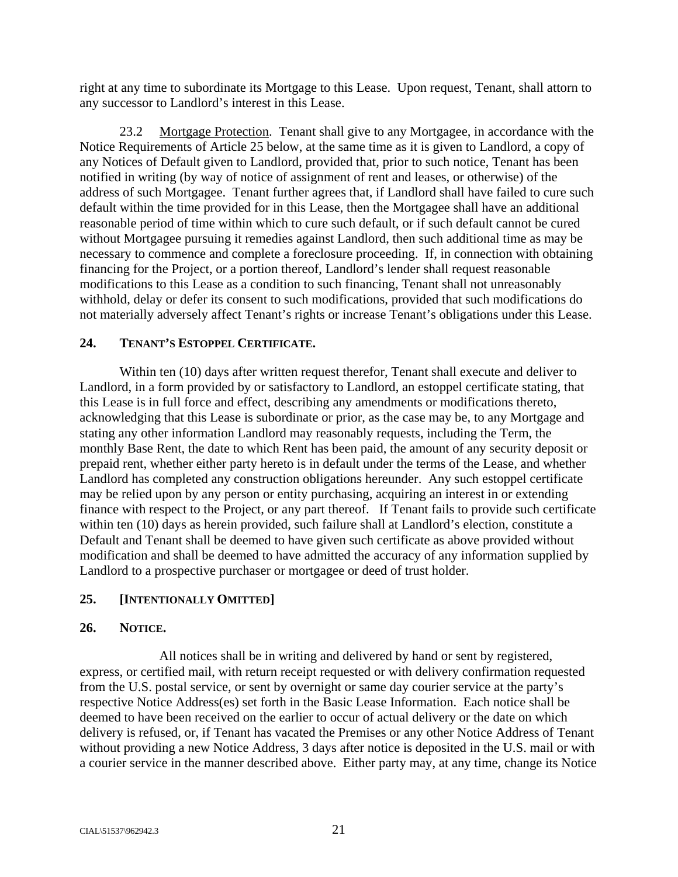right at any time to subordinate its Mortgage to this Lease. Upon request, Tenant, shall attorn to any successor to Landlord's interest in this Lease.

23.2 Mortgage Protection. Tenant shall give to any Mortgagee, in accordance with the Notice Requirements of Article 25 below, at the same time as it is given to Landlord, a copy of any Notices of Default given to Landlord, provided that, prior to such notice, Tenant has been notified in writing (by way of notice of assignment of rent and leases, or otherwise) of the address of such Mortgagee. Tenant further agrees that, if Landlord shall have failed to cure such default within the time provided for in this Lease, then the Mortgagee shall have an additional reasonable period of time within which to cure such default, or if such default cannot be cured without Mortgagee pursuing it remedies against Landlord, then such additional time as may be necessary to commence and complete a foreclosure proceeding. If, in connection with obtaining financing for the Project, or a portion thereof, Landlord's lender shall request reasonable modifications to this Lease as a condition to such financing, Tenant shall not unreasonably withhold, delay or defer its consent to such modifications, provided that such modifications do not materially adversely affect Tenant's rights or increase Tenant's obligations under this Lease.

## 24. TENANT'S ESTOPPEL CERTIFICATE.

Within ten (10) days after written request therefor, Tenant shall execute and deliver to Landlord, in a form provided by or satisfactory to Landlord, an estoppel certificate stating, that this Lease is in full force and effect, describing any amendments or modifications thereto, acknowledging that this Lease is subordinate or prior, as the case may be, to any Mortgage and stating any other information Landlord may reasonably requests, including the Term, the monthly Base Rent, the date to which Rent has been paid, the amount of any security deposit or prepaid rent, whether either party hereto is in default under the terms of the Lease, and whether Landlord has completed any construction obligations hereunder. Any such estoppel certificate may be relied upon by any person or entity purchasing, acquiring an interest in or extending finance with respect to the Project, or any part thereof. If Tenant fails to provide such certificate within ten (10) days as herein provided, such failure shall at Landlord's election, constitute a Default and Tenant shall be deemed to have given such certificate as above provided without modification and shall be deemed to have admitted the accuracy of any information supplied by Landlord to a prospective purchaser or mortgagee or deed of trust holder.

## 25. [INTENTIONALLY OMITTED]

## 26. NOTICE.

All notices shall be in writing and delivered by hand or sent by registered, express, or certified mail, with return receipt requested or with delivery confirmation requested from the U.S. postal service, or sent by overnight or same day courier service at the party's respective Notice Address(es) set forth in the Basic Lease Information. Each notice shall be deemed to have been received on the earlier to occur of actual delivery or the date on which delivery is refused, or, if Tenant has vacated the Premises or any other Notice Address of Tenant without providing a new Notice Address, 3 days after notice is deposited in the U.S. mail or with a courier service in the manner described above. Either party may, at any time, change its Notice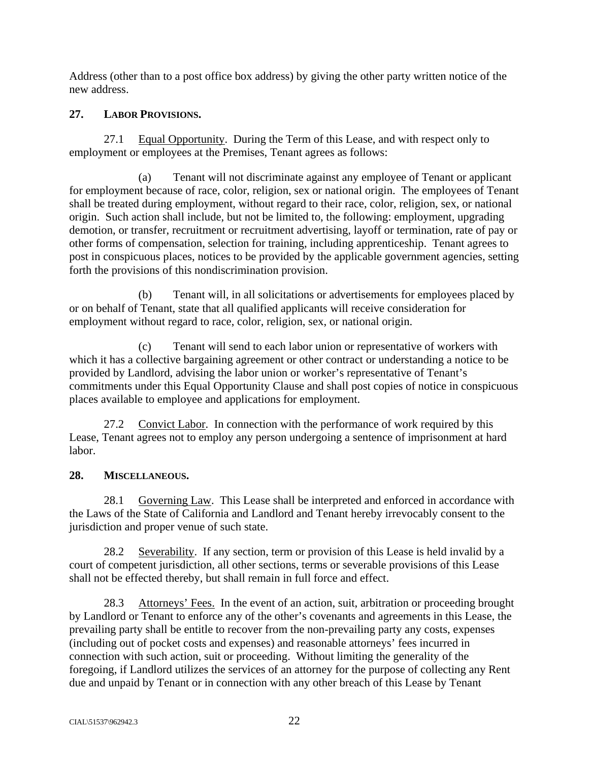Address (other than to a post office box address) by giving the other party written notice of the new address.

**27. LABOR PROVISIONS.**

27.1 Equal Opportunity. During the Term of this Lease, and with respect only to employment or employees at the Premises, Tenant agrees as follows:

(a) Tenant will not discriminate against any employee of Tenant or applicant for employment because of race, color, religion, sex or national origin. The employees of Tenant shall be treated during employment, without regard to their race, color, religion, sex, or national origin. Such action shall include, but not be limited to, the following: employment, upgrading demotion, or transfer, recruitment or recruitment advertising, layoff or termination, rate of pay or other forms of compensation, selection for training, including apprenticeship. Tenant agrees to post in conspicuous places, notices to be provided by the applicable government agencies, setting forth the provisions of this nondiscrimination provision.

(b) Tenant will, in all solicitations or advertisements for employees placed by or on behalf of Tenant, state that all qualified applicants will receive consideration for employment without regard to race, color, religion, sex, or national origin.

(c) Tenant will send to each labor union or representative of workers with which it has a collective bargaining agreement or other contract or understanding a notice to be provided by Landlord, advising the labor union or worker's representative of Tenant's commitments under this Equal Opportunity Clause and shall post copies of notice in conspicuous places available to employee and applications for employment.

27.2 Convict Labor. In connection with the performance of work required by this Lease, Tenant agrees not to employ any person undergoing a sentence of imprisonment at hard labor.

**28. MISCELLANEOUS.**

28.1 Governing Law. This Lease shall be interpreted and enforced in accordance with the Laws of the State of California and Landlord and Tenant hereby irrevocably consent to the jurisdiction and proper venue of such state.

28.2 Severability. If any section, term or provision of this Lease is held invalid by a court of competent jurisdiction, all other sections, terms or severable provisions of this Lease shall not be effected thereby, but shall remain in full force and effect.

28.3 Attorneys' Fees. In the event of an action, suit, arbitration or proceeding brought by Landlord or Tenant to enforce any of the other's covenants and agreements in this Lease, the prevailing party shall be entitle to recover from the non-prevailing party any costs, expenses (including out of pocket costs and expenses) and reasonable attorneys' fees incurred in connection with such action, suit or proceeding. Without limiting the generality of the foregoing, if Landlord utilizes the services of an attorney for the purpose of collecting any Rent due and unpaid by Tenant or in connection with any other breach of this Lease by Tenant

CIAL\51537\962942.3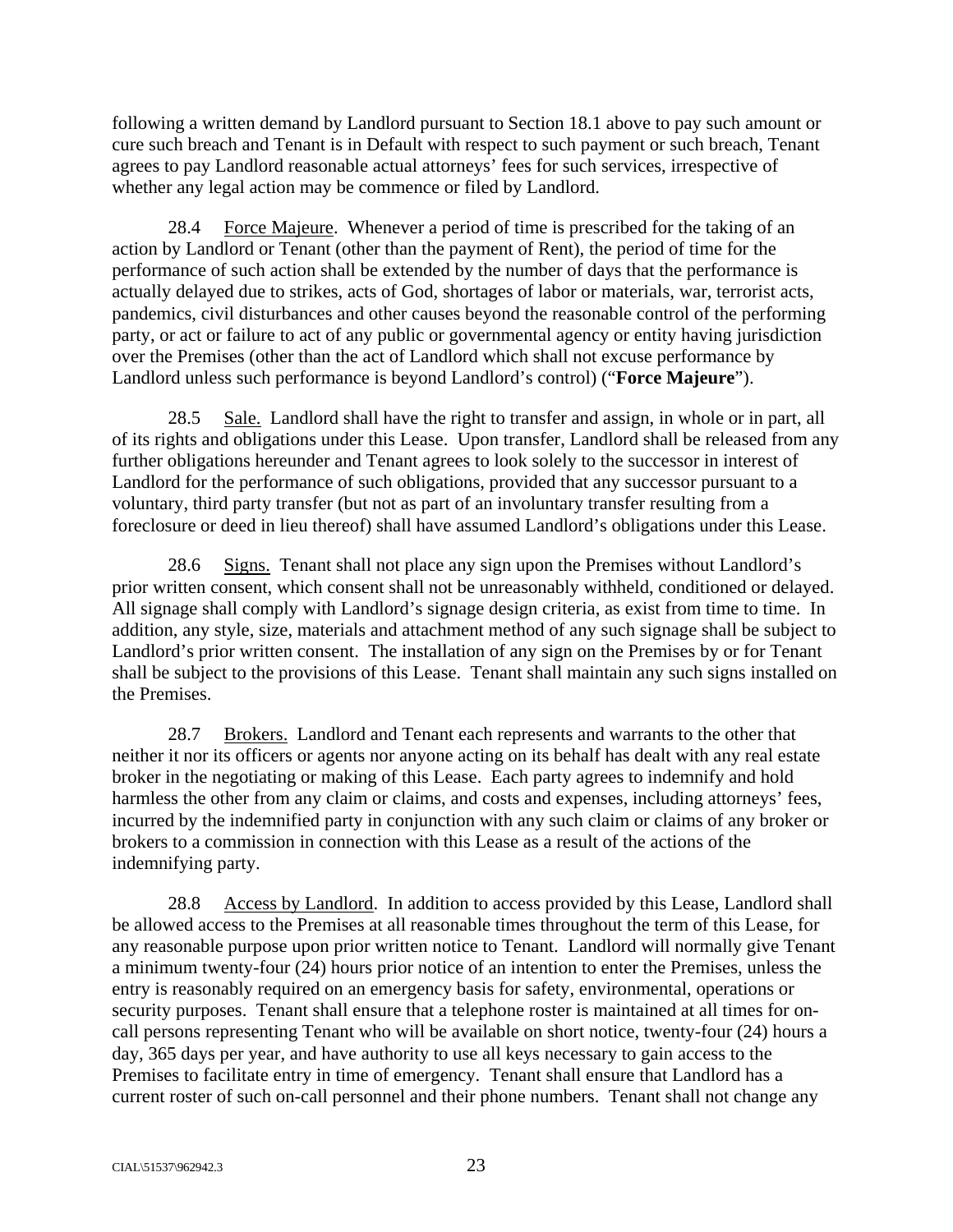following a written demand by Landlord pursuant to Section 18.1 above to pay such amount or cure such breach and Tenant is in Default with respect to such payment or such breach, Tenant agrees to pay Landlord reasonable actual attorneys' fees for such services, irrespective of whether any legal action may be commence or filed by Landlord.

28.4 Force Majeure. Whenever a period of time is prescribed for the taking of an action by Landlord or Tenant (other than the payment of Rent), the period of time for the performance of such action shall be extended by the number of days that the performance is actually delayed due to strikes, acts of God, shortages of labor or materials, war, terrorist acts, pandemics, civil disturbances and other causes beyond the reasonable control of the performing party, or act or failure to act of any public or governmental agency or entity having jurisdiction over the Premises (other than the act of Landlord which shall not excuse performance by Landlord unless such performance is beyond Landlord's control) ("**Force Majeure**").

28.5 Sale. Landlord shall have the right to transfer and assign, in whole or in part, all of its rights and obligations under this Lease. Upon transfer, Landlord shall be released from any further obligations hereunder and Tenant agrees to look solely to the successor in interest of Landlord for the performance of such obligations, provided that any successor pursuant to a voluntary, third party transfer (but not as part of an involuntary transfer resulting from a foreclosure or deed in lieu thereof) shall have assumed Landlord's obligations under this Lease.

28.6 Signs. Tenant shall not place any sign upon the Premises without Landlord's prior written consent, which consent shall not be unreasonably withheld, conditioned or delayed. All signage shall comply with Landlord's signage design criteria, as exist from time to time. In addition, any style, size, materials and attachment method of any such signage shall be subject to Landlord's prior written consent. The installation of any sign on the Premises by or for Tenant shall be subject to the provisions of this Lease. Tenant shall maintain any such signs installed on the Premises.

28.7 Brokers. Landlord and Tenant each represents and warrants to the other that neither it nor its officers or agents nor anyone acting on its behalf has dealt with any real estate broker in the negotiating or making of this Lease. Each party agrees to indemnify and hold harmless the other from any claim or claims, and costs and expenses, including attorneys' fees, incurred by the indemnified party in conjunction with any such claim or claims of any broker or brokers to a commission in connection with this Lease as a result of the actions of the indemnifying party.

28.8 Access by Landlord. In addition to access provided by this Lease, Landlord shall be allowed access to the Premises at all reasonable times throughout the term of this Lease, for any reasonable purpose upon prior written notice to Tenant. Landlord will normally give Tenant a minimum twenty-four (24) hours prior notice of an intention to enter the Premises, unless the entry is reasonably required on an emergency basis for safety, environmental, operations or security purposes. Tenant shall ensure that a telephone roster is maintained at all times for on-call persons representing Tenant who will be available on short notice, twenty-four (24) hours a day, 365 days per year, and have authority to use all keys necessary to gain access to the Premises to facilitate entry in time of emergency. Tenant shall ensure that Landlord has a current roster of such on-call personnel and their phone numbers. Tenant shall not change any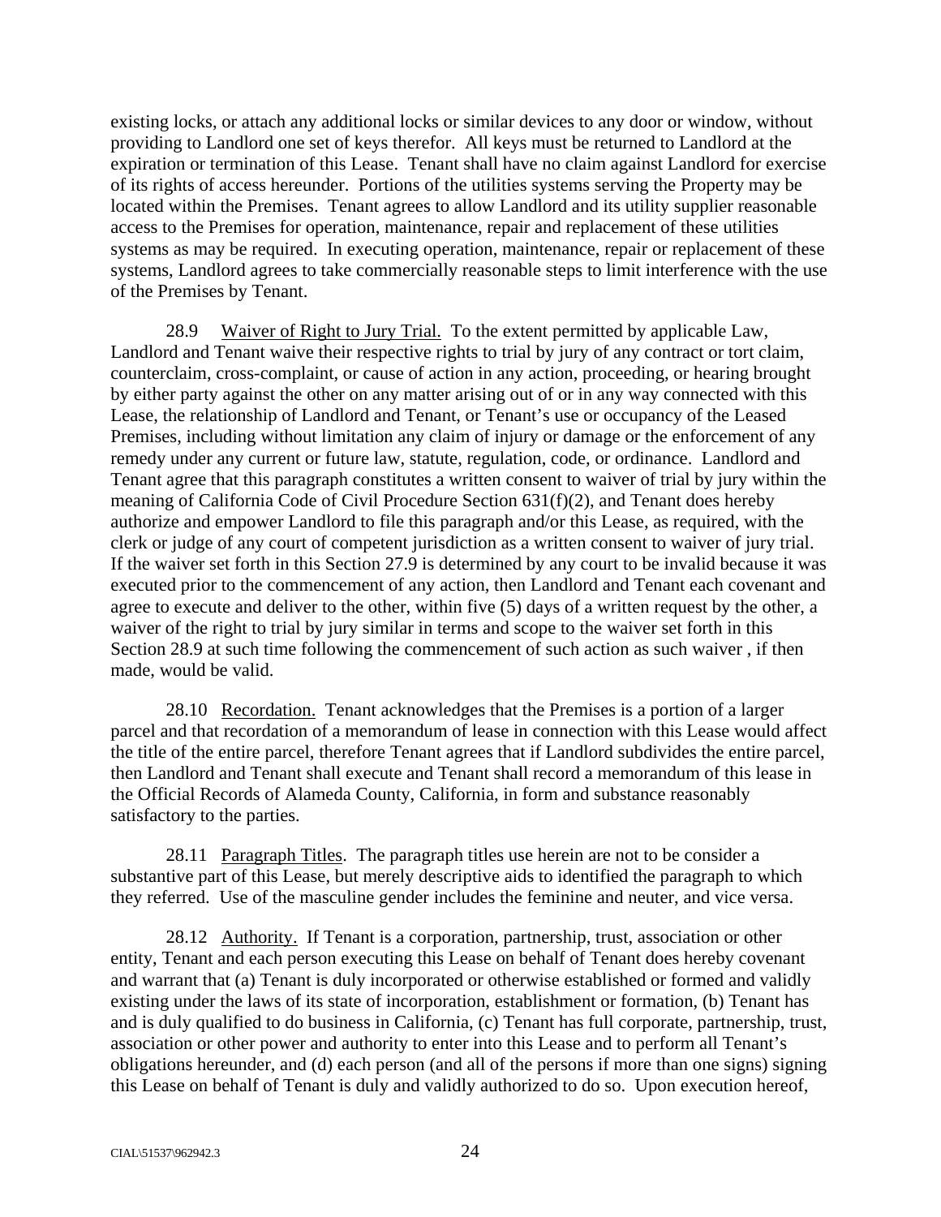existing locks, or attach any additional locks or similar devices to any door or window, without providing to Landlord one set of keys therefor. All keys must be returned to Landlord at the expiration or termination of this Lease. Tenant shall have no claim against Landlord for exercise of its rights of access hereunder. Portions of the utilities systems serving the Property may be located within the Premises. Tenant agrees to allow Landlord and its utility supplier reasonable access to the Premises for operation, maintenance, repair and replacement of these utilities systems as may be required. In executing operation, maintenance, repair or replacement of these systems, Landlord agrees to take commercially reasonable steps to limit interference with the use of the Premises by Tenant.

28.9 Waiver of Right to Jury Trial. To the extent permitted by applicable Law, Landlord and Tenant waive their respective rights to trial by jury of any contract or tort claim, counterclaim, cross-complaint, or cause of action in any action, proceeding, or hearing brought by either party against the other on any matter arising out of or in any way connected with this Lease, the relationship of Landlord and Tenant, or Tenant's use or occupancy of the Leased Premises, including without limitation any claim of injury or damage or the enforcement of any remedy under any current or future law, statute, regulation, code, or ordinance. Landlord and Tenant agree that this paragraph constitutes a written consent to waiver of trial by jury within the meaning of California Code of Civil Procedure Section 631(f)(2), and Tenant does hereby authorize and empower Landlord to file this paragraph and/or this Lease, as required, with the clerk or judge of any court of competent jurisdiction as a written consent to waiver of jury trial. If the waiver set forth in this Section 27.9 is determined by any court to be invalid because it was executed prior to the commencement of any action, then Landlord and Tenant each covenant and agree to execute and deliver to the other, within five (5) days of a written request by the other, a waiver of the right to trial by jury similar in terms and scope to the waiver set forth in this Section 28.9 at such time following the commencement of such action as such waiver , if then made, would be valid.

28.10 Recordation. Tenant acknowledges that the Premises is a portion of a larger parcel and that recordation of a memorandum of lease in connection with this Lease would affect the title of the entire parcel, therefore Tenant agrees that if Landlord subdivides the entire parcel, then Landlord and Tenant shall execute and Tenant shall record a memorandum of this lease in the Official Records of Alameda County, California, in form and substance reasonably satisfactory to the parties.

28.11 Paragraph Titles. The paragraph titles use herein are not to be consider a substantive part of this Lease, but merely descriptive aids to identified the paragraph to which they referred. Use of the masculine gender includes the feminine and neuter, and vice versa.

28.12 Authority. If Tenant is a corporation, partnership, trust, association or other entity, Tenant and each person executing this Lease on behalf of Tenant does hereby covenant and warrant that (a) Tenant is duly incorporated or otherwise established or formed and validly existing under the laws of its state of incorporation, establishment or formation, (b) Tenant has and is duly qualified to do business in California, (c) Tenant has full corporate, partnership, trust, association or other power and authority to enter into this Lease and to perform all Tenant's obligations hereunder, and (d) each person (and all of the persons if more than one signs) signing this Lease on behalf of Tenant is duly and validly authorized to do so. Upon execution hereof,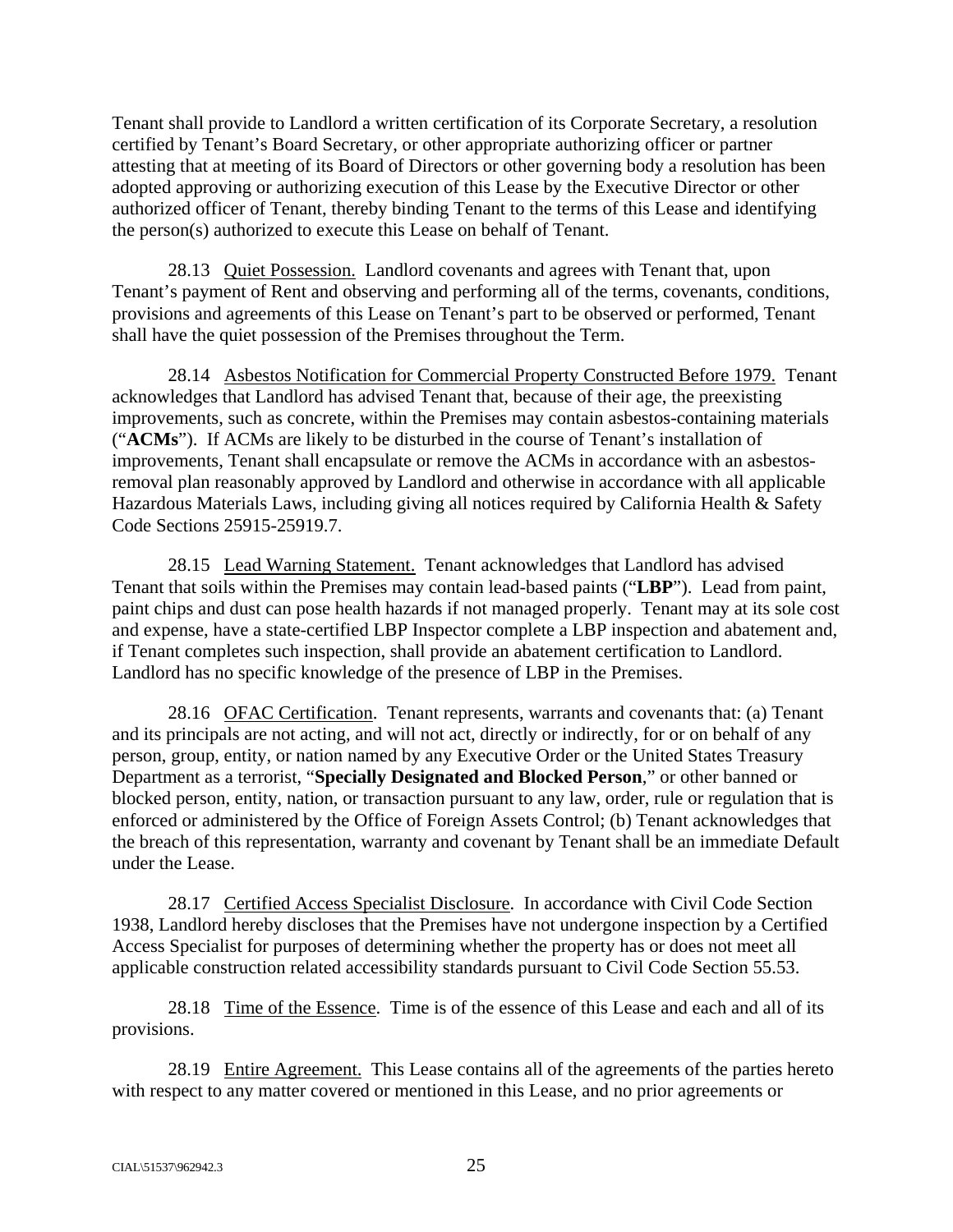Tenant shall provide to Landlord a written certification of its Corporate Secretary, a resolution certified by Tenant's Board Secretary, or other appropriate authorizing officer or partner attesting that at meeting of its Board of Directors or other governing body a resolution has been adopted approving or authorizing execution of this Lease by the Executive Director or other authorized officer of Tenant, thereby binding Tenant to the terms of this Lease and identifying the person(s) authorized to execute this Lease on behalf of Tenant.

28.13 Quiet Possession. Landlord covenants and agrees with Tenant that, upon Tenant's payment of Rent and observing and performing all of the terms, covenants, conditions, provisions and agreements of this Lease on Tenant's part to be observed or performed, Tenant shall have the quiet possession of the Premises throughout the Term.

28.14 Asbestos Notification for Commercial Property Constructed Before 1979. Tenant acknowledges that Landlord has advised Tenant that, because of their age, the preexisting improvements, such as concrete, within the Premises may contain asbestos-containing materials ("**ACMs**"). If ACMs are likely to be disturbed in the course of Tenant's installation of improvements, Tenant shall encapsulate or remove the ACMs in accordance with an asbestos-removal plan reasonably approved by Landlord and otherwise in accordance with all applicable Hazardous Materials Laws, including giving all notices required by California Health & Safety Code Sections 25915-25919.7.

28.15 Lead Warning Statement. Tenant acknowledges that Landlord has advised Tenant that soils within the Premises may contain lead-based paints ("**LBP**"). Lead from paint, paint chips and dust can pose health hazards if not managed properly. Tenant may at its sole cost and expense, have a state-certified LBP Inspector complete a LBP inspection and abatement and, if Tenant completes such inspection, shall provide an abatement certification to Landlord. Landlord has no specific knowledge of the presence of LBP in the Premises.

28.16 OFAC Certification. Tenant represents, warrants and covenants that: (a) Tenant and its principals are not acting, and will not act, directly or indirectly, for or on behalf of any person, group, entity, or nation named by any Executive Order or the United States Treasury Department as a terrorist, "**Specially Designated and Blocked Person**," or other banned or blocked person, entity, nation, or transaction pursuant to any law, order, rule or regulation that is enforced or administered by the Office of Foreign Assets Control; (b) Tenant acknowledges that the breach of this representation, warranty and covenant by Tenant shall be an immediate Default under the Lease.

28.17 Certified Access Specialist Disclosure. In accordance with Civil Code Section 1938, Landlord hereby discloses that the Premises have not undergone inspection by a Certified Access Specialist for purposes of determining whether the property has or does not meet all applicable construction related accessibility standards pursuant to Civil Code Section 55.53.

28.18 Time of the Essence. Time is of the essence of this Lease and each and all of its provisions.

28.19 Entire Agreement. This Lease contains all of the agreements of the parties hereto with respect to any matter covered or mentioned in this Lease, and no prior agreements or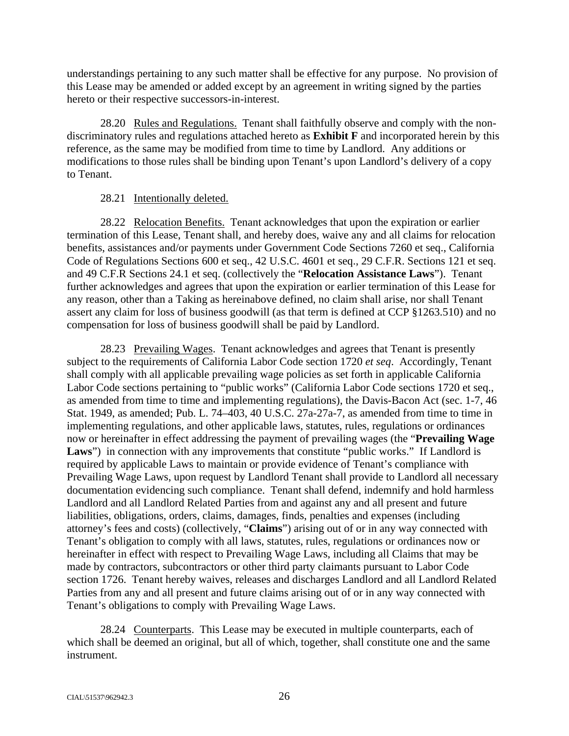understandings pertaining to any such matter shall be effective for any purpose. No provision of this Lease may be amended or added except by an agreement in writing signed by the parties hereto or their respective successors-in-interest.

28.20 Rules and Regulations. Tenant shall faithfully observe and comply with the non-discriminatory rules and regulations attached hereto as **Exhibit F** and incorporated herein by this reference, as the same may be modified from time to time by Landlord. Any additions or modifications to those rules shall be binding upon Tenant's upon Landlord's delivery of a copy to Tenant.

28.21 Intentionally deleted.

28.22 Relocation Benefits. Tenant acknowledges that upon the expiration or earlier termination of this Lease, Tenant shall, and hereby does, waive any and all claims for relocation benefits, assistances and/or payments under Government Code Sections 7260 et seq., California Code of Regulations Sections 600 et seq., 42 U.S.C. 4601 et seq., 29 C.F.R. Sections 121 et seq. and 49 C.F.R Sections 24.1 et seq. (collectively the "**Relocation Assistance Laws**"). Tenant further acknowledges and agrees that upon the expiration or earlier termination of this Lease for any reason, other than a Taking as hereinabove defined, no claim shall arise, nor shall Tenant assert any claim for loss of business goodwill (as that term is defined at CCP §1263.510) and no compensation for loss of business goodwill shall be paid by Landlord.

28.23 Prevailing Wages. Tenant acknowledges and agrees that Tenant is presently subject to the requirements of California Labor Code section 1720 *et seq*. Accordingly, Tenant shall comply with all applicable prevailing wage policies as set forth in applicable California Labor Code sections pertaining to "public works" (California Labor Code sections 1720 et seq., as amended from time to time and implementing regulations), the Davis-Bacon Act (sec. 1-7, 46 Stat. 1949, as amended; Pub. L. 74–403, 40 U.S.C. 27a-27a-7, as amended from time to time in implementing regulations, and other applicable laws, statutes, rules, regulations or ordinances now or hereinafter in effect addressing the payment of prevailing wages (the "**Prevailing Wage Laws**") in connection with any improvements that constitute "public works." If Landlord is required by applicable Laws to maintain or provide evidence of Tenant's compliance with Prevailing Wage Laws, upon request by Landlord Tenant shall provide to Landlord all necessary documentation evidencing such compliance. Tenant shall defend, indemnify and hold harmless Landlord and all Landlord Related Parties from and against any and all present and future liabilities, obligations, orders, claims, damages, finds, penalties and expenses (including attorney's fees and costs) (collectively, "**Claims**") arising out of or in any way connected with Tenant's obligation to comply with all laws, statutes, rules, regulations or ordinances now or hereinafter in effect with respect to Prevailing Wage Laws, including all Claims that may be made by contractors, subcontractors or other third party claimants pursuant to Labor Code section 1726. Tenant hereby waives, releases and discharges Landlord and all Landlord Related Parties from any and all present and future claims arising out of or in any way connected with Tenant's obligations to comply with Prevailing Wage Laws.

28.24 Counterparts. This Lease may be executed in multiple counterparts, each of which shall be deemed an original, but all of which, together, shall constitute one and the same instrument.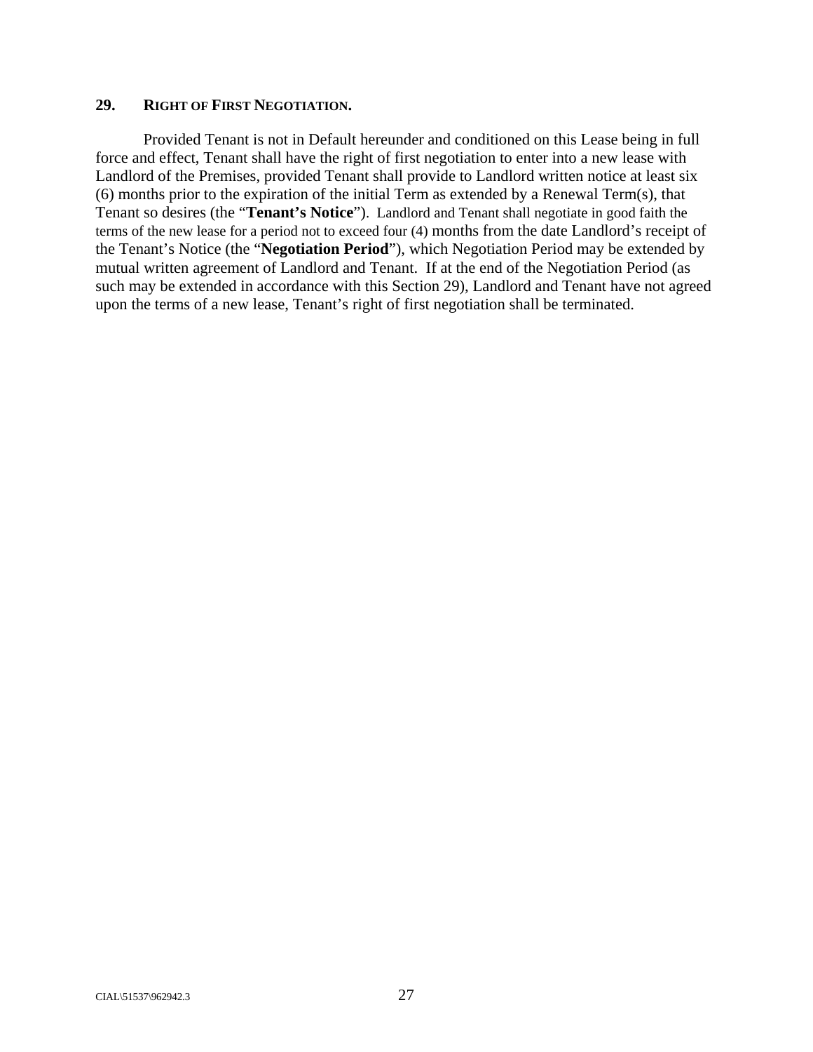**29. RIGHT OF FIRST NEGOTIATION.**

Provided Tenant is not in Default hereunder and conditioned on this Lease being in full force and effect, Tenant shall have the right of first negotiation to enter into a new lease with Landlord of the Premises, provided Tenant shall provide to Landlord written notice at least six (6) months prior to the expiration of the initial Term as extended by a Renewal Term(s), that Tenant so desires (the "**Tenant's Notice**"). Landlord and Tenant shall negotiate in good faith the terms of the new lease for a period not to exceed four (4) months from the date Landlord's receipt of the Tenant's Notice (the "**Negotiation Period**"), which Negotiation Period may be extended by mutual written agreement of Landlord and Tenant. If at the end of the Negotiation Period (as such may be extended in accordance with this Section 29), Landlord and Tenant have not agreed upon the terms of a new lease, Tenant's right of first negotiation shall be terminated.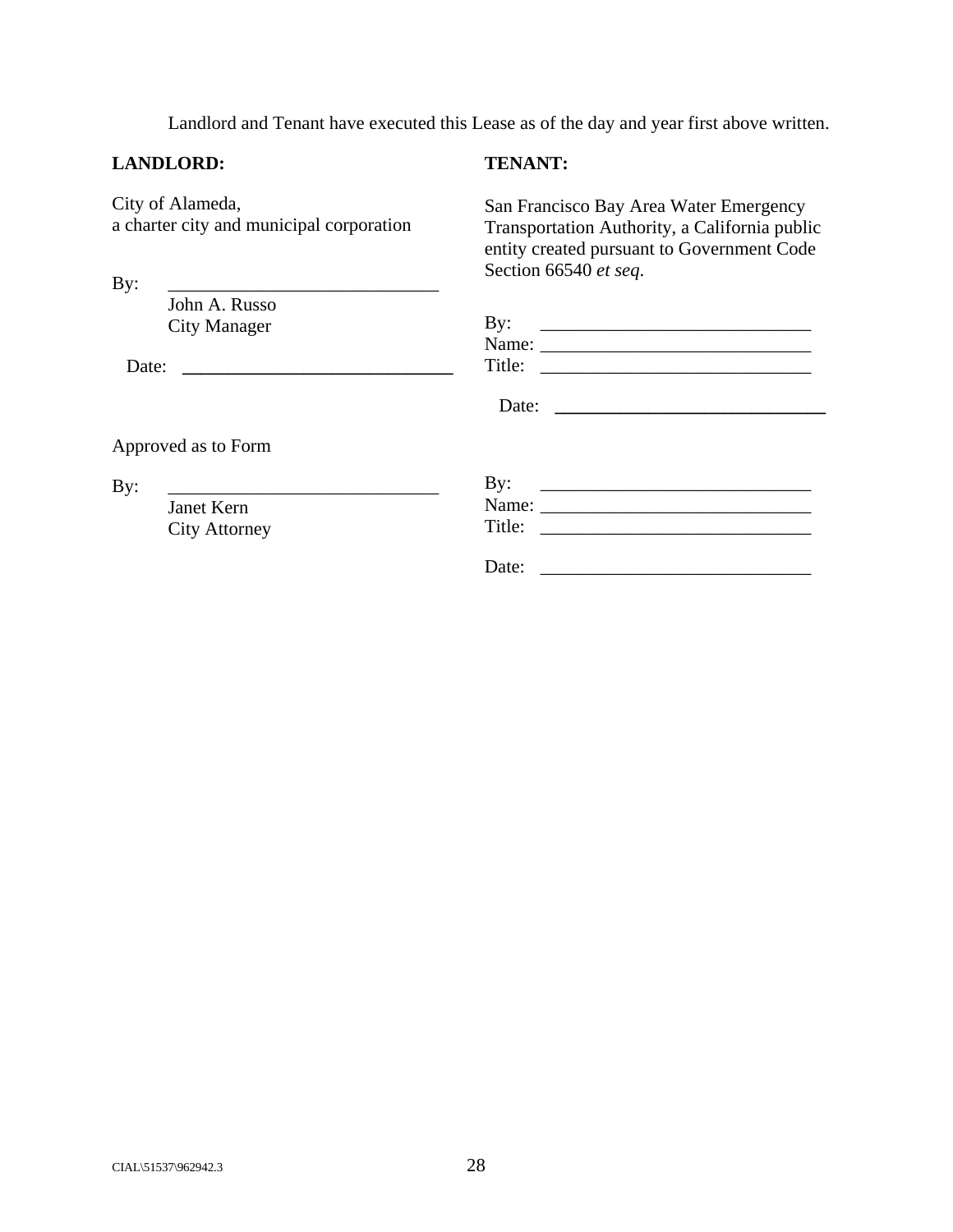Landlord and Tenant have executed this Lease as of the day and year first above written.

**LANDLORD:**

City of Alameda,
a charter city and municipal corporation

By: ______________________________
John A. Russo
City Manager

Date: ______________________________

Approved as to Form

By: ______________________________
Janet Kern
City Attorney

**TENANT:**

San Francisco Bay Area Water Emergency Transportation Authority, a California public entity created pursuant to Government Code Section 66540 *et seq*.

By: ______________________________
Name: ______________________________
Title: ______________________________

Date: ______________________________

By: ______________________________
Name: ______________________________
Title: ______________________________

Date: ______________________________

CIAL\51537\962942.3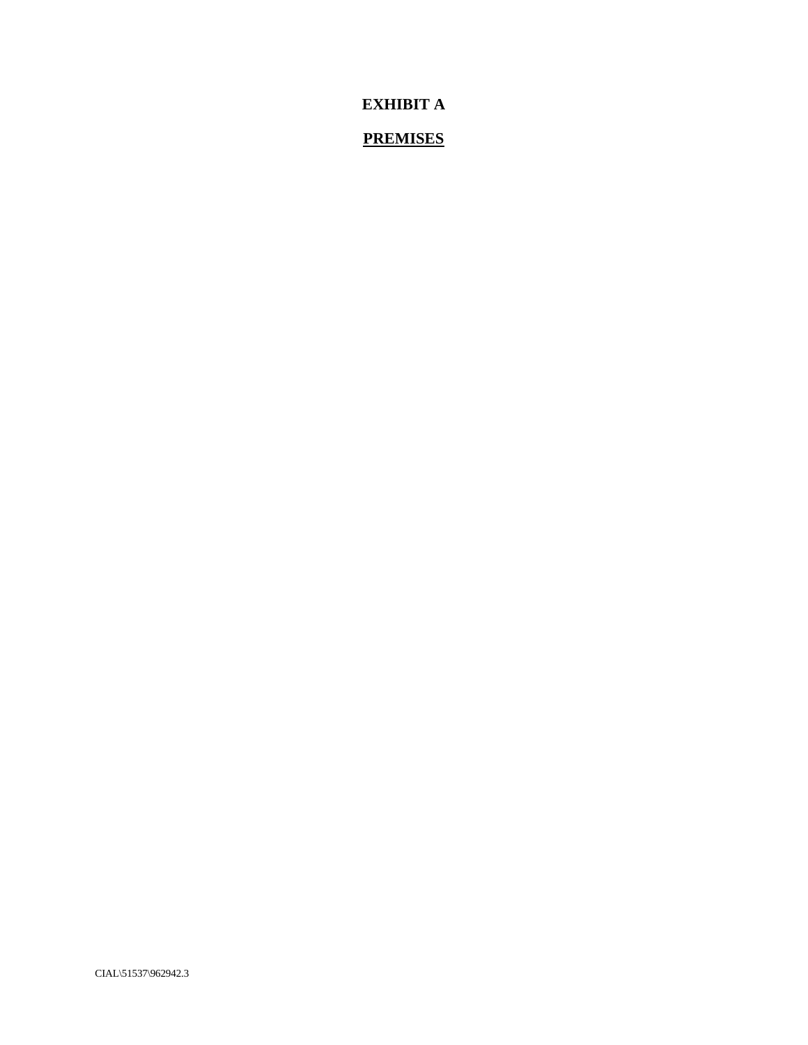# EXHIBIT A

## PREMISES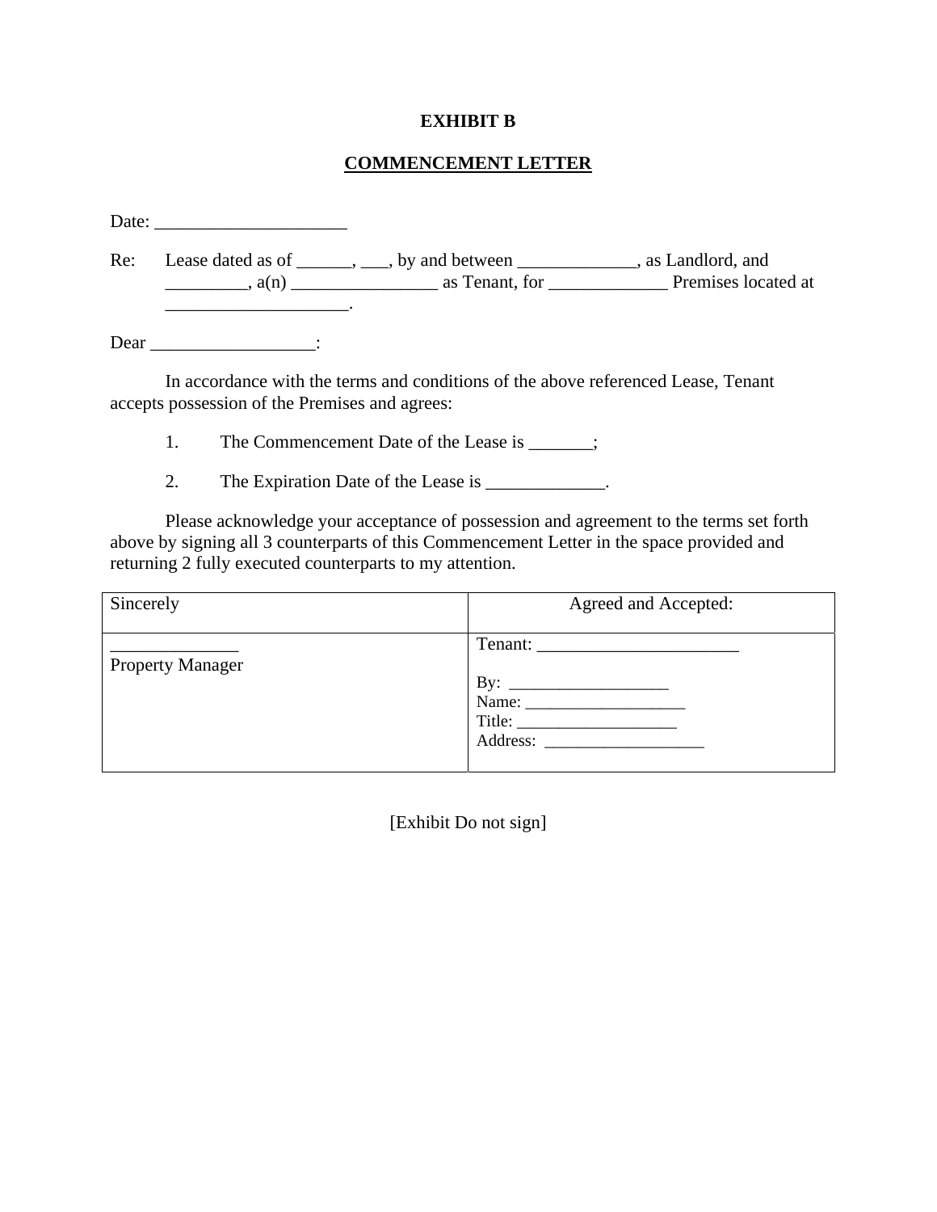**EXHIBIT B**

**COMMENCEMENT LETTER**

Date: _____________________

Re: Lease dated as of ______, ___, by and between _____________, as Landlord, and _________, a(n) ________________ as Tenant, for _____________ Premises located at ____________________.

Dear __________________:

In accordance with the terms and conditions of the above referenced Lease, Tenant accepts possession of the Premises and agrees:

1. The Commencement Date of the Lease is _______;

2. The Expiration Date of the Lease is _____________.

Please acknowledge your acceptance of possession and agreement to the terms set forth above by signing all 3 counterparts of this Commencement Letter in the space provided and returning 2 fully executed counterparts to my attention.

| Sincerely | Agreed and Accepted: |
|---|---|
| ______________<br>Property Manager | Tenant: ______________________<br><br>By: ___________________<br>Name: ___________________<br>Title: ___________________<br>Address: ___________________ |

[Exhibit Do not sign]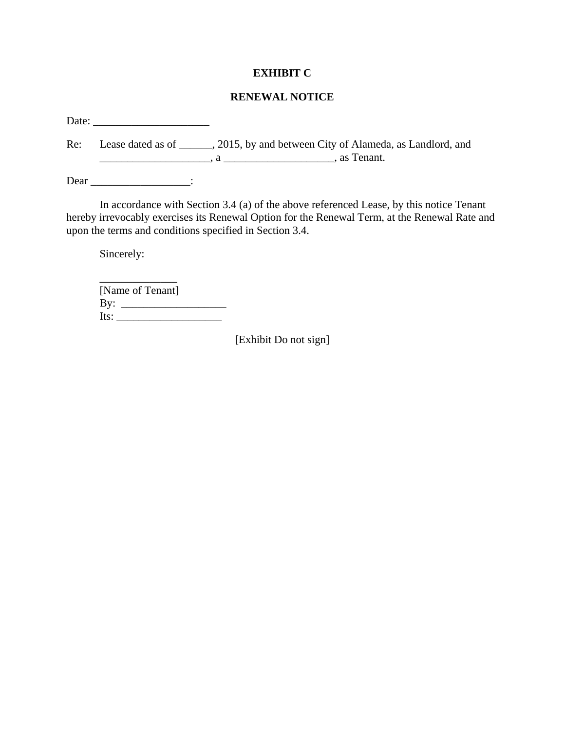**EXHIBIT C**

**RENEWAL NOTICE**

Date: _____________________

Re: Lease dated as of ______, 2015, by and between City of Alameda, as Landlord, and ____________________, a ____________________, as Tenant.

Dear __________________:

In accordance with Section 3.4 (a) of the above referenced Lease, by this notice Tenant hereby irrevocably exercises its Renewal Option for the Renewal Term, at the Renewal Rate and upon the terms and conditions specified in Section 3.4.

Sincerely:

______________
[Name of Tenant]
By: ___________________
Its: ___________________

[Exhibit Do not sign]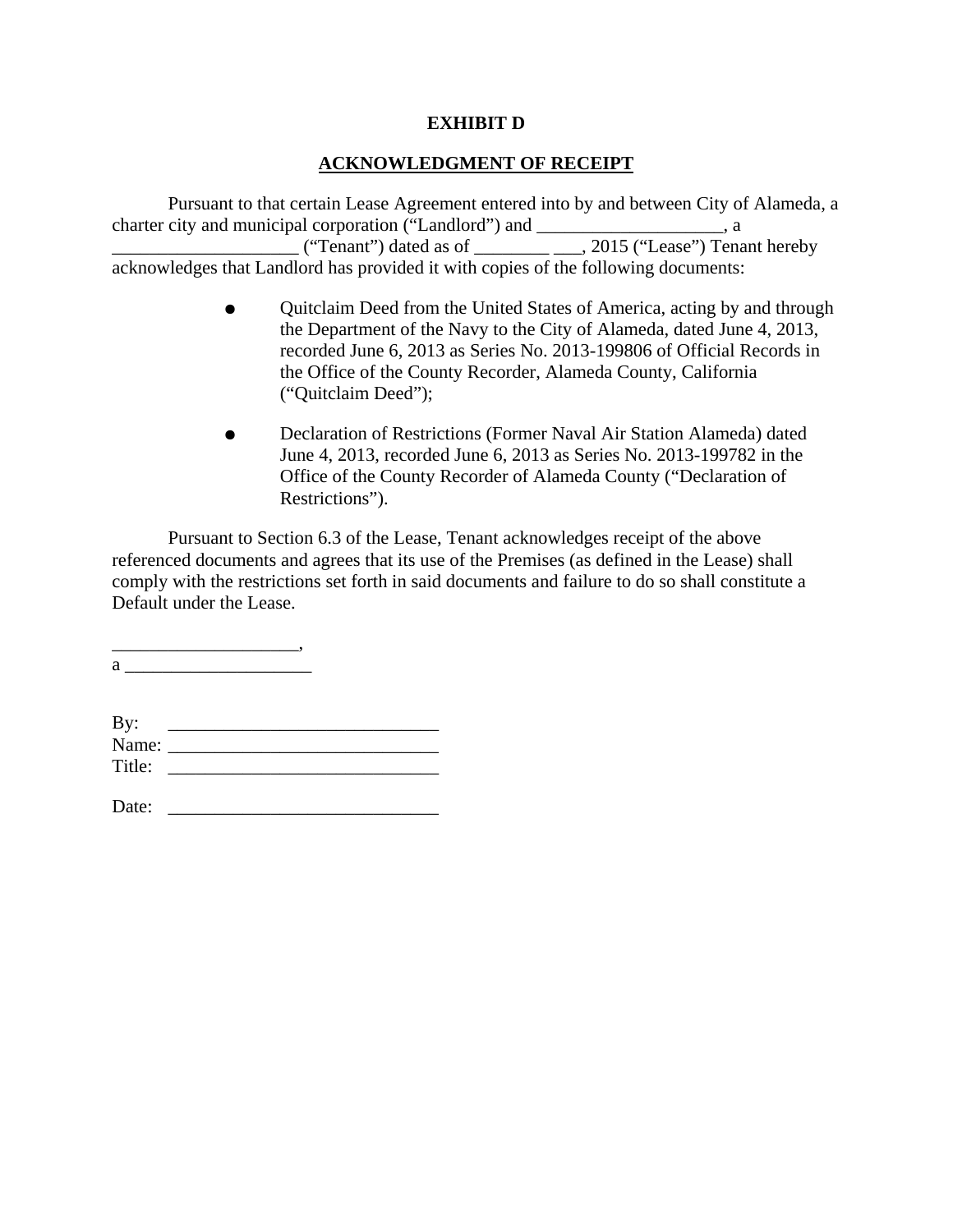**EXHIBIT D**

**ACKNOWLEDGMENT OF RECEIPT**

Pursuant to that certain Lease Agreement entered into by and between City of Alameda, a charter city and municipal corporation ("Landlord") and ____________________, a ____________________ ("Tenant") dated as of ________ ___, 2015 ("Lease") Tenant hereby acknowledges that Landlord has provided it with copies of the following documents:

- Quitclaim Deed from the United States of America, acting by and through the Department of the Navy to the City of Alameda, dated June 4, 2013, recorded June 6, 2013 as Series No. 2013-199806 of Official Records in the Office of the County Recorder, Alameda County, California ("Quitclaim Deed");

- Declaration of Restrictions (Former Naval Air Station Alameda) dated June 4, 2013, recorded June 6, 2013 as Series No. 2013-199782 in the Office of the County Recorder of Alameda County ("Declaration of Restrictions").

Pursuant to Section 6.3 of the Lease, Tenant acknowledges receipt of the above referenced documents and agrees that its use of the Premises (as defined in the Lease) shall comply with the restrictions set forth in said documents and failure to do so shall constitute a Default under the Lease.

____________________,
a ____________________

By: _____________________________
Name: _____________________________
Title: _____________________________

Date: _____________________________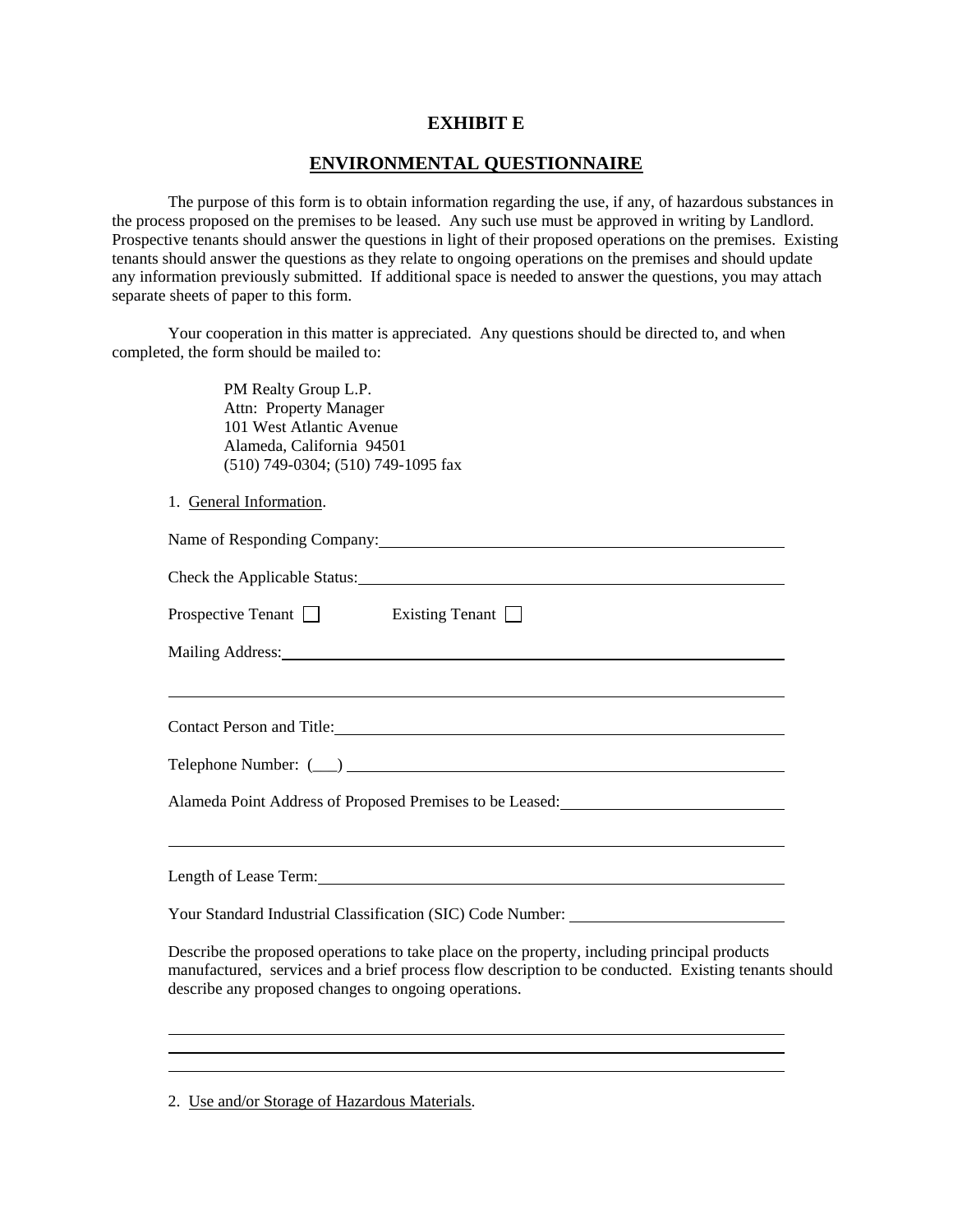# EXHIBIT E

## ENVIRONMENTAL QUESTIONNAIRE

The purpose of this form is to obtain information regarding the use, if any, of hazardous substances in the process proposed on the premises to be leased. Any such use must be approved in writing by Landlord. Prospective tenants should answer the questions in light of their proposed operations on the premises. Existing tenants should answer the questions as they relate to ongoing operations on the premises and should update any information previously submitted. If additional space is needed to answer the questions, you may attach separate sheets of paper to this form.

Your cooperation in this matter is appreciated. Any questions should be directed to, and when completed, the form should be mailed to:

PM Realty Group L.P.
Attn: Property Manager
101 West Atlantic Avenue
Alameda, California 94501
(510) 749-0304; (510) 749-1095 fax

1. General Information.

Name of Responding Company: ______________________________

Check the Applicable Status: ______________________________

Prospective Tenant ☐ Existing Tenant ☐

Mailing Address: ______________________________

______________________________

Contact Person and Title: ______________________________

Telephone Number: (___) ______________________________

Alameda Point Address of Proposed Premises to be Leased: ______________________________

______________________________

Length of Lease Term: ______________________________

Your Standard Industrial Classification (SIC) Code Number: ______________________________

Describe the proposed operations to take place on the property, including principal products manufactured, services and a brief process flow description to be conducted. Existing tenants should describe any proposed changes to ongoing operations.

______________________________

______________________________

______________________________

2. Use and/or Storage of Hazardous Materials.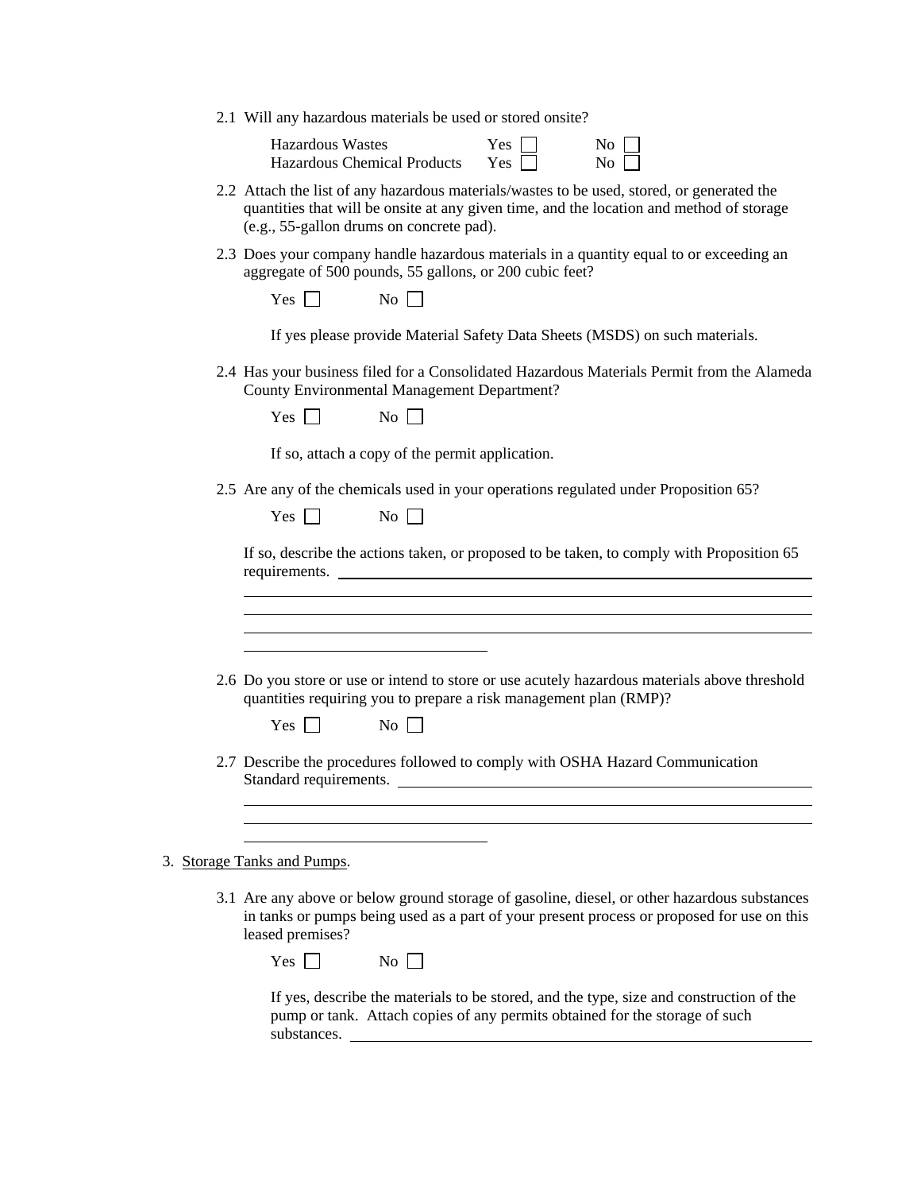2.1 Will any hazardous materials be used or stored onsite?

| | | |
|---|---|---|
| Hazardous Wastes | Yes ☐ | No ☐ |
| Hazardous Chemical Products | Yes ☐ | No ☐ |

2.2 Attach the list of any hazardous materials/wastes to be used, stored, or generated the quantities that will be onsite at any given time, and the location and method of storage (e.g., 55-gallon drums on concrete pad).

2.3 Does your company handle hazardous materials in a quantity equal to or exceeding an aggregate of 500 pounds, 55 gallons, or 200 cubic feet?

Yes ☐ No ☐

If yes please provide Material Safety Data Sheets (MSDS) on such materials.

2.4 Has your business filed for a Consolidated Hazardous Materials Permit from the Alameda County Environmental Management Department?

Yes ☐ No ☐

If so, attach a copy of the permit application.

2.5 Are any of the chemicals used in your operations regulated under Proposition 65?

Yes ☐ No ☐

If so, describe the actions taken, or proposed to be taken, to comply with Proposition 65 requirements. ______________________________________________________________
_____________________________________________________________________________
_____________________________________________________________________________
_____________________________________________________________________________
______________________________

2.6 Do you store or use or intend to store or use acutely hazardous materials above threshold quantities requiring you to prepare a risk management plan (RMP)?

Yes ☐ No ☐

2.7 Describe the procedures followed to comply with OSHA Hazard Communication Standard requirements. ____________________________________________________
_____________________________________________________________________________
_____________________________________________________________________________
______________________________

3. Storage Tanks and Pumps.

3.1 Are any above or below ground storage of gasoline, diesel, or other hazardous substances in tanks or pumps being used as a part of your present process or proposed for use on this leased premises?

Yes ☐ No ☐

If yes, describe the materials to be stored, and the type, size and construction of the pump or tank. Attach copies of any permits obtained for the storage of such substances. ____________________________________________________________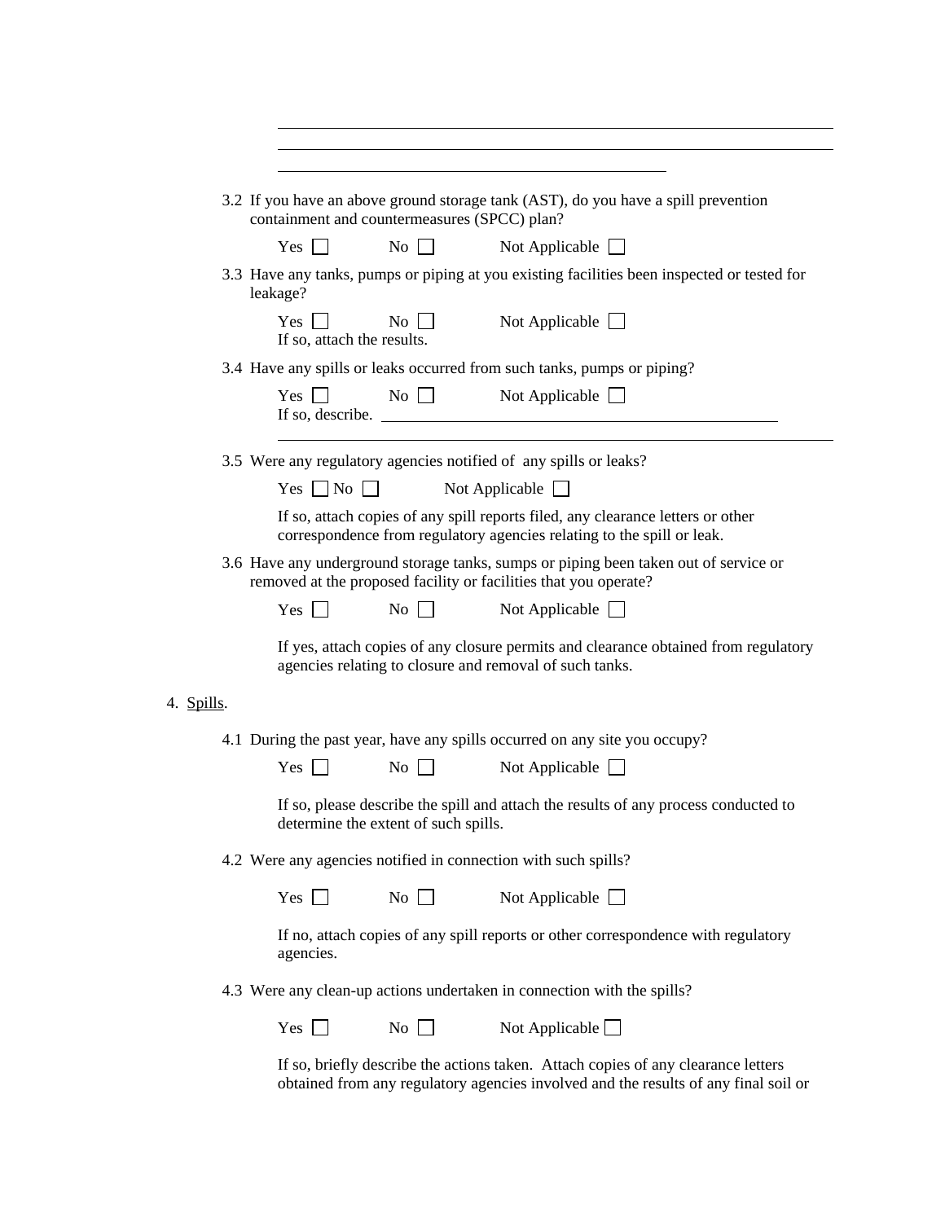3.2 If you have an above ground storage tank (AST), do you have a spill prevention containment and countermeasures (SPCC) plan?

Yes ☐ No ☐ Not Applicable ☐

3.3 Have any tanks, pumps or piping at you existing facilities been inspected or tested for leakage?

Yes ☐ No ☐ Not Applicable ☐
If so, attach the results.

3.4 Have any spills or leaks occurred from such tanks, pumps or piping?

Yes ☐ No ☐ Not Applicable ☐
If so, describe. ______________________________________________

3.5 Were any regulatory agencies notified of any spills or leaks?

Yes ☐ No ☐ Not Applicable ☐

If so, attach copies of any spill reports filed, any clearance letters or other correspondence from regulatory agencies relating to the spill or leak.

3.6 Have any underground storage tanks, sumps or piping been taken out of service or removed at the proposed facility or facilities that you operate?

Yes ☐ No ☐ Not Applicable ☐

If yes, attach copies of any closure permits and clearance obtained from regulatory agencies relating to closure and removal of such tanks.

4. Spills.

4.1 During the past year, have any spills occurred on any site you occupy?

Yes ☐ No ☐ Not Applicable ☐

If so, please describe the spill and attach the results of any process conducted to determine the extent of such spills.

4.2 Were any agencies notified in connection with such spills?

Yes ☐ No ☐ Not Applicable ☐

If no, attach copies of any spill reports or other correspondence with regulatory agencies.

4.3 Were any clean-up actions undertaken in connection with the spills?

Yes ☐ No ☐ Not Applicable ☐

If so, briefly describe the actions taken. Attach copies of any clearance letters obtained from any regulatory agencies involved and the results of any final soil or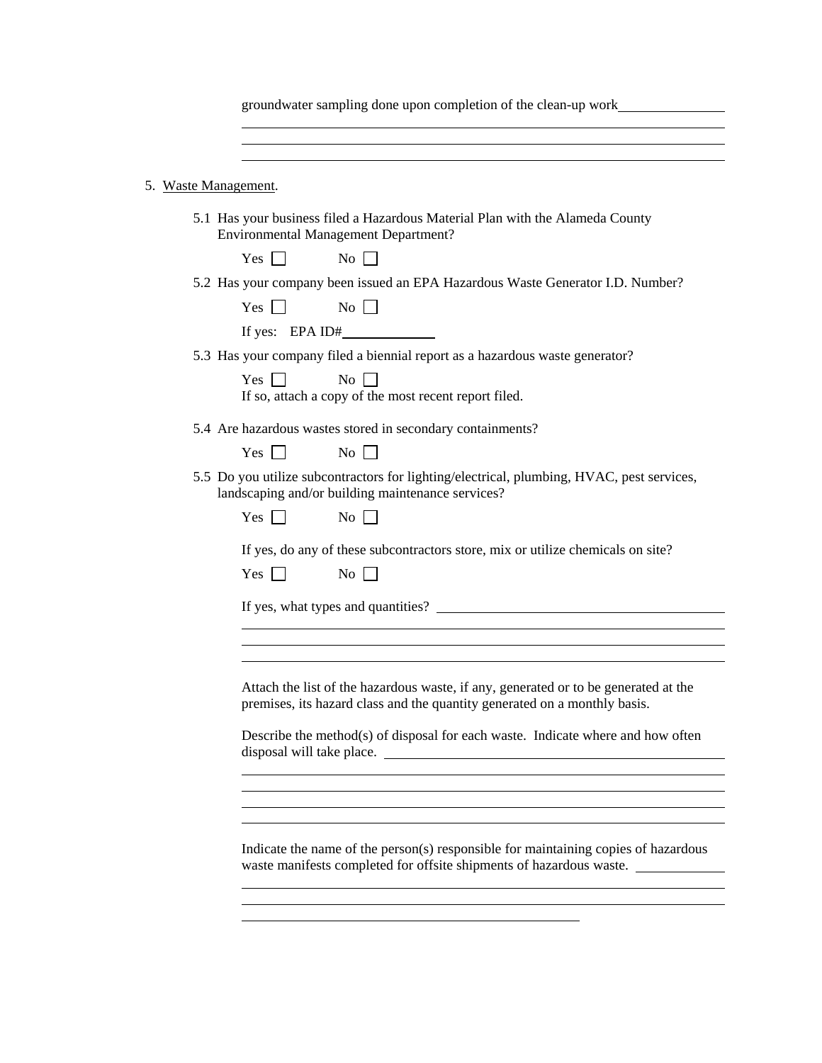groundwater sampling done upon completion of the clean-up work \_\_\_\_\_\_\_\_\_\_\_\_\_\_\_\_\_\_\_\_

\_\_\_\_\_\_\_\_\_\_\_\_\_\_\_\_\_\_\_\_\_\_\_\_\_\_\_\_\_\_\_\_\_\_\_\_\_\_\_\_\_\_\_\_\_\_\_\_\_\_\_\_\_\_\_\_\_\_\_\_\_\_\_\_\_\_\_\_\_\_\_\_\_\_\_\_\_\_

\_\_\_\_\_\_\_\_\_\_\_\_\_\_\_\_\_\_\_\_\_\_\_\_\_\_\_\_\_\_\_\_\_\_\_\_\_\_\_\_\_\_\_\_\_\_\_\_\_\_\_\_\_\_\_\_\_\_\_\_\_\_\_\_\_\_\_\_\_\_\_\_\_\_\_\_\_\_

\_\_\_\_\_\_\_\_\_\_\_\_\_\_\_\_\_\_\_\_\_\_\_\_\_\_\_\_\_\_\_\_\_\_\_\_\_\_\_\_\_\_\_\_\_\_\_\_\_\_\_\_\_\_\_\_\_\_\_\_\_\_\_\_\_\_\_\_\_\_\_\_\_\_\_\_\_\_

5. Waste Management.

5.1 Has your business filed a Hazardous Material Plan with the Alameda County Environmental Management Department?

Yes ☐ No ☐

5.2 Has your company been issued an EPA Hazardous Waste Generator I.D. Number?

Yes ☐ No ☐

If yes: EPA ID# \_\_\_\_\_\_\_\_\_\_\_\_\_\_\_\_

5.3 Has your company filed a biennial report as a hazardous waste generator?

Yes ☐ No ☐
If so, attach a copy of the most recent report filed.

5.4 Are hazardous wastes stored in secondary containments?

Yes ☐ No ☐

5.5 Do you utilize subcontractors for lighting/electrical, plumbing, HVAC, pest services, landscaping and/or building maintenance services?

Yes ☐ No ☐

If yes, do any of these subcontractors store, mix or utilize chemicals on site?

Yes ☐ No ☐

If yes, what types and quantities? \_\_\_\_\_\_\_\_\_\_\_\_\_\_\_\_\_\_\_\_\_\_\_\_\_\_\_\_\_\_\_\_\_\_\_\_\_\_\_\_\_\_\_\_\_\_\_\_

\_\_\_\_\_\_\_\_\_\_\_\_\_\_\_\_\_\_\_\_\_\_\_\_\_\_\_\_\_\_\_\_\_\_\_\_\_\_\_\_\_\_\_\_\_\_\_\_\_\_\_\_\_\_\_\_\_\_\_\_\_\_\_\_\_\_\_\_\_\_\_\_\_\_\_\_\_\_

\_\_\_\_\_\_\_\_\_\_\_\_\_\_\_\_\_\_\_\_\_\_\_\_\_\_\_\_\_\_\_\_\_\_\_\_\_\_\_\_\_\_\_\_\_\_\_\_\_\_\_\_\_\_\_\_\_\_\_\_\_\_\_\_\_\_\_\_\_\_\_\_\_\_\_\_\_\_

\_\_\_\_\_\_\_\_\_\_\_\_\_\_\_\_\_\_\_\_\_\_\_\_\_\_\_\_\_\_\_\_\_\_\_\_\_\_\_\_\_\_\_\_\_\_\_\_\_\_\_\_\_\_\_\_\_\_\_\_\_\_\_\_\_\_\_\_\_\_\_\_\_\_\_\_\_\_

Attach the list of the hazardous waste, if any, generated or to be generated at the premises, its hazard class and the quantity generated on a monthly basis.

Describe the method(s) of disposal for each waste. Indicate where and how often disposal will take place. \_\_\_\_\_\_\_\_\_\_\_\_\_\_\_\_\_\_\_\_\_\_\_\_\_\_\_\_\_\_\_\_\_\_\_\_\_\_\_\_\_\_\_\_\_\_\_\_\_\_\_\_

\_\_\_\_\_\_\_\_\_\_\_\_\_\_\_\_\_\_\_\_\_\_\_\_\_\_\_\_\_\_\_\_\_\_\_\_\_\_\_\_\_\_\_\_\_\_\_\_\_\_\_\_\_\_\_\_\_\_\_\_\_\_\_\_\_\_\_\_\_\_\_\_\_\_\_\_\_\_

\_\_\_\_\_\_\_\_\_\_\_\_\_\_\_\_\_\_\_\_\_\_\_\_\_\_\_\_\_\_\_\_\_\_\_\_\_\_\_\_\_\_\_\_\_\_\_\_\_\_\_\_\_\_\_\_\_\_\_\_\_\_\_\_\_\_\_\_\_\_\_\_\_\_\_\_\_\_

\_\_\_\_\_\_\_\_\_\_\_\_\_\_\_\_\_\_\_\_\_\_\_\_\_\_\_\_\_\_\_\_\_\_\_\_\_\_\_\_\_\_\_\_\_\_\_\_\_\_\_\_\_\_\_\_\_\_\_\_\_\_\_\_\_\_\_\_\_\_\_\_\_\_\_\_\_\_

\_\_\_\_\_\_\_\_\_\_\_\_\_\_\_\_\_\_\_\_\_\_\_\_\_\_\_\_\_\_\_\_\_\_\_\_\_\_\_\_\_\_\_\_\_\_\_\_\_\_\_\_\_\_\_\_\_\_\_\_\_\_\_\_\_\_\_\_\_\_\_\_\_\_\_\_\_\_

Indicate the name of the person(s) responsible for maintaining copies of hazardous waste manifests completed for offsite shipments of hazardous waste. \_\_\_\_\_\_\_\_\_\_\_\_\_\_\_\_

\_\_\_\_\_\_\_\_\_\_\_\_\_\_\_\_\_\_\_\_\_\_\_\_\_\_\_\_\_\_\_\_\_\_\_\_\_\_\_\_\_\_\_\_\_\_\_\_\_\_\_\_\_\_\_\_\_\_\_\_\_\_\_\_\_\_\_\_\_\_\_\_\_\_\_\_\_\_

\_\_\_\_\_\_\_\_\_\_\_\_\_\_\_\_\_\_\_\_\_\_\_\_\_\_\_\_\_\_\_\_\_\_\_\_\_\_\_\_\_\_\_\_\_\_\_\_\_\_\_\_\_\_\_\_\_\_\_\_\_\_\_\_\_\_\_\_\_\_\_\_\_\_\_\_\_\_

\_\_\_\_\_\_\_\_\_\_\_\_\_\_\_\_\_\_\_\_\_\_\_\_\_\_\_\_\_\_\_\_\_\_\_\_\_\_\_\_\_\_\_\_\_\_\_\_\_\_\_\_\_\_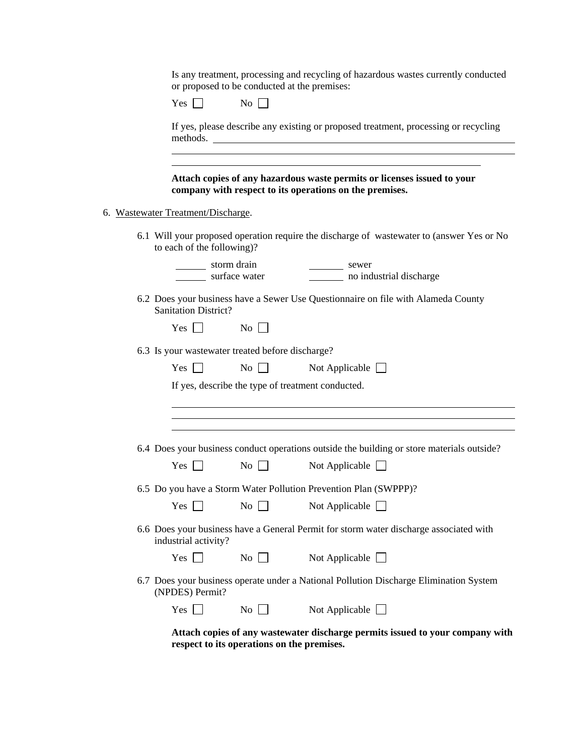Is any treatment, processing and recycling of hazardous wastes currently conducted or proposed to be conducted at the premises:

Yes ☐ No ☐

If yes, please describe any existing or proposed treatment, processing or recycling methods. ______________________________________________________________

______________________________________________________________

______________________________________________________________

**Attach copies of any hazardous waste permits or licenses issued to your company with respect to its operations on the premises.**

6. Wastewater Treatment/Discharge.

6.1 Will your proposed operation require the discharge of wastewater to (answer Yes or No to each of the following)?

______ storm drain ______ sewer
______ surface water ______ no industrial discharge

6.2 Does your business have a Sewer Use Questionnaire on file with Alameda County Sanitation District?

Yes ☐ No ☐

6.3 Is your wastewater treated before discharge?

Yes ☐ No ☐ Not Applicable ☐

If yes, describe the type of treatment conducted.

______________________________________________________________

______________________________________________________________

______________________________________________________________

6.4 Does your business conduct operations outside the building or store materials outside?

Yes ☐ No ☐ Not Applicable ☐

6.5 Do you have a Storm Water Pollution Prevention Plan (SWPPP)?

Yes ☐ No ☐ Not Applicable ☐

6.6 Does your business have a General Permit for storm water discharge associated with industrial activity?

Yes ☐ No ☐ Not Applicable ☐

6.7 Does your business operate under a National Pollution Discharge Elimination System (NPDES) Permit?

Yes ☐ No ☐ Not Applicable ☐

**Attach copies of any wastewater discharge permits issued to your company with respect to its operations on the premises.**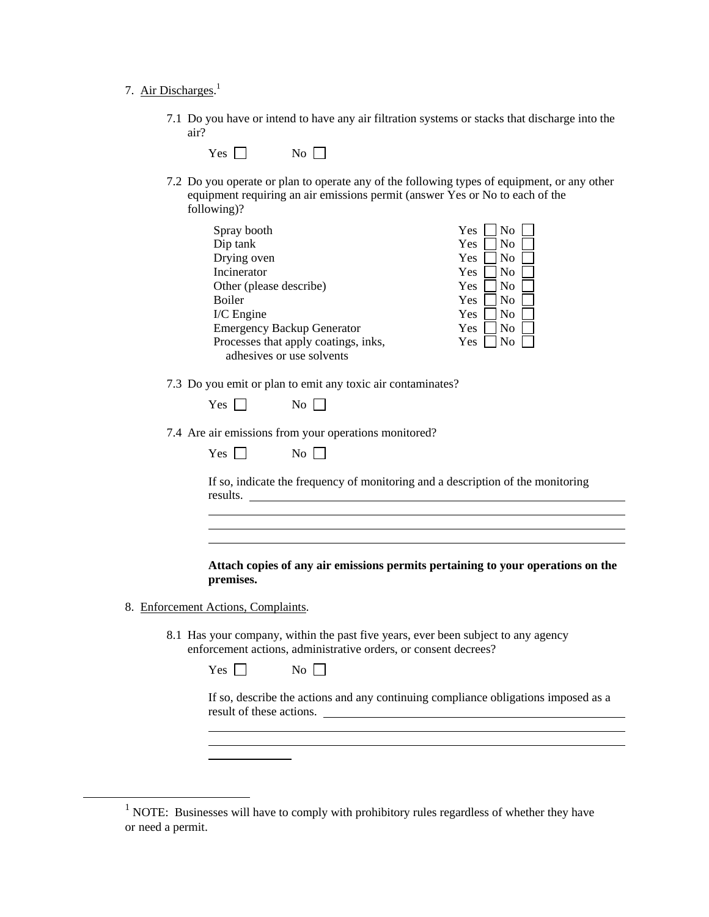7. Air Discharges.[1]

7.1 Do you have or intend to have any air filtration systems or stacks that discharge into the air?

Yes ☐ No ☐

7.2 Do you operate or plan to operate any of the following types of equipment, or any other equipment requiring an air emissions permit (answer Yes or No to each of the following)?

| Equipment | Response |
|---|---|
| Spray booth | Yes ☐ No ☐ |
| Dip tank | Yes ☐ No ☐ |
| Drying oven | Yes ☐ No ☐ |
| Incinerator | Yes ☐ No ☐ |
| Other (please describe) | Yes ☐ No ☐ |
| Boiler | Yes ☐ No ☐ |
| I/C Engine | Yes ☐ No ☐ |
| Emergency Backup Generator | Yes ☐ No ☐ |
| Processes that apply coatings, inks, adhesives or use solvents | Yes ☐ No ☐ |

7.3 Do you emit or plan to emit any toxic air contaminates?

Yes ☐ No ☐

7.4 Are air emissions from your operations monitored?

Yes ☐ No ☐

If so, indicate the frequency of monitoring and a description of the monitoring results. ______________________________________________

______________________________________________

______________________________________________

______________________________________________

**Attach copies of any air emissions permits pertaining to your operations on the premises.**

8. Enforcement Actions, Complaints.

8.1 Has your company, within the past five years, ever been subject to any agency enforcement actions, administrative orders, or consent decrees?

Yes ☐ No ☐

If so, describe the actions and any continuing compliance obligations imposed as a result of these actions. ______________________________________________

______________________________________________

______________________________________________

______________

[1] NOTE: Businesses will have to comply with prohibitory rules regardless of whether they have or need a permit.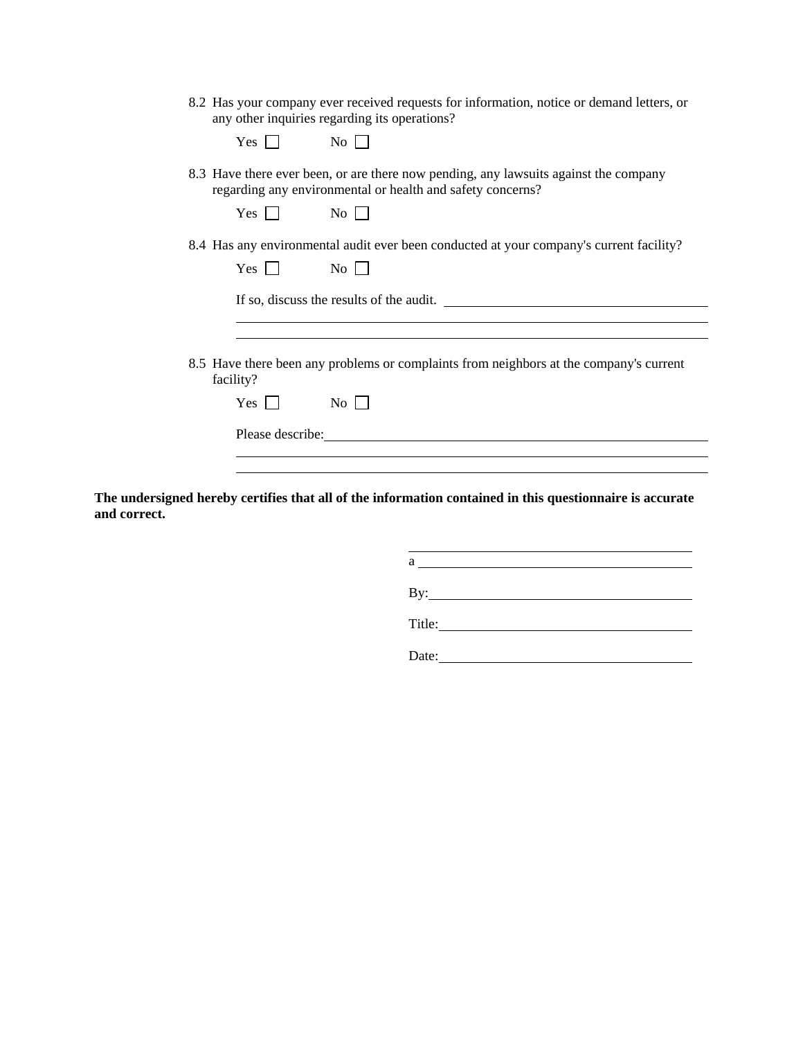8.2 Has your company ever received requests for information, notice or demand letters, or any other inquiries regarding its operations?

Yes ☐ No ☐

8.3 Have there ever been, or are there now pending, any lawsuits against the company regarding any environmental or health and safety concerns?

Yes ☐ No ☐

8.4 Has any environmental audit ever been conducted at your company's current facility?

Yes ☐ No ☐

If so, discuss the results of the audit. ____________________________________________

______________________________________________________________________________

______________________________________________________________________________

8.5 Have there been any problems or complaints from neighbors at the company's current facility?

Yes ☐ No ☐

Please describe: ______________________________________________________________

______________________________________________________________________________

______________________________________________________________________________

**The undersigned hereby certifies that all of the information contained in this questionnaire is accurate and correct.**

______________________________________

a ____________________________________

By: __________________________________

Title: ________________________________

Date: ________________________________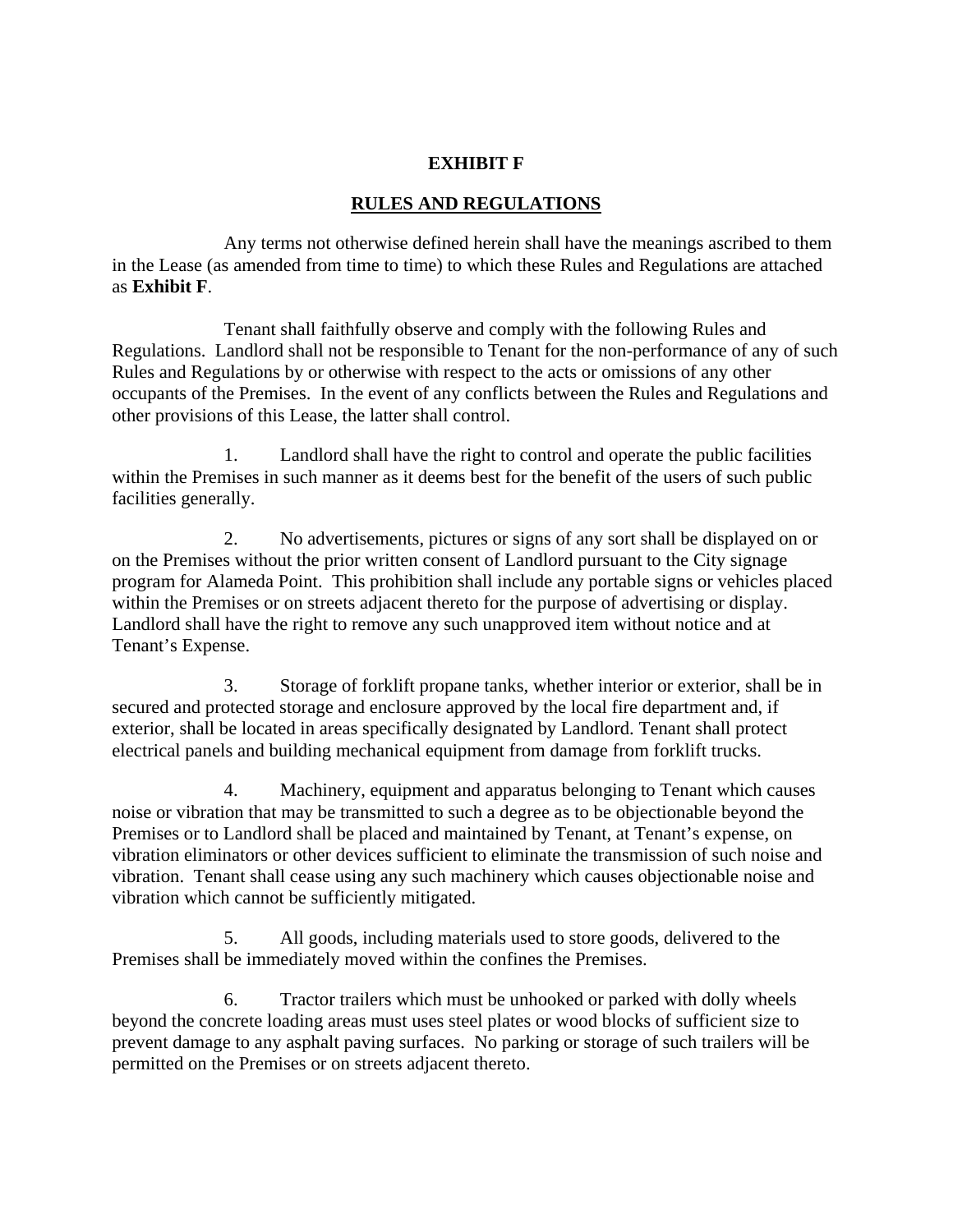# EXHIBIT F

## RULES AND REGULATIONS

Any terms not otherwise defined herein shall have the meanings ascribed to them in the Lease (as amended from time to time) to which these Rules and Regulations are attached as **Exhibit F**.

Tenant shall faithfully observe and comply with the following Rules and Regulations. Landlord shall not be responsible to Tenant for the non-performance of any of such Rules and Regulations by or otherwise with respect to the acts or omissions of any other occupants of the Premises. In the event of any conflicts between the Rules and Regulations and other provisions of this Lease, the latter shall control.

1. Landlord shall have the right to control and operate the public facilities within the Premises in such manner as it deems best for the benefit of the users of such public facilities generally.

2. No advertisements, pictures or signs of any sort shall be displayed on or on the Premises without the prior written consent of Landlord pursuant to the City signage program for Alameda Point. This prohibition shall include any portable signs or vehicles placed within the Premises or on streets adjacent thereto for the purpose of advertising or display. Landlord shall have the right to remove any such unapproved item without notice and at Tenant's Expense.

3. Storage of forklift propane tanks, whether interior or exterior, shall be in secured and protected storage and enclosure approved by the local fire department and, if exterior, shall be located in areas specifically designated by Landlord. Tenant shall protect electrical panels and building mechanical equipment from damage from forklift trucks.

4. Machinery, equipment and apparatus belonging to Tenant which causes noise or vibration that may be transmitted to such a degree as to be objectionable beyond the Premises or to Landlord shall be placed and maintained by Tenant, at Tenant's expense, on vibration eliminators or other devices sufficient to eliminate the transmission of such noise and vibration. Tenant shall cease using any such machinery which causes objectionable noise and vibration which cannot be sufficiently mitigated.

5. All goods, including materials used to store goods, delivered to the Premises shall be immediately moved within the confines the Premises.

6. Tractor trailers which must be unhooked or parked with dolly wheels beyond the concrete loading areas must uses steel plates or wood blocks of sufficient size to prevent damage to any asphalt paving surfaces. No parking or storage of such trailers will be permitted on the Premises or on streets adjacent thereto.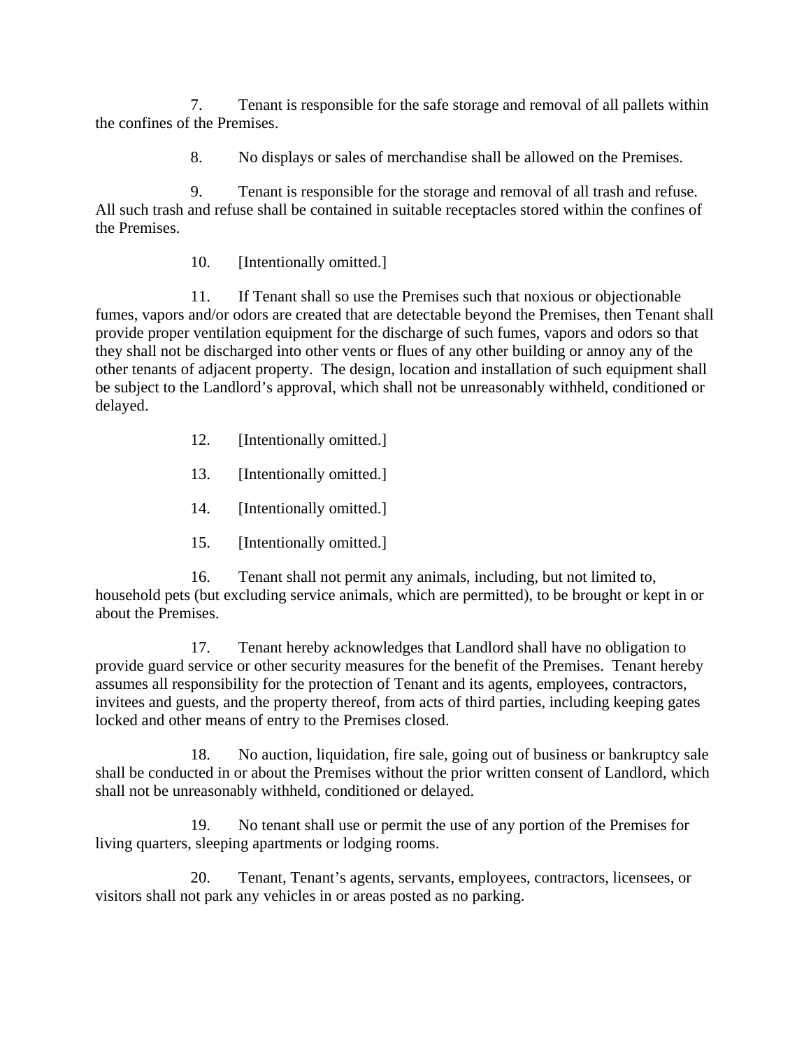7. Tenant is responsible for the safe storage and removal of all pallets within the confines of the Premises.

8. No displays or sales of merchandise shall be allowed on the Premises.

9. Tenant is responsible for the storage and removal of all trash and refuse. All such trash and refuse shall be contained in suitable receptacles stored within the confines of the Premises.

10. [Intentionally omitted.]

11. If Tenant shall so use the Premises such that noxious or objectionable fumes, vapors and/or odors are created that are detectable beyond the Premises, then Tenant shall provide proper ventilation equipment for the discharge of such fumes, vapors and odors so that they shall not be discharged into other vents or flues of any other building or annoy any of the other tenants of adjacent property. The design, location and installation of such equipment shall be subject to the Landlord's approval, which shall not be unreasonably withheld, conditioned or delayed.

12. [Intentionally omitted.]

13. [Intentionally omitted.]

14. [Intentionally omitted.]

15. [Intentionally omitted.]

16. Tenant shall not permit any animals, including, but not limited to, household pets (but excluding service animals, which are permitted), to be brought or kept in or about the Premises.

17. Tenant hereby acknowledges that Landlord shall have no obligation to provide guard service or other security measures for the benefit of the Premises. Tenant hereby assumes all responsibility for the protection of Tenant and its agents, employees, contractors, invitees and guests, and the property thereof, from acts of third parties, including keeping gates locked and other means of entry to the Premises closed.

18. No auction, liquidation, fire sale, going out of business or bankruptcy sale shall be conducted in or about the Premises without the prior written consent of Landlord, which shall not be unreasonably withheld, conditioned or delayed.

19. No tenant shall use or permit the use of any portion of the Premises for living quarters, sleeping apartments or lodging rooms.

20. Tenant, Tenant's agents, servants, employees, contractors, licensees, or visitors shall not park any vehicles in or areas posted as no parking.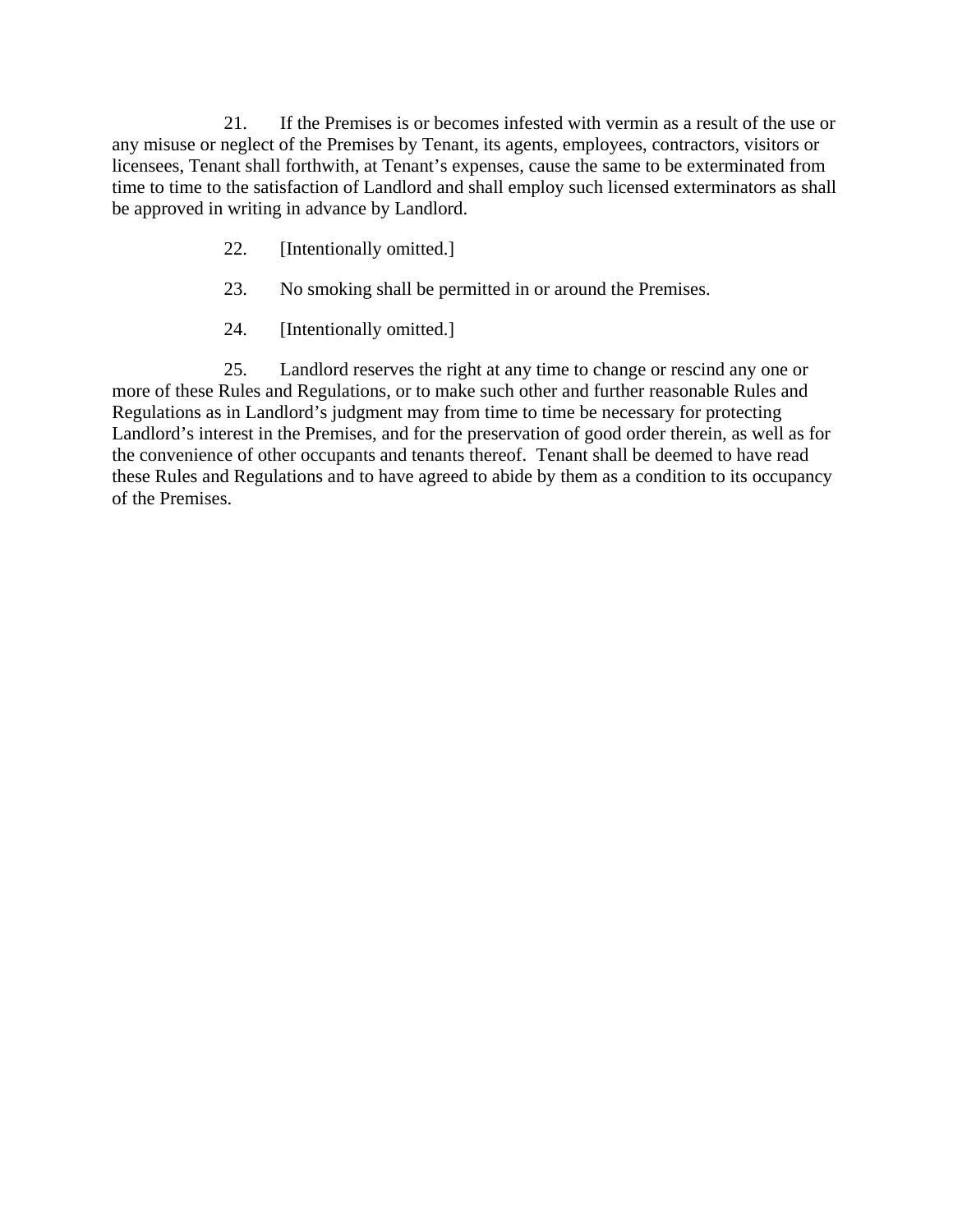21. If the Premises is or becomes infested with vermin as a result of the use or any misuse or neglect of the Premises by Tenant, its agents, employees, contractors, visitors or licensees, Tenant shall forthwith, at Tenant's expenses, cause the same to be exterminated from time to time to the satisfaction of Landlord and shall employ such licensed exterminators as shall be approved in writing in advance by Landlord.

22. [Intentionally omitted.]

23. No smoking shall be permitted in or around the Premises.

24. [Intentionally omitted.]

25. Landlord reserves the right at any time to change or rescind any one or more of these Rules and Regulations, or to make such other and further reasonable Rules and Regulations as in Landlord's judgment may from time to time be necessary for protecting Landlord's interest in the Premises, and for the preservation of good order therein, as well as for the convenience of other occupants and tenants thereof. Tenant shall be deemed to have read these Rules and Regulations and to have agreed to abide by them as a condition to its occupancy of the Premises.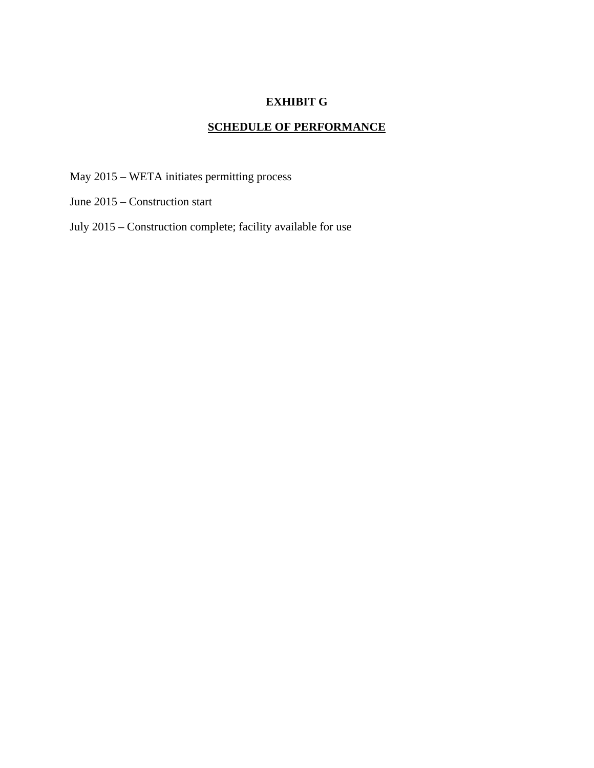# EXHIBIT G

## SCHEDULE OF PERFORMANCE

May 2015 – WETA initiates permitting process

June 2015 – Construction start

July 2015 – Construction complete; facility available for use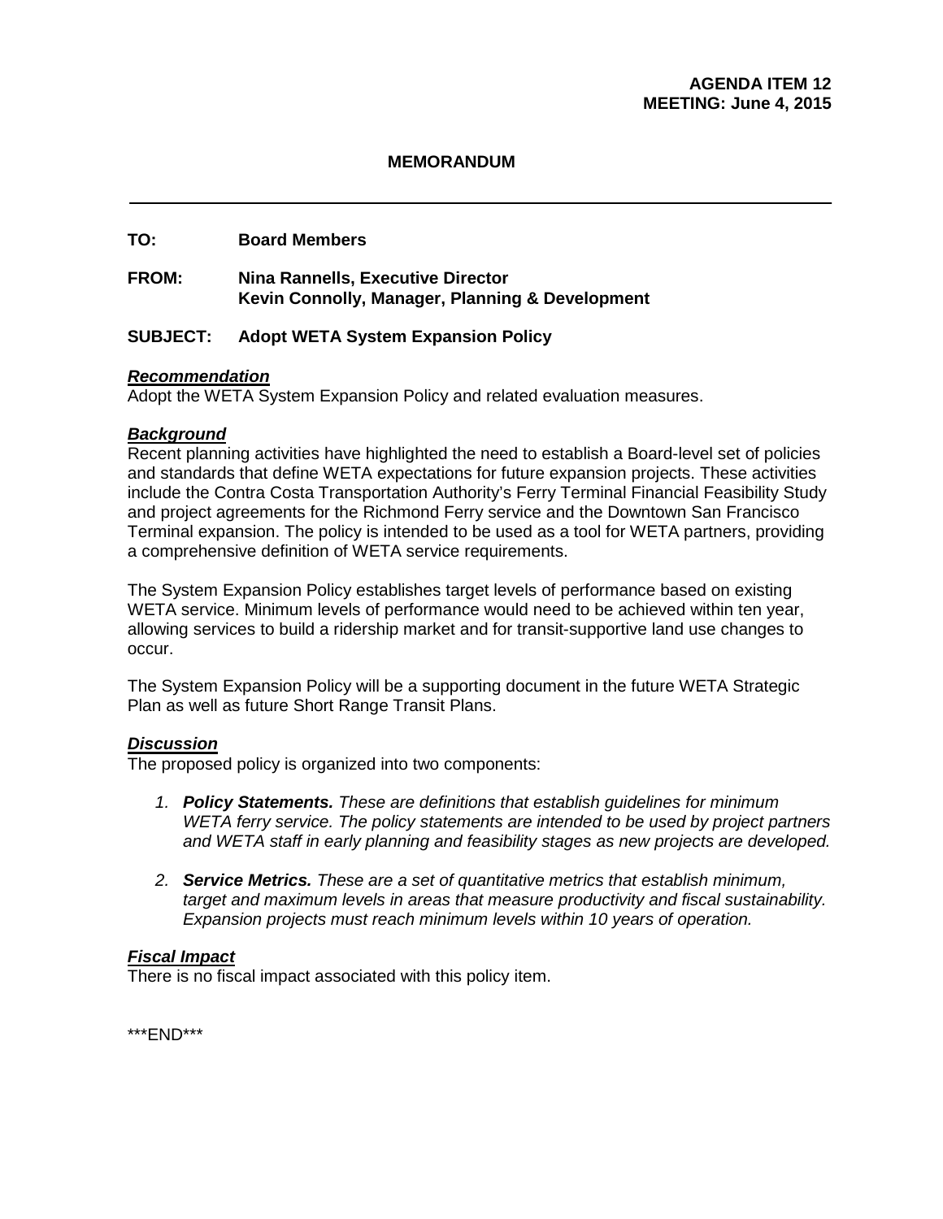**AGENDA ITEM 12**
**MEETING: June 4, 2015**

# MEMORANDUM

---

**TO:** **Board Members**

**FROM:** **Nina Rannells, Executive Director**
**Kevin Connolly, Manager, Planning & Development**

**SUBJECT:** **Adopt WETA System Expansion Policy**

***Recommendation***
Adopt the WETA System Expansion Policy and related evaluation measures.

***Background***
Recent planning activities have highlighted the need to establish a Board-level set of policies and standards that define WETA expectations for future expansion projects. These activities include the Contra Costa Transportation Authority's Ferry Terminal Financial Feasibility Study and project agreements for the Richmond Ferry service and the Downtown San Francisco Terminal expansion. The policy is intended to be used as a tool for WETA partners, providing a comprehensive definition of WETA service requirements.

The System Expansion Policy establishes target levels of performance based on existing WETA service. Minimum levels of performance would need to be achieved within ten year, allowing services to build a ridership market and for transit-supportive land use changes to occur.

The System Expansion Policy will be a supporting document in the future WETA Strategic Plan as well as future Short Range Transit Plans.

***Discussion***
The proposed policy is organized into two components:

1. ***Policy Statements.*** *These are definitions that establish guidelines for minimum WETA ferry service. The policy statements are intended to be used by project partners and WETA staff in early planning and feasibility stages as new projects are developed.*

2. ***Service Metrics.*** *These are a set of quantitative metrics that establish minimum, target and maximum levels in areas that measure productivity and fiscal sustainability. Expansion projects must reach minimum levels within 10 years of operation.*

***Fiscal Impact***
There is no fiscal impact associated with this policy item.

\*\*\*END\*\*\*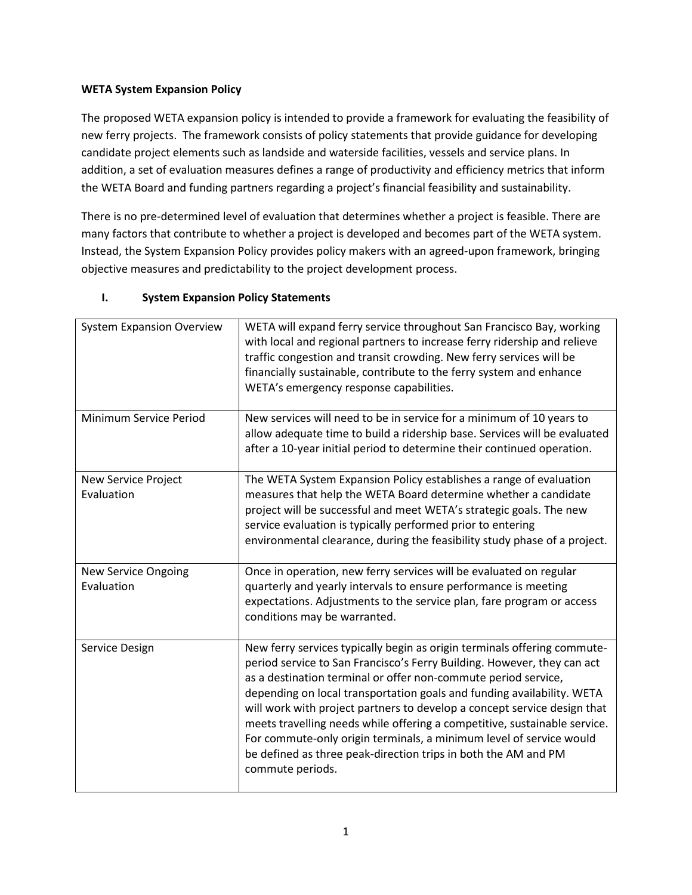**WETA System Expansion Policy**

The proposed WETA expansion policy is intended to provide a framework for evaluating the feasibility of new ferry projects. The framework consists of policy statements that provide guidance for developing candidate project elements such as landside and waterside facilities, vessels and service plans. In addition, a set of evaluation measures defines a range of productivity and efficiency metrics that inform the WETA Board and funding partners regarding a project's financial feasibility and sustainability.

There is no pre-determined level of evaluation that determines whether a project is feasible. There are many factors that contribute to whether a project is developed and becomes part of the WETA system. Instead, the System Expansion Policy provides policy makers with an agreed-upon framework, bringing objective measures and predictability to the project development process.

## I. System Expansion Policy Statements

| | |
|---|---|
| System Expansion Overview | WETA will expand ferry service throughout San Francisco Bay, working with local and regional partners to increase ferry ridership and relieve traffic congestion and transit crowding. New ferry services will be financially sustainable, contribute to the ferry system and enhance WETA's emergency response capabilities. |
| Minimum Service Period | New services will need to be in service for a minimum of 10 years to allow adequate time to build a ridership base. Services will be evaluated after a 10-year initial period to determine their continued operation. |
| New Service Project Evaluation | The WETA System Expansion Policy establishes a range of evaluation measures that help the WETA Board determine whether a candidate project will be successful and meet WETA's strategic goals. The new service evaluation is typically performed prior to entering environmental clearance, during the feasibility study phase of a project. |
| New Service Ongoing Evaluation | Once in operation, new ferry services will be evaluated on regular quarterly and yearly intervals to ensure performance is meeting expectations. Adjustments to the service plan, fare program or access conditions may be warranted. |
| Service Design | New ferry services typically begin as origin terminals offering commute-period service to San Francisco's Ferry Building. However, they can act as a destination terminal or offer non-commute period service, depending on local transportation goals and funding availability. WETA will work with project partners to develop a concept service design that meets travelling needs while offering a competitive, sustainable service. For commute-only origin terminals, a minimum level of service would be defined as three peak-direction trips in both the AM and PM commute periods. |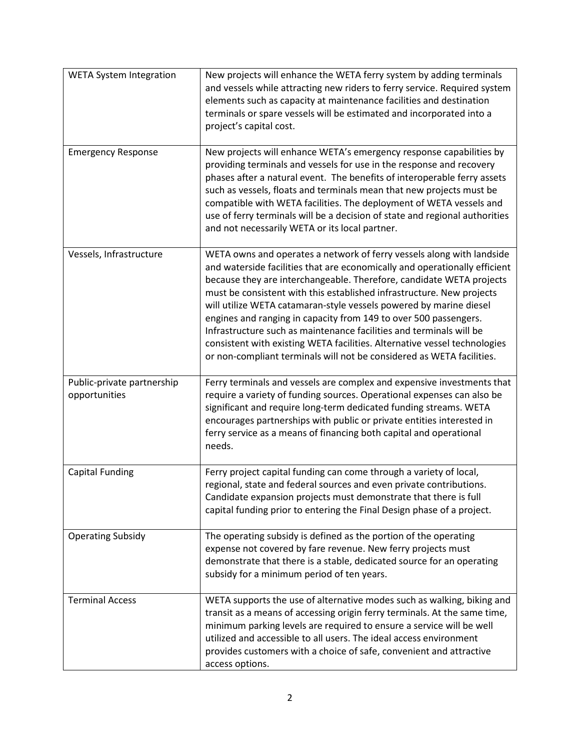| | |
|---|---|
| WETA System Integration | New projects will enhance the WETA ferry system by adding terminals and vessels while attracting new riders to ferry service. Required system elements such as capacity at maintenance facilities and destination terminals or spare vessels will be estimated and incorporated into a project's capital cost. |
| Emergency Response | New projects will enhance WETA's emergency response capabilities by providing terminals and vessels for use in the response and recovery phases after a natural event. The benefits of interoperable ferry assets such as vessels, floats and terminals mean that new projects must be compatible with WETA facilities. The deployment of WETA vessels and use of ferry terminals will be a decision of state and regional authorities and not necessarily WETA or its local partner. |
| Vessels, Infrastructure | WETA owns and operates a network of ferry vessels along with landside and waterside facilities that are economically and operationally efficient because they are interchangeable. Therefore, candidate WETA projects must be consistent with this established infrastructure. New projects will utilize WETA catamaran-style vessels powered by marine diesel engines and ranging in capacity from 149 to over 500 passengers. Infrastructure such as maintenance facilities and terminals will be consistent with existing WETA facilities. Alternative vessel technologies or non-compliant terminals will not be considered as WETA facilities. |
| Public-private partnership opportunities | Ferry terminals and vessels are complex and expensive investments that require a variety of funding sources. Operational expenses can also be significant and require long-term dedicated funding streams. WETA encourages partnerships with public or private entities interested in ferry service as a means of financing both capital and operational needs. |
| Capital Funding | Ferry project capital funding can come through a variety of local, regional, state and federal sources and even private contributions. Candidate expansion projects must demonstrate that there is full capital funding prior to entering the Final Design phase of a project. |
| Operating Subsidy | The operating subsidy is defined as the portion of the operating expense not covered by fare revenue. New ferry projects must demonstrate that there is a stable, dedicated source for an operating subsidy for a minimum period of ten years. |
| Terminal Access | WETA supports the use of alternative modes such as walking, biking and transit as a means of accessing origin ferry terminals. At the same time, minimum parking levels are required to ensure a service will be well utilized and accessible to all users. The ideal access environment provides customers with a choice of safe, convenient and attractive access options. |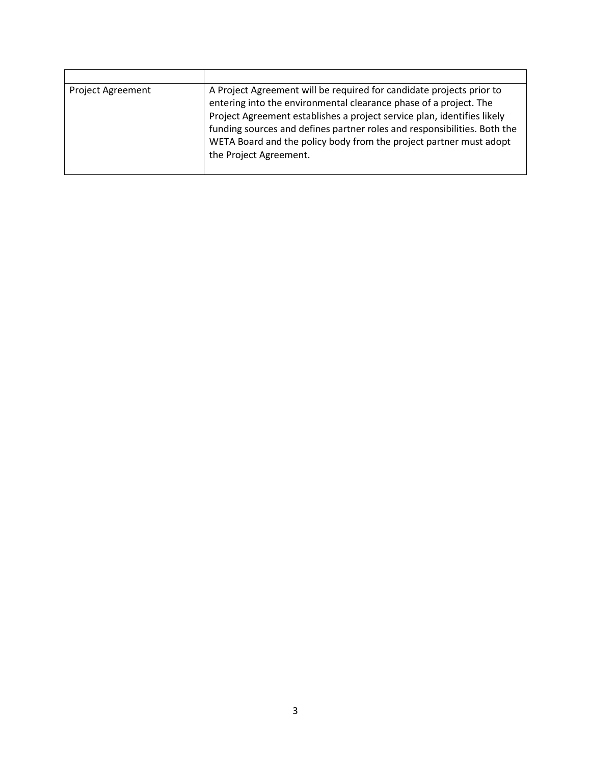| | |
|---|---|
| Project Agreement | A Project Agreement will be required for candidate projects prior to entering into the environmental clearance phase of a project. The Project Agreement establishes a project service plan, identifies likely funding sources and defines partner roles and responsibilities. Both the WETA Board and the policy body from the project partner must adopt the Project Agreement. |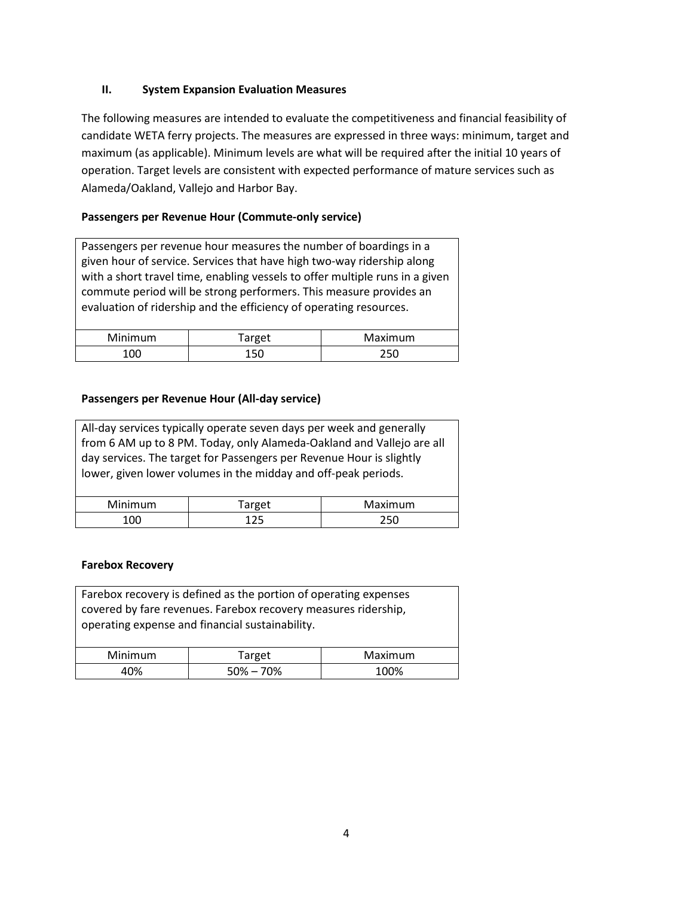## II. System Expansion Evaluation Measures

The following measures are intended to evaluate the competitiveness and financial feasibility of candidate WETA ferry projects. The measures are expressed in three ways: minimum, target and maximum (as applicable). Minimum levels are what will be required after the initial 10 years of operation. Target levels are consistent with expected performance of mature services such as Alameda/Oakland, Vallejo and Harbor Bay.

**Passengers per Revenue Hour (Commute-only service)**

Passengers per revenue hour measures the number of boardings in a given hour of service. Services that have high two-way ridership along with a short travel time, enabling vessels to offer multiple runs in a given commute period will be strong performers. This measure provides an evaluation of ridership and the efficiency of operating resources.

| Minimum | Target | Maximum |
|---|---|---|
| 100 | 150 | 250 |

**Passengers per Revenue Hour (All-day service)**

All-day services typically operate seven days per week and generally from 6 AM up to 8 PM. Today, only Alameda-Oakland and Vallejo are all day services. The target for Passengers per Revenue Hour is slightly lower, given lower volumes in the midday and off-peak periods.

| Minimum | Target | Maximum |
|---|---|---|
| 100 | 125 | 250 |

**Farebox Recovery**

Farebox recovery is defined as the portion of operating expenses covered by fare revenues. Farebox recovery measures ridership, operating expense and financial sustainability.

| Minimum | Target | Maximum |
|---|---|---|
| 40% | 50% – 70% | 100% |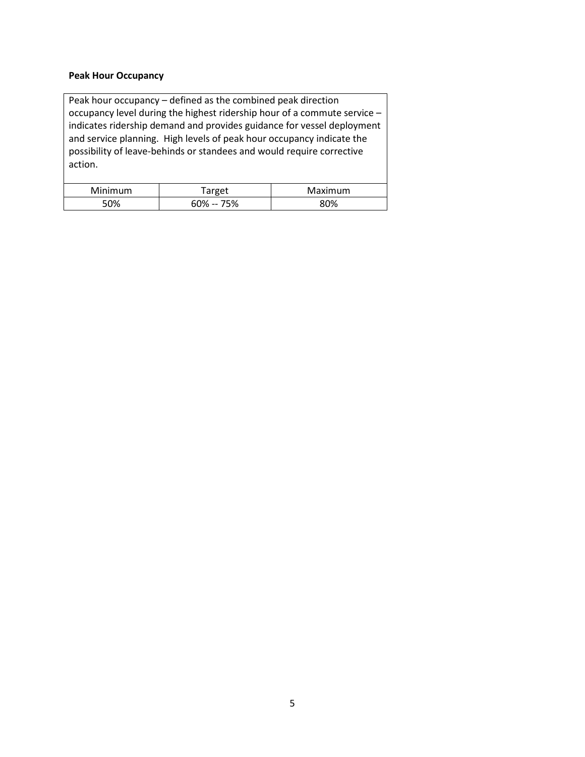**Peak Hour Occupancy**

Peak hour occupancy – defined as the combined peak direction occupancy level during the highest ridership hour of a commute service – indicates ridership demand and provides guidance for vessel deployment and service planning. High levels of peak hour occupancy indicate the possibility of leave-behinds or standees and would require corrective action.

| Minimum | Target | Maximum |
|---|---|---|
| 50% | 60% -- 75% | 80% |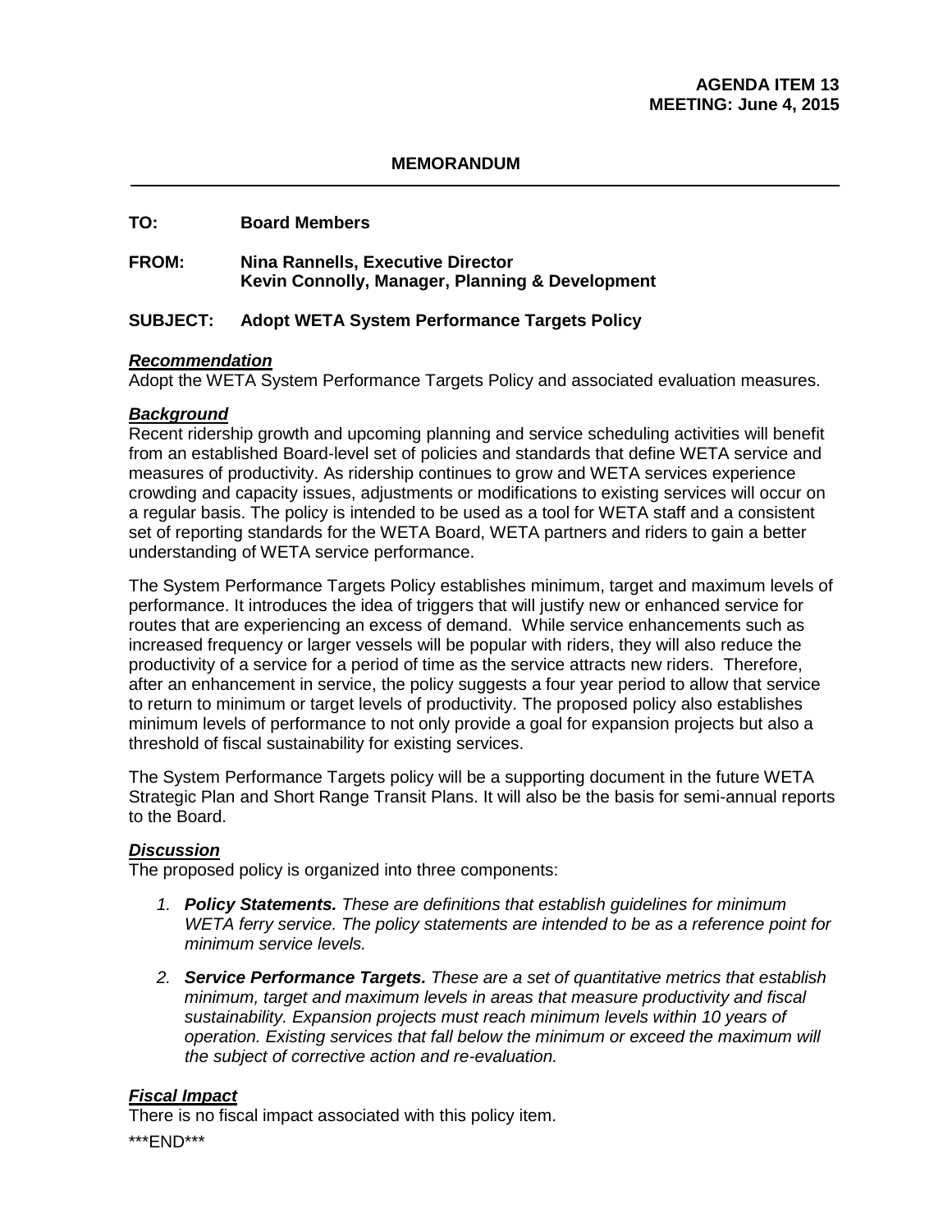**AGENDA ITEM 13**
**MEETING: June 4, 2015**

**MEMORANDUM**

---

**TO:** **Board Members**

**FROM:** **Nina Rannells, Executive Director**
**Kevin Connolly, Manager, Planning & Development**

**SUBJECT: Adopt WETA System Performance Targets Policy**

***Recommendation***
Adopt the WETA System Performance Targets Policy and associated evaluation measures.

***Background***
Recent ridership growth and upcoming planning and service scheduling activities will benefit from an established Board-level set of policies and standards that define WETA service and measures of productivity. As ridership continues to grow and WETA services experience crowding and capacity issues, adjustments or modifications to existing services will occur on a regular basis. The policy is intended to be used as a tool for WETA staff and a consistent set of reporting standards for the WETA Board, WETA partners and riders to gain a better understanding of WETA service performance.

The System Performance Targets Policy establishes minimum, target and maximum levels of performance. It introduces the idea of triggers that will justify new or enhanced service for routes that are experiencing an excess of demand. While service enhancements such as increased frequency or larger vessels will be popular with riders, they will also reduce the productivity of a service for a period of time as the service attracts new riders. Therefore, after an enhancement in service, the policy suggests a four year period to allow that service to return to minimum or target levels of productivity. The proposed policy also establishes minimum levels of performance to not only provide a goal for expansion projects but also a threshold of fiscal sustainability for existing services.

The System Performance Targets policy will be a supporting document in the future WETA Strategic Plan and Short Range Transit Plans. It will also be the basis for semi-annual reports to the Board.

***Discussion***
The proposed policy is organized into three components:

1. ***Policy Statements.*** *These are definitions that establish guidelines for minimum WETA ferry service. The policy statements are intended to be as a reference point for minimum service levels.*

2. ***Service Performance Targets.*** *These are a set of quantitative metrics that establish minimum, target and maximum levels in areas that measure productivity and fiscal sustainability. Expansion projects must reach minimum levels within 10 years of operation. Existing services that fall below the minimum or exceed the maximum will the subject of corrective action and re-evaluation.*

***Fiscal Impact***
There is no fiscal impact associated with this policy item.

\*\*\*END\*\*\*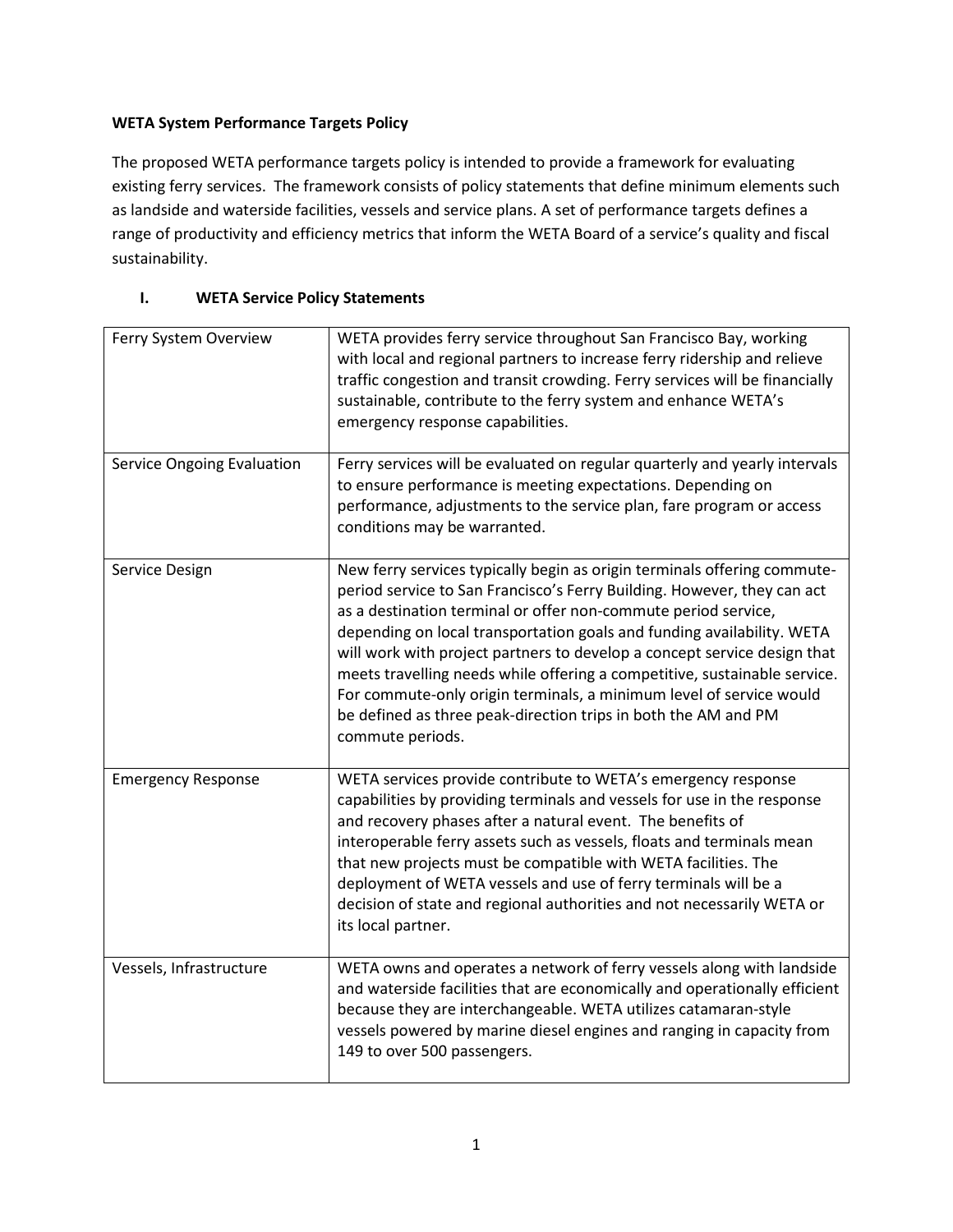**WETA System Performance Targets Policy**

The proposed WETA performance targets policy is intended to provide a framework for evaluating existing ferry services. The framework consists of policy statements that define minimum elements such as landside and waterside facilities, vessels and service plans. A set of performance targets defines a range of productivity and efficiency metrics that inform the WETA Board of a service's quality and fiscal sustainability.

## I. WETA Service Policy Statements

| | |
|---|---|
| Ferry System Overview | WETA provides ferry service throughout San Francisco Bay, working with local and regional partners to increase ferry ridership and relieve traffic congestion and transit crowding. Ferry services will be financially sustainable, contribute to the ferry system and enhance WETA's emergency response capabilities. |
| Service Ongoing Evaluation | Ferry services will be evaluated on regular quarterly and yearly intervals to ensure performance is meeting expectations. Depending on performance, adjustments to the service plan, fare program or access conditions may be warranted. |
| Service Design | New ferry services typically begin as origin terminals offering commute-period service to San Francisco's Ferry Building. However, they can act as a destination terminal or offer non-commute period service, depending on local transportation goals and funding availability. WETA will work with project partners to develop a concept service design that meets travelling needs while offering a competitive, sustainable service. For commute-only origin terminals, a minimum level of service would be defined as three peak-direction trips in both the AM and PM commute periods. |
| Emergency Response | WETA services provide contribute to WETA's emergency response capabilities by providing terminals and vessels for use in the response and recovery phases after a natural event. The benefits of interoperable ferry assets such as vessels, floats and terminals mean that new projects must be compatible with WETA facilities. The deployment of WETA vessels and use of ferry terminals will be a decision of state and regional authorities and not necessarily WETA or its local partner. |
| Vessels, Infrastructure | WETA owns and operates a network of ferry vessels along with landside and waterside facilities that are economically and operationally efficient because they are interchangeable. WETA utilizes catamaran-style vessels powered by marine diesel engines and ranging in capacity from 149 to over 500 passengers. |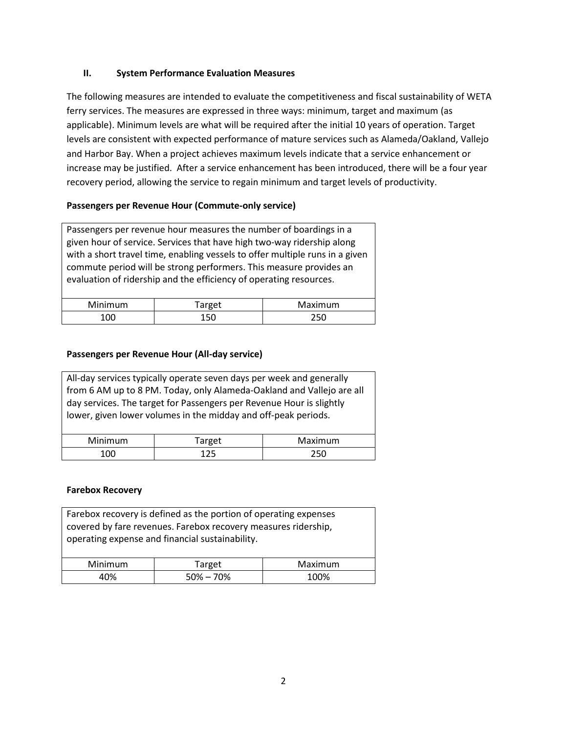## II. System Performance Evaluation Measures

The following measures are intended to evaluate the competitiveness and fiscal sustainability of WETA ferry services. The measures are expressed in three ways: minimum, target and maximum (as applicable). Minimum levels are what will be required after the initial 10 years of operation. Target levels are consistent with expected performance of mature services such as Alameda/Oakland, Vallejo and Harbor Bay. When a project achieves maximum levels indicate that a service enhancement or increase may be justified. After a service enhancement has been introduced, there will be a four year recovery period, allowing the service to regain minimum and target levels of productivity.

### Passengers per Revenue Hour (Commute-only service)

Passengers per revenue hour measures the number of boardings in a given hour of service. Services that have high two-way ridership along with a short travel time, enabling vessels to offer multiple runs in a given commute period will be strong performers. This measure provides an evaluation of ridership and the efficiency of operating resources.

| Minimum | Target | Maximum |
|---|---|---|
| 100 | 150 | 250 |

### Passengers per Revenue Hour (All-day service)

All-day services typically operate seven days per week and generally from 6 AM up to 8 PM. Today, only Alameda-Oakland and Vallejo are all day services. The target for Passengers per Revenue Hour is slightly lower, given lower volumes in the midday and off-peak periods.

| Minimum | Target | Maximum |
|---|---|---|
| 100 | 125 | 250 |

### Farebox Recovery

Farebox recovery is defined as the portion of operating expenses covered by fare revenues. Farebox recovery measures ridership, operating expense and financial sustainability.

| Minimum | Target | Maximum |
|---|---|---|
| 40% | 50% – 70% | 100% |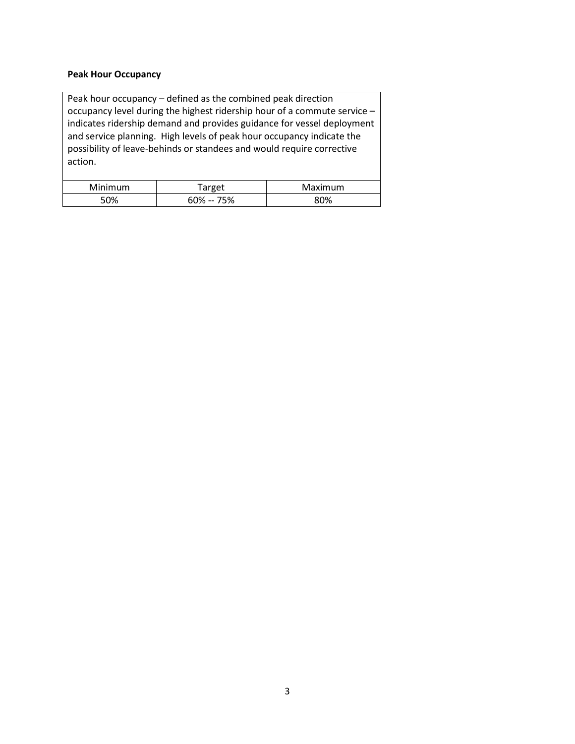**Peak Hour Occupancy**

Peak hour occupancy – defined as the combined peak direction occupancy level during the highest ridership hour of a commute service – indicates ridership demand and provides guidance for vessel deployment and service planning. High levels of peak hour occupancy indicate the possibility of leave-behinds or standees and would require corrective action.

| Minimum | Target | Maximum |
|---|---|---|
| 50% | 60% -- 75% | 80% |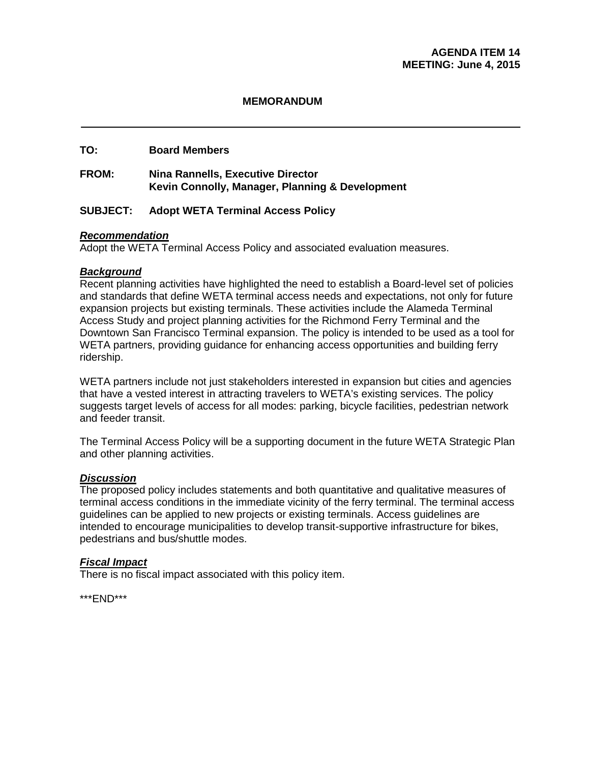**AGENDA ITEM 14**
**MEETING: June 4, 2015**

# MEMORANDUM

---

**TO:** Board Members

**FROM:** Nina Rannells, Executive Director
Kevin Connolly, Manager, Planning & Development

**SUBJECT: Adopt WETA Terminal Access Policy**

***Recommendation***

Adopt the WETA Terminal Access Policy and associated evaluation measures.

***Background***

Recent planning activities have highlighted the need to establish a Board-level set of policies and standards that define WETA terminal access needs and expectations, not only for future expansion projects but existing terminals. These activities include the Alameda Terminal Access Study and project planning activities for the Richmond Ferry Terminal and the Downtown San Francisco Terminal expansion. The policy is intended to be used as a tool for WETA partners, providing guidance for enhancing access opportunities and building ferry ridership.

WETA partners include not just stakeholders interested in expansion but cities and agencies that have a vested interest in attracting travelers to WETA's existing services. The policy suggests target levels of access for all modes: parking, bicycle facilities, pedestrian network and feeder transit.

The Terminal Access Policy will be a supporting document in the future WETA Strategic Plan and other planning activities.

***Discussion***

The proposed policy includes statements and both quantitative and qualitative measures of terminal access conditions in the immediate vicinity of the ferry terminal. The terminal access guidelines can be applied to new projects or existing terminals. Access guidelines are intended to encourage municipalities to develop transit-supportive infrastructure for bikes, pedestrians and bus/shuttle modes.

***Fiscal Impact***

There is no fiscal impact associated with this policy item.

\*\*\*END\*\*\*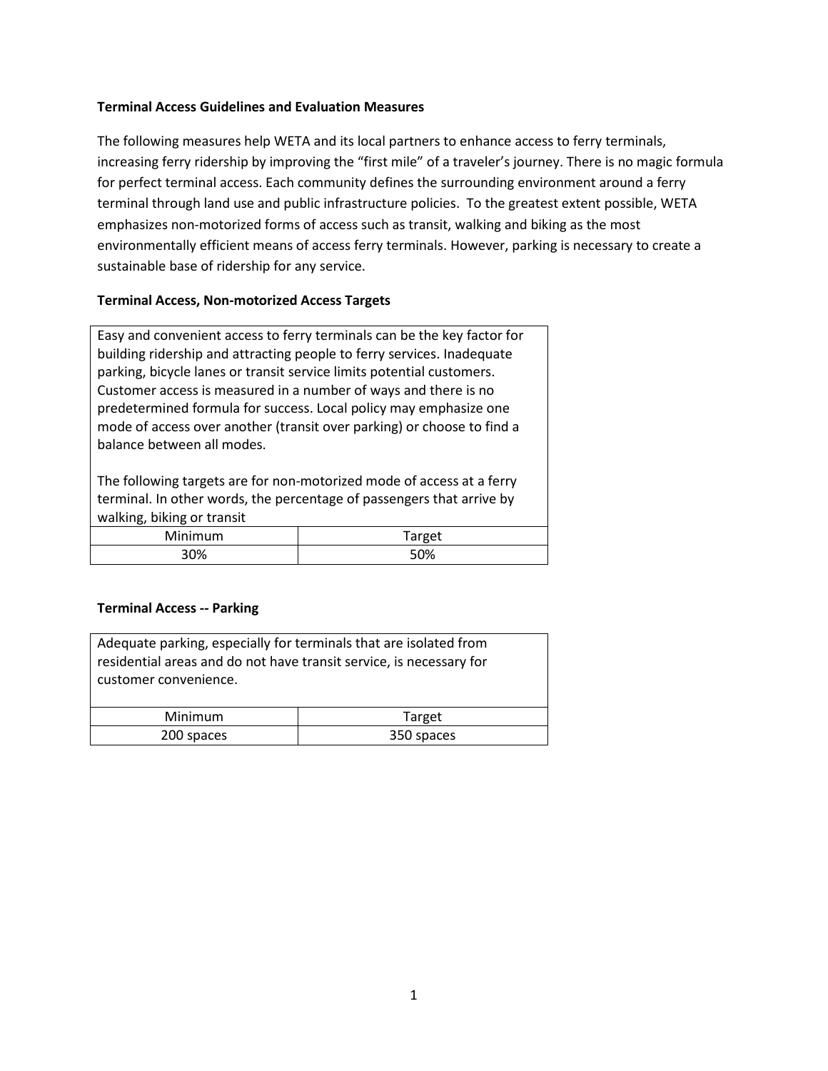**Terminal Access Guidelines and Evaluation Measures**

The following measures help WETA and its local partners to enhance access to ferry terminals, increasing ferry ridership by improving the "first mile" of a traveler's journey. There is no magic formula for perfect terminal access. Each community defines the surrounding environment around a ferry terminal through land use and public infrastructure policies. To the greatest extent possible, WETA emphasizes non-motorized forms of access such as transit, walking and biking as the most environmentally efficient means of access ferry terminals. However, parking is necessary to create a sustainable base of ridership for any service.

**Terminal Access, Non-motorized Access Targets**

Easy and convenient access to ferry terminals can be the key factor for building ridership and attracting people to ferry services. Inadequate parking, bicycle lanes or transit service limits potential customers. Customer access is measured in a number of ways and there is no predetermined formula for success. Local policy may emphasize one mode of access over another (transit over parking) or choose to find a balance between all modes.

The following targets are for non-motorized mode of access at a ferry terminal. In other words, the percentage of passengers that arrive by walking, biking or transit

| Minimum | Target |
|---|---|
| 30% | 50% |

**Terminal Access -- Parking**

Adequate parking, especially for terminals that are isolated from residential areas and do not have transit service, is necessary for customer convenience.

| Minimum | Target |
|---|---|
| 200 spaces | 350 spaces |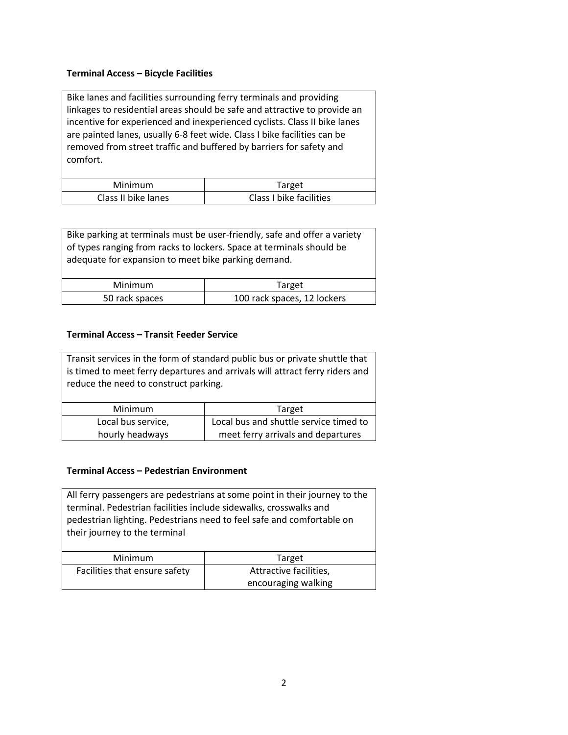**Terminal Access – Bicycle Facilities**

Bike lanes and facilities surrounding ferry terminals and providing linkages to residential areas should be safe and attractive to provide an incentive for experienced and inexperienced cyclists. Class II bike lanes are painted lanes, usually 6-8 feet wide. Class I bike facilities can be removed from street traffic and buffered by barriers for safety and comfort.

| Minimum | Target |
|---|---|
| Class II bike lanes | Class I bike facilities |

Bike parking at terminals must be user-friendly, safe and offer a variety of types ranging from racks to lockers. Space at terminals should be adequate for expansion to meet bike parking demand.

| Minimum | Target |
|---|---|
| 50 rack spaces | 100 rack spaces, 12 lockers |

**Terminal Access – Transit Feeder Service**

Transit services in the form of standard public bus or private shuttle that is timed to meet ferry departures and arrivals will attract ferry riders and reduce the need to construct parking.

| Minimum | Target |
|---|---|
| Local bus service, hourly headways | Local bus and shuttle service timed to meet ferry arrivals and departures |

**Terminal Access – Pedestrian Environment**

All ferry passengers are pedestrians at some point in their journey to the terminal. Pedestrian facilities include sidewalks, crosswalks and pedestrian lighting. Pedestrians need to feel safe and comfortable on their journey to the terminal

| Minimum | Target |
|---|---|
| Facilities that ensure safety | Attractive facilities, encouraging walking |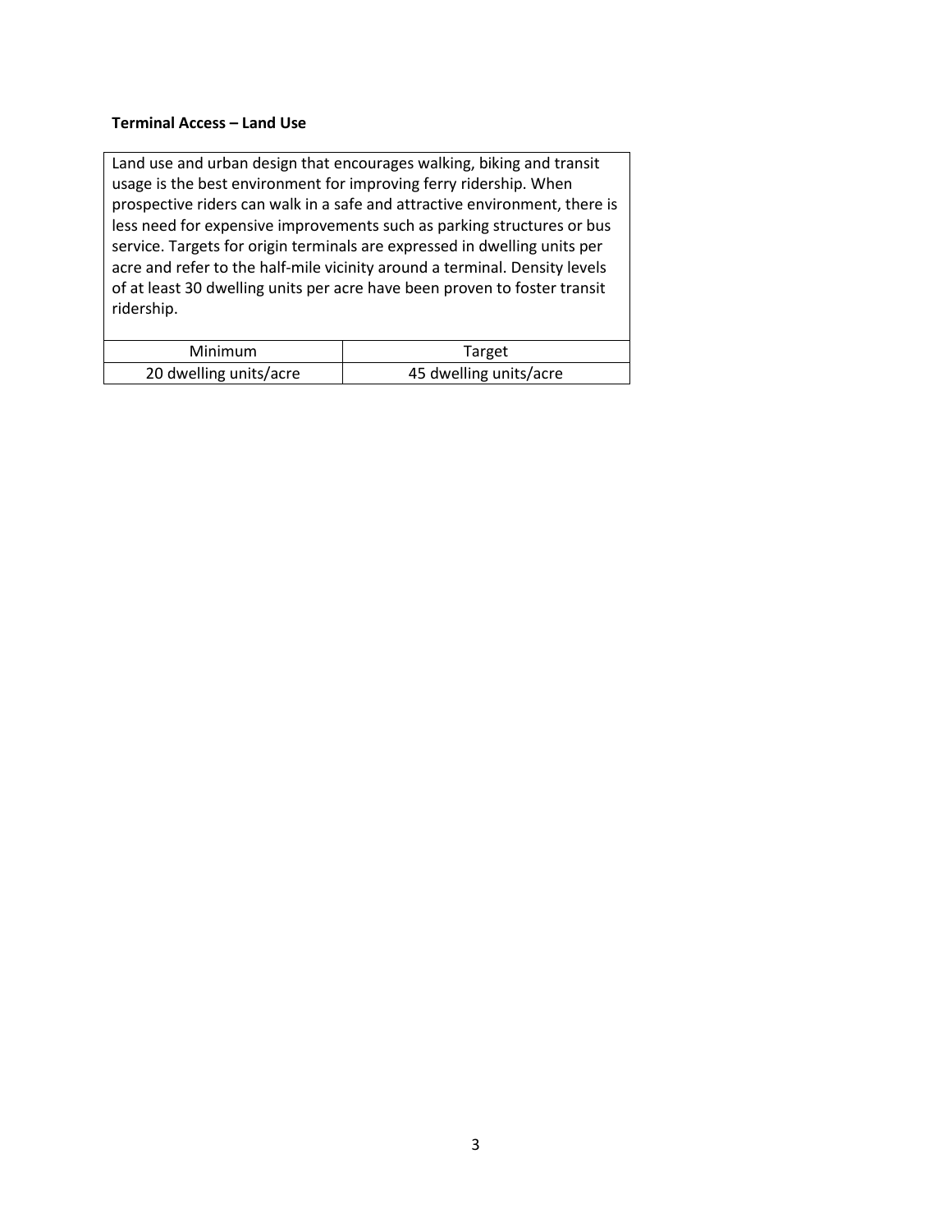**Terminal Access – Land Use**

Land use and urban design that encourages walking, biking and transit usage is the best environment for improving ferry ridership. When prospective riders can walk in a safe and attractive environment, there is less need for expensive improvements such as parking structures or bus service. Targets for origin terminals are expressed in dwelling units per acre and refer to the half-mile vicinity around a terminal. Density levels of at least 30 dwelling units per acre have been proven to foster transit ridership.

| Minimum | Target |
|---|---|
| 20 dwelling units/acre | 45 dwelling units/acre |